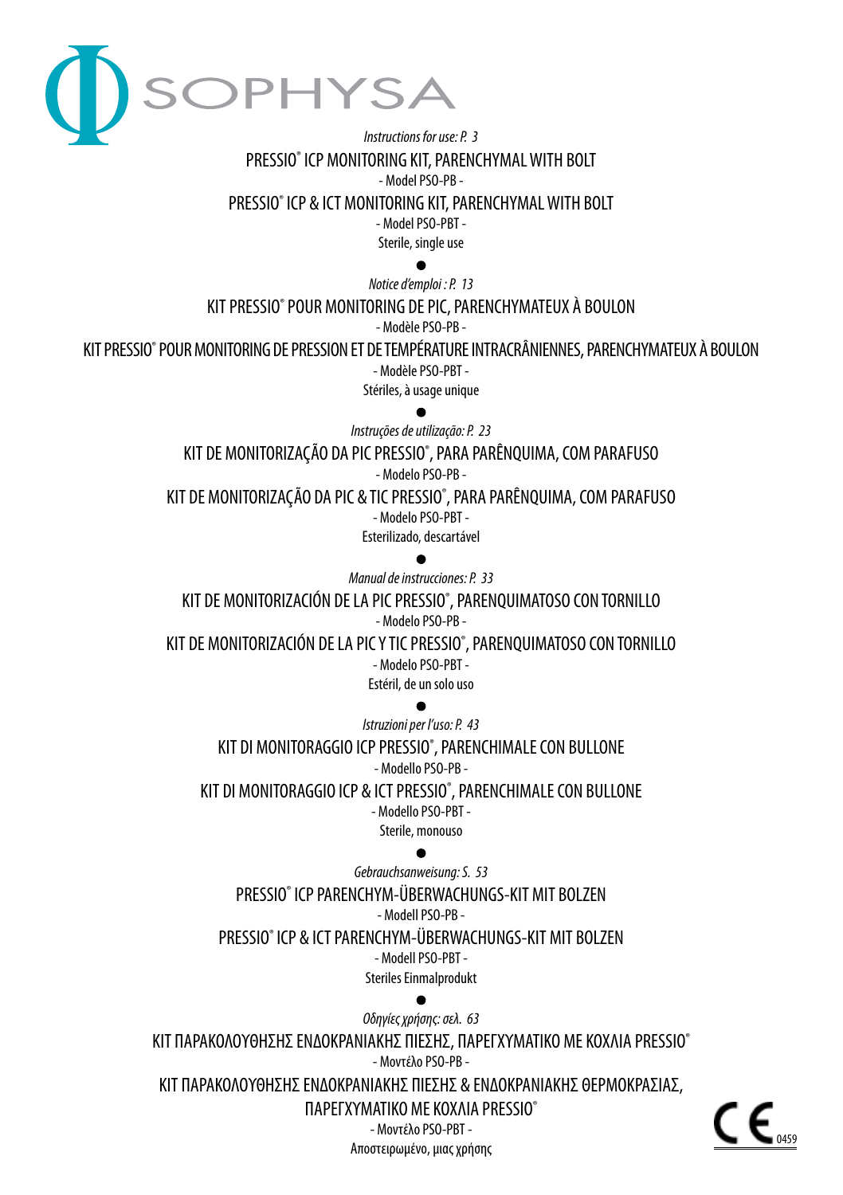SOPHYSA

*Instructions for use: P. 3*

PRESSIO® ICP MONITORING KIT, PARENCHYMAL WITH BOLT

- Model PSO-PB -

PRESSIO® ICP & ICT MONITORING KIT, PARENCHYMAL WITH BOLT

- Model PSO-PBT -

Sterile, single use

●

*Notice d'emploi : P. 13*

KIT PRESSIO® POUR MONITORING DE PIC, PARENCHYMATEUX À BOULON

- Modèle PSO-PB -

KIT PRESSIO® POUR MONITORING DE PRESSION ET DE TEMPÉRATURE INTRACRÂNIENNES, PARENCHYMATEUX À BOULON

- Modèle PSO-PBT -

Stériles, à usage unique

●

*Instruções de utilização: P. 23*

KIT DE MONITORIZAÇÃO DA PIC PRESSIO®, PARA PARÊNQUIMA, COM PARAFUSO

- Modelo PSO-PB -

KIT DE MONITORIZAÇÃO DA PIC & TIC PRESSIO®, PARA PARÊNQUIMA, COM PARAFUSO

- Modelo PSO-PBT -

Esterilizado, descartável

●

*Manual de instrucciones: P. 33*

KIT DE MONITORIZACIÓN DE LA PIC PRESSIO®, PARENQUIMATOSO CON TORNILLO

- Modelo PSO-PB -

KIT DE MONITORIZACIÓN DE LA PIC Y TIC PRESSIO®, PARENQUIMATOSO CON TORNILLO

- Modelo PSO-PBT -

Estéril, de un solo uso

●

*Istruzioni per l'uso: P. 43*

KIT DI MONITORAGGIO ICP PRESSIO®, PARENCHIMALE CON BULLONE

- Modello PSO-PB -

KIT DI MONITORAGGIO ICP & ICT PRESSIO®, PARENCHIMALE CON BULLONE

- Modello PSO-PBT -

Sterile, monouso

●

*Gebrauchsanweisung: S. 53*

PRESSIO® ICP PARENCHYM-ÜBERWACHUNGS-KIT MIT BOLZEN

- Modell PSO-PB -

PRESSIO® ICP & ICT PARENCHYM-ÜBERWACHUNGS-KIT MIT BOLZEN

- Modell PSO-PBT -

Steriles Einmalprodukt

●

*Οδηγίες χρήσης: σελ. 63*

ΚΙΤ ΠΑΡΑΚΟΛΟΥΘΗΣΗΣ ΕΝΔΟΚΡΑΝΙΑΚΗΣ ΠΙΕΣΗΣ, ΠΑΡΕΓΧΥΜΑΤΙΚΟ ΜΕ ΚΟΧΛΙΑ PRESSIO®

- Μοντέλο PSO-PB -

ΚΙΤ ΠΑΡΑΚΟΛΟΥΘΗΣΗΣ ΕΝΔΟΚΡΑΝΙΑΚΗΣ ΠΙΕΣΗΣ & ΕΝΔΟΚΡΑΝΙΑΚΗΣ ΘΕΡΜΟΚΡΑΣΙΑΣ, ΠΑΡΕΓΧΥΜΑΤΙΚΟ ΜΕ ΚΟΧΛΙΑ PRESSIO®

- Μοντέλο PSO-PBT -

Αποστειρωμένο, μιας χρήσης

CE 0459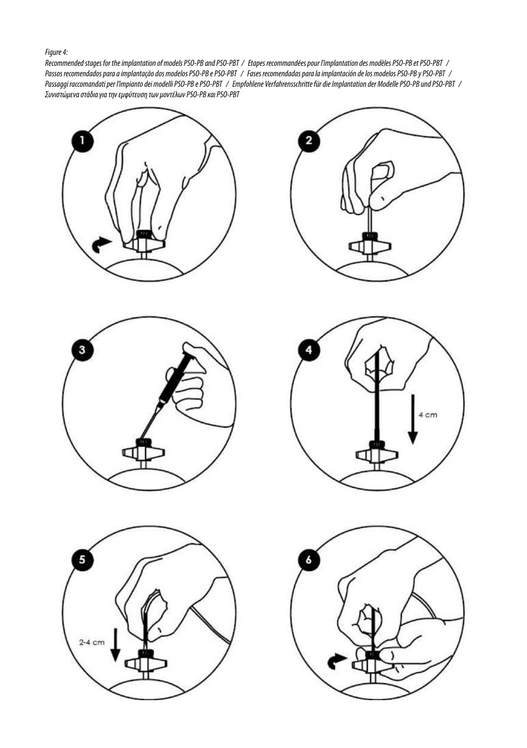*Figure 4:*

*Recommended stages for the implantation of models PSO-PB and PSO-PBT / Etapes recommandées pour l'implantation des modèles PSO-PB et PSO-PBT / Passos recomendados para a implantação dos modelos PSO-PB e PSO-PBT / Fases recomendadas para la implantación de los modelos PSO-PB y PSO-PBT / Passaggi raccomandati per l'impianto dei modelli PSO-PB e PSO-PBT / Empfohlene Verfahrensschritte für die Implantation der Modelle PSO-PB und PSO-PBT / Συνιστώμενα στάδια για την εμφύτευση των μοντέλων PSO-PB και PSO-PBT*

1

2

3

4

4 cm

5

2-4 cm

6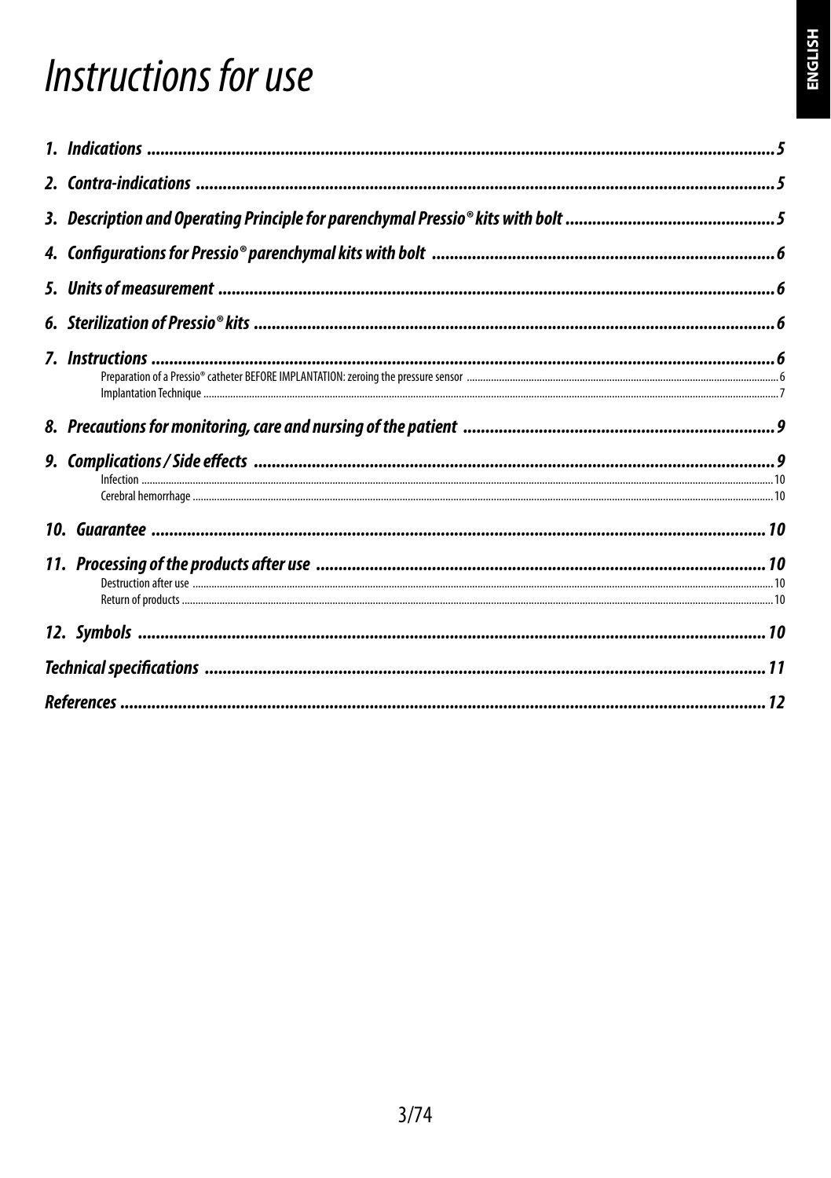# Instructions for use

1. **Indications** ........................................................................................................................................5
2. **Contra-indications** ..........................................................................................................................5
3. **Description and Operating Principle for parenchymal Pressio® kits with bolt** ..............................................5
4. **Configurations for Pressio® parenchymal kits with bolt** ..................................................................6
5. **Units of measurement** .......................................................................................................................6
6. **Sterilization of Pressio® kits** ...............................................................................................................6
7. **Instructions** .......................................................................................................................................6
   - Preparation of a Pressio® catheter BEFORE IMPLANTATION: zeroing the pressure sensor ..........................6
   - Implantation Technique ....................................................................................................................7
8. **Precautions for monitoring, care and nursing of the patient** ...........................................................9
9. **Complications / Side effects** ............................................................................................................9
   - Infection ..........................................................................................................................................10
   - Cerebral hemorrhage .......................................................................................................................10
10. **Guarantee** ......................................................................................................................................10
11. **Processing of the products after use** .............................................................................................10
    - Destruction after use ......................................................................................................................10
    - Return of products ..........................................................................................................................10
12. **Symbols** .........................................................................................................................................10

**Technical specifications** ......................................................................................................................11

**References** ..........................................................................................................................................12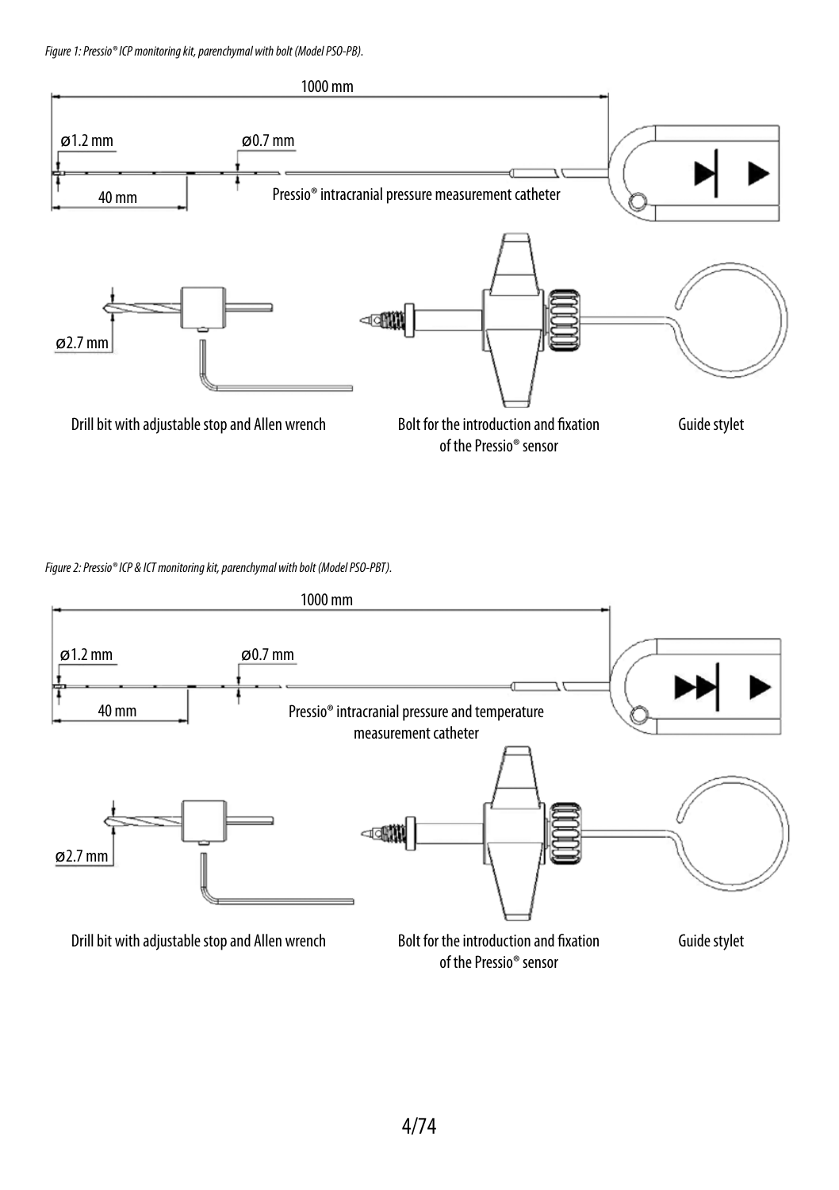*Figure 1: Pressio® ICP monitoring kit, parenchymal with bolt (Model PSO-PB).*

1000 mm

ø1.2 mm

ø0.7 mm

40 mm

Pressio® intracranial pressure measurement catheter

ø2.7 mm

Drill bit with adjustable stop and Allen wrench

Bolt for the introduction and fixation of the Pressio® sensor

Guide stylet

*Figure 2: Pressio® ICP & ICT monitoring kit, parenchymal with bolt (Model PSO-PBT).*

1000 mm

ø1.2 mm

ø0.7 mm

40 mm

Pressio® intracranial pressure and temperature measurement catheter

ø2.7 mm

Drill bit with adjustable stop and Allen wrench

Bolt for the introduction and fixation of the Pressio® sensor

Guide stylet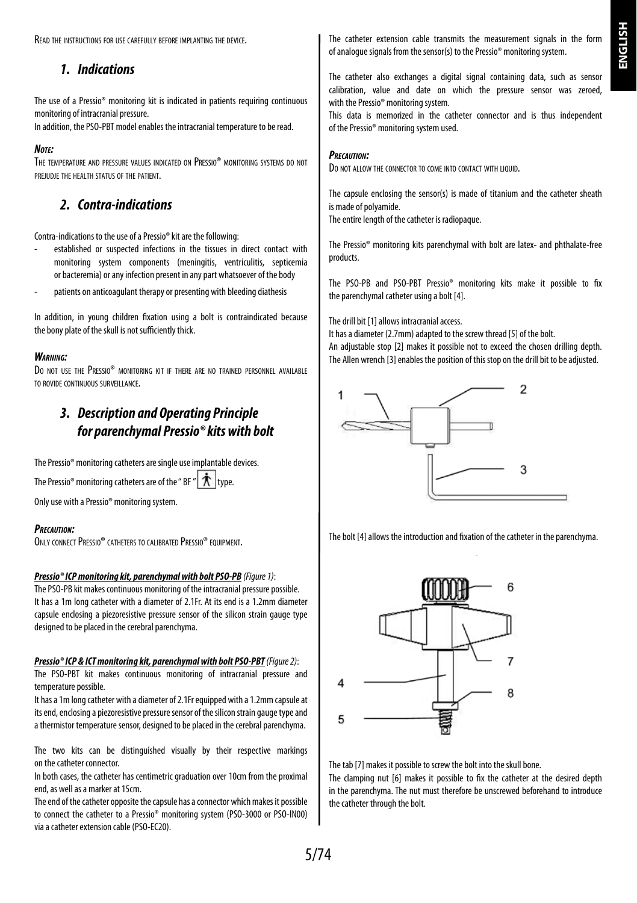Read the instructions for use carefully before implanting the device.

## 1. Indications

The use of a Pressio® monitoring kit is indicated in patients requiring continuous monitoring of intracranial pressure.
In addition, the PSO-PBT model enables the intracranial temperature to be read.

***Note:***
The temperature and pressure values indicated on Pressio® monitoring systems do not prejudje the health status of the patient.

## 2. Contra-indications

Contra-indications to the use of a Pressio® kit are the following:

- established or suspected infections in the tissues in direct contact with monitoring system components (meningitis, ventriculitis, septicemia or bacteremia) or any infection present in any part whatsoever of the body
- patients on anticoagulant therapy or presenting with bleeding diathesis

In addition, in young children fixation using a bolt is contraindicated because the bony plate of the skull is not sufficiently thick.

***Warning:***
Do not use the Pressio® monitoring kit if there are no trained personnel available to rovide continuous surveillance.

## 3. Description and Operating Principle for parenchymal Pressio® kits with bolt

The Pressio® monitoring catheters are single use implantable devices.

The Pressio® monitoring catheters are of the " BF " type.

Only use with a Pressio® monitoring system.

***Precaution:***
Only connect Pressio® catheters to calibrated Pressio® equipment.

***Pressio® ICP monitoring kit, parenchymal with bolt PSO-PB*** *(Figure 1)*:
The PSO-PB kit makes continuous monitoring of the intracranial pressure possible.
It has a 1m long catheter with a diameter of 2.1Fr. At its end is a 1.2mm diameter capsule enclosing a piezoresistive pressure sensor of the silicon strain gauge type designed to be placed in the cerebral parenchyma.

***Pressio® ICP & ICT monitoring kit, parenchymal with bolt PSO-PBT*** *(Figure 2)*:
The PSO-PBT kit makes continuous monitoring of intracranial pressure and temperature possible.
It has a 1m long catheter with a diameter of 2.1Fr equipped with a 1.2mm capsule at its end, enclosing a piezoresistive pressure sensor of the silicon strain gauge type and a thermistor temperature sensor, designed to be placed in the cerebral parenchyma.

The two kits can be distinguished visually by their respective markings on the catheter connector.
In both cases, the catheter has centimetric graduation over 10cm from the proximal end, as well as a marker at 15cm.
The end of the catheter opposite the capsule has a connector which makes it possible to connect the catheter to a Pressio® monitoring system (PSO-3000 or PSO-IN00) via a catheter extension cable (PSO-EC20).

The catheter extension cable transmits the measurement signals in the form of analogue signals from the sensor(s) to the Pressio® monitoring system.

The catheter also exchanges a digital signal containing data, such as sensor calibration, value and date on which the pressure sensor was zeroed, with the Pressio® monitoring system.
This data is memorized in the catheter connector and is thus independent of the Pressio® monitoring system used.

***Precaution:***
Do not allow the connector to come into contact with liquid.

The capsule enclosing the sensor(s) is made of titanium and the catheter sheath is made of polyamide.
The entire length of the catheter is radiopaque.

The Pressio® monitoring kits parenchymal with bolt are latex- and phthalate-free products.

The PSO-PB and PSO-PBT Pressio® monitoring kits make it possible to fix the parenchymal catheter using a bolt [4].

The drill bit [1] allows intracranial access.
It has a diameter (2.7mm) adapted to the screw thread [5] of the bolt.
An adjustable stop [2] makes it possible not to exceed the chosen drilling depth. The Allen wrench [3] enables the position of this stop on the drill bit to be adjusted.

The bolt [4] allows the introduction and fixation of the catheter in the parenchyma.

The tab [7] makes it possible to screw the bolt into the skull bone.
The clamping nut [6] makes it possible to fix the catheter at the desired depth in the parenchyma. The nut must therefore be unscrewed beforehand to introduce the catheter through the bolt.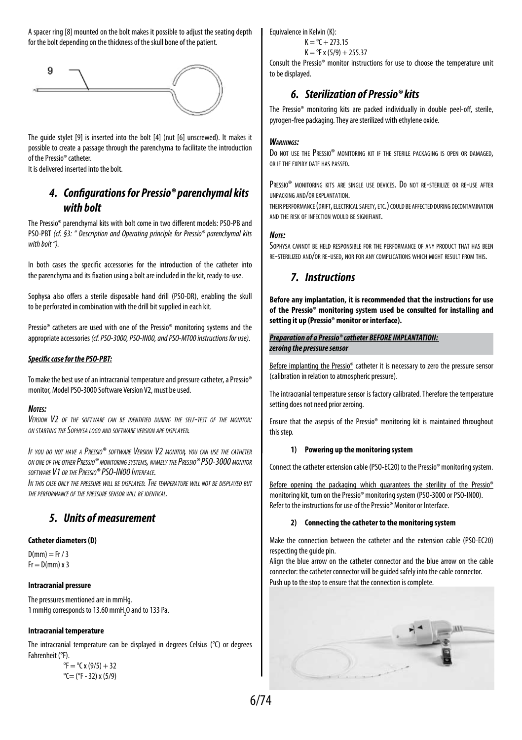A spacer ring [8] mounted on the bolt makes it possible to adjust the seating depth for the bolt depending on the thickness of the skull bone of the patient.

The guide stylet [9] is inserted into the bolt [4] (nut [6] unscrewed). It makes it possible to create a passage through the parenchyma to facilitate the introduction of the Pressio® catheter.
It is delivered inserted into the bolt.

## 4. Configurations for Pressio® parenchymal kits with bolt

The Pressio® parenchymal kits with bolt come in two different models: PSO-PB and PSO-PBT *(cf. §3: " Description and Operating principle for Pressio® parenchymal kits with bolt ").*

In both cases the specific accessories for the introduction of the catheter into the parenchyma and its fixation using a bolt are included in the kit, ready-to-use.

Sophysa also offers a sterile disposable hand drill (PSO-DR), enabling the skull to be perforated in combination with the drill bit supplied in each kit.

Pressio® catheters are used with one of the Pressio® monitoring systems and the appropriate accessories *(cf. PSO-3000, PSO-IN00, and PSO-MT00 instructions for use).*

***Specific case for the PSO-PBT:***

To make the best use of an intracranial temperature and pressure catheter, a Pressio® monitor, Model PSO-3000 Software Version V2, must be used.

***Notes:***

*Version V2 of the software can be identified during the self-test of the monitor: on starting the Sophysa logo and software version are displayed.*

*If you do not have a Pressio® software Version V2 monitor, you can use the catheter on one of the other Pressio® monitoring systems, namely the Pressio® PSO-3000 monitor software V1 or the Pressio® PSO-IN00 Interface.*

*In this case only the pressure will be displayed. The temperature will not be displayed but the performance of the pressure sensor will be identical.*

## 5. Units of measurement

**Catheter diameters (D)**

D(mm) = Fr / 3
Fr = D(mm) x 3

**Intracranial pressure**

The pressures mentioned are in mmHg.
1 mmHg corresponds to 13.60 mm$H_2O$ and to 133 Pa.

**Intracranial temperature**

The intracranial temperature can be displayed in degrees Celsius (°C) or degrees Fahrenheit (°F).

°F = °C x (9/5) + 32
°C= (°F - 32) x (5/9)

Equivalence in Kelvin (K):

K = °C + 273.15
K = °F x (5/9) + 255.37

Consult the Pressio® monitor instructions for use to choose the temperature unit to be displayed.

## 6. Sterilization of Pressio® kits

The Pressio® monitoring kits are packed individually in double peel-off, sterile, pyrogen-free packaging. They are sterilized with ethylene oxide.

***Warnings:***

Do not use the Pressio® monitoring kit if the sterile packaging is open or damaged, or if the expiry date has passed.

Pressio® monitoring kits are single use devices. Do not re-sterilize or re-use after unpacking and/or explantation.
their performance (drift, electrical safety, etc.) could be affected during decontamination and the risk of infection would be signifiant.

***Note:***

Sophysa cannot be held responsible for the performance of any product that has been re-sterilized and/or re-used, nor for any complications which might result from this.

## 7. Instructions

**Before any implantation, it is recommended that the instructions for use of the Pressio® monitoring system used be consulted for installing and setting it up (Pressio® monitor or interface).**

***Preparation of a Pressio® catheter BEFORE IMPLANTATION: zeroing the pressure sensor***

Before implanting the Pressio® catheter it is necessary to zero the pressure sensor (calibration in relation to atmospheric pressure).

The intracranial temperature sensor is factory calibrated. Therefore the temperature setting does not need prior zeroing.

Ensure that the asepsis of the Pressio® monitoring kit is maintained throughout this step.

**1) Powering up the monitoring system**

Connect the catheter extension cable (PSO-EC20) to the Pressio® monitoring system.

Before opening the packaging which guarantees the sterility of the Pressio® monitoring kit, turn on the Pressio® monitoring system (PSO-3000 or PSO-IN00). Refer to the instructions for use of the Pressio® Monitor or Interface.

**2) Connecting the catheter to the monitoring system**

Make the connection between the catheter and the extension cable (PSO-EC20) respecting the guide pin.
Align the blue arrow on the catheter connector and the blue arrow on the cable connector: the catheter connector will be guided safely into the cable connector.
Push up to the stop to ensure that the connection is complete.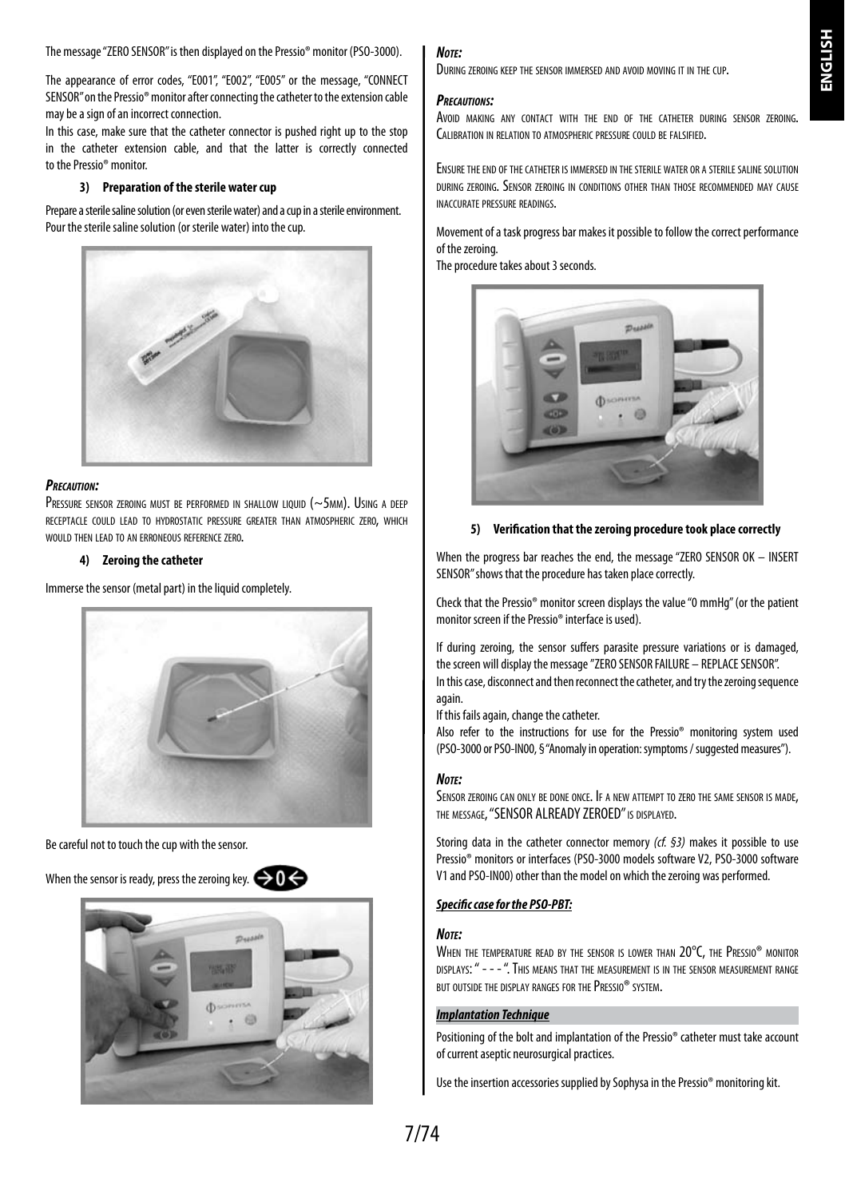The message "ZERO SENSOR" is then displayed on the Pressio® monitor (PSO-3000).

The appearance of error codes, "E001", "E002", "E005" or the message, "CONNECT SENSOR" on the Pressio® monitor after connecting the catheter to the extension cable may be a sign of an incorrect connection.
In this case, make sure that the catheter connector is pushed right up to the stop in the catheter extension cable, and that the latter is correctly connected to the Pressio® monitor.

**3) Preparation of the sterile water cup**

Prepare a sterile saline solution (or even sterile water) and a cup in a sterile environment. Pour the sterile saline solution (or sterile water) into the cup.

***Precaution:***

Pressure sensor zeroing must be performed in shallow liquid (~5mm). Using a deep receptacle could lead to hydrostatic pressure greater than atmospheric zero, which would then lead to an erroneous reference zero.

**4) Zeroing the catheter**

Immerse the sensor (metal part) in the liquid completely.

Be careful not to touch the cup with the sensor.

When the sensor is ready, press the zeroing key.

***Note:***

During zeroing keep the sensor immersed and avoid moving it in the cup.

***Precautions:***

Avoid making any contact with the end of the catheter during sensor zeroing. Calibration in relation to atmospheric pressure could be falsified.

Ensure the end of the catheter is immersed in the sterile water or a sterile saline solution during zeroing. Sensor zeroing in conditions other than those recommended may cause inaccurate pressure readings.

Movement of a task progress bar makes it possible to follow the correct performance of the zeroing.
The procedure takes about 3 seconds.

**5) Verification that the zeroing procedure took place correctly**

When the progress bar reaches the end, the message "ZERO SENSOR OK – INSERT SENSOR" shows that the procedure has taken place correctly.

Check that the Pressio® monitor screen displays the value "0 mmHg" (or the patient monitor screen if the Pressio® interface is used).

If during zeroing, the sensor suffers parasite pressure variations or is damaged, the screen will display the message "ZERO SENSOR FAILURE – REPLACE SENSOR".
In this case, disconnect and then reconnect the catheter, and try the zeroing sequence again.
If this fails again, change the catheter.
Also refer to the instructions for use for the Pressio® monitoring system used (PSO-3000 or PSO-IN00, § "Anomaly in operation: symptoms / suggested measures").

***Note:***

Sensor zeroing can only be done once. If a new attempt to zero the same sensor is made, the message, "SENSOR ALREADY ZEROED" is displayed.

Storing data in the catheter connector memory *(cf. §3)* makes it possible to use Pressio® monitors or interfaces (PSO-3000 models software V2, PSO-3000 software V1 and PSO-IN00) other than the model on which the zeroing was performed.

***Specific case for the PSO-PBT:***

***Note:***

When the temperature read by the sensor is lower than 20°C, the Pressio® monitor displays: " - - - ". This means that the measurement is in the sensor measurement range but outside the display ranges for the Pressio® system.

***Implantation Technique***

Positioning of the bolt and implantation of the Pressio® catheter must take account of current aseptic neurosurgical practices.

Use the insertion accessories supplied by Sophysa in the Pressio® monitoring kit.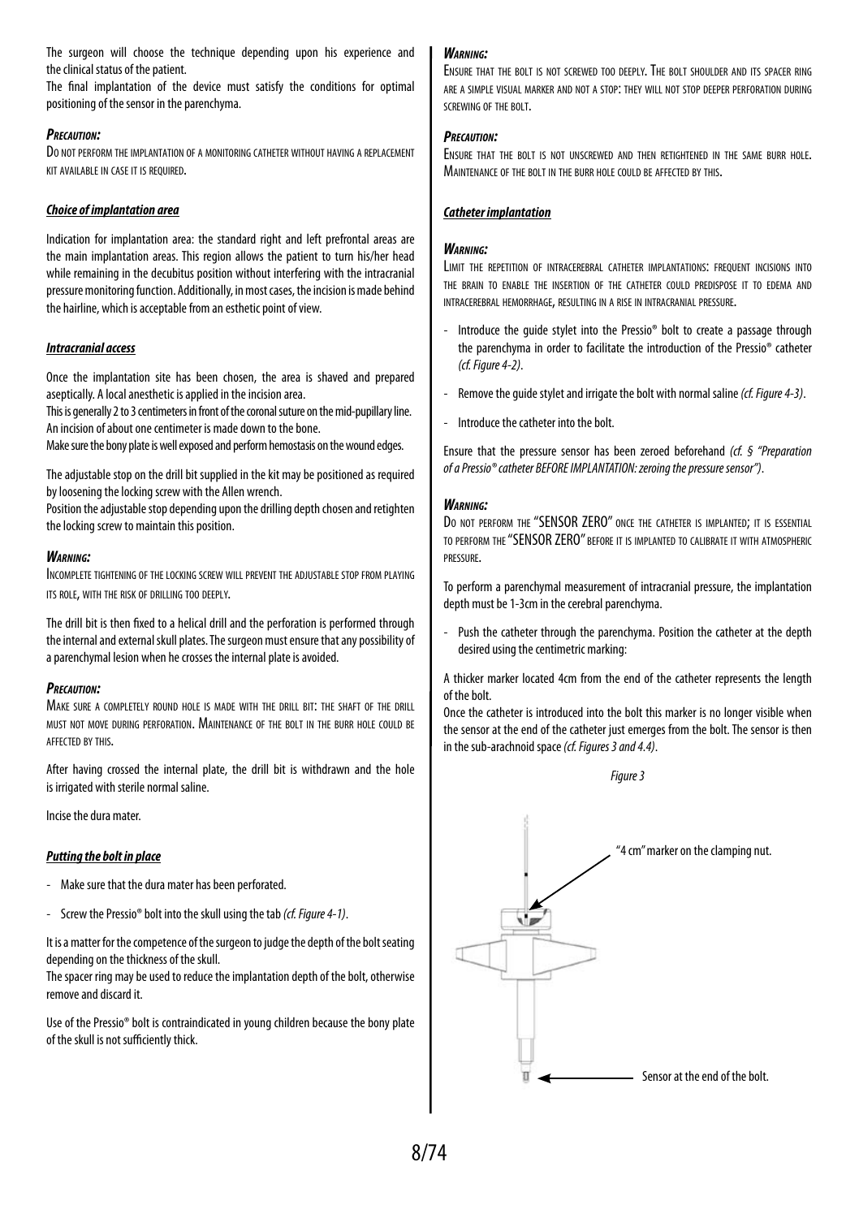The surgeon will choose the technique depending upon his experience and the clinical status of the patient.

The final implantation of the device must satisfy the conditions for optimal positioning of the sensor in the parenchyma.

***Precaution:***

Do not perform the implantation of a monitoring catheter without having a replacement kit available in case it is required.

***Choice of implantation area***

Indication for implantation area: the standard right and left prefrontal areas are the main implantation areas. This region allows the patient to turn his/her head while remaining in the decubitus position without interfering with the intracranial pressure monitoring function. Additionally, in most cases, the incision is made behind the hairline, which is acceptable from an esthetic point of view.

***Intracranial access***

Once the implantation site has been chosen, the area is shaved and prepared aseptically. A local anesthetic is applied in the incision area.

This is generally 2 to 3 centimeters in front of the coronal suture on the mid-pupillary line. An incision of about one centimeter is made down to the bone.

Make sure the bony plate is well exposed and perform hemostasis on the wound edges.

The adjustable stop on the drill bit supplied in the kit may be positioned as required by loosening the locking screw with the Allen wrench.

Position the adjustable stop depending upon the drilling depth chosen and retighten the locking screw to maintain this position.

***Warning:***

Incomplete tightening of the locking screw will prevent the adjustable stop from playing its role, with the risk of drilling too deeply.

The drill bit is then fixed to a helical drill and the perforation is performed through the internal and external skull plates. The surgeon must ensure that any possibility of a parenchymal lesion when he crosses the internal plate is avoided.

***Precaution:***

Make sure a completely round hole is made with the drill bit: the shaft of the drill must not move during perforation. Maintenance of the bolt in the burr hole could be affected by this.

After having crossed the internal plate, the drill bit is withdrawn and the hole is irrigated with sterile normal saline.

Incise the dura mater.

***Putting the bolt in place***

- Make sure that the dura mater has been perforated.
- Screw the Pressio® bolt into the skull using the tab *(cf. Figure 4-1)*.

It is a matter for the competence of the surgeon to judge the depth of the bolt seating depending on the thickness of the skull.

The spacer ring may be used to reduce the implantation depth of the bolt, otherwise remove and discard it.

Use of the Pressio® bolt is contraindicated in young children because the bony plate of the skull is not sufficiently thick.

***Warning:***

Ensure that the bolt is not screwed too deeply. The bolt shoulder and its spacer ring are a simple visual marker and not a stop: they will not stop deeper perforation during screwing of the bolt.

***Precaution:***

Ensure that the bolt is not unscrewed and then retightened in the same burr hole. Maintenance of the bolt in the burr hole could be affected by this.

***Catheter implantation***

***Warning:***

Limit the repetition of intracerebral catheter implantations: frequent incisions into the brain to enable the insertion of the catheter could predispose it to edema and intracerebral hemorrhage, resulting in a rise in intracranial pressure.

- Introduce the guide stylet into the Pressio® bolt to create a passage through the parenchyma in order to facilitate the introduction of the Pressio® catheter *(cf. Figure 4-2)*.
- Remove the guide stylet and irrigate the bolt with normal saline *(cf. Figure 4-3)*.
- Introduce the catheter into the bolt.

Ensure that the pressure sensor has been zeroed beforehand *(cf. § "Preparation of a Pressio® catheter BEFORE IMPLANTATION: zeroing the pressure sensor")*.

***Warning:***

Do not perform the "SENSOR ZERO" once the catheter is implanted; it is essential to perform the "SENSOR ZERO" before it is implanted to calibrate it with atmospheric pressure.

To perform a parenchymal measurement of intracranial pressure, the implantation depth must be 1-3cm in the cerebral parenchyma.

- Push the catheter through the parenchyma. Position the catheter at the depth desired using the centimetric marking:

A thicker marker located 4cm from the end of the catheter represents the length of the bolt.

Once the catheter is introduced into the bolt this marker is no longer visible when the sensor at the end of the catheter just emerges from the bolt. The sensor is then in the sub-arachnoid space *(cf. Figures 3 and 4.4)*.

*Figure 3*

"4 cm" marker on the clamping nut.

Sensor at the end of the bolt.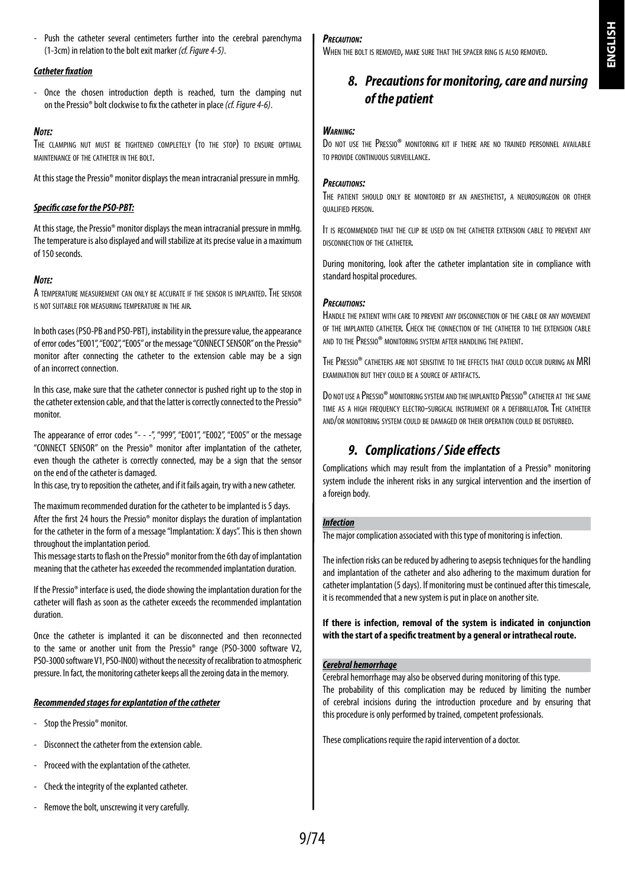- Push the catheter several centimeters further into the cerebral parenchyma (1-3cm) in relation to the bolt exit marker *(cf. Figure 4-5)*.

***Catheter fixation***

- Once the chosen introduction depth is reached, turn the clamping nut on the Pressio® bolt clockwise to fix the catheter in place *(cf. Figure 4-6)*.

***Note:***

The clamping nut must be tightened completely (to the stop) to ensure optimal maintenance of the catheter in the bolt.

At this stage the Pressio® monitor displays the mean intracranial pressure in mmHg.

***Specific case for the PSO-PBT:***

At this stage, the Pressio® monitor displays the mean intracranial pressure in mmHg. The temperature is also displayed and will stabilize at its precise value in a maximum of 150 seconds.

***Note:***

A temperature measurement can only be accurate if the sensor is implanted. The sensor is not suitable for measuring temperature in the air.

In both cases (PSO-PB and PSO-PBT), instability in the pressure value, the appearance of error codes "E001", "E002", "E005" or the message "CONNECT SENSOR" on the Pressio® monitor after connecting the catheter to the extension cable may be a sign of an incorrect connection.

In this case, make sure that the catheter connector is pushed right up to the stop in the catheter extension cable, and that the latter is correctly connected to the Pressio® monitor.

The appearance of error codes "- - -", "999", "E001", "E002", "E005" or the message "CONNECT SENSOR" on the Pressio® monitor after implantation of the catheter, even though the catheter is correctly connected, may be a sign that the sensor on the end of the catheter is damaged.
In this case, try to reposition the catheter, and if it fails again, try with a new catheter.

The maximum recommended duration for the catheter to be implanted is 5 days.
After the first 24 hours the Pressio® monitor displays the duration of implantation for the catheter in the form of a message "Implantation: X days". This is then shown throughout the implantation period.
This message starts to flash on the Pressio® monitor from the 6th day of implantation meaning that the catheter has exceeded the recommended implantation duration.

If the Pressio® interface is used, the diode showing the implantation duration for the catheter will flash as soon as the catheter exceeds the recommended implantation duration.

Once the catheter is implanted it can be disconnected and then reconnected to the same or another unit from the Pressio® range (PSO-3000 software V2, PSO-3000 software V1, PSO-IN00) without the necessity of recalibration to atmospheric pressure. In fact, the monitoring catheter keeps all the zeroing data in the memory.

***Recommended stages for explantation of the catheter***

- Stop the Pressio® monitor.
- Disconnect the catheter from the extension cable.
- Proceed with the explantation of the catheter.
- Check the integrity of the explanted catheter.
- Remove the bolt, unscrewing it very carefully.

***Precaution:***

When the bolt is removed, make sure that the spacer ring is also removed.

## 8. Precautions for monitoring, care and nursing of the patient

***Warning:***

Do not use the Pressio® monitoring kit if there are no trained personnel available to provide continuous surveillance.

***Precautions:***

The patient should only be monitored by an anesthetist, a neurosurgeon or other qualified person.

It is recommended that the clip be used on the catheter extension cable to prevent any disconnection of the catheter.

During monitoring, look after the catheter implantation site in compliance with standard hospital procedures.

***Precautions:***

Handle the patient with care to prevent any disconnection of the cable or any movement of the implanted catheter. Check the connection of the catheter to the extension cable and to the Pressio® monitoring system after handling the patient.

The Pressio® catheters are not sensitive to the effects that could occur during an MRI examination but they could be a source of artifacts.

Do not use a Pressio® monitoring system and the implanted Pressio® catheter at the same time as a high frequency electro-surgical instrument or a defibrillator. The catheter and/or monitoring system could be damaged or their operation could be disturbed.

## 9. Complications / Side effects

Complications which may result from the implantation of a Pressio® monitoring system include the inherent risks in any surgical intervention and the insertion of a foreign body.

***Infection***

The major complication associated with this type of monitoring is infection.

The infection risks can be reduced by adhering to asepsis techniques for the handling and implantation of the catheter and also adhering to the maximum duration for catheter implantation (5 days). If monitoring must be continued after this timescale, it is recommended that a new system is put in place on another site.

**If there is infection, removal of the system is indicated in conjunction with the start of a specific treatment by a general or intrathecal route.**

***Cerebral hemorrhage***

Cerebral hemorrhage may also be observed during monitoring of this type.
The probability of this complication may be reduced by limiting the number of cerebral incisions during the introduction procedure and by ensuring that this procedure is only performed by trained, competent professionals.

These complications require the rapid intervention of a doctor.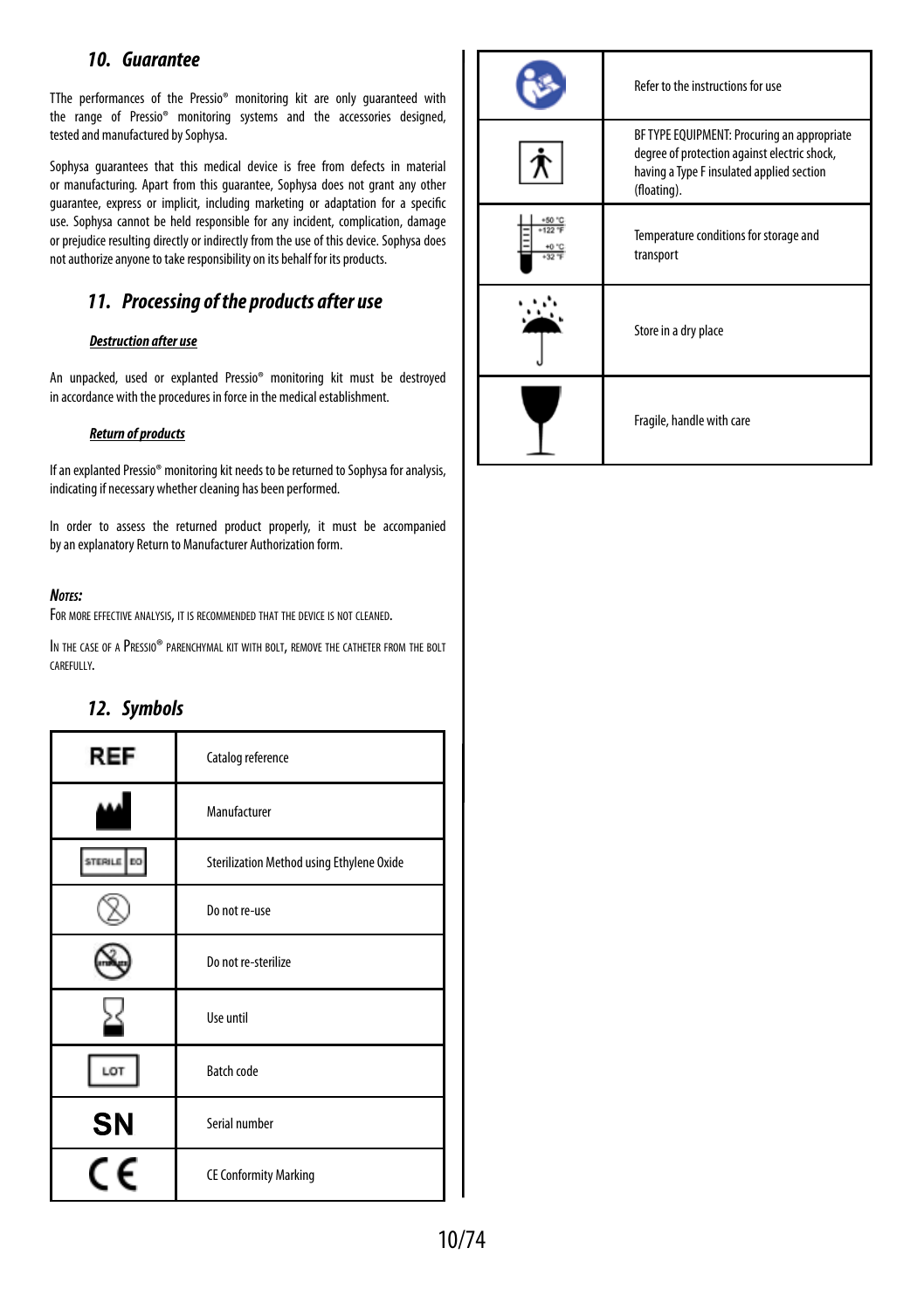## 10. Guarantee

TThe performances of the Pressio® monitoring kit are only guaranteed with the range of Pressio® monitoring systems and the accessories designed, tested and manufactured by Sophysa.

Sophysa guarantees that this medical device is free from defects in material or manufacturing. Apart from this guarantee, Sophysa does not grant any other guarantee, express or implicit, including marketing or adaptation for a specific use. Sophysa cannot be held responsible for any incident, complication, damage or prejudice resulting directly or indirectly from the use of this device. Sophysa does not authorize anyone to take responsibility on its behalf for its products.

## 11. Processing of the products after use

### Destruction after use

An unpacked, used or explanted Pressio® monitoring kit must be destroyed in accordance with the procedures in force in the medical establishment.

### Return of products

If an explanted Pressio® monitoring kit needs to be returned to Sophysa for analysis, indicating if necessary whether cleaning has been performed.

In order to assess the returned product properly, it must be accompanied by an explanatory Return to Manufacturer Authorization form.

***Notes:***

For more effective analysis, it is recommended that the device is not cleaned.

In the case of a Pressio® parenchymal kit with bolt, remove the catheter from the bolt carefully.

## 12. Symbols

| Symbol | Meaning |
|---|---|
| REF | Catalog reference |
| (factory symbol) | Manufacturer |
| STERILE EO | Sterilization Method using Ethylene Oxide |
| (crossed-out 2) | Do not re-use |
| (crossed-out STERILE) | Do not re-sterilize |
| (hourglass) | Use until |
| LOT | Batch code |
| SN | Serial number |
| CE | CE Conformity Marking |
| (book with person) | Refer to the instructions for use |
| (person in box) | BF TYPE EQUIPMENT: Procuring an appropriate degree of protection against electric shock, having a Type F insulated applied section (floating). |
| +50 °C / +122 °F, +0 °C / +32 °F | Temperature conditions for storage and transport |
| (umbrella with rain) | Store in a dry place |
| (glass) | Fragile, handle with care |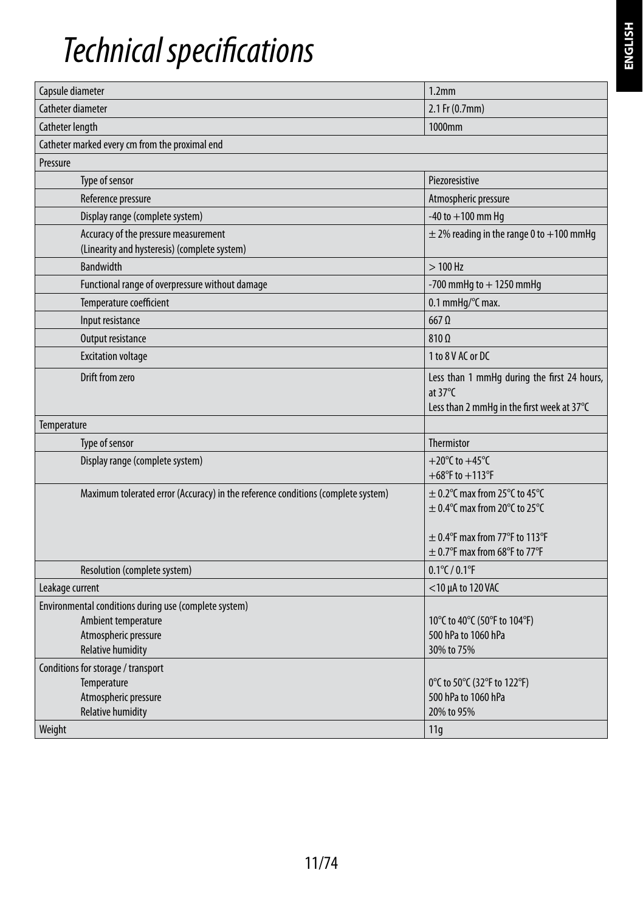# Technical specifications

| | |
|---|---|
| Capsule diameter | 1.2mm |
| Catheter diameter | 2.1 Fr (0.7mm) |
| Catheter length | 1000mm |
| Catheter marked every cm from the proximal end | |
| Pressure | |
| Type of sensor | Piezoresistive |
| Reference pressure | Atmospheric pressure |
| Display range (complete system) | -40 to +100 mm Hg |
| Accuracy of the pressure measurement (Linearity and hysteresis) (complete system) | ± 2% reading in the range 0 to +100 mmHg |
| Bandwidth | > 100 Hz |
| Functional range of overpressure without damage | -700 mmHg to + 1250 mmHg |
| Temperature coefficient | 0.1 mmHg/°C max. |
| Input resistance | 667 Ω |
| Output resistance | 810 Ω |
| Excitation voltage | 1 to 8 V AC or DC |
| Drift from zero | Less than 1 mmHg during the first 24 hours, at 37°C<br>Less than 2 mmHg in the first week at 37°C |
| Temperature | |
| Type of sensor | Thermistor |
| Display range (complete system) | +20°C to +45°C<br>+68°F to +113°F |
| Maximum tolerated error (Accuracy) in the reference conditions (complete system) | ± 0.2°C max from 25°C to 45°C<br>± 0.4°C max from 20°C to 25°C<br><br>± 0.4°F max from 77°F to 113°F<br>± 0.7°F max from 68°F to 77°F |
| Resolution (complete system) | 0.1°C / 0.1°F |
| Leakage current | <10 µA to 120 VAC |
| Environmental conditions during use (complete system)<br>Ambient temperature<br>Atmospheric pressure<br>Relative humidity | <br>10°C to 40°C (50°F to 104°F)<br>500 hPa to 1060 hPa<br>30% to 75% |
| Conditions for storage / transport<br>Temperature<br>Atmospheric pressure<br>Relative humidity | <br>0°C to 50°C (32°F to 122°F)<br>500 hPa to 1060 hPa<br>20% to 95% |
| Weight | 11g |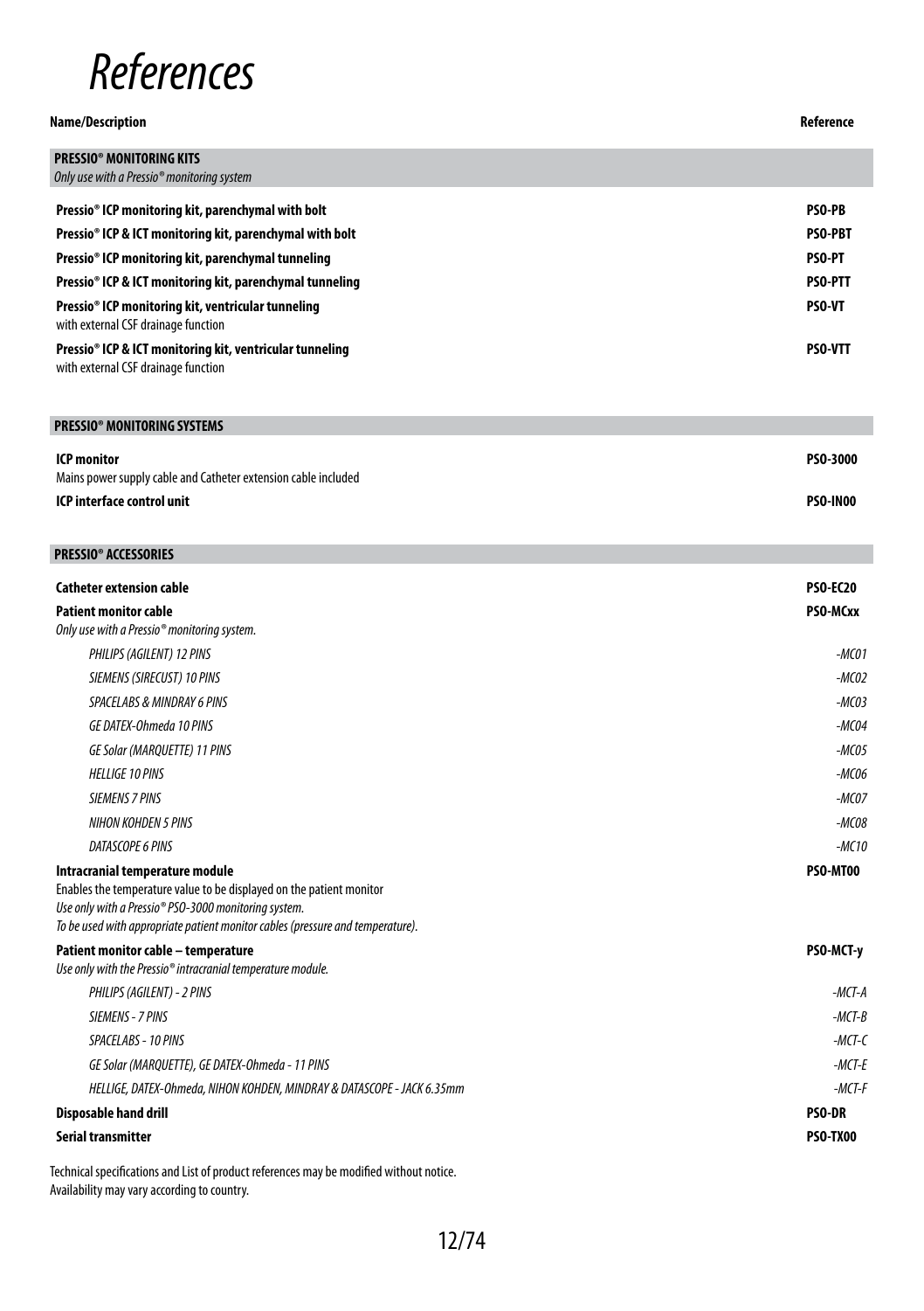# References

| Name/Description | Reference |
|---|---|
| **PRESSIO® MONITORING KITS**<br>*Only use with a Pressio® monitoring system* | |
| **Pressio® ICP monitoring kit, parenchymal with bolt** | **PSO-PB** |
| **Pressio® ICP & ICT monitoring kit, parenchymal with bolt** | **PSO-PBT** |
| **Pressio® ICP monitoring kit, parenchymal tunneling** | **PSO-PT** |
| **Pressio® ICP & ICT monitoring kit, parenchymal tunneling** | **PSO-PTT** |
| **Pressio® ICP monitoring kit, ventricular tunneling**<br>with external CSF drainage function | **PSO-VT** |
| **Pressio® ICP & ICT monitoring kit, ventricular tunneling**<br>with external CSF drainage function | **PSO-VTT** |
| **PRESSIO® MONITORING SYSTEMS** | |
| **ICP monitor**<br>Mains power supply cable and Catheter extension cable included | **PSO-3000** |
| **ICP interface control unit** | **PSO-IN00** |
| **PRESSIO® ACCESSORIES** | |
| **Catheter extension cable** | **PSO-EC20** |
| **Patient monitor cable**<br>*Only use with a Pressio® monitoring system.* | **PSO-MCxx** |
| *PHILIPS (AGILENT) 12 PINS* | *-MC01* |
| *SIEMENS (SIRECUST) 10 PINS* | *-MC02* |
| *SPACELABS & MINDRAY 6 PINS* | *-MC03* |
| *GE DATEX-Ohmeda 10 PINS* | *-MC04* |
| *GE Solar (MARQUETTE) 11 PINS* | *-MC05* |
| *HELLIGE 10 PINS* | *-MC06* |
| *SIEMENS 7 PINS* | *-MC07* |
| *NIHON KOHDEN 5 PINS* | *-MC08* |
| *DATASCOPE 6 PINS* | *-MC10* |
| **Intracranial temperature module**<br>Enables the temperature value to be displayed on the patient monitor<br>*Use only with a Pressio® PSO-3000 monitoring system.*<br>*To be used with appropriate patient monitor cables (pressure and temperature).* | **PSO-MT00** |
| **Patient monitor cable – temperature**<br>*Use only with the Pressio® intracranial temperature module.* | **PSO-MCT-y** |
| *PHILIPS (AGILENT) - 2 PINS* | *-MCT-A* |
| *SIEMENS - 7 PINS* | *-MCT-B* |
| *SPACELABS - 10 PINS* | *-MCT-C* |
| *GE Solar (MARQUETTE), GE DATEX-Ohmeda - 11 PINS* | *-MCT-E* |
| *HELLIGE, DATEX-Ohmeda, NIHON KOHDEN, MINDRAY & DATASCOPE - JACK 6.35mm* | *-MCT-F* |
| **Disposable hand drill** | **PSO-DR** |
| **Serial transmitter** | **PSO-TX00** |

Technical specifications and List of product references may be modified without notice.
Availability may vary according to country.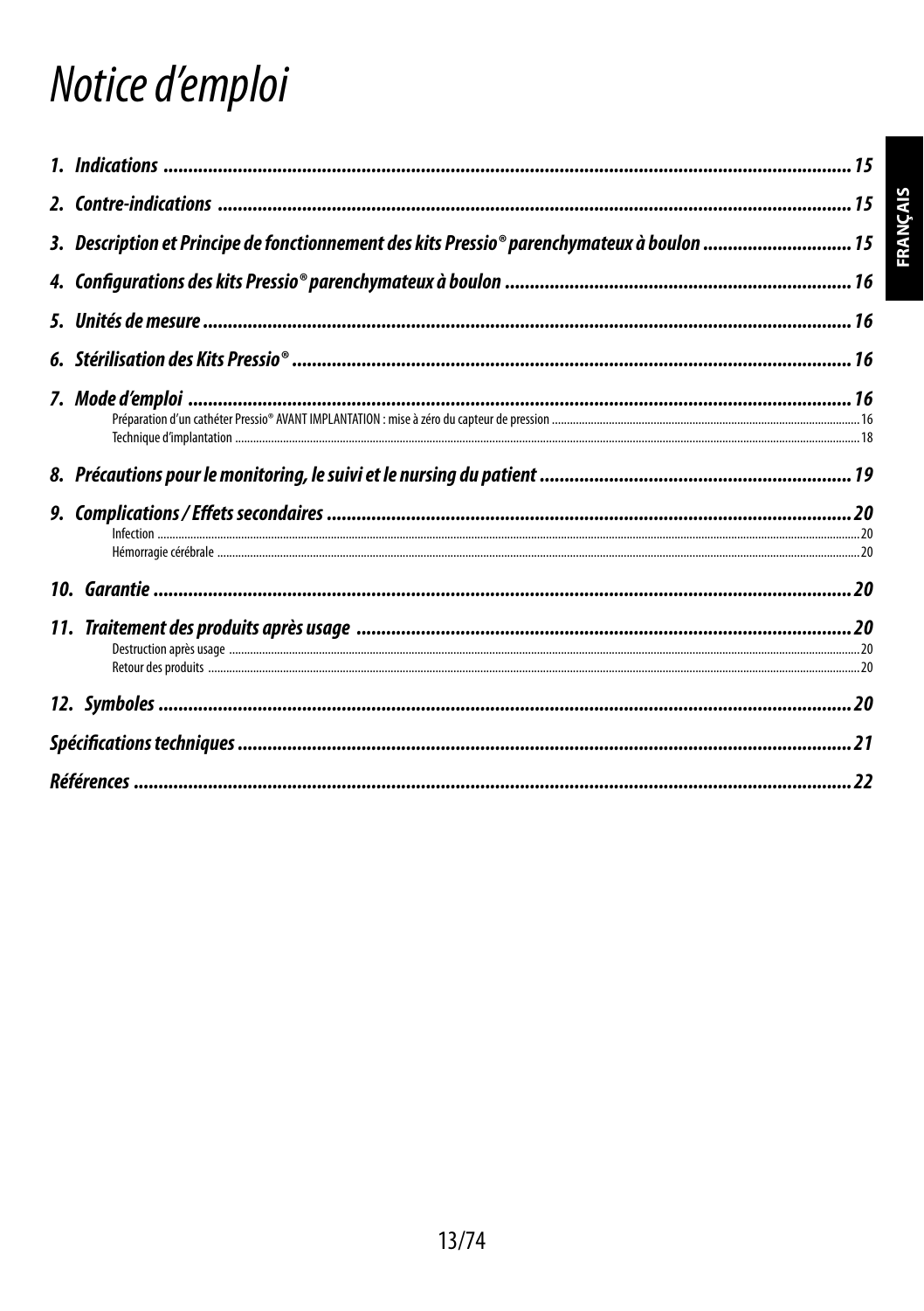# Notice d'emploi

FRANÇAIS

1. Indications ..... 15
2. Contre-indications ..... 15
3. Description et Principe de fonctionnement des kits Pressio® parenchymateux à boulon ..... 15
4. Configurations des kits Pressio® parenchymateux à boulon ..... 16
5. Unités de mesure ..... 16
6. Stérilisation des Kits Pressio® ..... 16
7. Mode d'emploi ..... 16
   - Préparation d'un cathéter Pressio® AVANT IMPLANTATION : mise à zéro du capteur de pression ..... 16
   - Technique d'implantation ..... 18
8. Précautions pour le monitoring, le suivi et le nursing du patient ..... 19
9. Complications / Effets secondaires ..... 20
   - Infection ..... 20
   - Hémorragie cérébrale ..... 20
10. Garantie ..... 20
11. Traitement des produits après usage ..... 20
    - Destruction après usage ..... 20
    - Retour des produits ..... 20
12. Symboles ..... 20

Spécifications techniques ..... 21

Références ..... 22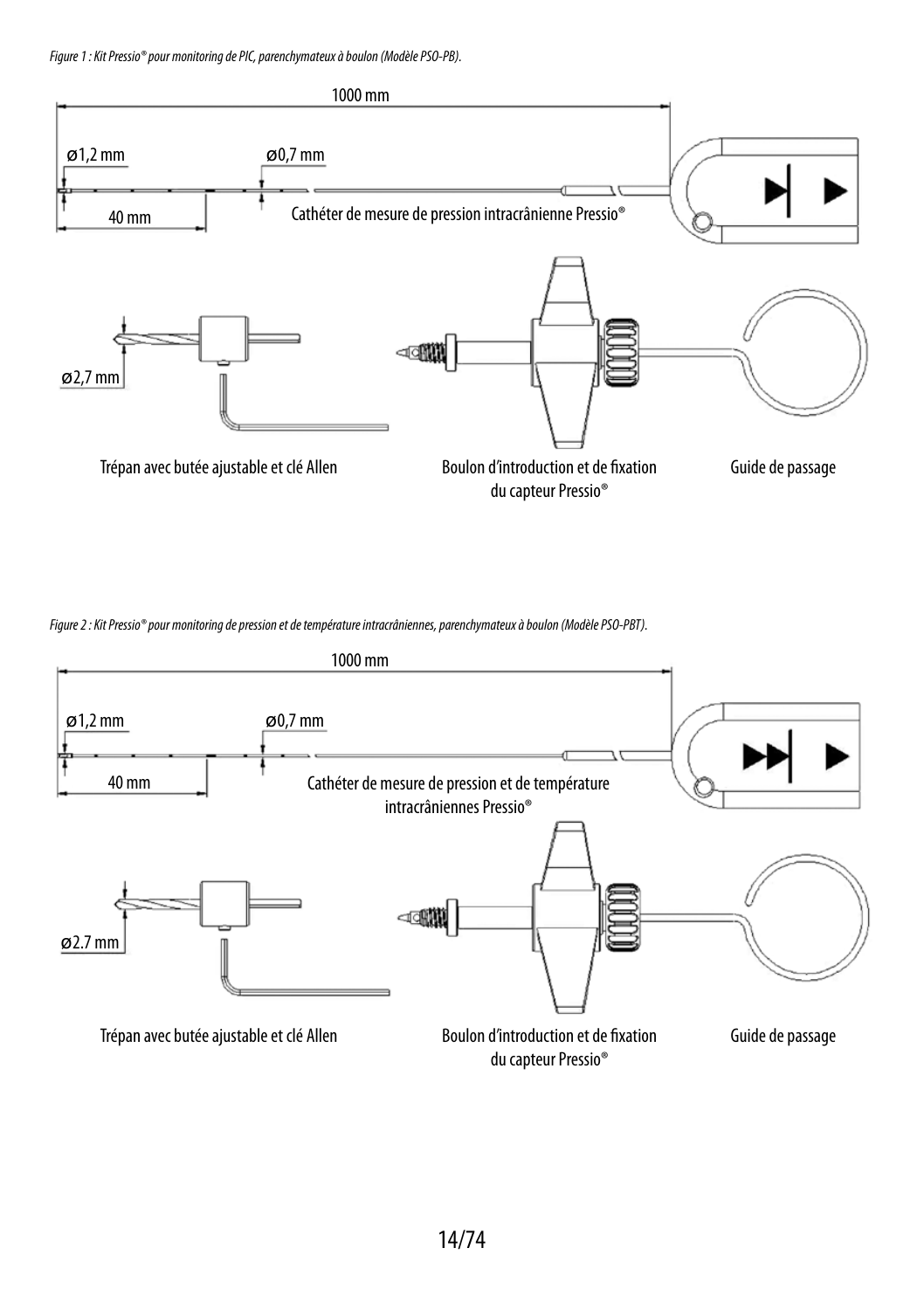*Figure 1 : Kit Pressio® pour monitoring de PIC, parenchymateux à boulon (Modèle PSO-PB).*

1000 mm

ø1,2 mm

ø0,7 mm

40 mm

Cathéter de mesure de pression intracrânienne Pressio®

ø2,7 mm

Trépan avec butée ajustable et clé Allen

Boulon d'introduction et de fixation du capteur Pressio®

Guide de passage

*Figure 2 : Kit Pressio® pour monitoring de pression et de température intracrâniennes, parenchymateux à boulon (Modèle PSO-PBT).*

1000 mm

ø1,2 mm

ø0,7 mm

40 mm

Cathéter de mesure de pression et de température intracrâniennes Pressio®

ø2.7 mm

Trépan avec butée ajustable et clé Allen

Boulon d'introduction et de fixation du capteur Pressio®

Guide de passage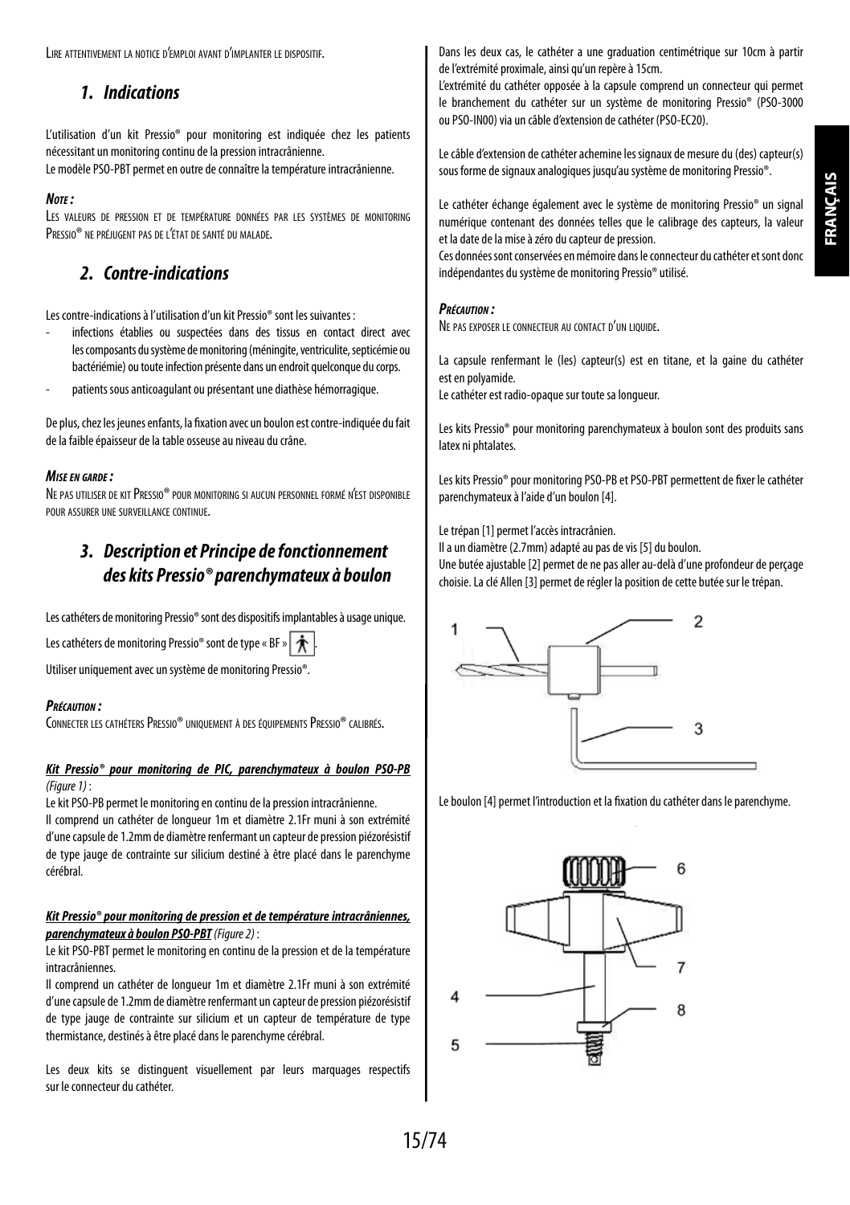Lire attentivement la notice d'emploi avant d'implanter le dispositif.

## 1. Indications

L'utilisation d'un kit Pressio® pour monitoring est indiquée chez les patients nécessitant un monitoring continu de la pression intracrânienne.
Le modèle PSO-PBT permet en outre de connaître la température intracrânienne.

***Note :***
Les valeurs de pression et de température données par les systèmes de monitoring Pressio® ne préjugent pas de l'état de santé du malade.

## 2. Contre-indications

Les contre-indications à l'utilisation d'un kit Pressio® sont les suivantes :

- infections établies ou suspectées dans des tissus en contact direct avec les composants du système de monitoring (méningite, ventriculite, septicémie ou bactériémie) ou toute infection présente dans un endroit quelconque du corps.
- patients sous anticoagulant ou présentant une diathèse hémorragique.

De plus, chez les jeunes enfants, la fixation avec un boulon est contre-indiquée du fait de la faible épaisseur de la table osseuse au niveau du crâne.

***Mise en garde :***
Ne pas utiliser de kit Pressio® pour monitoring si aucun personnel formé n'est disponible pour assurer une surveillance continue.

## 3. Description et Principe de fonctionnement des kits Pressio® parenchymateux à boulon

Les cathéters de monitoring Pressio® sont des dispositifs implantables à usage unique.

Les cathéters de monitoring Pressio® sont de type « BF ».

Utiliser uniquement avec un système de monitoring Pressio®.

***Précaution :***
Connecter les cathéters Pressio® uniquement à des équipements Pressio® calibrés.

***Kit Pressio® pour monitoring de PIC, parenchymateux à boulon PSO-PB*** *(Figure 1)* :

Le kit PSO-PB permet le monitoring en continu de la pression intracrânienne.
Il comprend un cathéter de longueur 1m et diamètre 2.1Fr muni à son extrémité d'une capsule de 1.2mm de diamètre renfermant un capteur de pression piézorésistif de type jauge de contrainte sur silicium destiné à être placé dans le parenchyme cérébral.

***Kit Pressio® pour monitoring de pression et de température intracrâniennes, parenchymateux à boulon PSO-PBT*** *(Figure 2)* :

Le kit PSO-PBT permet le monitoring en continu de la pression et de la température intracrâniennes.
Il comprend un cathéter de longueur 1m et diamètre 2.1Fr muni à son extrémité d'une capsule de 1.2mm de diamètre renfermant un capteur de pression piézorésistif de type jauge de contrainte sur silicium et un capteur de température de type thermistance, destinés à être placé dans le parenchyme cérébral.

Les deux kits se distinguent visuellement par leurs marquages respectifs sur le connecteur du cathéter.

Dans les deux cas, le cathéter a une graduation centimétrique sur 10cm à partir de l'extrémité proximale, ainsi qu'un repère à 15cm.
L'extrémité du cathéter opposée à la capsule comprend un connecteur qui permet le branchement du cathéter sur un système de monitoring Pressio® (PSO-3000 ou PSO-IN00) via un câble d'extension de cathéter (PSO-EC20).

Le câble d'extension de cathéter achemine les signaux de mesure du (des) capteur(s) sous forme de signaux analogiques jusqu'au système de monitoring Pressio®.

Le cathéter échange également avec le système de monitoring Pressio® un signal numérique contenant des données telles que le calibrage des capteurs, la valeur et la date de la mise à zéro du capteur de pression.
Ces données sont conservées en mémoire dans le connecteur du cathéter et sont donc indépendantes du système de monitoring Pressio® utilisé.

***Précaution :***
Ne pas exposer le connecteur au contact d'un liquide.

La capsule renfermant le (les) capteur(s) est en titane, et la gaine du cathéter est en polyamide.
Le cathéter est radio-opaque sur toute sa longueur.

Les kits Pressio® pour monitoring parenchymateux à boulon sont des produits sans latex ni phtalates.

Les kits Pressio® pour monitoring PSO-PB et PSO-PBT permettent de fixer le cathéter parenchymateux à l'aide d'un boulon [4].

Le trépan [1] permet l'accès intracrânien.
Il a un diamètre (2.7mm) adapté au pas de vis [5] du boulon.
Une butée ajustable [2] permet de ne pas aller au-delà d'une profondeur de perçage choisie. La clé Allen [3] permet de régler la position de cette butée sur le trépan.

Le boulon [4] permet l'introduction et la fixation du cathéter dans le parenchyme.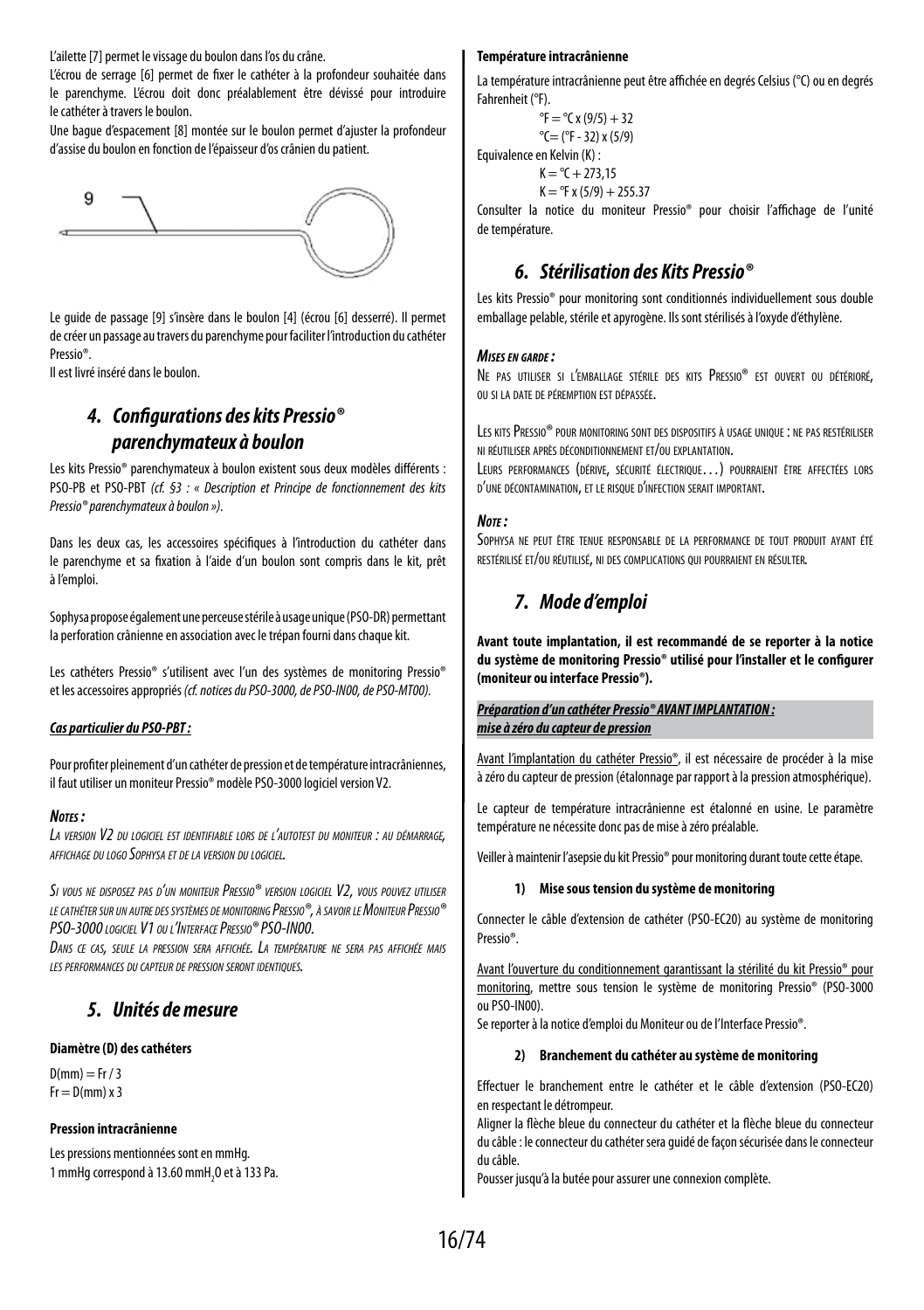L'ailette [7] permet le vissage du boulon dans l'os du crâne.

L'écrou de serrage [6] permet de fixer le cathéter à la profondeur souhaitée dans le parenchyme. L'écrou doit donc préalablement être dévissé pour introduire le cathéter à travers le boulon.

Une bague d'espacement [8] montée sur le boulon permet d'ajuster la profondeur d'assise du boulon en fonction de l'épaisseur d'os crânien du patient.

9

Le guide de passage [9] s'insère dans le boulon [4] (écrou [6] desserré). Il permet de créer un passage au travers du parenchyme pour faciliter l'introduction du cathéter Pressio®.

Il est livré inséré dans le boulon.

## 4. Configurations des kits Pressio® parenchymateux à boulon

Les kits Pressio® parenchymateux à boulon existent sous deux modèles différents : PSO-PB et PSO-PBT *(cf. §3 : « Description et Principe de fonctionnement des kits Pressio® parenchymateux à boulon »).*

Dans les deux cas, les accessoires spécifiques à l'introduction du cathéter dans le parenchyme et sa fixation à l'aide d'un boulon sont compris dans le kit, prêt à l'emploi.

Sophysa propose également une perceuse stérile à usage unique (PSO-DR) permettant la perforation crânienne en association avec le trépan fourni dans chaque kit.

Les cathéters Pressio® s'utilisent avec l'un des systèmes de monitoring Pressio® et les accessoires appropriés *(cf. notices du PSO-3000, de PSO-IN00, de PSO-MT00).*

***Cas particulier du PSO-PBT :***

Pour profiter pleinement d'un cathéter de pression et de température intracrâniennes, il faut utiliser un moniteur Pressio® modèle PSO-3000 logiciel version V2.

***Notes :***

*La version V2 du logiciel est identifiable lors de l'autotest du moniteur : au démarrage, affichage du logo Sophysa et de la version du logiciel.*

*Si vous ne disposez pas d'un moniteur Pressio® version logiciel V2, vous pouvez utiliser le cathéter sur un autre des systèmes de monitoring Pressio®, à savoir le Moniteur Pressio® PSO-3000 logiciel V1 ou l'Interface Pressio® PSO-IN00.*

*Dans ce cas, seule la pression sera affichée. La température ne sera pas affichée mais les performances du capteur de pression seront identiques.*

## 5. Unités de mesure

**Diamètre (D) des cathéters**

D(mm) = Fr / 3

Fr = D(mm) x 3

**Pression intracrânienne**

Les pressions mentionnées sont en mmHg.

1 mmHg correspond à 13.60 mm$H_2O$ et à 133 Pa.

**Température intracrânienne**

La température intracrânienne peut être affichée en degrés Celsius (°C) ou en degrés Fahrenheit (°F).

°F = °C x (9/5) + 32

°C= (°F - 32) x (5/9)

Equivalence en Kelvin (K) :

K = °C + 273,15

K = °F x (5/9) + 255.37

Consulter la notice du moniteur Pressio® pour choisir l'affichage de l'unité de température.

## 6. Stérilisation des Kits Pressio®

Les kits Pressio® pour monitoring sont conditionnés individuellement sous double emballage pelable, stérile et apyrogène. Ils sont stérilisés à l'oxyde d'éthylène.

***Mises en garde :***

Ne pas utiliser si l'emballage stérile des kits Pressio® est ouvert ou détérioré, ou si la date de péremption est dépassée.

Les kits Pressio® pour monitoring sont des dispositifs à usage unique : ne pas restériliser ni réutiliser après déconditionnement et/ou explantation.

Leurs performances (dérive, sécurité électrique…) pourraient être affectées lors d'une décontamination, et le risque d'infection serait important.

***Note :***

Sophysa ne peut être tenue responsable de la performance de tout produit ayant été restérilisé et/ou réutilisé, ni des complications qui pourraient en résulter.

## 7. Mode d'emploi

**Avant toute implantation, il est recommandé de se reporter à la notice du système de monitoring Pressio® utilisé pour l'installer et le configurer (moniteur ou interface Pressio®).**

***Préparation d'un cathéter Pressio® AVANT IMPLANTATION : mise à zéro du capteur de pression***

Avant l'implantation du cathéter Pressio®, il est nécessaire de procéder à la mise à zéro du capteur de pression (étalonnage par rapport à la pression atmosphérique).

Le capteur de température intracrânienne est étalonné en usine. Le paramètre température ne nécessite donc pas de mise à zéro préalable.

Veiller à maintenir l'asepsie du kit Pressio® pour monitoring durant toute cette étape.

#### 1) Mise sous tension du système de monitoring

Connecter le câble d'extension de cathéter (PSO-EC20) au système de monitoring Pressio®.

Avant l'ouverture du conditionnement garantissant la stérilité du kit Pressio® pour monitoring, mettre sous tension le système de monitoring Pressio® (PSO-3000 ou PSO-IN00).

Se reporter à la notice d'emploi du Moniteur ou de l'Interface Pressio®.

#### 2) Branchement du cathéter au système de monitoring

Effectuer le branchement entre le cathéter et le câble d'extension (PSO-EC20) en respectant le détrompeur.

Aligner la flèche bleue du connecteur du cathéter et la flèche bleue du connecteur du câble : le connecteur du cathéter sera guidé de façon sécurisée dans le connecteur du câble.

Pousser jusqu'à la butée pour assurer une connexion complète.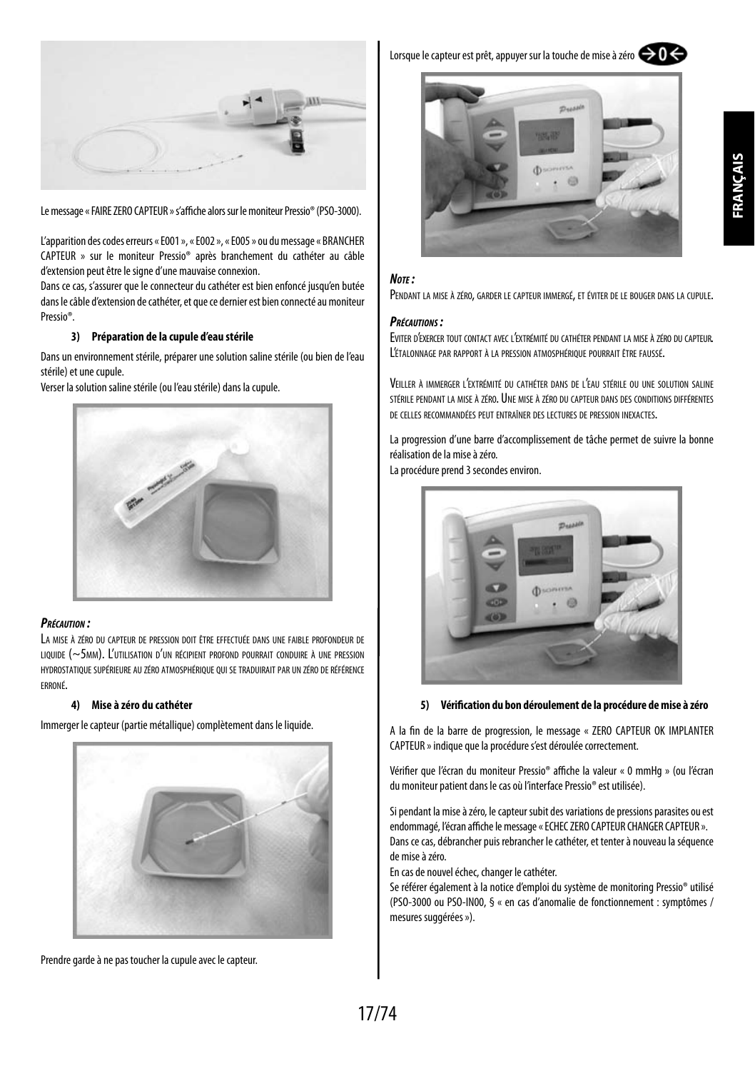Le message « FAIRE ZERO CAPTEUR » s'affiche alors sur le moniteur Pressio® (PSO-3000).

L'apparition des codes erreurs « E001 », « E002 », « E005 » ou du message « BRANCHER CAPTEUR » sur le moniteur Pressio® après branchement du cathéter au câble d'extension peut être le signe d'une mauvaise connexion.

Dans ce cas, s'assurer que le connecteur du cathéter est bien enfoncé jusqu'en butée dans le câble d'extension de cathéter, et que ce dernier est bien connecté au moniteur Pressio®.

**3) Préparation de la cupule d'eau stérile**

Dans un environnement stérile, préparer une solution saline stérile (ou bien de l'eau stérile) et une cupule.

Verser la solution saline stérile (ou l'eau stérile) dans la cupule.

***Précaution :***

La mise à zéro du capteur de pression doit être effectuée dans une faible profondeur de liquide (~5mm). L'utilisation d'un récipient profond pourrait conduire à une pression hydrostatique supérieure au zéro atmosphérique qui se traduirait par un zéro de référence erroné.

**4) Mise à zéro du cathéter**

Immerger le capteur (partie métallique) complètement dans le liquide.

Prendre garde à ne pas toucher la cupule avec le capteur.

Lorsque le capteur est prêt, appuyer sur la touche de mise à zéro →0←

***Note :***

Pendant la mise à zéro, garder le capteur immergé, et éviter de le bouger dans la cupule.

***Précautions :***

Eviter d'exercer tout contact avec l'extrémité du cathéter pendant la mise à zéro du capteur. L'étalonnage par rapport à la pression atmosphérique pourrait être faussé.

Veiller à immerger l'extrémité du cathéter dans de l'eau stérile ou une solution saline stérile pendant la mise à zéro. Une mise à zéro du capteur dans des conditions différentes de celles recommandées peut entraîner des lectures de pression inexactes.

La progression d'une barre d'accomplissement de tâche permet de suivre la bonne réalisation de la mise à zéro.

La procédure prend 3 secondes environ.

**5) Vérification du bon déroulement de la procédure de mise à zéro**

A la fin de la barre de progression, le message « ZERO CAPTEUR OK IMPLANTER CAPTEUR » indique que la procédure s'est déroulée correctement.

Vérifier que l'écran du moniteur Pressio® affiche la valeur « 0 mmHg » (ou l'écran du moniteur patient dans le cas où l'interface Pressio® est utilisée).

Si pendant la mise à zéro, le capteur subit des variations de pressions parasites ou est endommagé, l'écran affiche le message « ECHEC ZERO CAPTEUR CHANGER CAPTEUR ».

Dans ce cas, débrancher puis rebrancher le cathéter, et tenter à nouveau la séquence de mise à zéro.

En cas de nouvel échec, changer le cathéter.

Se référer également à la notice d'emploi du système de monitoring Pressio® utilisé (PSO-3000 ou PSO-IN00, § « en cas d'anomalie de fonctionnement : symptômes / mesures suggérées »).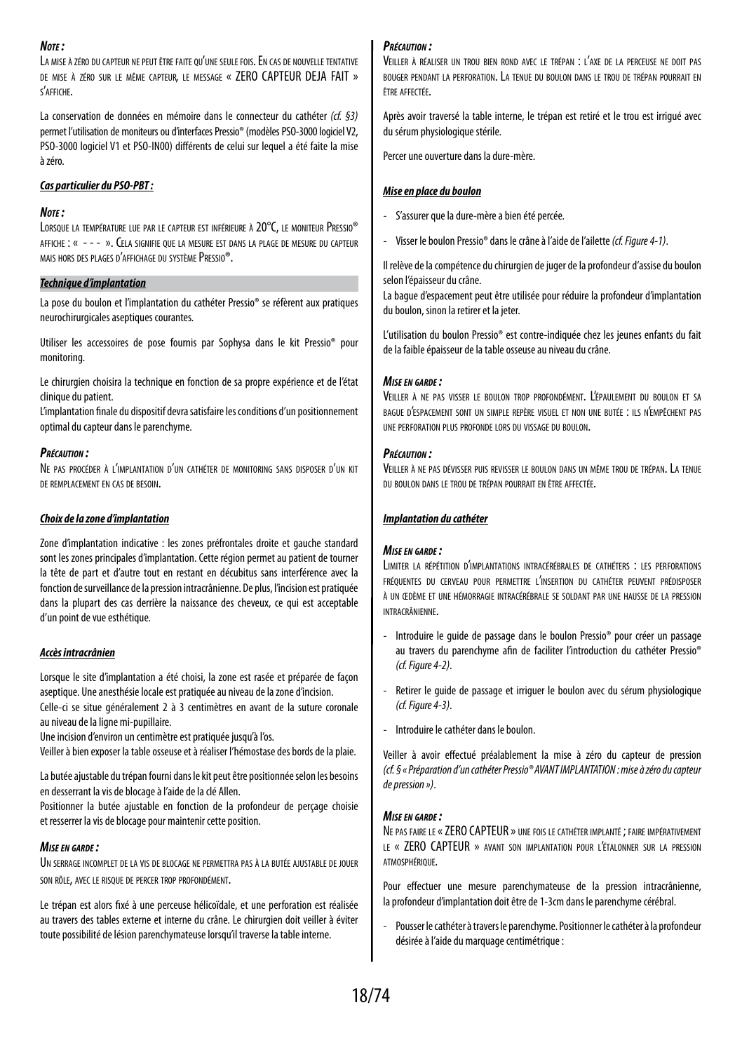***Note :***

La mise à zéro du capteur ne peut être faite qu'une seule fois. En cas de nouvelle tentative de mise à zéro sur le même capteur, le message « ZERO CAPTEUR DEJA FAIT » s'affiche.

La conservation de données en mémoire dans le connecteur du cathéter *(cf. §3)* permet l'utilisation de moniteurs ou d'interfaces Pressio® (modèles PSO-3000 logiciel V2, PSO-3000 logiciel V1 et PSO-IN00) différents de celui sur lequel a été faite la mise à zéro.

***Cas particulier du PSO-PBT :***

***Note :***

Lorsque la température lue par le capteur est inférieure à 20°C, le moniteur Pressio® affiche : « - - - ». Cela signifie que la mesure est dans la plage de mesure du capteur mais hors des plages d'affichage du système Pressio®.

***Technique d'implantation***

La pose du boulon et l'implantation du cathéter Pressio® se réfèrent aux pratiques neurochirurgicales aseptiques courantes.

Utiliser les accessoires de pose fournis par Sophysa dans le kit Pressio® pour monitoring.

Le chirurgien choisira la technique en fonction de sa propre expérience et de l'état clinique du patient.
L'implantation finale du dispositif devra satisfaire les conditions d'un positionnement optimal du capteur dans le parenchyme.

***Précaution :***

Ne pas procéder à l'implantation d'un cathéter de monitoring sans disposer d'un kit de remplacement en cas de besoin.

***Choix de la zone d'implantation***

Zone d'implantation indicative : les zones préfrontales droite et gauche standard sont les zones principales d'implantation. Cette région permet au patient de tourner la tête de part et d'autre tout en restant en décubitus sans interférence avec la fonction de surveillance de la pression intracrânienne. De plus, l'incision est pratiquée dans la plupart des cas derrière la naissance des cheveux, ce qui est acceptable d'un point de vue esthétique.

***Accès intracrânien***

Lorsque le site d'implantation a été choisi, la zone est rasée et préparée de façon aseptique. Une anesthésie locale est pratiquée au niveau de la zone d'incision.
Celle-ci se situe généralement 2 à 3 centimètres en avant de la suture coronale au niveau de la ligne mi-pupillaire.
Une incision d'environ un centimètre est pratiquée jusqu'à l'os.
Veiller à bien exposer la table osseuse et à réaliser l'hémostase des bords de la plaie.

La butée ajustable du trépan fourni dans le kit peut être positionnée selon les besoins en desserrant la vis de blocage à l'aide de la clé Allen.
Positionner la butée ajustable en fonction de la profondeur de perçage choisie et resserrer la vis de blocage pour maintenir cette position.

***Mise en garde :***

Un serrage incomplet de la vis de blocage ne permettra pas à la butée ajustable de jouer son rôle, avec le risque de percer trop profondément.

Le trépan est alors fixé à une perceuse hélicoïdale, et une perforation est réalisée au travers des tables externe et interne du crâne. Le chirurgien doit veiller à éviter toute possibilité de lésion parenchymateuse lorsqu'il traverse la table interne.

***Précaution :***

Veiller à réaliser un trou bien rond avec le trépan : l'axe de la perceuse ne doit pas bouger pendant la perforation. La tenue du boulon dans le trou de trépan pourrait en être affectée.

Après avoir traversé la table interne, le trépan est retiré et le trou est irrigué avec du sérum physiologique stérile.

Percer une ouverture dans la dure-mère.

***Mise en place du boulon***

- S'assurer que la dure-mère a bien été percée.
- Visser le boulon Pressio® dans le crâne à l'aide de l'ailette *(cf. Figure 4-1)*.

Il relève de la compétence du chirurgien de juger de la profondeur d'assise du boulon selon l'épaisseur du crâne.
La bague d'espacement peut être utilisée pour réduire la profondeur d'implantation du boulon, sinon la retirer et la jeter.

L'utilisation du boulon Pressio® est contre-indiquée chez les jeunes enfants du fait de la faible épaisseur de la table osseuse au niveau du crâne.

***Mise en garde :***

Veiller à ne pas visser le boulon trop profondément. L'épaulement du boulon et sa bague d'espacement sont un simple repère visuel et non une butée : ils n'empêchent pas une perforation plus profonde lors du vissage du boulon.

***Précaution :***

Veiller à ne pas dévisser puis revisser le boulon dans un même trou de trépan. La tenue du boulon dans le trou de trépan pourrait en être affectée.

***Implantation du cathéter***

***Mise en garde :***

Limiter la répétition d'implantations intracérébrales de cathéters : les perforations fréquentes du cerveau pour permettre l'insertion du cathéter peuvent prédisposer à un œdème et une hémorragie intracérébrale se soldant par une hausse de la pression intracrânienne.

- Introduire le guide de passage dans le boulon Pressio® pour créer un passage au travers du parenchyme afin de faciliter l'introduction du cathéter Pressio® *(cf. Figure 4-2)*.
- Retirer le guide de passage et irriguer le boulon avec du sérum physiologique *(cf. Figure 4-3)*.
- Introduire le cathéter dans le boulon.

Veiller à avoir effectué préalablement la mise à zéro du capteur de pression *(cf. § « Préparation d'un cathéter Pressio® AVANT IMPLANTATION : mise à zéro du capteur de pression »)*.

***Mise en garde :***

Ne pas faire le « ZERO CAPTEUR » une fois le cathéter implanté ; faire impérativement le « ZERO CAPTEUR » avant son implantation pour l'étalonner sur la pression atmosphérique.

Pour effectuer une mesure parenchymateuse de la pression intracrânienne, la profondeur d'implantation doit être de 1-3cm dans le parenchyme cérébral.

- Pousser le cathéter à travers le parenchyme. Positionner le cathéter à la profondeur désirée à l'aide du marquage centimétrique :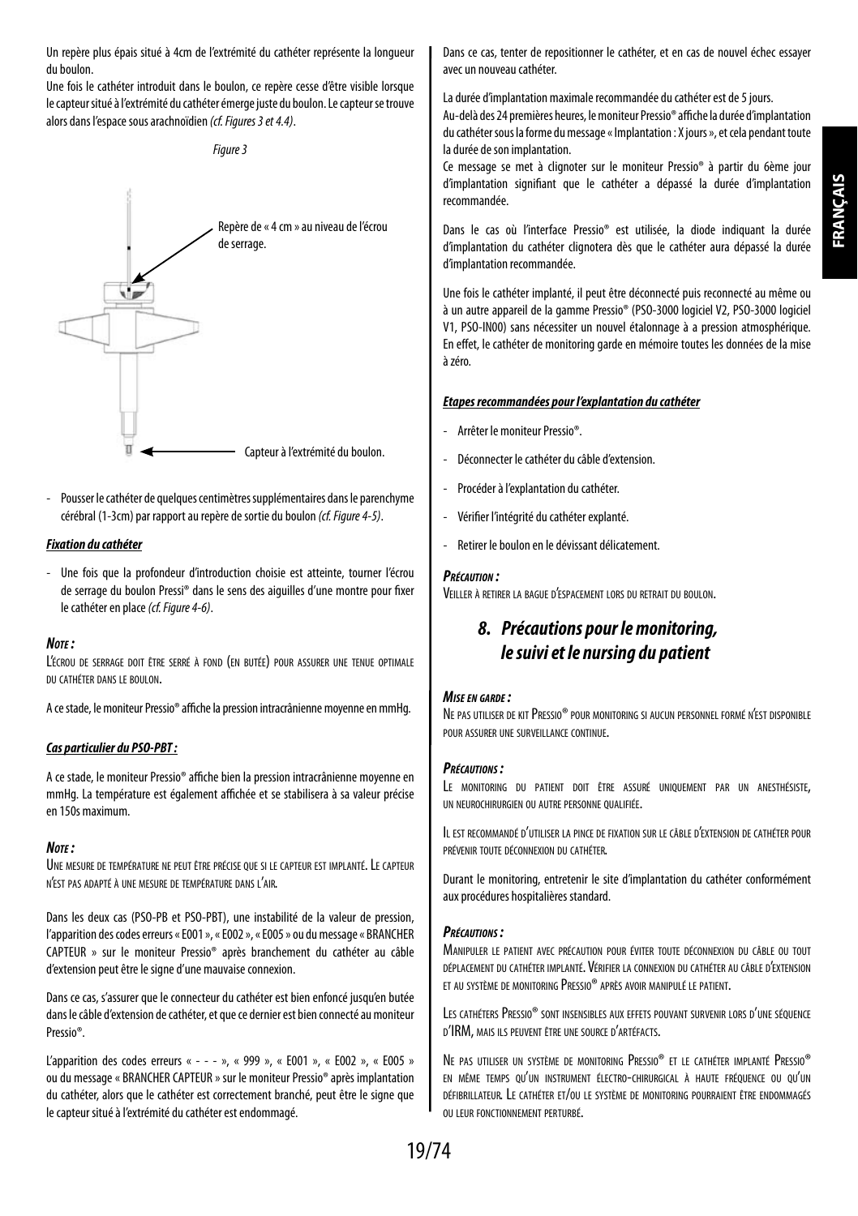Un repère plus épais situé à 4cm de l'extrémité du cathéter représente la longueur du boulon.

Une fois le cathéter introduit dans le boulon, ce repère cesse d'être visible lorsque le capteur situé à l'extrémité du cathéter émerge juste du boulon. Le capteur se trouve alors dans l'espace sous arachnoïdien *(cf. Figures 3 et 4.4)*.

*Figure 3*

Repère de « 4 cm » au niveau de l'écrou de serrage.

Capteur à l'extrémité du boulon.

- Pousser le cathéter de quelques centimètres supplémentaires dans le parenchyme cérébral (1-3cm) par rapport au repère de sortie du boulon *(cf. Figure 4-5)*.

***Fixation du cathéter***

- Une fois que la profondeur d'introduction choisie est atteinte, tourner l'écrou de serrage du boulon Pressi® dans le sens des aiguilles d'une montre pour fixer le cathéter en place *(cf. Figure 4-6)*.

***Note :***

L'écrou de serrage doit être serré à fond (en butée) pour assurer une tenue optimale du cathéter dans le boulon.

A ce stade, le moniteur Pressio® affiche la pression intracrânienne moyenne en mmHg.

***Cas particulier du PSO-PBT :***

A ce stade, le moniteur Pressio® affiche bien la pression intracrânienne moyenne en mmHg. La température est également affichée et se stabilisera à sa valeur précise en 150s maximum.

***Note :***

Une mesure de température ne peut être précise que si le capteur est implanté. Le capteur n'est pas adapté à une mesure de température dans l'air.

Dans les deux cas (PSO-PB et PSO-PBT), une instabilité de la valeur de pression, l'apparition des codes erreurs « E001 », « E002 », « E005 » ou du message « BRANCHER CAPTEUR » sur le moniteur Pressio® après branchement du cathéter au câble d'extension peut être le signe d'une mauvaise connexion.

Dans ce cas, s'assurer que le connecteur du cathéter est bien enfoncé jusqu'en butée dans le câble d'extension de cathéter, et que ce dernier est bien connecté au moniteur Pressio®.

L'apparition des codes erreurs « - - - - », « 999 », « E001 », « E002 », « E005 » ou du message « BRANCHER CAPTEUR » sur le moniteur Pressio® après implantation du cathéter, alors que le cathéter est correctement branché, peut être le signe que le capteur situé à l'extrémité du cathéter est endommagé.

Dans ce cas, tenter de repositionner le cathéter, et en cas de nouvel échec essayer avec un nouveau cathéter.

La durée d'implantation maximale recommandée du cathéter est de 5 jours.

Au-delà des 24 premières heures, le moniteur Pressio® affiche la durée d'implantation du cathéter sous la forme du message « Implantation : X jours », et cela pendant toute la durée de son implantation.

Ce message se met à clignoter sur le moniteur Pressio® à partir du 6ème jour d'implantation signifiant que le cathéter a dépassé la durée d'implantation recommandée.

Dans le cas où l'interface Pressio® est utilisée, la diode indiquant la durée d'implantation du cathéter clignotera dès que le cathéter aura dépassé la durée d'implantation recommandée.

Une fois le cathéter implanté, il peut être déconnecté puis reconnecté au même ou à un autre appareil de la gamme Pressio® (PSO-3000 logiciel V2, PSO-3000 logiciel V1, PSO-IN00) sans nécessiter un nouvel étalonnage à a pression atmosphérique. En effet, le cathéter de monitoring garde en mémoire toutes les données de la mise à zéro.

***Etapes recommandées pour l'explantation du cathéter***

- Arrêter le moniteur Pressio®.
- Déconnecter le cathéter du câble d'extension.
- Procéder à l'explantation du cathéter.
- Vérifier l'intégrité du cathéter explanté.
- Retirer le boulon en le dévissant délicatement.

***Précaution :***

Veiller à retirer la bague d'espacement lors du retrait du boulon.

## *8. Précautions pour le monitoring, le suivi et le nursing du patient*

***Mise en garde :***

Ne pas utiliser de kit Pressio® pour monitoring si aucun personnel formé n'est disponible pour assurer une surveillance continue.

***Précautions :***

Le monitoring du patient doit être assuré uniquement par un anesthésiste, un neurochirurgien ou autre personne qualifiée.

Il est recommandé d'utiliser la pince de fixation sur le câble d'extension de cathéter pour prévenir toute déconnexion du cathéter.

Durant le monitoring, entretenir le site d'implantation du cathéter conformément aux procédures hospitalières standard.

***Précautions :***

Manipuler le patient avec précaution pour éviter toute déconnexion du câble ou tout déplacement du cathéter implanté. Vérifier la connexion du cathéter au câble d'extension et au système de monitoring Pressio® après avoir manipulé le patient.

Les cathéters Pressio® sont insensibles aux effets pouvant survenir lors d'une séquence d'IRM, mais ils peuvent être une source d'artéfacts.

Ne pas utiliser un système de monitoring Pressio® et le cathéter implanté Pressio® en même temps qu'un instrument électro-chirurgical à haute fréquence ou qu'un défibrillateur. Le cathéter et/ou le système de monitoring pourraient être endommagés ou leur fonctionnement perturbé.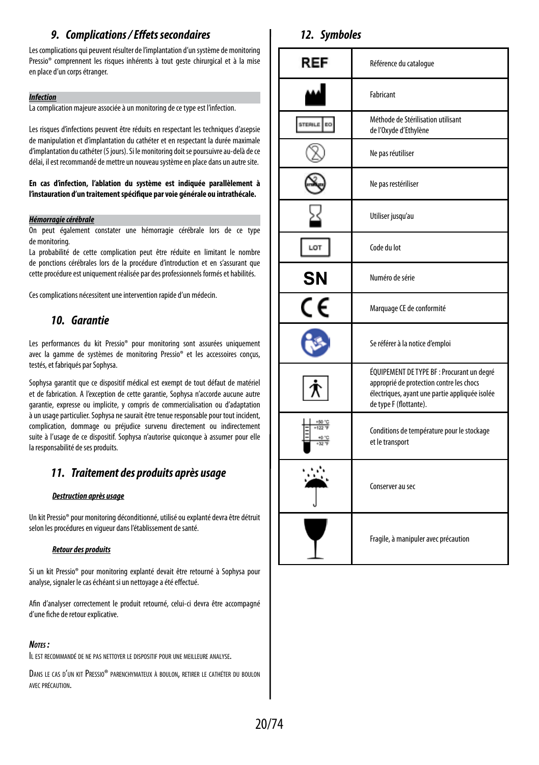## 9. Complications / Effets secondaires

Les complications qui peuvent résulter de l'implantation d'un système de monitoring Pressio® comprennent les risques inhérents à tout geste chirurgical et à la mise en place d'un corps étranger.

***Infection***

La complication majeure associée à un monitoring de ce type est l'infection.

Les risques d'infections peuvent être réduits en respectant les techniques d'asepsie de manipulation et d'implantation du cathéter et en respectant la durée maximale d'implantation du cathéter (5 jours). Si le monitoring doit se poursuivre au-delà de ce délai, il est recommandé de mettre un nouveau système en place dans un autre site.

**En cas d'infection, l'ablation du système est indiquée parallèlement à l'instauration d'un traitement spécifique par voie générale ou intrathécale.**

***Hémorragie cérébrale***

On peut également constater une hémorragie cérébrale lors de ce type de monitoring.

La probabilité de cette complication peut être réduite en limitant le nombre de ponctions cérébrales lors de la procédure d'introduction et en s'assurant que cette procédure est uniquement réalisée par des professionnels formés et habilités.

Ces complications nécessitent une intervention rapide d'un médecin.

## 10. Garantie

Les performances du kit Pressio® pour monitoring sont assurées uniquement avec la gamme de systèmes de monitoring Pressio® et les accessoires conçus, testés, et fabriqués par Sophysa.

Sophysa garantit que ce dispositif médical est exempt de tout défaut de matériel et de fabrication. A l'exception de cette garantie, Sophysa n'accorde aucune autre garantie, expresse ou implicite, y compris de commercialisation ou d'adaptation à un usage particulier. Sophysa ne saurait être tenue responsable pour tout incident, complication, dommage ou préjudice survenu directement ou indirectement suite à l'usage de ce dispositif. Sophysa n'autorise quiconque à assumer pour elle la responsabilité de ses produits.

## 11. Traitement des produits après usage

***Destruction après usage***

Un kit Pressio® pour monitoring déconditionné, utilisé ou explanté devra être détruit selon les procédures en vigueur dans l'établissement de santé.

***Retour des produits***

Si un kit Pressio® pour monitoring explanté devait être retourné à Sophysa pour analyse, signaler le cas échéant si un nettoyage a été effectué.

Afin d'analyser correctement le produit retourné, celui-ci devra être accompagné d'une fiche de retour explicative.

***Notes :***

Il est recommandé de ne pas nettoyer le dispositif pour une meilleure analyse.

Dans le cas d'un kit Pressio® parenchymateux à boulon, retirer le cathéter du boulon avec précaution.

## 12. Symboles

| Symbole | Signification |
|---|---|
| REF | Référence du catalogue |
| | Fabricant |
| STERILE EO | Méthode de Stérilisation utilisant de l'Oxyde d'Ethylène |
| | Ne pas réutiliser |
| | Ne pas restériliser |
| | Utiliser jusqu'au |
| LOT | Code du lot |
| SN | Numéro de série |
| CE | Marquage CE de conformité |
| | Se référer à la notice d'emploi |
| | ÉQUIPEMENT DE TYPE BF : Procurant un degré approprié de protection contre les chocs électriques, ayant une partie appliquée isolée de type F (flottante). |
| +50 °C +122 °F / +0 °C +32 °F | Conditions de température pour le stockage et le transport |
| | Conserver au sec |
| | Fragile, à manipuler avec précaution |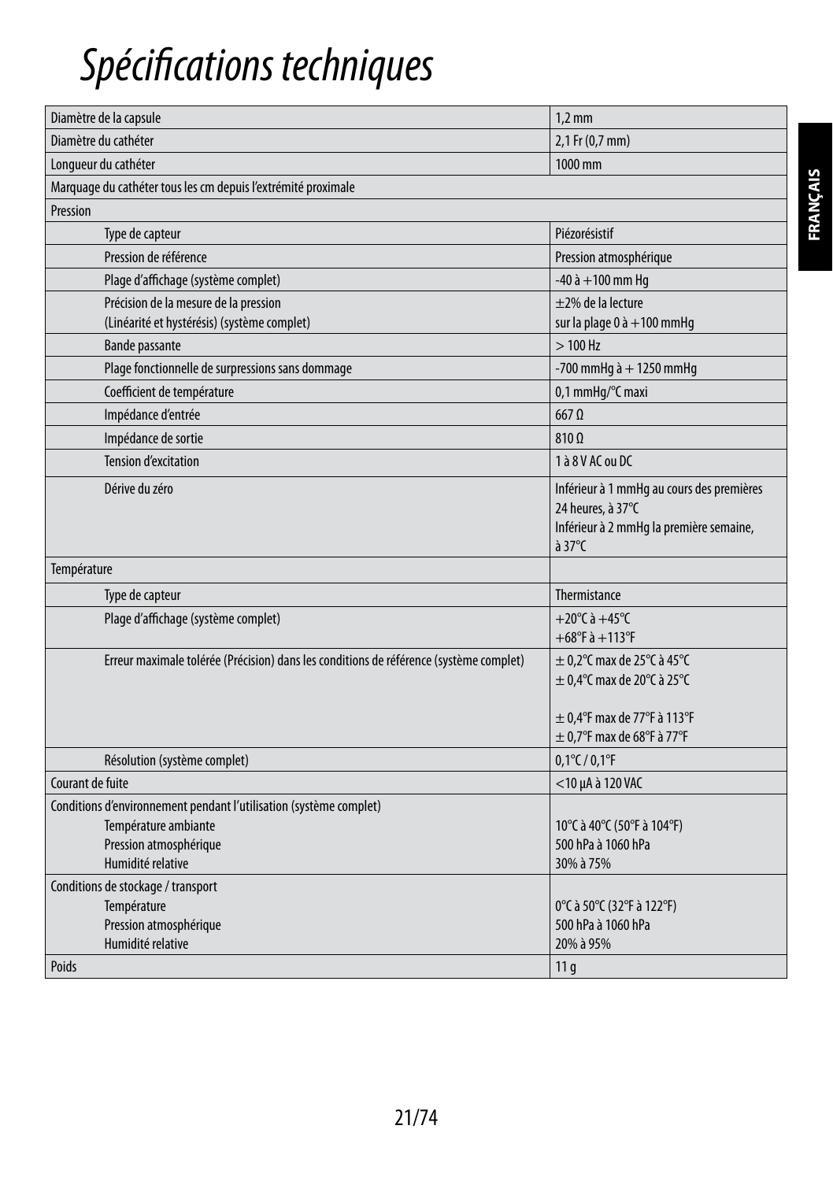# Spécifications techniques

| | |
|---|---|
| Diamètre de la capsule | 1,2 mm |
| Diamètre du cathéter | 2,1 Fr (0,7 mm) |
| Longueur du cathéter | 1000 mm |
| Marquage du cathéter tous les cm depuis l'extrémité proximale | |
| Pression | |
| Type de capteur | Piézorésistif |
| Pression de référence | Pression atmosphérique |
| Plage d'affichage (système complet) | -40 à +100 mm Hg |
| Précision de la mesure de la pression<br>(Linéarité et hystérésis) (système complet) | ±2% de la lecture<br>sur la plage 0 à +100 mmHg |
| Bande passante | > 100 Hz |
| Plage fonctionnelle de surpressions sans dommage | -700 mmHg à + 1250 mmHg |
| Coefficient de température | 0,1 mmHg/°C maxi |
| Impédance d'entrée | 667 Ω |
| Impédance de sortie | 810 Ω |
| Tension d'excitation | 1 à 8 V AC ou DC |
| Dérive du zéro | Inférieur à 1 mmHg au cours des premières 24 heures, à 37°C<br>Inférieur à 2 mmHg la première semaine, à 37°C |
| Température | |
| Type de capteur | Thermistance |
| Plage d'affichage (système complet) | +20°C à +45°C<br>+68°F à +113°F |
| Erreur maximale tolérée (Précision) dans les conditions de référence (système complet) | ± 0,2°C max de 25°C à 45°C<br>± 0,4°C max de 20°C à 25°C<br><br>± 0,4°F max de 77°F à 113°F<br>± 0,7°F max de 68°F à 77°F |
| Résolution (système complet) | 0,1°C / 0,1°F |
| Courant de fuite | <10 µA à 120 VAC |
| Conditions d'environnement pendant l'utilisation (système complet)<br>Température ambiante<br>Pression atmosphérique<br>Humidité relative | <br>10°C à 40°C (50°F à 104°F)<br>500 hPa à 1060 hPa<br>30% à 75% |
| Conditions de stockage / transport<br>Température<br>Pression atmosphérique<br>Humidité relative | <br>0°C à 50°C (32°F à 122°F)<br>500 hPa à 1060 hPa<br>20% à 95% |
| Poids | 11 g |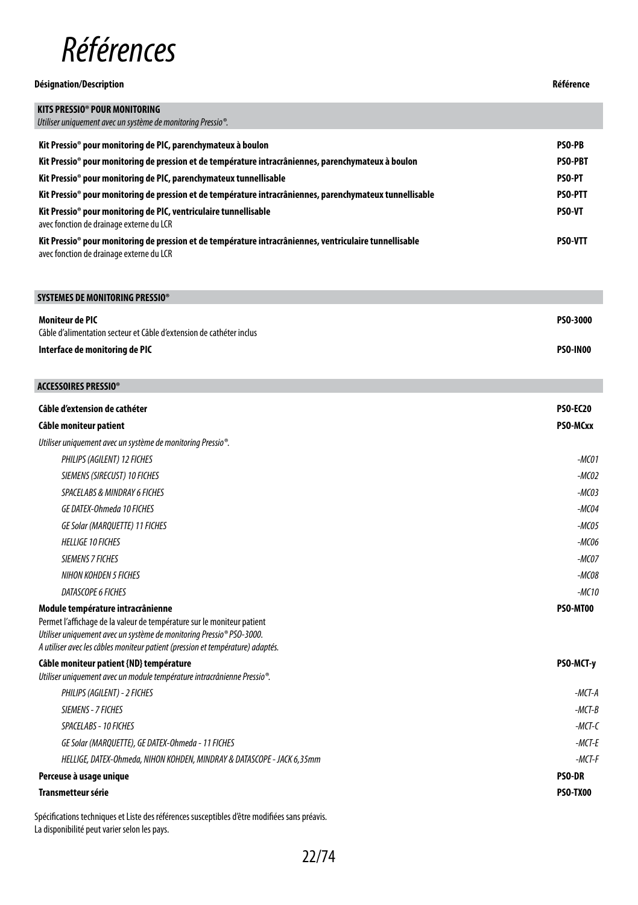# Références

| Désignation/Description | Référence |
|---|---|
| **KITS PRESSIO® POUR MONITORING**<br>*Utiliser uniquement avec un système de monitoring Pressio®.* | |
| **Kit Pressio® pour monitoring de PIC, parenchymateux à boulon** | **PSO-PB** |
| **Kit Pressio® pour monitoring de pression et de température intracrâniennes, parenchymateux à boulon** | **PSO-PBT** |
| **Kit Pressio® pour monitoring de PIC, parenchymateux tunnellisable** | **PSO-PT** |
| **Kit Pressio® pour monitoring de pression et de température intracrâniennes, parenchymateux tunnellisable** | **PSO-PTT** |
| **Kit Pressio® pour monitoring de PIC, ventriculaire tunnellisable**<br>avec fonction de drainage externe du LCR | **PSO-VT** |
| **Kit Pressio® pour monitoring de pression et de température intracrâniennes, ventriculaire tunnellisable**<br>avec fonction de drainage externe du LCR | **PSO-VTT** |
| **SYSTEMES DE MONITORING PRESSIO®** | |
| **Moniteur de PIC**<br>Câble d'alimentation secteur et Câble d'extension de cathéter inclus | **PSO-3000** |
| **Interface de monitoring de PIC** | **PSO-IN00** |
| **ACCESSOIRES PRESSIO®** | |
| **Câble d'extension de cathéter** | **PSO-EC20** |
| **Câble moniteur patient** | **PSO-MCxx** |
| *Utiliser uniquement avec un système de monitoring Pressio®.* | |
| *PHILIPS (AGILENT) 12 FICHES* | *-MC01* |
| *SIEMENS (SIRECUST) 10 FICHES* | *-MC02* |
| *SPACELABS & MINDRAY 6 FICHES* | *-MC03* |
| *GE DATEX-Ohmeda 10 FICHES* | *-MC04* |
| *GE Solar (MARQUETTE) 11 FICHES* | *-MC05* |
| *HELLIGE 10 FICHES* | *-MC06* |
| *SIEMENS 7 FICHES* | *-MC07* |
| *NIHON KOHDEN 5 FICHES* | *-MC08* |
| *DATASCOPE 6 FICHES* | *-MC10* |
| **Module température intracrânienne**<br>Permet l'affichage de la valeur de température sur le moniteur patient<br>*Utiliser uniquement avec un système de monitoring Pressio® PSO-3000.*<br>*A utiliser avec les câbles moniteur patient (pression et température) adaptés.* | **PSO-MT00** |
| **Câble moniteur patient {ND} température**<br>*Utiliser uniquement avec un module température intracrânienne Pressio®.* | **PSO-MCT-y** |
| *PHILIPS (AGILENT) - 2 FICHES* | *-MCT-A* |
| *SIEMENS - 7 FICHES* | *-MCT-B* |
| *SPACELABS - 10 FICHES* | *-MCT-C* |
| *GE Solar (MARQUETTE), GE DATEX-Ohmeda - 11 FICHES* | *-MCT-E* |
| *HELLIGE, DATEX-Ohmeda, NIHON KOHDEN, MINDRAY & DATASCOPE - JACK 6,35mm* | *-MCT-F* |
| **Perceuse à usage unique** | **PSO-DR** |
| **Transmetteur série** | **PSO-TX00** |

Spécifications techniques et Liste des références susceptibles d'être modifiées sans préavis.
La disponibilité peut varier selon les pays.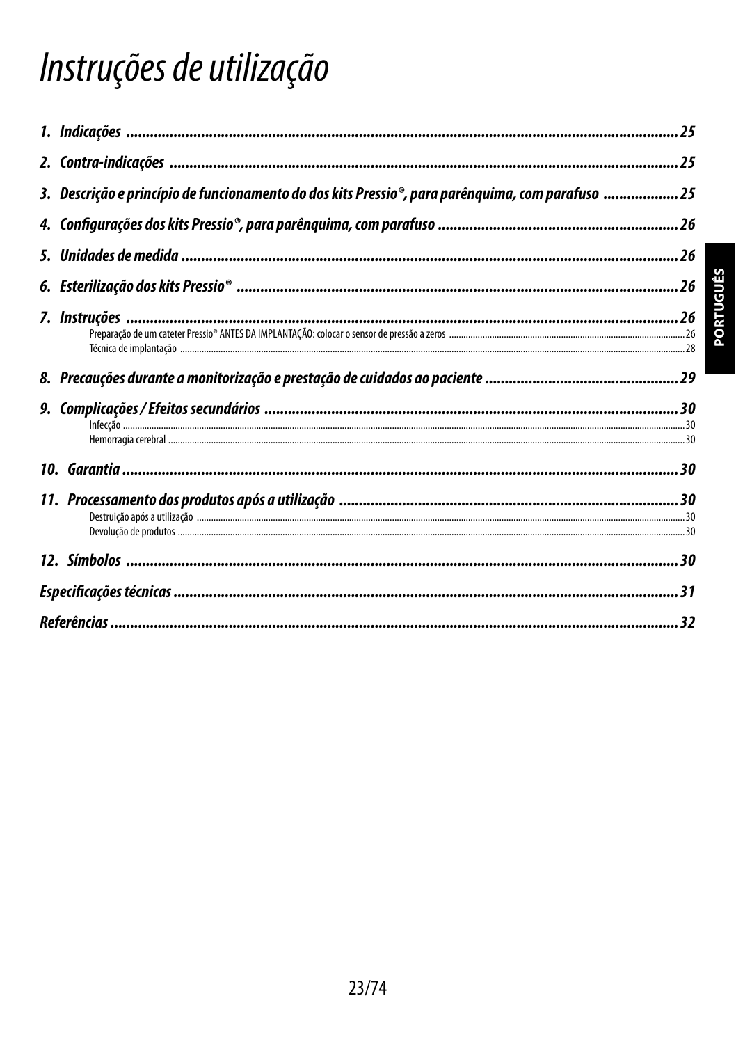# Instruções de utilização

**1. Indicações** ........................................................ 25

**2. Contra-indicações** ........................................................ 25

**3. Descrição e princípio de funcionamento do dos kits Pressio®, para parênquima, com parafuso** ........................ 25

**4. Configurações dos kits Pressio®, para parênquima, com parafuso** ........................ 26

**5. Unidades de medida** ........................................................ 26

**6. Esterilização dos kits Pressio®** ........................................................ 26

**7. Instruções** ........................................................ 26

Preparação de um cateter Pressio® ANTES DA IMPLANTAÇÃO: colocar o sensor de pressão a zeros ........................ 26

Técnica de implantação ........................................................ 28

**8. Precauções durante a monitorização e prestação de cuidados ao paciente** ........................ 29

**9. Complicações / Efeitos secundários** ........................................................ 30

Infecção ........................................................ 30

Hemorragia cerebral ........................................................ 30

**10. Garantia** ........................................................ 30

**11. Processamento dos produtos após a utilização** ........................................................ 30

Destruição após a utilização ........................................................ 30

Devolução de produtos ........................................................ 30

**12. Símbolos** ........................................................ 30

**Especificações técnicas** ........................................................ 31

**Referências** ........................................................ 32

PORTUGUÊS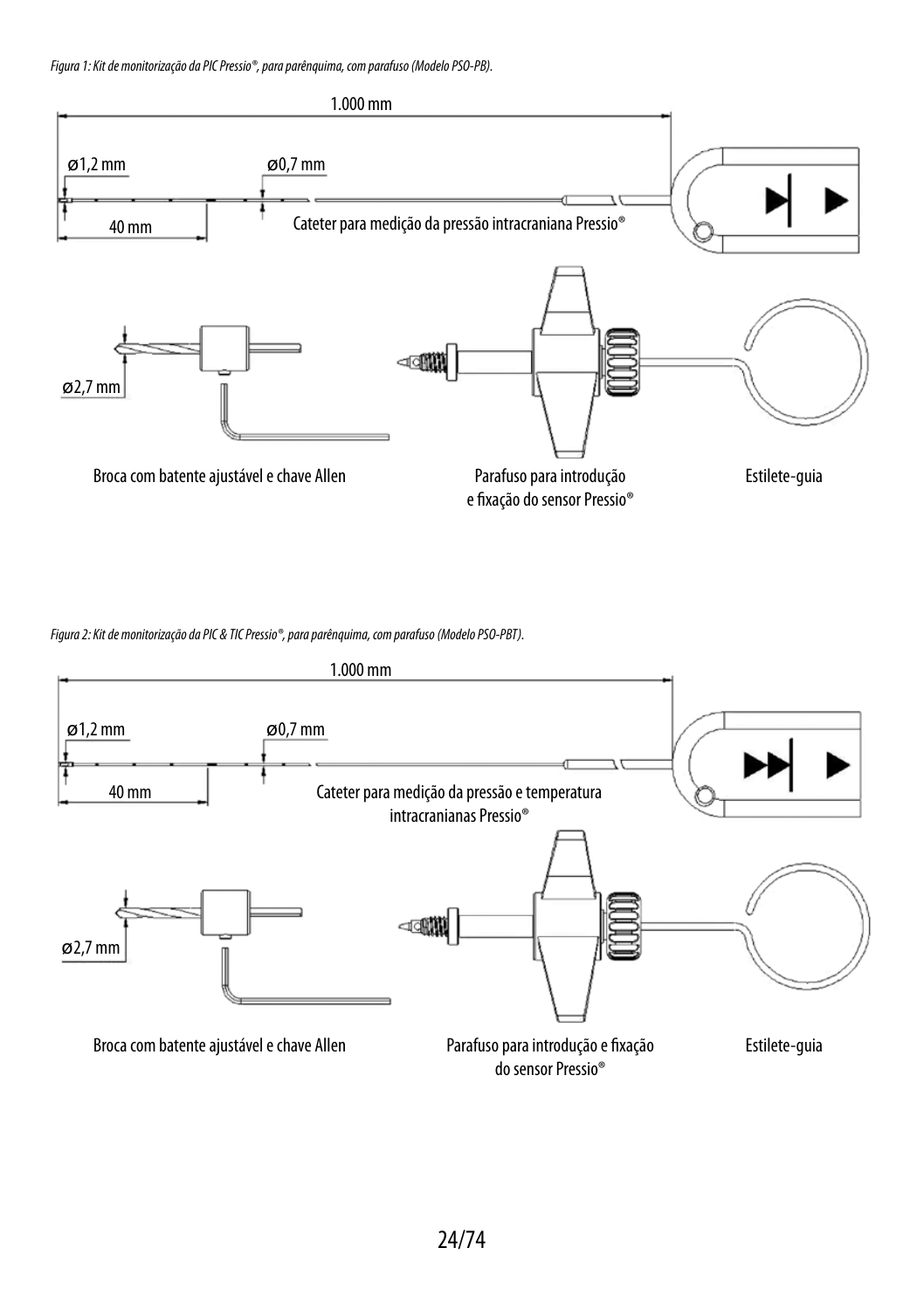*Figura 1: Kit de monitorização da PIC Pressio®, para parênquima, com parafuso (Modelo PSO-PB).*

1.000 mm

ø1,2 mm

ø0,7 mm

40 mm

Cateter para medição da pressão intracraniana Pressio®

ø2,7 mm

Broca com batente ajustável e chave Allen

Parafuso para introdução e fixação do sensor Pressio®

Estilete-guia

*Figura 2: Kit de monitorização da PIC & TIC Pressio®, para parênquima, com parafuso (Modelo PSO-PBT).*

1.000 mm

ø1,2 mm

ø0,7 mm

40 mm

Cateter para medição da pressão e temperatura intracranianas Pressio®

ø2,7 mm

Broca com batente ajustável e chave Allen

Parafuso para introdução e fixação do sensor Pressio®

Estilete-guia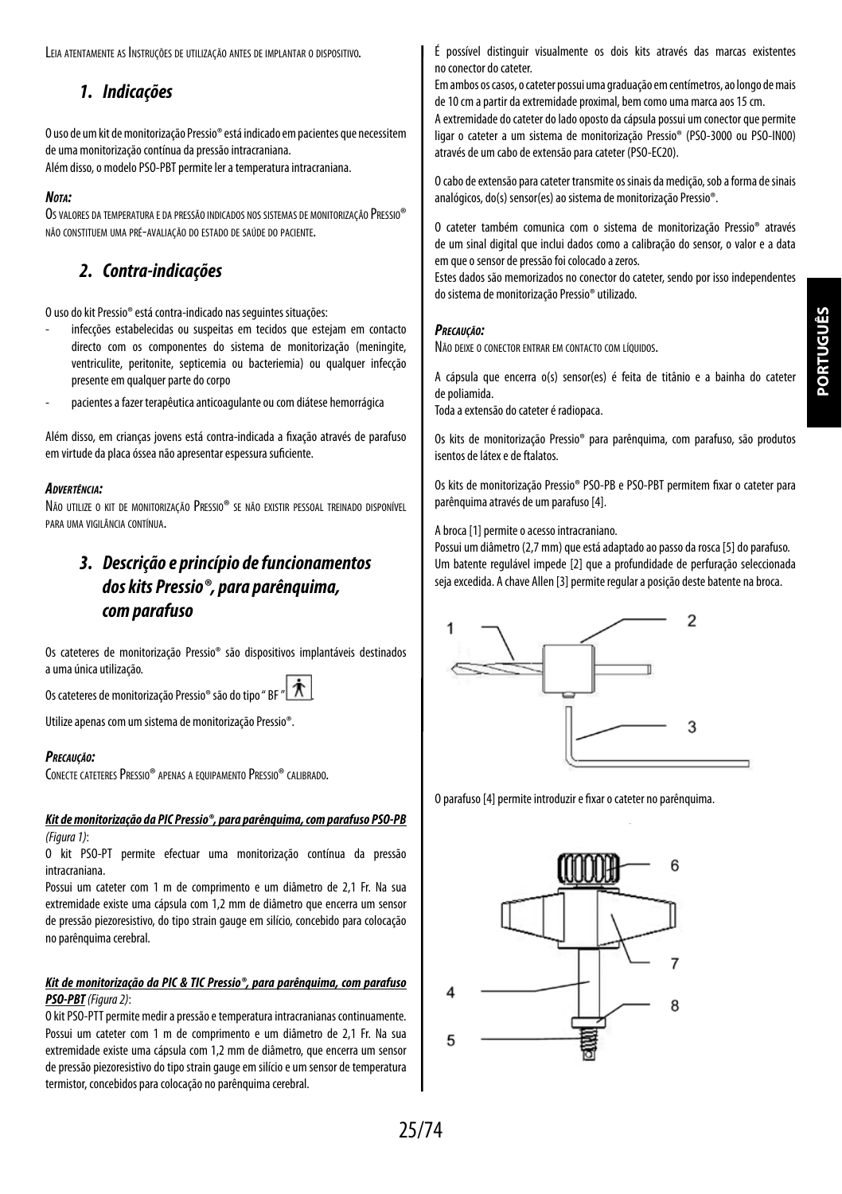Leia atentamente as Instruções de utilização antes de implantar o dispositivo.

## *1. Indicações*

O uso de um kit de monitorização Pressio® está indicado em pacientes que necessitem de uma monitorização contínua da pressão intracraniana.
Além disso, o modelo PSO-PBT permite ler a temperatura intracraniana.

***Nota:***
Os valores da temperatura e da pressão indicados nos sistemas de monitorização Pressio® não constituem uma pré-avaliação do estado de saúde do paciente.

## *2. Contra-indicações*

O uso do kit Pressio® está contra-indicado nas seguintes situações:

- infecções estabelecidas ou suspeitas em tecidos que estejam em contacto directo com os componentes do sistema de monitorização (meningite, ventriculite, peritonite, septicemia ou bacteriemia) ou qualquer infecção presente em qualquer parte do corpo
- pacientes a fazer terapêutica anticoagulante ou com diátese hemorrágica

Além disso, em crianças jovens está contra-indicada a fixação através de parafuso em virtude da placa óssea não apresentar espessura suficiente.

***Advertência:***
Não utilize o kit de monitorização Pressio® se não existir pessoal treinado disponível para uma vigilância contínua.

## *3. Descrição e princípio de funcionamentos dos kits Pressio®, para parênquima, com parafuso*

Os cateteres de monitorização Pressio® são dispositivos implantáveis destinados a uma única utilização.

Os cateteres de monitorização Pressio® são do tipo " BF ".

Utilize apenas com um sistema de monitorização Pressio®.

***Precaução:***
Conecte cateteres Pressio® apenas a equipamento Pressio® calibrado.

***Kit de monitorização da PIC Pressio®, para parênquima, com parafuso PSO-PB*** *(Figura 1)*:
O kit PSO-PT permite efectuar uma monitorização contínua da pressão intracraniana.
Possui um cateter com 1 m de comprimento e um diâmetro de 2,1 Fr. Na sua extremidade existe uma cápsula com 1,2 mm de diâmetro que encerra um sensor de pressão piezoresistivo, do tipo strain gauge em silício, concebido para colocação no parênquima cerebral.

***Kit de monitorização da PIC & TIC Pressio®, para parênquima, com parafuso PSO-PBT*** *(Figura 2)*:
O kit PSO-PTT permite medir a pressão e temperatura intracranianas continuamente. Possui um cateter com 1 m de comprimento e um diâmetro de 2,1 Fr. Na sua extremidade existe uma cápsula com 1,2 mm de diâmetro, que encerra um sensor de pressão piezoresistivo do tipo strain gauge em silício e um sensor de temperatura termistor, concebidos para colocação no parênquima cerebral.

É possível distinguir visualmente os dois kits através das marcas existentes no conector do cateter.
Em ambos os casos, o cateter possui uma graduação em centímetros, ao longo de mais de 10 cm a partir da extremidade proximal, bem como uma marca aos 15 cm.
A extremidade do cateter do lado oposto da cápsula possui um conector que permite ligar o cateter a um sistema de monitorização Pressio® (PSO-3000 ou PSO-IN00) através de um cabo de extensão para cateter (PSO-EC20).

O cabo de extensão para cateter transmite os sinais da medição, sob a forma de sinais analógicos, do(s) sensor(es) ao sistema de monitorização Pressio®.

O cateter também comunica com o sistema de monitorização Pressio® através de um sinal digital que inclui dados como a calibração do sensor, o valor e a data em que o sensor de pressão foi colocado a zeros.
Estes dados são memorizados no conector do cateter, sendo por isso independentes do sistema de monitorização Pressio® utilizado.

***Precaução:***
Não deixe o conector entrar em contacto com líquidos.

A cápsula que encerra o(s) sensor(es) é feita de titânio e a bainha do cateter de poliamida.
Toda a extensão do cateter é radiopaca.

Os kits de monitorização Pressio® para parênquima, com parafuso, são produtos isentos de látex e de ftalatos.

Os kits de monitorização Pressio® PSO-PB e PSO-PBT permitem fixar o cateter para parênquima através de um parafuso [4].

A broca [1] permite o acesso intracraniano.
Possui um diâmetro (2,7 mm) que está adaptado ao passo da rosca [5] do parafuso.
Um batente regulável impede [2] que a profundidade de perfuração seleccionada seja excedida. A chave Allen [3] permite regular a posição deste batente na broca.

O parafuso [4] permite introduzir e fixar o cateter no parênquima.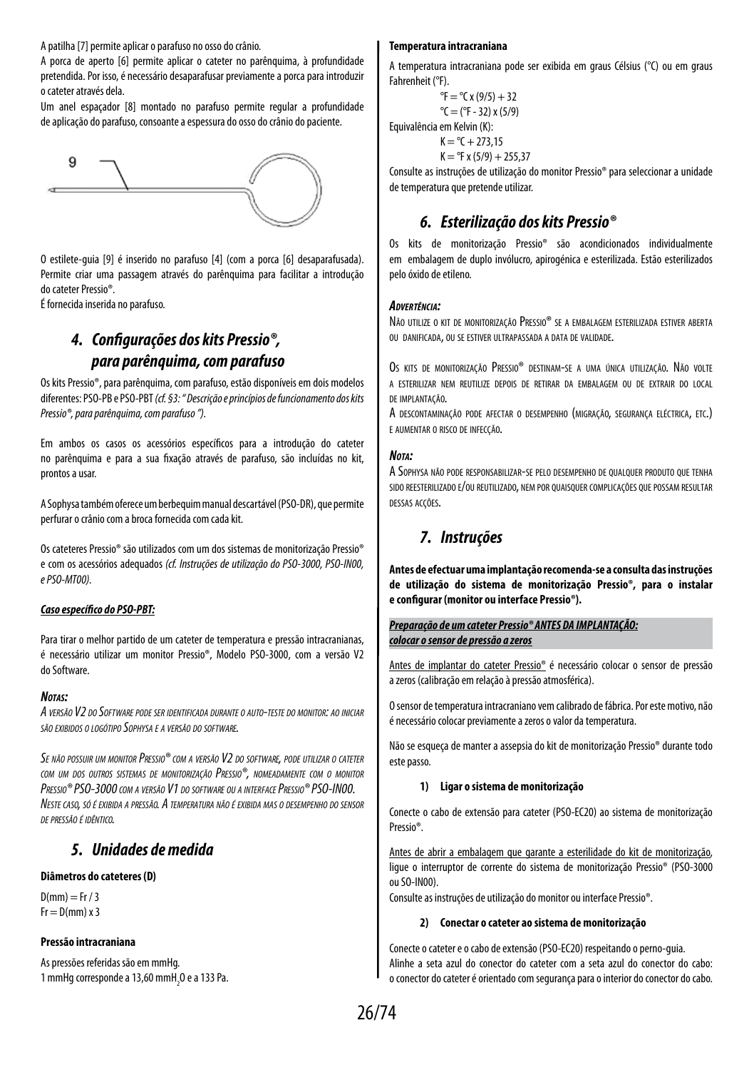A patilha [7] permite aplicar o parafuso no osso do crânio.

A porca de aperto [6] permite aplicar o cateter no parênquima, à profundidade pretendida. Por isso, é necessário desaparafusar previamente a porca para introduzir o cateter através dela.

Um anel espaçador [8] montado no parafuso permite regular a profundidade de aplicação do parafuso, consoante a espessura do osso do crânio do paciente.

9

O estilete-guia [9] é inserido no parafuso [4] (com a porca [6] desaparafusada). Permite criar uma passagem através do parênquima para facilitar a introdução do cateter Pressio®.

É fornecida inserida no parafuso.

## 4. Configurações dos kits Pressio®, para parênquima, com parafuso

Os kits Pressio®, para parênquima, com parafuso, estão disponíveis em dois modelos diferentes: PSO-PB e PSO-PBT *(cf. §3: " Descrição e princípios de funcionamento dos kits Pressio®, para parênquima, com parafuso ").*

Em ambos os casos os acessórios específicos para a introdução do cateter no parênquima e para a sua fixação através de parafuso, são incluídas no kit, prontos a usar.

A Sophysa também oferece um berbequim manual descartável (PSO-DR), que permite perfurar o crânio com a broca fornecida com cada kit.

Os cateteres Pressio® são utilizados com um dos sistemas de monitorização Pressio® e com os acessórios adequados *(cf. Instruções de utilização do PSO-3000, PSO-IN00, e PSO-MT00).*

***Caso específico do PSO-PBT:***

Para tirar o melhor partido de um cateter de temperatura e pressão intracranianas, é necessário utilizar um monitor Pressio®, Modelo PSO-3000, com a versão V2 do Software.

***Notas:***

*A versão V2 do Software pode ser identificada durante o auto-teste do monitor: ao iniciar são exibidos o logótipo Sophysa e a versão do software.*

*Se não possuir um monitor Pressio® com a versão V2 do software, pode utilizar o cateter com um dos outros sistemas de monitorização Pressio®, nomeadamente com o monitor Pressio® PSO-3000 com a versão V1 do software ou a interface Pressio® PSO-IN00. Neste caso, só é exibida a pressão. A temperatura não é exibida mas o desempenho do sensor de pressão é idêntico.*

## 5. Unidades de medida

**Diâmetros do cateteres (D)**

D(mm) = Fr / 3
Fr = D(mm) x 3

**Pressão intracraniana**

As pressões referidas são em mmHg.
1 mmHg corresponde a 13,60 mm$H_2O$ e a 133 Pa.

**Temperatura intracraniana**

A temperatura intracraniana pode ser exibida em graus Célsius (°C) ou em graus Fahrenheit (°F).

°F = °C x (9/5) + 32
°C = (°F - 32) x (5/9)

Equivalência em Kelvin (K):

K = °C + 273,15
K = °F x (5/9) + 255,37

Consulte as instruções de utilização do monitor Pressio® para seleccionar a unidade de temperatura que pretende utilizar.

## 6. Esterilização dos kits Pressio®

Os kits de monitorização Pressio® são acondicionados individualmente em embalagem de duplo invólucro, apirogénica e esterilizada. Estão esterilizados pelo óxido de etileno.

***Advertência:***

Não utilize o kit de monitorização Pressio® se a embalagem esterilizada estiver aberta ou danificada, ou se estiver ultrapassada a data de validade.

Os kits de monitorização Pressio® destinam-se a uma única utilização. Não volte a esterilizar nem reutilize depois de retirar da embalagem ou de extrair do local de implantação.

A descontaminação pode afectar o desempenho (migração, segurança eléctrica, etc.) e aumentar o risco de infecção.

***Nota:***

A Sophysa não pode responsabilizar-se pelo desempenho de qualquer produto que tenha sido reesterilizado e/ou reutilizado, nem por quaisquer complicações que possam resultar dessas acções.

## 7. Instruções

**Antes de efectuar uma implantação recomenda-se a consulta das instruções de utilização do sistema de monitorização Pressio®, para o instalar e configurar (monitor ou interface Pressio®).**

***Preparação de um cateter Pressio® ANTES DA IMPLANTAÇÃO: colocar o sensor de pressão a zeros***

Antes de implantar do cateter Pressio® é necessário colocar o sensor de pressão a zeros (calibração em relação à pressão atmosférica).

O sensor de temperatura intracraniano vem calibrado de fábrica. Por este motivo, não é necessário colocar previamente a zeros o valor da temperatura.

Não se esqueça de manter a assepsia do kit de monitorização Pressio® durante todo este passo.

**1) Ligar o sistema de monitorização**

Conecte o cabo de extensão para cateter (PSO-EC20) ao sistema de monitorização Pressio®.

Antes de abrir a embalagem que garante a esterilidade do kit de monitorização, ligue o interruptor de corrente do sistema de monitorização Pressio® (PSO-3000 ou SO-IN00).

Consulte as instruções de utilização do monitor ou interface Pressio®.

**2) Conectar o cateter ao sistema de monitorização**

Conecte o cateter e o cabo de extensão (PSO-EC20) respeitando o perno-guia.

Alinhe a seta azul do conector do cateter com a seta azul do conector do cabo: o conector do cateter é orientado com segurança para o interior do conector do cabo.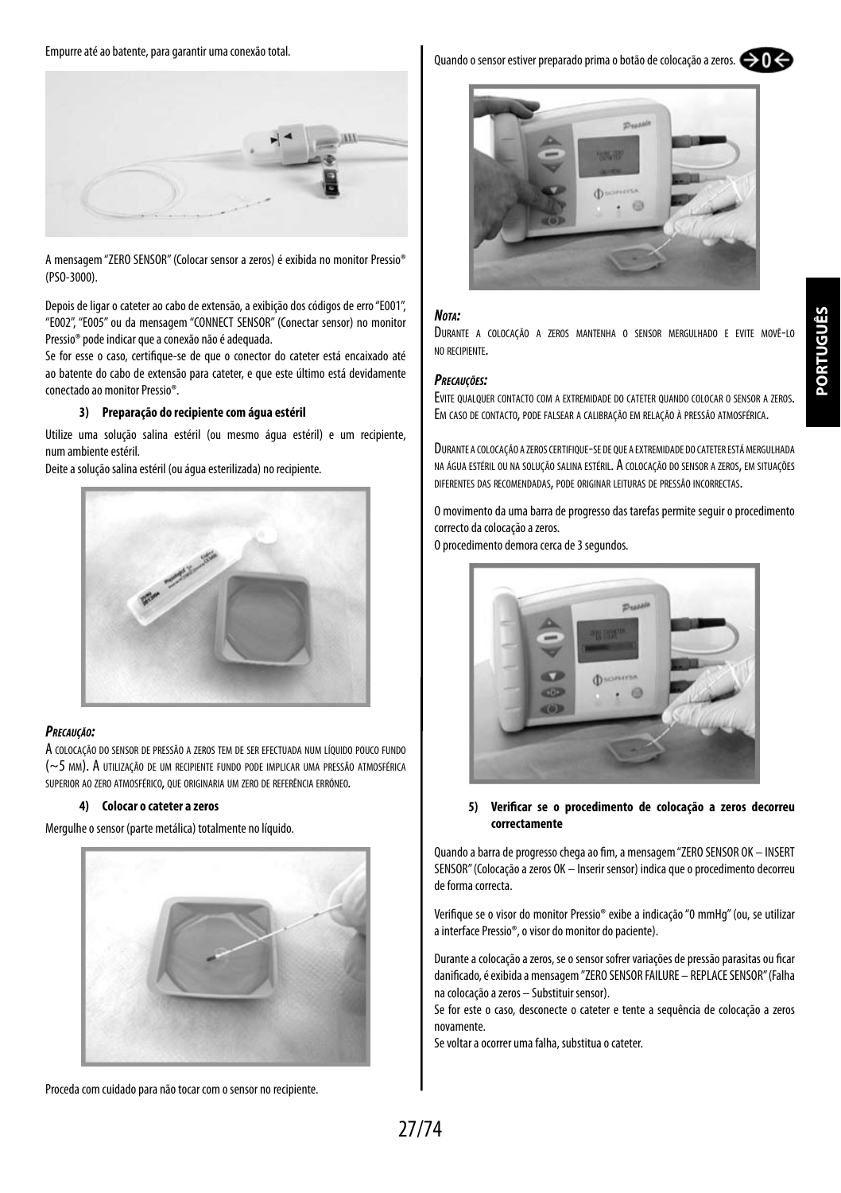Empurre até ao batente, para garantir uma conexão total.

A mensagem "ZERO SENSOR" (Colocar sensor a zeros) é exibida no monitor Pressio® (PSO-3000).

Depois de ligar o cateter ao cabo de extensão, a exibição dos códigos de erro "E001", "E002", "E005" ou da mensagem "CONNECT SENSOR" (Conectar sensor) no monitor Pressio® pode indicar que a conexão não é adequada.

Se for esse o caso, certifique-se de que o conector do cateter está encaixado até ao batente do cabo de extensão para cateter, e que este último está devidamente conectado ao monitor Pressio®.

**3) Preparação do recipiente com água estéril**

Utilize uma solução salina estéril (ou mesmo água estéril) e um recipiente, num ambiente estéril.

Deite a solução salina estéril (ou água esterilizada) no recipiente.

***Precaução:***

A colocação do sensor de pressão a zeros tem de ser efectuada num líquido pouco fundo (~5 mm). A utilização de um recipiente fundo pode implicar uma pressão atmosférica superior ao zero atmosférico, que originaria um zero de referência erróneo.

**4) Colocar o cateter a zeros**

Mergulhe o sensor (parte metálica) totalmente no líquido.

Proceda com cuidado para não tocar com o sensor no recipiente.

Quando o sensor estiver preparado prima o botão de colocação a zeros.

***Nota:***

Durante a colocação a zeros mantenha o sensor mergulhado e evite movê-lo no recipiente.

***Precauções:***

Evite qualquer contacto com a extremidade do cateter quando colocar o sensor a zeros. Em caso de contacto, pode falsear a calibração em relação à pressão atmosférica.

Durante a colocação a zeros certifique-se de que a extremidade do cateter está mergulhada na água estéril ou na solução salina estéril. A colocação do sensor a zeros, em situações diferentes das recomendadas, pode originar leituras de pressão incorrectas.

O movimento da uma barra de progresso das tarefas permite seguir o procedimento correcto da colocação a zeros.

O procedimento demora cerca de 3 segundos.

**5) Verificar se o procedimento de colocação a zeros decorreu correctamente**

Quando a barra de progresso chega ao fim, a mensagem "ZERO SENSOR OK – INSERT SENSOR" (Colocação a zeros OK – Inserir sensor) indica que o procedimento decorreu de forma correcta.

Verifique se o visor do monitor Pressio® exibe a indicação "0 mmHg" (ou, se utilizar a interface Pressio®, o visor do monitor do paciente).

Durante a colocação a zeros, se o sensor sofrer variações de pressão parasitas ou ficar danificado, é exibida a mensagem "ZERO SENSOR FAILURE – REPLACE SENSOR" (Falha na colocação a zeros – Substituir sensor).

Se for este o caso, desconecte o cateter e tente a sequência de colocação a zeros novamente.

Se voltar a ocorrer uma falha, substitua o cateter.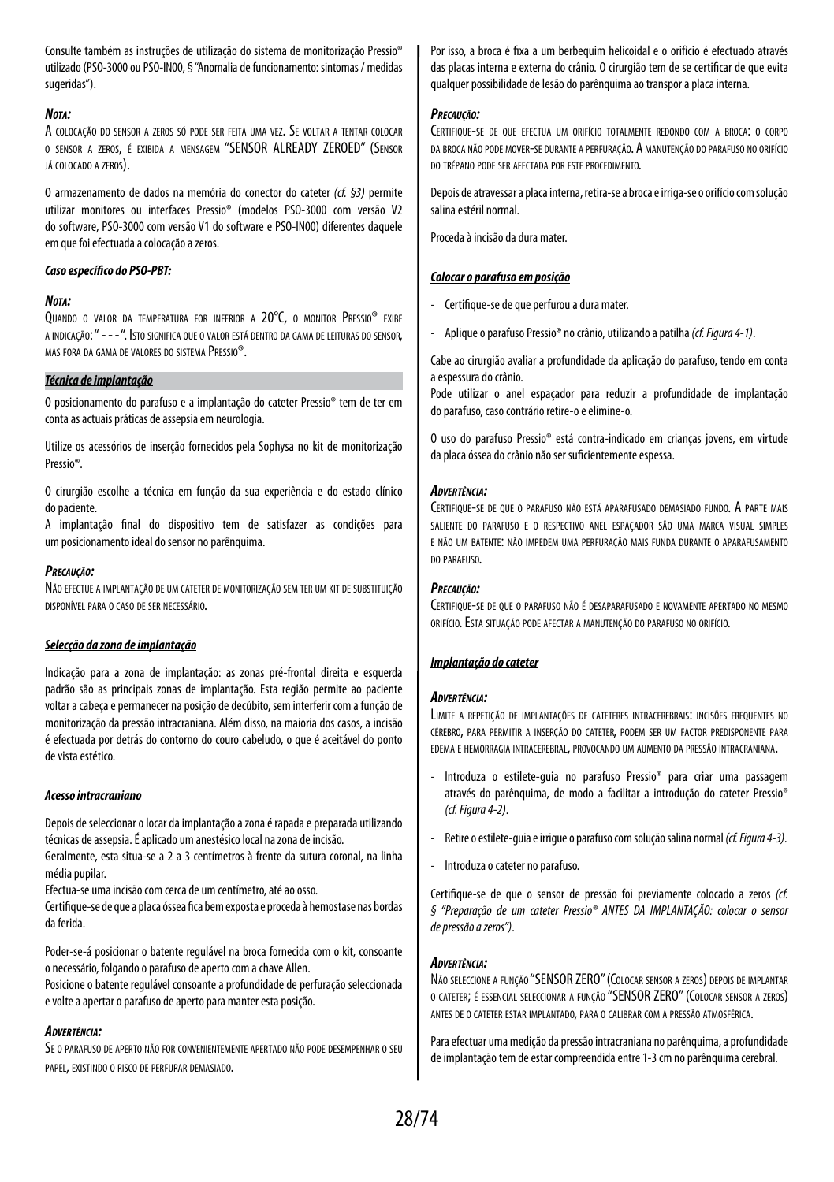Consulte também as instruções de utilização do sistema de monitorização Pressio® utilizado (PSO-3000 ou PSO-IN00, § "Anomalia de funcionamento: sintomas / medidas sugeridas").

***Nota:***

A colocação do sensor a zeros só pode ser feita uma vez. Se voltar a tentar colocar o sensor a zeros, é exibida a mensagem "SENSOR ALREADY ZEROED" (Sensor já colocado a zeros).

O armazenamento de dados na memória do conector do cateter *(cf. §3)* permite utilizar monitores ou interfaces Pressio® (modelos PSO-3000 com versão V2 do software, PSO-3000 com versão V1 do software e PSO-IN00) diferentes daquele em que foi efectuada a colocação a zeros.

***Caso específico do PSO-PBT:***

***Nota:***

Quando o valor da temperatura for inferior a 20°C, o monitor Pressio® exibe a indicação: " - - - ". Isto significa que o valor está dentro da gama de leituras do sensor, mas fora da gama de valores do sistema Pressio®.

***Técnica de implantação***

O posicionamento do parafuso e a implantação do cateter Pressio® tem de ter em conta as actuais práticas de assepsia em neurologia.

Utilize os acessórios de inserção fornecidos pela Sophysa no kit de monitorização Pressio®.

O cirurgião escolhe a técnica em função da sua experiência e do estado clínico do paciente.
A implantação final do dispositivo tem de satisfazer as condições para um posicionamento ideal do sensor no parênquima.

***Precaução:***

Não efectue a implantação de um cateter de monitorização sem ter um kit de substituição disponível para o caso de ser necessário.

***Selecção da zona de implantação***

Indicação para a zona de implantação: as zonas pré-frontal direita e esquerda padrão são as principais zonas de implantação. Esta região permite ao paciente voltar a cabeça e permanecer na posição de decúbito, sem interferir com a função de monitorização da pressão intracraniana. Além disso, na maioria dos casos, a incisão é efectuada por detrás do contorno do couro cabeludo, o que é aceitável do ponto de vista estético.

***Acesso intracraniano***

Depois de seleccionar o locar da implantação a zona é rapada e preparada utilizando técnicas de assepsia. É aplicado um anestésico local na zona de incisão.
Geralmente, esta situa-se a 2 a 3 centímetros à frente da sutura coronal, na linha média pupilar.
Efectua-se uma incisão com cerca de um centímetro, até ao osso.
Certifique-se de que a placa óssea fica bem exposta e proceda à hemostase nas bordas da ferida.

Poder-se-á posicionar o batente regulável na broca fornecida com o kit, consoante o necessário, folgando o parafuso de aperto com a chave Allen.
Posicione o batente regulável consoante a profundidade de perfuração seleccionada e volte a apertar o parafuso de aperto para manter esta posição.

***Advertência:***

Se o parafuso de aperto não for convenientemente apertado não pode desempenhar o seu papel, existindo o risco de perfurar demasiado.

Por isso, a broca é fixa a um berbequim helicoidal e o orifício é efectuado através das placas interna e externa do crânio. O cirurgião tem de se certificar de que evita qualquer possibilidade de lesão do parênquima ao transpor a placa interna.

***Precaução:***

Certifique-se de que efectua um orifício totalmente redondo com a broca: o corpo da broca não pode mover-se durante a perfuração. A manutenção do parafuso no orifício do trépano pode ser afectada por este procedimento.

Depois de atravessar a placa interna, retira-se a broca e irriga-se o orifício com solução salina estéril normal.

Proceda à incisão da dura mater.

***Colocar o parafuso em posição***

- Certifique-se de que perfurou a dura mater.
- Aplique o parafuso Pressio® no crânio, utilizando a patilha *(cf. Figura 4-1)*.

Cabe ao cirurgião avaliar a profundidade da aplicação do parafuso, tendo em conta a espessura do crânio.
Pode utilizar o anel espaçador para reduzir a profundidade de implantação do parafuso, caso contrário retire-o e elimine-o.

O uso do parafuso Pressio® está contra-indicado em crianças jovens, em virtude da placa óssea do crânio não ser suficientemente espessa.

***Advertência:***

Certifique-se de que o parafuso não está aparafusado demasiado fundo. A parte mais saliente do parafuso e o respectivo anel espaçador são uma marca visual simples e não um batente: não impedem uma perfuração mais funda durante o aparafusamento do parafuso.

***Precaução:***

Certifique-se de que o parafuso não é desaparafusado e novamente apertado no mesmo orifício. Esta situação pode afectar a manutenção do parafuso no orifício.

***Implantação do cateter***

***Advertência:***

Limite a repetição de implantações de cateteres intracerebrais: incisões frequentes no cérebro, para permitir a inserção do cateter, podem ser um factor predisponente para edema e hemorragia intracerebral, provocando um aumento da pressão intracraniana.

- Introduza o estilete-guia no parafuso Pressio® para criar uma passagem através do parênquima, de modo a facilitar a introdução do cateter Pressio® *(cf. Figura 4-2)*.
- Retire o estilete-guia e irrigue o parafuso com solução salina normal *(cf. Figura 4-3)*.
- Introduza o cateter no parafuso.

Certifique-se de que o sensor de pressão foi previamente colocado a zeros *(cf. § "Preparação de um cateter Pressio® ANTES DA IMPLANTAÇÃO: colocar o sensor de pressão a zeros")*.

***Advertência:***

Não seleccione a função "SENSOR ZERO" (Colocar sensor a zeros) depois de implantar o cateter; é essencial seleccionar a função "SENSOR ZERO" (Colocar sensor a zeros) antes de o cateter estar implantado, para o calibrar com a pressão atmosférica.

Para efectuar uma medição da pressão intracraniana no parênquima, a profundidade de implantação tem de estar compreendida entre 1-3 cm no parênquima cerebral.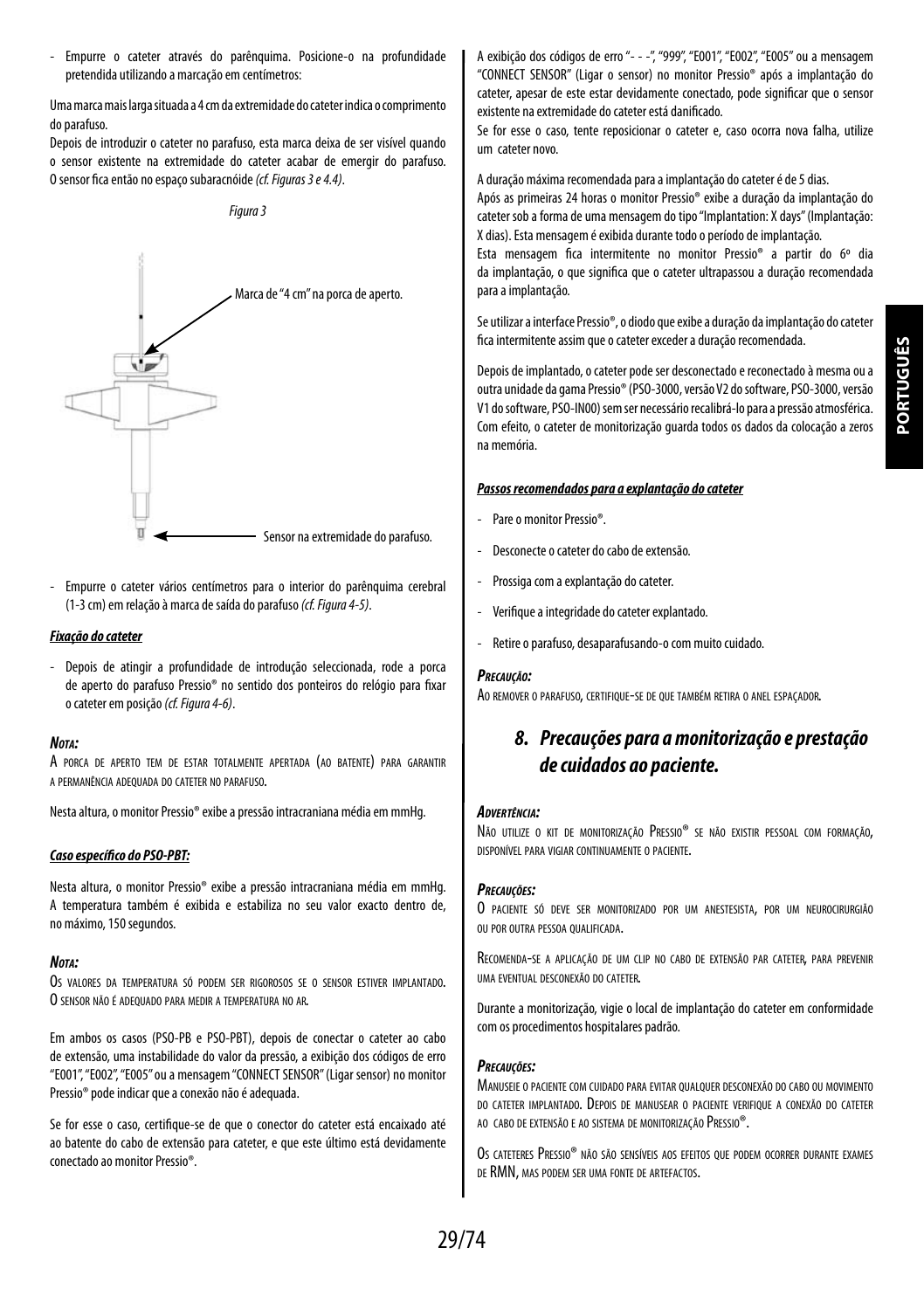- Empurre o cateter através do parênquima. Posicione-o na profundidade pretendida utilizando a marcação em centímetros:

Uma marca mais larga situada a 4 cm da extremidade do cateter indica o comprimento do parafuso.
Depois de introduzir o cateter no parafuso, esta marca deixa de ser visível quando o sensor existente na extremidade do cateter acabar de emergir do parafuso. O sensor fica então no espaço subaracnóide *(cf. Figuras 3 e 4.4)*.

*Figura 3*

Marca de "4 cm" na porca de aperto.

Sensor na extremidade do parafuso.

- Empurre o cateter vários centímetros para o interior do parênquima cerebral (1-3 cm) em relação à marca de saída do parafuso *(cf. Figura 4-5)*.

***Fixação do cateter***

- Depois de atingir a profundidade de introdução seleccionada, rode a porca de aperto do parafuso Pressio® no sentido dos ponteiros do relógio para fixar o cateter em posição *(cf. Figura 4-6)*.

***Nota:***

A porca de aperto tem de estar totalmente apertada (ao batente) para garantir a permanência adequada do cateter no parafuso.

Nesta altura, o monitor Pressio® exibe a pressão intracraniana média em mmHg.

***Caso específico do PSO-PBT:***

Nesta altura, o monitor Pressio® exibe a pressão intracraniana média em mmHg. A temperatura também é exibida e estabiliza no seu valor exacto dentro de, no máximo, 150 segundos.

***Nota:***

Os valores da temperatura só podem ser rigorosos se o sensor estiver implantado. O sensor não é adequado para medir a temperatura no ar.

Em ambos os casos (PSO-PB e PSO-PBT), depois de conectar o cateter ao cabo de extensão, uma instabilidade do valor da pressão, a exibição dos códigos de erro "E001", "E002", "E005" ou a mensagem "CONNECT SENSOR" (Ligar sensor) no monitor Pressio® pode indicar que a conexão não é adequada.

Se for esse o caso, certifique-se de que o conector do cateter está encaixado até ao batente do cabo de extensão para cateter, e que este último está devidamente conectado ao monitor Pressio®.

A exibição dos códigos de erro "- - -", "999", "E001", "E002", "E005" ou a mensagem "CONNECT SENSOR" (Ligar o sensor) no monitor Pressio® após a implantação do cateter, apesar de este estar devidamente conectado, pode significar que o sensor existente na extremidade do cateter está danificado.
Se for esse o caso, tente reposicionar o cateter e, caso ocorra nova falha, utilize um cateter novo.

A duração máxima recomendada para a implantação do cateter é de 5 dias.
Após as primeiras 24 horas o monitor Pressio® exibe a duração da implantação do cateter sob a forma de uma mensagem do tipo "Implantation: X days" (Implantação: X dias). Esta mensagem é exibida durante todo o período de implantação.
Esta mensagem fica intermitente no monitor Pressio® a partir do 6º dia da implantação, o que significa que o cateter ultrapassou a duração recomendada para a implantação.

Se utilizar a interface Pressio®, o diodo que exibe a duração da implantação do cateter fica intermitente assim que o cateter exceder a duração recomendada.

Depois de implantado, o cateter pode ser desconectado e reconectado à mesma ou a outra unidade da gama Pressio® (PSO-3000, versão V2 do software, PSO-3000, versão V1 do software, PSO-IN00) sem ser necessário recalibrá-lo para a pressão atmosférica. Com efeito, o cateter de monitorização guarda todos os dados da colocação a zeros na memória.

***Passos recomendados para a explantação do cateter***

- Pare o monitor Pressio®.
- Desconecte o cateter do cabo de extensão.
- Prossiga com a explantação do cateter.
- Verifique a integridade do cateter explantado.
- Retire o parafuso, desaparafusando-o com muito cuidado.

***Precaução:***

Ao remover o parafuso, certifique-se de que também retira o anel espaçador.

## *8. Precauções para a monitorização e prestação de cuidados ao paciente.*

***Advertência:***

Não utilize o kit de monitorização Pressio® se não existir pessoal com formação, disponível para vigiar continuamente o paciente.

***Precauções:***

O paciente só deve ser monitorizado por um anestesista, por um neurocirurgião ou por outra pessoa qualificada.

Recomenda-se a aplicação de um clip no cabo de extensão par cateter, para prevenir uma eventual desconexão do cateter.

Durante a monitorização, vigie o local de implantação do cateter em conformidade com os procedimentos hospitalares padrão.

***Precauções:***

Manuseie o paciente com cuidado para evitar qualquer desconexão do cabo ou movimento do cateter implantado. Depois de manusear o paciente verifique a conexão do cateter ao cabo de extensão e ao sistema de monitorização Pressio®.

Os cateteres Pressio® não são sensíveis aos efeitos que podem ocorrer durante exames de RMN, mas podem ser uma fonte de artefactos.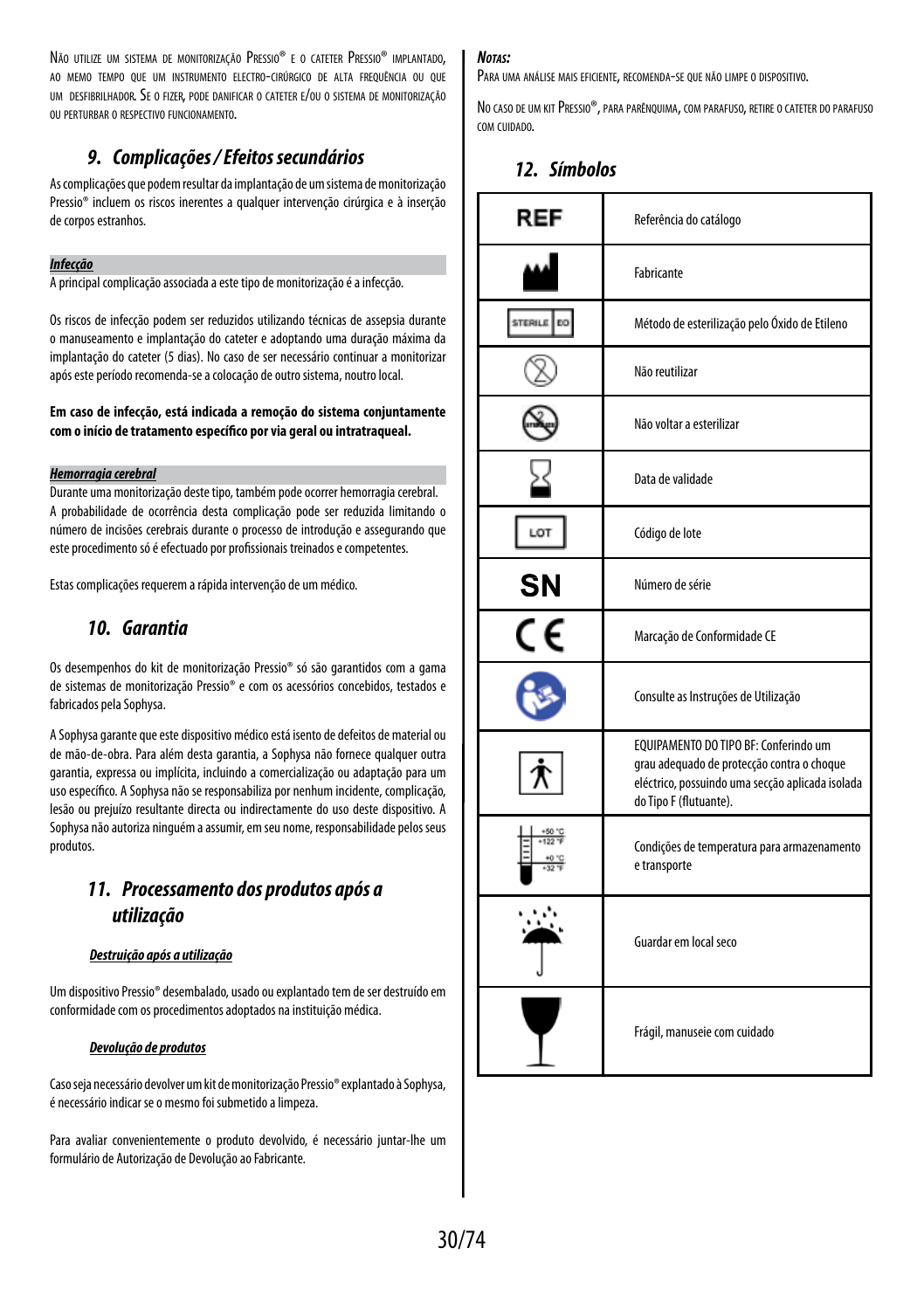Não utilize um sistema de monitorização Pressio® e o cateter Pressio® implantado, ao memo tempo que um instrumento electro-cirúrgico de alta frequência ou que um desfibrilhador. Se o fizer, pode danificar o cateter e/ou o sistema de monitorização ou perturbar o respectivo funcionamento.

## 9. Complicações / Efeitos secundários

As complicações que podem resultar da implantação de um sistema de monitorização Pressio® incluem os riscos inerentes a qualquer intervenção cirúrgica e à inserção de corpos estranhos.

***Infecção***

A principal complicação associada a este tipo de monitorização é a infecção.

Os riscos de infecção podem ser reduzidos utilizando técnicas de assepsia durante o manuseamento e implantação do cateter e adoptando uma duração máxima da implantação do cateter (5 dias). No caso de ser necessário continuar a monitorizar após este período recomenda-se a colocação de outro sistema, noutro local.

**Em caso de infecção, está indicada a remoção do sistema conjuntamente com o início de tratamento específico por via geral ou intratraqueal.**

***Hemorragia cerebral***

Durante uma monitorização deste tipo, também pode ocorrer hemorragia cerebral. A probabilidade de ocorrência desta complicação pode ser reduzida limitando o número de incisões cerebrais durante o processo de introdução e assegurando que este procedimento só é efectuado por profissionais treinados e competentes.

Estas complicações requerem a rápida intervenção de um médico.

## 10. Garantia

Os desempenhos do kit de monitorização Pressio® só são garantidos com a gama de sistemas de monitorização Pressio® e com os acessórios concebidos, testados e fabricados pela Sophysa.

A Sophysa garante que este dispositivo médico está isento de defeitos de material ou de mão-de-obra. Para além desta garantia, a Sophysa não fornece qualquer outra garantia, expressa ou implícita, incluindo a comercialização ou adaptação para um uso específico. A Sophysa não se responsabiliza por nenhum incidente, complicação, lesão ou prejuízo resultante directa ou indirectamente do uso deste dispositivo. A Sophysa não autoriza ninguém a assumir, em seu nome, responsabilidade pelos seus produtos.

## 11. Processamento dos produtos após a utilização

***Destruição após a utilização***

Um dispositivo Pressio® desembalado, usado ou explantado tem de ser destruído em conformidade com os procedimentos adoptados na instituição médica.

***Devolução de produtos***

Caso seja necessário devolver um kit de monitorização Pressio® explantado à Sophysa, é necessário indicar se o mesmo foi submetido a limpeza.

Para avaliar convenientemente o produto devolvido, é necessário juntar-lhe um formulário de Autorização de Devolução ao Fabricante.

***Notas:***

Para uma análise mais eficiente, recomenda-se que não limpe o dispositivo.

No caso de um kit Pressio®, para parênquima, com parafuso, retire o cateter do parafuso com cuidado.

## 12. Símbolos

| Símbolo | Descrição |
|---|---|
| REF | Referência do catálogo |
| | Fabricante |
| STERILE EO | Método de esterilização pelo Óxido de Etileno |
| | Não reutilizar |
| | Não voltar a esterilizar |
| | Data de validade |
| LOT | Código de lote |
| SN | Número de série |
| CE | Marcação de Conformidade CE |
| | Consulte as Instruções de Utilização |
| | EQUIPAMENTO DO TIPO BF: Conferindo um grau adequado de protecção contra o choque eléctrico, possuindo uma secção aplicada isolada do Tipo F (flutuante). |
| +50 °C +122 °F / +0 °C +32 °F | Condições de temperatura para armazenamento e transporte |
| | Guardar em local seco |
| | Frágil, manuseie com cuidado |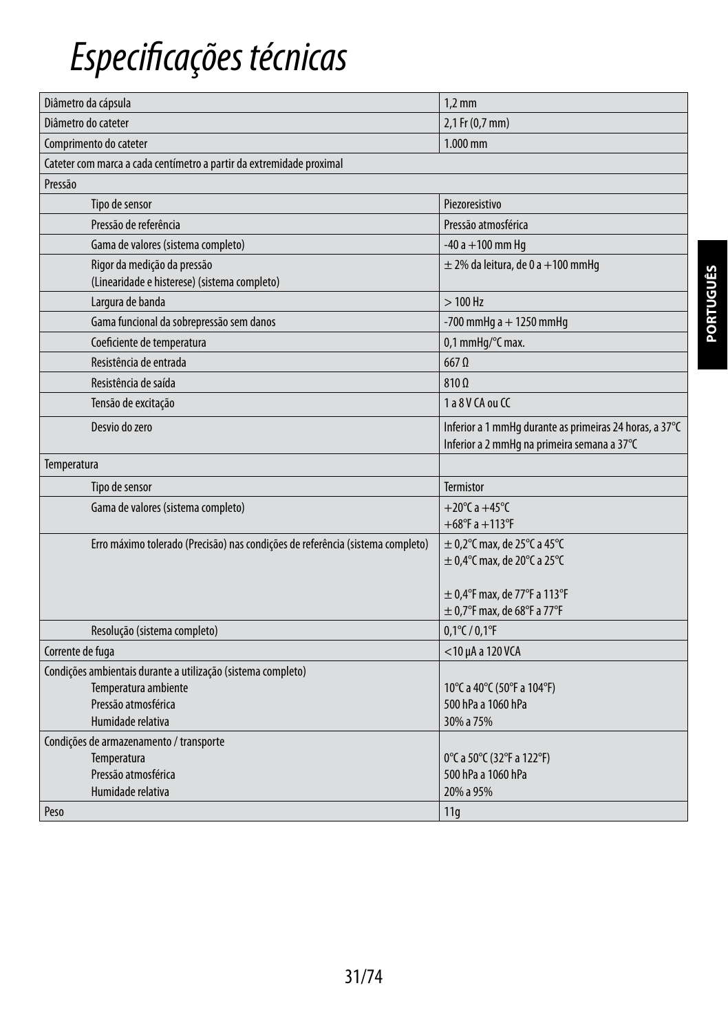# Especificações técnicas

| | |
|---|---|
| Diâmetro da cápsula | 1,2 mm |
| Diâmetro do cateter | 2,1 Fr (0,7 mm) |
| Comprimento do cateter | 1.000 mm |
| Cateter com marca a cada centímetro a partir da extremidade proximal | |
| Pressão | |
| Tipo de sensor | Piezoresistivo |
| Pressão de referência | Pressão atmosférica |
| Gama de valores (sistema completo) | -40 a +100 mm Hg |
| Rigor da medição da pressão<br>(Linearidade e histerese) (sistema completo) | ± 2% da leitura, de 0 a +100 mmHg |
| Largura de banda | > 100 Hz |
| Gama funcional da sobrepressão sem danos | -700 mmHg a + 1250 mmHg |
| Coeficiente de temperatura | 0,1 mmHg/°C max. |
| Resistência de entrada | 667 Ω |
| Resistência de saída | 810 Ω |
| Tensão de excitação | 1 a 8 V CA ou CC |
| Desvio do zero | Inferior a 1 mmHg durante as primeiras 24 horas, a 37°C<br>Inferior a 2 mmHg na primeira semana a 37°C |
| Temperatura | |
| Tipo de sensor | Termistor |
| Gama de valores (sistema completo) | +20°C a +45°C<br>+68°F a +113°F |
| Erro máximo tolerado (Precisão) nas condições de referência (sistema completo) | ± 0,2°C max, de 25°C a 45°C<br>± 0,4°C max, de 20°C a 25°C<br><br>± 0,4°F max, de 77°F a 113°F<br>± 0,7°F max, de 68°F a 77°F |
| Resolução (sistema completo) | 0,1°C / 0,1°F |
| Corrente de fuga | <10 µA a 120 VCA |
| Condições ambientais durante a utilização (sistema completo)<br>Temperatura ambiente<br>Pressão atmosférica<br>Humidade relativa | <br>10°C a 40°C (50°F a 104°F)<br>500 hPa a 1060 hPa<br>30% a 75% |
| Condições de armazenamento / transporte<br>Temperatura<br>Pressão atmosférica<br>Humidade relativa | <br>0°C a 50°C (32°F a 122°F)<br>500 hPa a 1060 hPa<br>20% a 95% |
| Peso | 11g |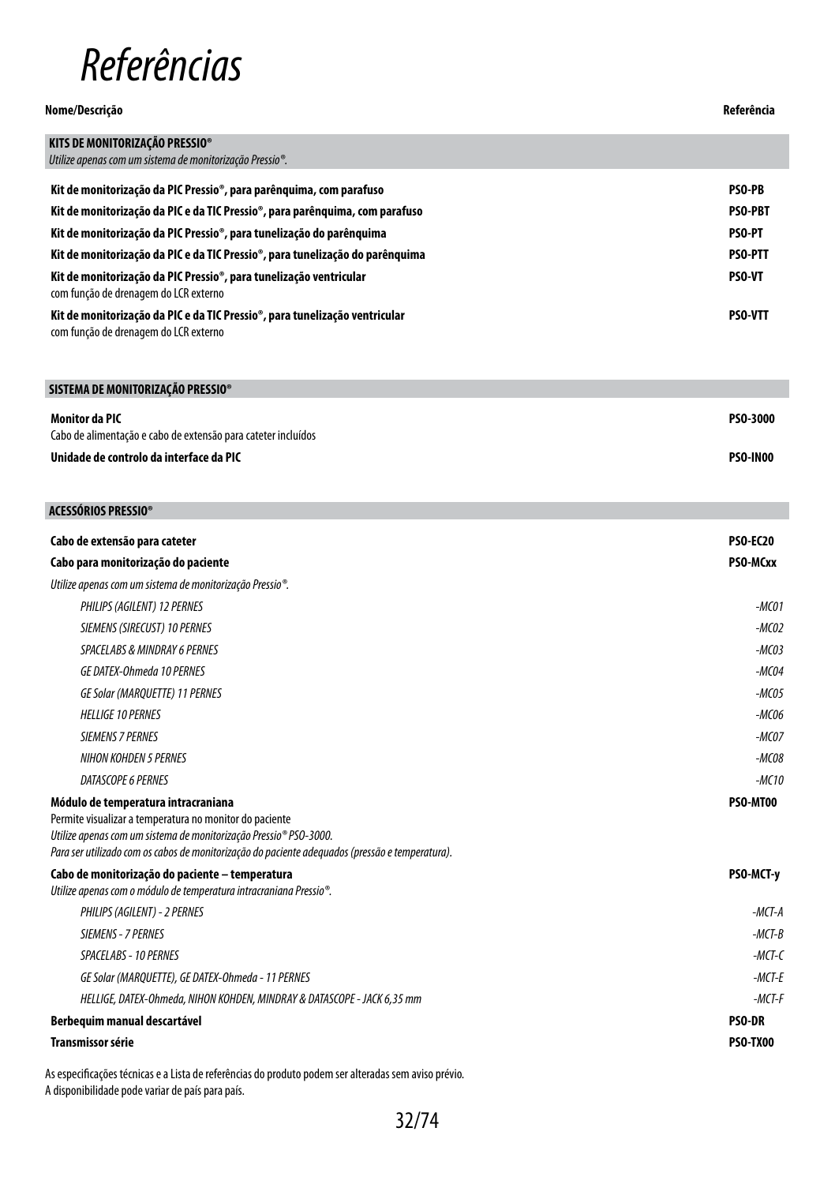# Referências

| Nome/Descrição | Referência |
|---|---|
| **KITS DE MONITORIZAÇÃO PRESSIO®**<br>*Utilize apenas com um sistema de monitorização Pressio®.* | |
| **Kit de monitorização da PIC Pressio®, para parênquima, com parafuso** | **PSO-PB** |
| **Kit de monitorização da PIC e da TIC Pressio®, para parênquima, com parafuso** | **PSO-PBT** |
| **Kit de monitorização da PIC Pressio®, para tunelização do parênquima** | **PSO-PT** |
| **Kit de monitorização da PIC e da TIC Pressio®, para tunelização do parênquima** | **PSO-PTT** |
| **Kit de monitorização da PIC Pressio®, para tunelização ventricular**<br>com função de drenagem do LCR externo | **PSO-VT** |
| **Kit de monitorização da PIC e da TIC Pressio®, para tunelização ventricular**<br>com função de drenagem do LCR externo | **PSO-VTT** |
| **SISTEMA DE MONITORIZAÇÃO PRESSIO®** | |
| **Monitor da PIC**<br>Cabo de alimentação e cabo de extensão para cateter incluídos | **PSO-3000** |
| **Unidade de controlo da interface da PIC** | **PSO-IN00** |
| **ACESSÓRIOS PRESSIO®** | |
| **Cabo de extensão para cateter** | **PSO-EC20** |
| **Cabo para monitorização do paciente** | **PSO-MCxx** |
| *Utilize apenas com um sistema de monitorização Pressio®.* | |
| *PHILIPS (AGILENT) 12 PERNES* | *-MC01* |
| *SIEMENS (SIRECUST) 10 PERNES* | *-MC02* |
| *SPACELABS & MINDRAY 6 PERNES* | *-MC03* |
| *GE DATEX-Ohmeda 10 PERNES* | *-MC04* |
| *GE Solar (MARQUETTE) 11 PERNES* | *-MC05* |
| *HELLIGE 10 PERNES* | *-MC06* |
| *SIEMENS 7 PERNES* | *-MC07* |
| *NIHON KOHDEN 5 PERNES* | *-MC08* |
| *DATASCOPE 6 PERNES* | *-MC10* |
| **Módulo de temperatura intracraniana**<br>Permite visualizar a temperatura no monitor do paciente<br>*Utilize apenas com um sistema de monitorização Pressio® PSO-3000.*<br>*Para ser utilizado com os cabos de monitorização do paciente adequados (pressão e temperatura).* | **PSO-MT00** |
| **Cabo de monitorização do paciente – temperatura**<br>*Utilize apenas com o módulo de temperatura intracraniana Pressio®.* | **PSO-MCT-y** |
| *PHILIPS (AGILENT) - 2 PERNES* | *-MCT-A* |
| *SIEMENS - 7 PERNES* | *-MCT-B* |
| *SPACELABS - 10 PERNES* | *-MCT-C* |
| *GE Solar (MARQUETTE), GE DATEX-Ohmeda - 11 PERNES* | *-MCT-E* |
| *HELLIGE, DATEX-Ohmeda, NIHON KOHDEN, MINDRAY & DATASCOPE - JACK 6,35 mm* | *-MCT-F* |
| **Berbequim manual descartável** | **PSO-DR** |
| **Transmissor série** | **PSO-TX00** |

As especificações técnicas e a Lista de referências do produto podem ser alteradas sem aviso prévio.
A disponibilidade pode variar de país para país.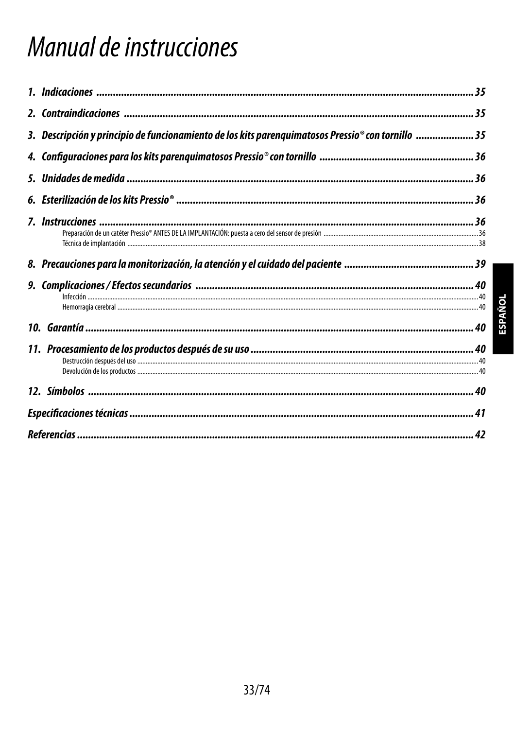# Manual de instrucciones

1. Indicaciones ........................................ 35
2. Contraindicaciones ........................................ 35
3. Descripción y principio de funcionamiento de los kits parenquimatosos Pressio® con tornillo ........................................ 35
4. Configuraciones para los kits parenquimatosos Pressio® con tornillo ........................................ 36
5. Unidades de medida ........................................ 36
6. Esterilización de los kits Pressio® ........................................ 36
7. Instrucciones ........................................ 36
   - Preparación de un catéter Pressio® ANTES DE LA IMPLANTACIÓN: puesta a cero del sensor de presión ........................................ 36
   - Técnica de implantación ........................................ 38
8. Precauciones para la monitorización, la atención y el cuidado del paciente ........................................ 39
9. Complicaciones / Efectos secundarios ........................................ 40
   - Infección ........................................ 40
   - Hemorragia cerebral ........................................ 40
10. Garantía ........................................ 40
11. Procesamiento de los productos después de su uso ........................................ 40
    - Destrucción después del uso ........................................ 40
    - Devolución de los productos ........................................ 40
12. Símbolos ........................................ 40

Especificaciones técnicas ........................................ 41

Referencias ........................................ 42

ESPAÑOL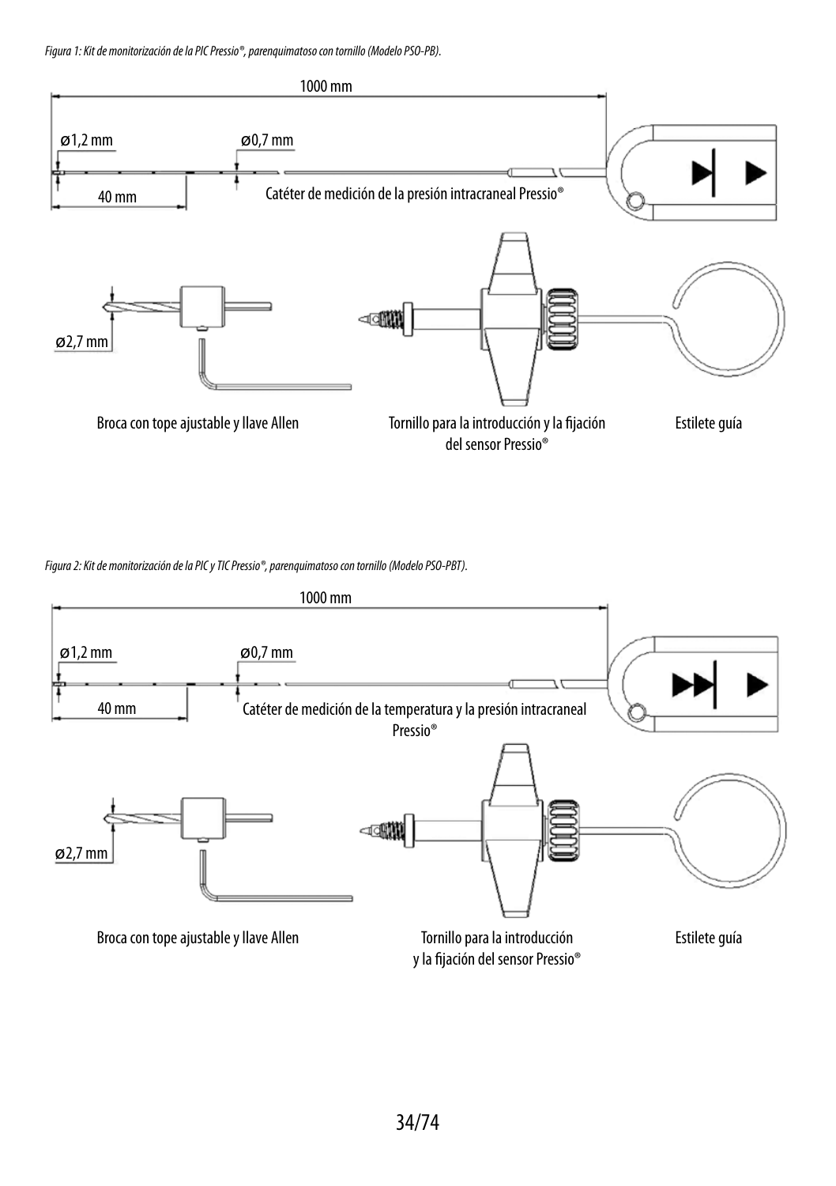*Figura 1: Kit de monitorización de la PIC Pressio®, parenquimatoso con tornillo (Modelo PSO-PB).*

1000 mm

ø1,2 mm

ø0,7 mm

40 mm

Catéter de medición de la presión intracraneal Pressio®

ø2,7 mm

Broca con tope ajustable y llave Allen

Tornillo para la introducción y la fijación del sensor Pressio®

Estilete guía

*Figura 2: Kit de monitorización de la PIC y TIC Pressio®, parenquimatoso con tornillo (Modelo PSO-PBT).*

1000 mm

ø1,2 mm

ø0,7 mm

40 mm

Catéter de medición de la temperatura y la presión intracraneal Pressio®

ø2,7 mm

Broca con tope ajustable y llave Allen

Tornillo para la introducción y la fijación del sensor Pressio®

Estilete guía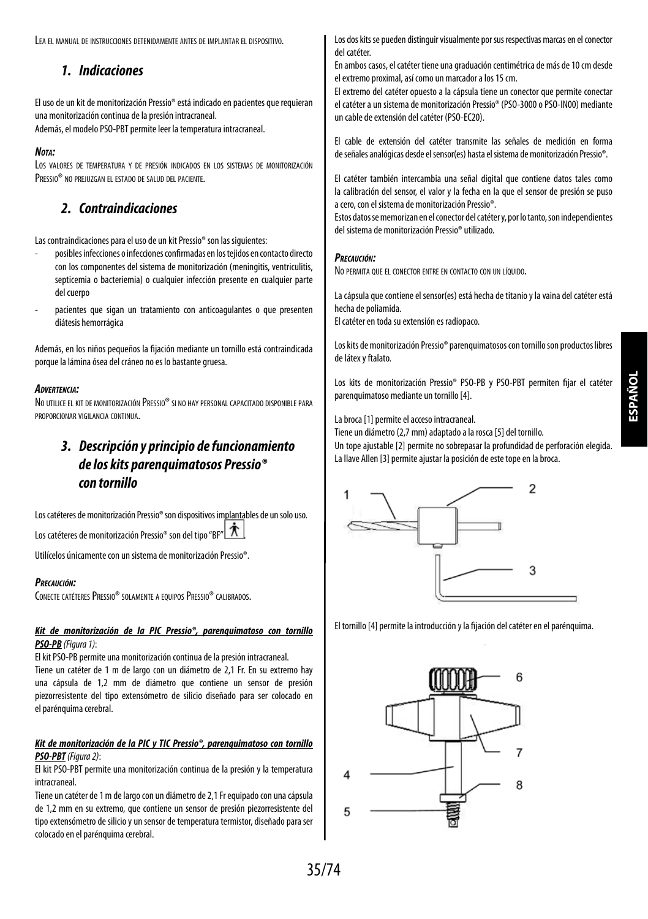LEA EL MANUAL DE INSTRUCCIONES DETENIDAMENTE ANTES DE IMPLANTAR EL DISPOSITIVO.

## *1. Indicaciones*

El uso de un kit de monitorización Pressio® está indicado en pacientes que requieran una monitorización continua de la presión intracraneal.
Además, el modelo PSO-PBT permite leer la temperatura intracraneal.

***NOTA:***
LOS VALORES DE TEMPERATURA Y DE PRESIÓN INDICADOS EN LOS SISTEMAS DE MONITORIZACIÓN PRESSIO® NO PREJUZGAN EL ESTADO DE SALUD DEL PACIENTE.

## *2. Contraindicaciones*

Las contraindicaciones para el uso de un kit Pressio® son las siguientes:

- posibles infecciones o infecciones confirmadas en los tejidos en contacto directo con los componentes del sistema de monitorización (meningitis, ventriculitis, septicemia o bacteriemia) o cualquier infección presente en cualquier parte del cuerpo
- pacientes que sigan un tratamiento con anticoagulantes o que presenten diátesis hemorrágica

Además, en los niños pequeños la fijación mediante un tornillo está contraindicada porque la lámina ósea del cráneo no es lo bastante gruesa.

***ADVERTENCIA:***
NO UTILICE EL KIT DE MONITORIZACIÓN PRESSIO® SI NO HAY PERSONAL CAPACITADO DISPONIBLE PARA PROPORCIONAR VIGILANCIA CONTINUA.

## *3. Descripción y principio de funcionamiento de los kits parenquimatosos Pressio® con tornillo*

Los catéteres de monitorización Pressio® son dispositivos implantables de un solo uso.

Los catéteres de monitorización Pressio® son del tipo "BF".

Utilícelos únicamente con un sistema de monitorización Pressio®.

***PRECAUCIÓN:***
CONECTE CATÉTERES PRESSIO® SOLAMENTE A EQUIPOS PRESSIO® CALIBRADOS.

***Kit de monitorización de la PIC Pressio®, parenquimatoso con tornillo PSO-PB*** *(Figura 1)*:
El kit PSO-PB permite una monitorización continua de la presión intracraneal.
Tiene un catéter de 1 m de largo con un diámetro de 2,1 Fr. En su extremo hay una cápsula de 1,2 mm de diámetro que contiene un sensor de presión piezorresistente del tipo extensómetro de silicio diseñado para ser colocado en el parénquima cerebral.

***Kit de monitorización de la PIC y TIC Pressio®, parenquimatoso con tornillo PSO-PBT*** *(Figura 2)*:
El kit PSO-PBT permite una monitorización continua de la presión y la temperatura intracraneal.
Tiene un catéter de 1 m de largo con un diámetro de 2,1 Fr equipado con una cápsula de 1,2 mm en su extremo, que contiene un sensor de presión piezorresistente del tipo extensómetro de silicio y un sensor de temperatura termistor, diseñado para ser colocado en el parénquima cerebral.

Los dos kits se pueden distinguir visualmente por sus respectivas marcas en el conector del catéter.
En ambos casos, el catéter tiene una graduación centimétrica de más de 10 cm desde el extremo proximal, así como un marcador a los 15 cm.
El extremo del catéter opuesto a la cápsula tiene un conector que permite conectar el catéter a un sistema de monitorización Pressio® (PSO-3000 o PSO-IN00) mediante un cable de extensión del catéter (PSO-EC20).

El cable de extensión del catéter transmite las señales de medición en forma de señales analógicas desde el sensor(es) hasta el sistema de monitorización Pressio®.

El catéter también intercambia una señal digital que contiene datos tales como la calibración del sensor, el valor y la fecha en la que el sensor de presión se puso a cero, con el sistema de monitorización Pressio®.
Estos datos se memorizan en el conector del catéter y, por lo tanto, son independientes del sistema de monitorización Pressio® utilizado.

***PRECAUCIÓN:***
NO PERMITA QUE EL CONECTOR ENTRE EN CONTACTO CON UN LÍQUIDO.

La cápsula que contiene el sensor(es) está hecha de titanio y la vaina del catéter está hecha de poliamida.
El catéter en toda su extensión es radiopaco.

Los kits de monitorización Pressio® parenquimatosos con tornillo son productos libres de látex y ftalato.

Los kits de monitorización Pressio® PSO-PB y PSO-PBT permiten fijar el catéter parenquimatoso mediante un tornillo [4].

La broca [1] permite el acceso intracraneal.
Tiene un diámetro (2,7 mm) adaptado a la rosca [5] del tornillo.
Un tope ajustable [2] permite no sobrepasar la profundidad de perforación elegida.
La llave Allen [3] permite ajustar la posición de este tope en la broca.

El tornillo [4] permite la introducción y la fijación del catéter en el parénquima.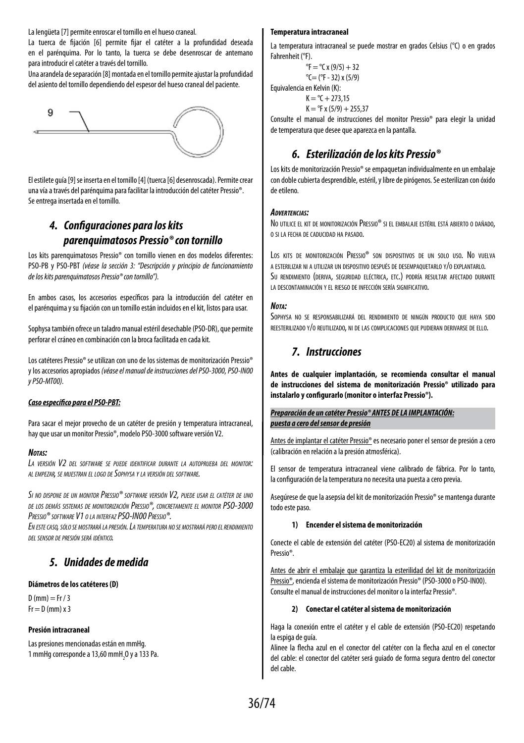La lengüeta [7] permite enroscar el tornillo en el hueso craneal.
La tuerca de fijación [6] permite fijar el catéter a la profundidad deseada en el parénquima. Por lo tanto, la tuerca se debe desenroscar de antemano para introducir el catéter a través del tornillo.
Una arandela de separación [8] montada en el tornillo permite ajustar la profundidad del asiento del tornillo dependiendo del espesor del hueso craneal del paciente.

9

El estilete guía [9] se inserta en el tornillo [4] (tuerca [6] desenroscada). Permite crear una vía a través del parénquima para facilitar la introducción del catéter Pressio®.
Se entrega insertada en el tornillo.

## 4. Configuraciones para los kits parenquimatosos Pressio® con tornillo

Los kits parenquimatosos Pressio® con tornillo vienen en dos modelos diferentes: PSO-PB y PSO-PBT *(véase la sección 3: "Descripción y principio de funcionamiento de los kits parenquimatosos Pressio® con tornillo").*

En ambos casos, los accesorios específicos para la introducción del catéter en el parénquima y su fijación con un tornillo están incluidos en el kit, listos para usar.

Sophysa también ofrece un taladro manual estéril desechable (PSO-DR), que permite perforar el cráneo en combinación con la broca facilitada en cada kit.

Los catéteres Pressio® se utilizan con uno de los sistemas de monitorización Pressio® y los accesorios apropiados *(véase el manual de instrucciones del PSO-3000, PSO-IN00 y PSO-MT00).*

***Caso específico para el PSO-PBT:***

Para sacar el mejor provecho de un catéter de presión y temperatura intracraneal, hay que usar un monitor Pressio®, modelo PSO-3000 software versión V2.

***Notas:***

*La versión V2 del software se puede identificar durante la autoprueba del monitor: al empezar, se muestran el logo de Sophysa y la versión del software.*

*Si no dispone de un monitor Pressio® software versión V2, puede usar el catéter de uno de los demás sistemas de monitorización Pressio®, concretamente el monitor PSO-3000 Pressio® software V1 o la interfaz PSO-IN00 Pressio®.*
*En este caso, sólo se mostrará la presión. La temperatura no se mostrará pero el rendimiento del sensor de presión será idéntico.*

## 5. Unidades de medida

**Diámetros de los catéteres (D)**

D (mm) = Fr / 3
Fr = D (mm) x 3

**Presión intracraneal**

Las presiones mencionadas están en mmHg.
1 mmHg corresponde a 13,60 mm$H_2O$ y a 133 Pa.

**Temperatura intracraneal**

La temperatura intracraneal se puede mostrar en grados Celsius (°C) o en grados Fahrenheit (°F).

°F = °C x (9/5) + 32
°C= (°F - 32) x (5/9)

Equivalencia en Kelvin (K):

K = °C + 273,15
K = °F x (5/9) + 255,37

Consulte el manual de instrucciones del monitor Pressio® para elegir la unidad de temperatura que desee que aparezca en la pantalla.

## 6. Esterilización de los kits Pressio®

Los kits de monitorización Pressio® se empaquetan individualmente en un embalaje con doble cubierta desprendible, estéril, y libre de pirógenos. Se esterilizan con óxido de etileno.

***Advertencias:***

No utilice el kit de monitorización Pressio® si el embalaje estéril está abierto o dañado, o si la fecha de caducidad ha pasado.

Los kits de monitorización Pressio® son dispositivos de un solo uso. No vuelva a esterilizar ni a utilizar un dispositivo después de desempaquetarlo y/o explantarlo.
Su rendimiento (deriva, seguridad eléctrica, etc.) podría resultar afectado durante la descontaminación y el riesgo de infección sería significativo.

***Nota:***

Sophysa no se responsabilizará del rendimiento de ningún producto que haya sido reesterilizado y/o reutilizado, ni de las complicaciones que pudieran derivarse de ello.

## 7. Instrucciones

**Antes de cualquier implantación, se recomienda consultar el manual de instrucciones del sistema de monitorización Pressio® utilizado para instalarlo y configurarlo (monitor o interfaz Pressio®).**

***Preparación de un catéter Pressio® ANTES DE LA IMPLANTACIÓN: puesta a cero del sensor de presión***

Antes de implantar el catéter Pressio® es necesario poner el sensor de presión a cero (calibración en relación a la presión atmosférica).

El sensor de temperatura intracraneal viene calibrado de fábrica. Por lo tanto, la configuración de la temperatura no necesita una puesta a cero previa.

Asegúrese de que la asepsia del kit de monitorización Pressio® se mantenga durante todo este paso.

**1) Encender el sistema de monitorización**

Conecte el cable de extensión del catéter (PSO-EC20) al sistema de monitorización Pressio®.

Antes de abrir el embalaje que garantiza la esterilidad del kit de monitorización Pressio®, encienda el sistema de monitorización Pressio® (PSO-3000 o PSO-IN00). Consulte el manual de instrucciones del monitor o la interfaz Pressio®.

**2) Conectar el catéter al sistema de monitorización**

Haga la conexión entre el catéter y el cable de extensión (PSO-EC20) respetando la espiga de guía.
Alinee la flecha azul en el conector del catéter con la flecha azul en el conector del cable: el conector del catéter será guiado de forma segura dentro del conector del cable.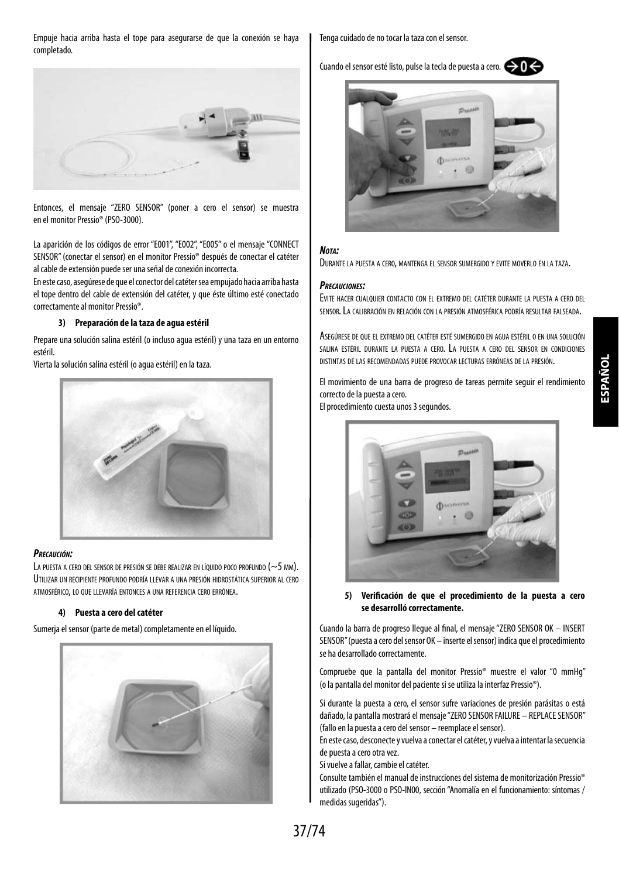Empuje hacia arriba hasta el tope para asegurarse de que la conexión se haya completado.

Entonces, el mensaje "ZERO SENSOR" (poner a cero el sensor) se muestra en el monitor Pressio® (PSO-3000).

La aparición de los códigos de error "E001", "E002", "E005" o el mensaje "CONNECT SENSOR" (conectar el sensor) en el monitor Pressio® después de conectar el catéter al cable de extensión puede ser una señal de conexión incorrecta.

En este caso, asegúrese de que el conector del catéter sea empujado hacia arriba hasta el tope dentro del cable de extensión del catéter, y que éste último esté conectado correctamente al monitor Pressio®.

**3) Preparación de la taza de agua estéril**

Prepare una solución salina estéril (o incluso agua estéril) y una taza en un entorno estéril.

Vierta la solución salina estéril (o agua estéril) en la taza.

***Precaución:***

La puesta a cero del sensor de presión se debe realizar en líquido poco profundo (~5 mm). Utilizar un recipiente profundo podría llevar a una presión hidrostática superior al cero atmosférico, lo que llevaría entonces a una referencia cero errónea.

**4) Puesta a cero del catéter**

Sumerja el sensor (parte de metal) completamente en el líquido.

Tenga cuidado de no tocar la taza con el sensor.

Cuando el sensor esté listo, pulse la tecla de puesta a cero. →0←

***Nota:***

Durante la puesta a cero, mantenga el sensor sumergido y evite moverlo en la taza.

***Precauciones:***

Evite hacer cualquier contacto con el extremo del catéter durante la puesta a cero del sensor. La calibración en relación con la presión atmosférica podría resultar falseada.

Asegúrese de que el extremo del catéter esté sumergido en agua estéril o en una solución salina estéril durante la puesta a cero. La puesta a cero del sensor en condiciones distintas de las recomendadas puede provocar lecturas erróneas de la presión.

El movimiento de una barra de progreso de tareas permite seguir el rendimiento correcto de la puesta a cero.

El procedimiento cuesta unos 3 segundos.

**5) Verificación de que el procedimiento de la puesta a cero se desarrolló correctamente.**

Cuando la barra de progreso llegue al final, el mensaje "ZERO SENSOR OK – INSERT SENSOR" (puesta a cero del sensor OK – inserte el sensor) indica que el procedimiento se ha desarrollado correctamente.

Compruebe que la pantalla del monitor Pressio® muestre el valor "0 mmHg" (o la pantalla del monitor del paciente si se utiliza la interfaz Pressio®).

Si durante la puesta a cero, el sensor sufre variaciones de presión parásitas o está dañado, la pantalla mostrará el mensaje "ZERO SENSOR FAILURE – REPLACE SENSOR" (fallo en la puesta a cero del sensor – reemplace el sensor).

En este caso, desconecte y vuelva a conectar el catéter, y vuelva a intentar la secuencia de puesta a cero otra vez.

Si vuelve a fallar, cambie el catéter.

Consulte también el manual de instrucciones del sistema de monitorización Pressio® utilizado (PSO-3000 o PSO-IN00, sección "Anomalía en el funcionamiento: síntomas / medidas sugeridas").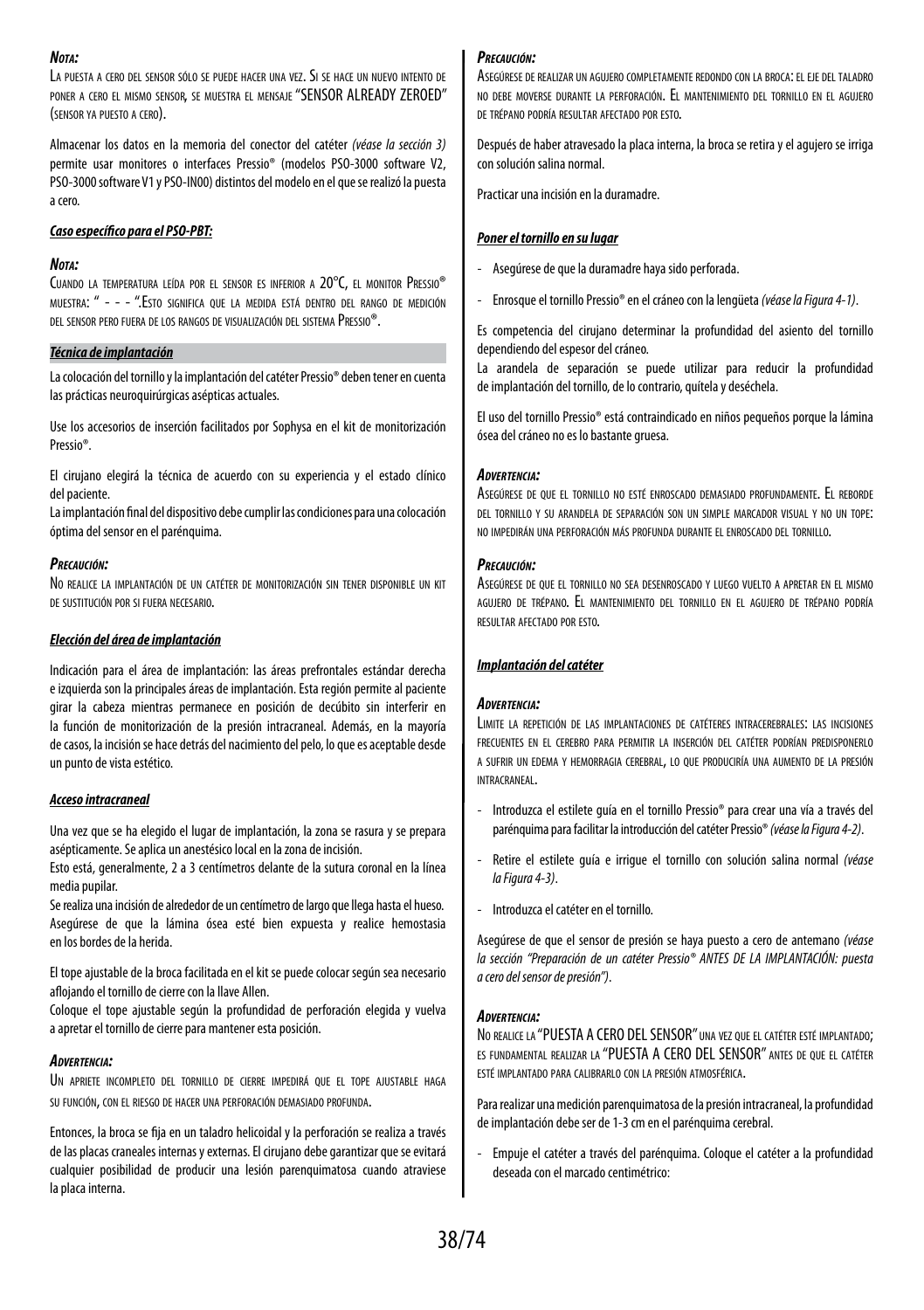***Nota:***

La puesta a cero del sensor sólo se puede hacer una vez. Si se hace un nuevo intento de poner a cero el mismo sensor, se muestra el mensaje "SENSOR ALREADY ZEROED" (sensor ya puesto a cero).

Almacenar los datos en la memoria del conector del catéter *(véase la sección 3)* permite usar monitores o interfaces Pressio® (modelos PSO-3000 software V2, PSO-3000 software V1 y PSO-IN00) distintos del modelo en el que se realizó la puesta a cero.

***Caso específico para el PSO-PBT:***

***Nota:***

Cuando la temperatura leída por el sensor es inferior a 20°C, el monitor Pressio® muestra: " - - - ".Esto significa que la medida está dentro del rango de medición del sensor pero fuera de los rangos de visualización del sistema Pressio®.

***Técnica de implantación***

La colocación del tornillo y la implantación del catéter Pressio® deben tener en cuenta las prácticas neuroquirúrgicas asépticas actuales.

Use los accesorios de inserción facilitados por Sophysa en el kit de monitorización Pressio®.

El cirujano elegirá la técnica de acuerdo con su experiencia y el estado clínico del paciente.
La implantación final del dispositivo debe cumplir las condiciones para una colocación óptima del sensor en el parénquima.

***Precaución:***

No realice la implantación de un catéter de monitorización sin tener disponible un kit de sustitución por si fuera necesario.

***Elección del área de implantación***

Indicación para el área de implantación: las áreas prefrontales estándar derecha e izquierda son la principales áreas de implantación. Esta región permite al paciente girar la cabeza mientras permanece en posición de decúbito sin interferir en la función de monitorización de la presión intracraneal. Además, en la mayoría de casos, la incisión se hace detrás del nacimiento del pelo, lo que es aceptable desde un punto de vista estético.

***Acceso intracraneal***

Una vez que se ha elegido el lugar de implantación, la zona se rasura y se prepara asépticamente. Se aplica un anestésico local en la zona de incisión.
Esto está, generalmente, 2 a 3 centímetros delante de la sutura coronal en la línea media pupilar.
Se realiza una incisión de alrededor de un centímetro de largo que llega hasta el hueso.
Asegúrese de que la lámina ósea esté bien expuesta y realice hemostasia en los bordes de la herida.

El tope ajustable de la broca facilitada en el kit se puede colocar según sea necesario aflojando el tornillo de cierre con la llave Allen.
Coloque el tope ajustable según la profundidad de perforación elegida y vuelva a apretar el tornillo de cierre para mantener esta posición.

***Advertencia:***

Un apriete incompleto del tornillo de cierre impedirá que el tope ajustable haga su función, con el riesgo de hacer una perforación demasiado profunda.

Entonces, la broca se fija en un taladro helicoidal y la perforación se realiza a través de las placas craneales internas y externas. El cirujano debe garantizar que se evitará cualquier posibilidad de producir una lesión parenquimatosa cuando atraviese la placa interna.

***Precaución:***

Asegúrese de realizar un agujero completamente redondo con la broca: el eje del taladro no debe moverse durante la perforación. El mantenimiento del tornillo en el agujero de trépano podría resultar afectado por esto.

Después de haber atravesado la placa interna, la broca se retira y el agujero se irriga con solución salina normal.

Practicar una incisión en la duramadre.

***Poner el tornillo en su lugar***

- Asegúrese de que la duramadre haya sido perforada.
- Enrosque el tornillo Pressio® en el cráneo con la lengüeta *(véase la Figura 4-1)*.

Es competencia del cirujano determinar la profundidad del asiento del tornillo dependiendo del espesor del cráneo.
La arandela de separación se puede utilizar para reducir la profundidad de implantación del tornillo, de lo contrario, quítela y deséchela.

El uso del tornillo Pressio® está contraindicado en niños pequeños porque la lámina ósea del cráneo no es lo bastante gruesa.

***Advertencia:***

Asegúrese de que el tornillo no esté enroscado demasiado profundamente. El reborde del tornillo y su arandela de separación son un simple marcador visual y no un tope: no impedirán una perforación más profunda durante el enroscado del tornillo.

***Precaución:***

Asegúrese de que el tornillo no sea desenroscado y luego vuelto a apretar en el mismo agujero de trépano. El mantenimiento del tornillo en el agujero de trépano podría resultar afectado por esto.

***Implantación del catéter***

***Advertencia:***

Limite la repetición de las implantaciones de catéteres intracerebrales: las incisiones frecuentes en el cerebro para permitir la inserción del catéter podrían predisponerlo a sufrir un edema y hemorragia cerebral, lo que produciría una aumento de la presión intracraneal.

- Introduzca el estilete guía en el tornillo Pressio® para crear una vía a través del parénquima para facilitar la introducción del catéter Pressio® *(véase la Figura 4-2)*.
- Retire el estilete guía e irrigue el tornillo con solución salina normal *(véase la Figura 4-3)*.
- Introduzca el catéter en el tornillo.

Asegúrese de que el sensor de presión se haya puesto a cero de antemano *(véase la sección "Preparación de un catéter Pressio® ANTES DE LA IMPLANTACIÓN: puesta a cero del sensor de presión")*.

***Advertencia:***

No realice la "PUESTA A CERO DEL SENSOR" una vez que el catéter esté implantado; es fundamental realizar la "PUESTA A CERO DEL SENSOR" antes de que el catéter esté implantado para calibrarlo con la presión atmosférica.

Para realizar una medición parenquimatosa de la presión intracraneal, la profundidad de implantación debe ser de 1-3 cm en el parénquima cerebral.

- Empuje el catéter a través del parénquima. Coloque el catéter a la profundidad deseada con el marcado centimétrico: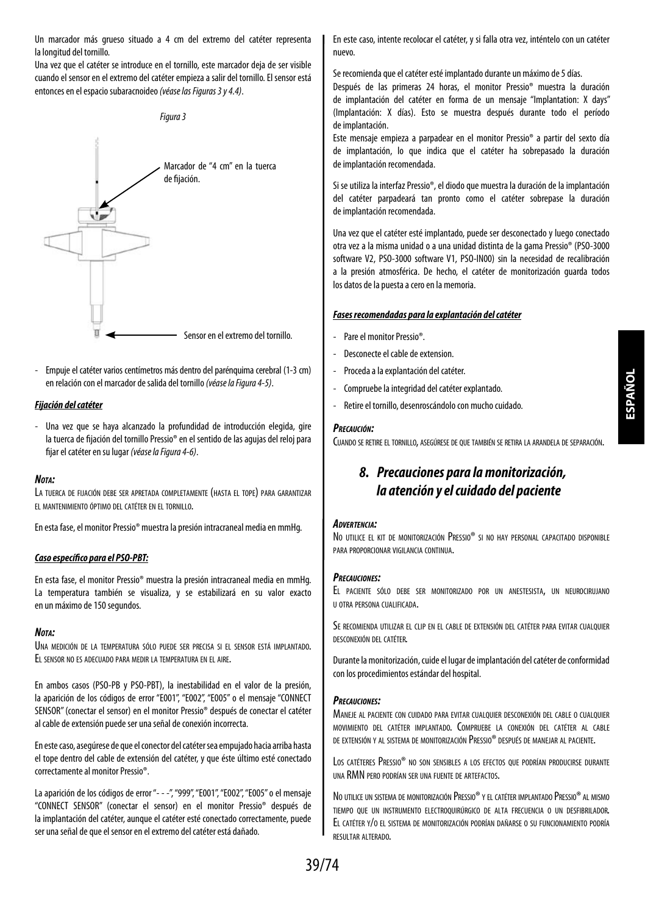Un marcador más grueso situado a 4 cm del extremo del catéter representa la longitud del tornillo.

Una vez que el catéter se introduce en el tornillo, este marcador deja de ser visible cuando el sensor en el extremo del catéter empieza a salir del tornillo. El sensor está entonces en el espacio subaracnoideo *(véase las Figuras 3 y 4.4)*.

*Figura 3*

Marcador de "4 cm" en la tuerca de fijación.

Sensor en el extremo del tornillo.

- Empuje el catéter varios centímetros más dentro del parénquima cerebral (1-3 cm) en relación con el marcador de salida del tornillo *(véase la Figura 4-5)*.

***Fijación del catéter***

- Una vez que se haya alcanzado la profundidad de introducción elegida, gire la tuerca de fijación del tornillo Pressio® en el sentido de las agujas del reloj para fijar el catéter en su lugar *(véase la Figura 4-6)*.

***Nota:***

La tuerca de fijación debe ser apretada completamente (hasta el tope) para garantizar el mantenimiento óptimo del catéter en el tornillo.

En esta fase, el monitor Pressio® muestra la presión intracraneal media en mmHg.

***Caso específico para el PSO-PBT:***

En esta fase, el monitor Pressio® muestra la presión intracraneal media en mmHg. La temperatura también se visualiza, y se estabilizará en su valor exacto en un máximo de 150 segundos.

***Nota:***

Una medición de la temperatura sólo puede ser precisa si el sensor está implantado. El sensor no es adecuado para medir la temperatura en el aire.

En ambos casos (PSO-PB y PSO-PBT), la inestabilidad en el valor de la presión, la aparición de los códigos de error "E001", "E002", "E005" o el mensaje "CONNECT SENSOR" (conectar el sensor) en el monitor Pressio® después de conectar el catéter al cable de extensión puede ser una señal de conexión incorrecta.

En este caso, asegúrese de que el conector del catéter sea empujado hacia arriba hasta el tope dentro del cable de extensión del catéter, y que éste último esté conectado correctamente al monitor Pressio®.

La aparición de los códigos de error "- - -", "999", "E001", "E002", "E005" o el mensaje "CONNECT SENSOR" (conectar el sensor) en el monitor Pressio® después de la implantación del catéter, aunque el catéter esté conectado correctamente, puede ser una señal de que el sensor en el extremo del catéter está dañado.

En este caso, intente recolocar el catéter, y si falla otra vez, inténtelo con un catéter nuevo.

Se recomienda que el catéter esté implantado durante un máximo de 5 días.

Después de las primeras 24 horas, el monitor Pressio® muestra la duración de implantación del catéter en forma de un mensaje "Implantation: X days" (Implantación: X días). Esto se muestra después durante todo el período de implantación.

Este mensaje empieza a parpadear en el monitor Pressio® a partir del sexto día de implantación, lo que indica que el catéter ha sobrepasado la duración de implantación recomendada.

Si se utiliza la interfaz Pressio®, el diodo que muestra la duración de la implantación del catéter parpadeará tan pronto como el catéter sobrepase la duración de implantación recomendada.

Una vez que el catéter esté implantado, puede ser desconectado y luego conectado otra vez a la misma unidad o a una unidad distinta de la gama Pressio® (PSO-3000 software V2, PSO-3000 software V1, PSO-IN00) sin la necesidad de recalibración a la presión atmosférica. De hecho, el catéter de monitorización guarda todos los datos de la puesta a cero en la memoria.

***Fases recomendadas para la explantación del catéter***

- Pare el monitor Pressio®.
- Desconecte el cable de extension.
- Proceda a la explantación del catéter.
- Compruebe la integridad del catéter explantado.
- Retire el tornillo, desenroscándolo con mucho cuidado.

***Precaución:***

Cuando se retire el tornillo, asegúrese de que también se retira la arandela de separación.

## 8. Precauciones para la monitorización, la atención y el cuidado del paciente

***Advertencia:***

No utilice el kit de monitorización Pressio® si no hay personal capacitado disponible para proporcionar vigilancia continua.

***Precauciones:***

El paciente sólo debe ser monitorizado por un anestesista, un neurocirujano u otra persona cualificada.

Se recomienda utilizar el clip en el cable de extensión del catéter para evitar cualquier desconexión del catéter.

Durante la monitorización, cuide el lugar de implantación del catéter de conformidad con los procedimientos estándar del hospital.

***Precauciones:***

Maneje al paciente con cuidado para evitar cualquier desconexión del cable o cualquier movimiento del catéter implantado. Compruebe la conexión del catéter al cable de extensión y al sistema de monitorización Pressio® después de manejar al paciente.

Los catéteres Pressio® no son sensibles a los efectos que podrían producirse durante una RMN pero podrían ser una fuente de artefactos.

No utilice un sistema de monitorización Pressio® y el catéter implantado Pressio® al mismo tiempo que un instrumento electroquirúrgico de alta frecuencia o un desfibrilador. El catéter y/o el sistema de monitorización podrían dañarse o su funcionamiento podría resultar alterado.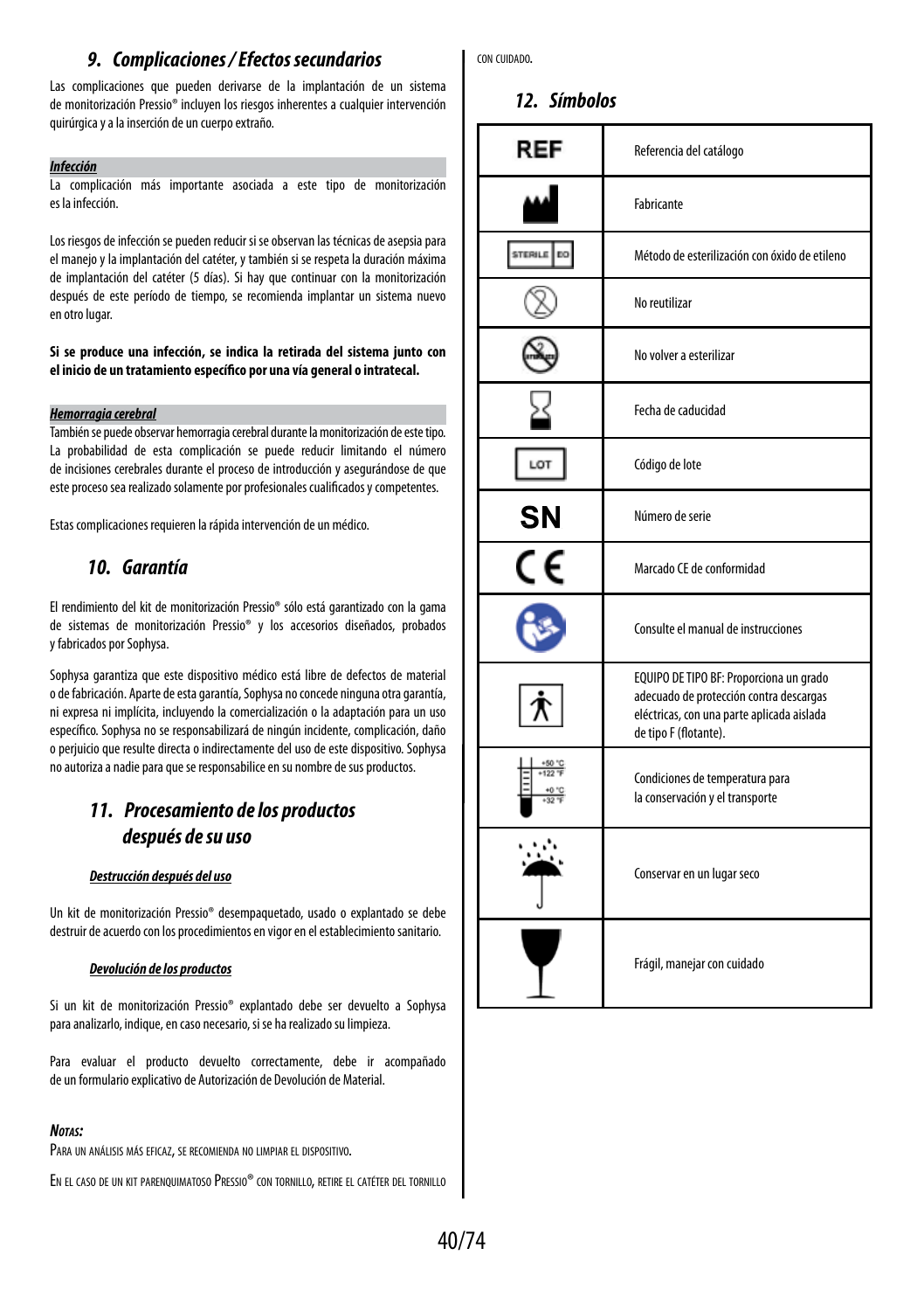## 9. Complicaciones / Efectos secundarios

Las complicaciones que pueden derivarse de la implantación de un sistema de monitorización Pressio® incluyen los riesgos inherentes a cualquier intervención quirúrgica y a la inserción de un cuerpo extraño.

***Infección***

La complicación más importante asociada a este tipo de monitorización es la infección.

Los riesgos de infección se pueden reducir si se observan las técnicas de asepsia para el manejo y la implantación del catéter, y también si se respeta la duración máxima de implantación del catéter (5 días). Si hay que continuar con la monitorización después de este período de tiempo, se recomienda implantar un sistema nuevo en otro lugar.

**Si se produce una infección, se indica la retirada del sistema junto con el inicio de un tratamiento específico por una vía general o intratecal.**

***Hemorragia cerebral***

También se puede observar hemorragia cerebral durante la monitorización de este tipo. La probabilidad de esta complicación se puede reducir limitando el número de incisiones cerebrales durante el proceso de introducción y asegurándose de que este proceso sea realizado solamente por profesionales cualificados y competentes.

Estas complicaciones requieren la rápida intervención de un médico.

## 10. Garantía

El rendimiento del kit de monitorización Pressio® sólo está garantizado con la gama de sistemas de monitorización Pressio® y los accesorios diseñados, probados y fabricados por Sophysa.

Sophysa garantiza que este dispositivo médico está libre de defectos de material o de fabricación. Aparte de esta garantía, Sophysa no concede ninguna otra garantía, ni expresa ni implícita, incluyendo la comercialización o la adaptación para un uso específico. Sophysa no se responsabilizará de ningún incidente, complicación, daño o perjuicio que resulte directa o indirectamente del uso de este dispositivo. Sophysa no autoriza a nadie para que se responsabilice en su nombre de sus productos.

## 11. Procesamiento de los productos después de su uso

***Destrucción después del uso***

Un kit de monitorización Pressio® desempaquetado, usado o explantado se debe destruir de acuerdo con los procedimientos en vigor en el establecimiento sanitario.

***Devolución de los productos***

Si un kit de monitorización Pressio® explantado debe ser devuelto a Sophysa para analizarlo, indique, en caso necesario, si se ha realizado su limpieza.

Para evaluar el producto devuelto correctamente, debe ir acompañado de un formulario explicativo de Autorización de Devolución de Material.

***Notas:***

Para un análisis más eficaz, se recomienda no limpiar el dispositivo.

En el caso de un kit parenquimatoso Pressio® con tornillo, retire el catéter del tornillo con cuidado.

## 12. Símbolos

| Símbolo | Descripción |
|---|---|
| REF | Referencia del catálogo |
| | Fabricante |
| STERILE EO | Método de esterilización con óxido de etileno |
| | No reutilizar |
| | No volver a esterilizar |
| | Fecha de caducidad |
| LOT | Código de lote |
| SN | Número de serie |
| CE | Marcado CE de conformidad |
| | Consulte el manual de instrucciones |
| | EQUIPO DE TIPO BF: Proporciona un grado adecuado de protección contra descargas eléctricas, con una parte aplicada aislada de tipo F (flotante). |
| +50 °C +122 °F / +0 °C +32 °F | Condiciones de temperatura para la conservación y el transporte |
| | Conservar en un lugar seco |
| | Frágil, manejar con cuidado |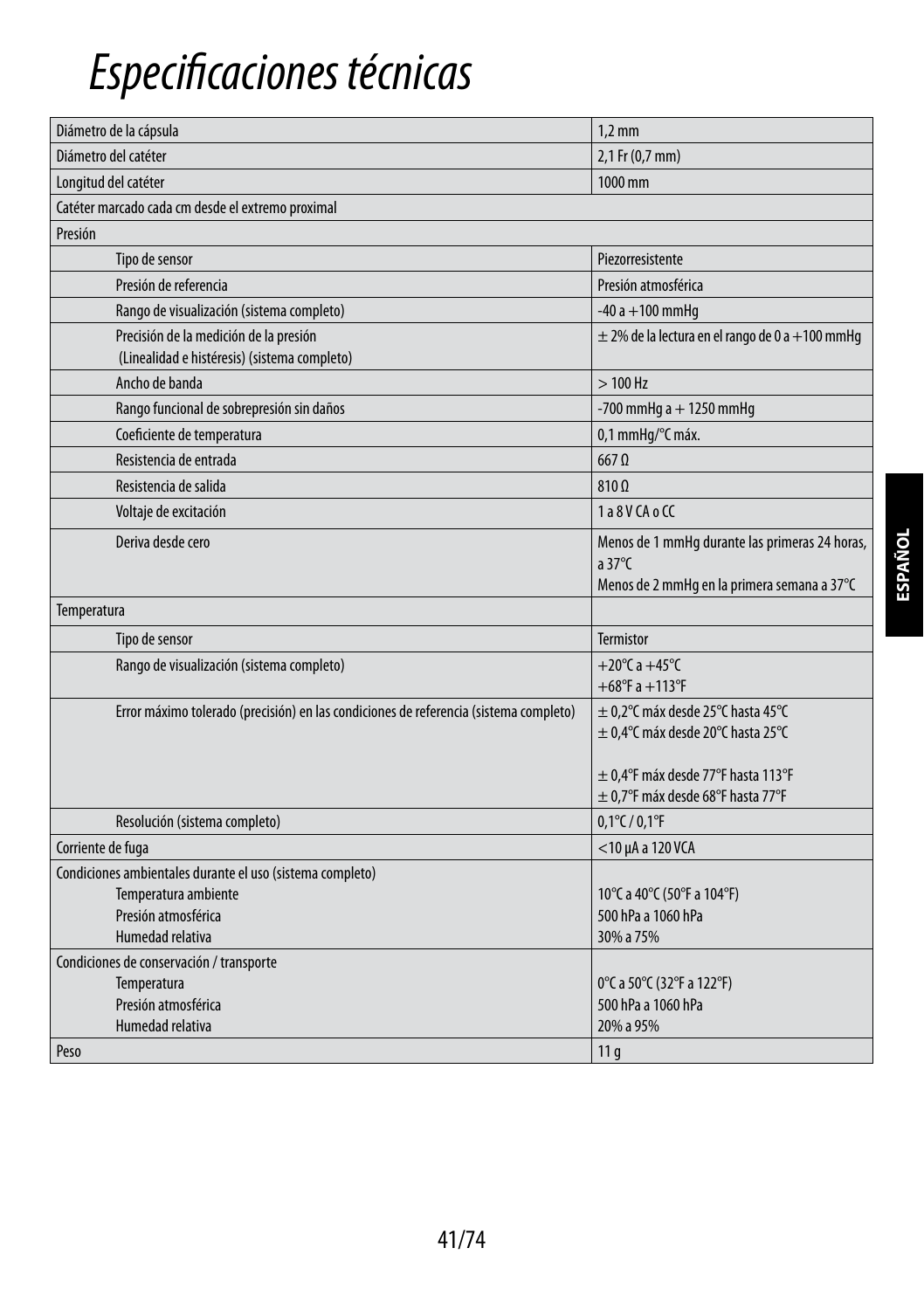# Especificaciones técnicas

| | |
|---|---|
| Diámetro de la cápsula | 1,2 mm |
| Diámetro del catéter | 2,1 Fr (0,7 mm) |
| Longitud del catéter | 1000 mm |
| Catéter marcado cada cm desde el extremo proximal | |
| Presión | |
| Tipo de sensor | Piezorresistente |
| Presión de referencia | Presión atmosférica |
| Rango de visualización (sistema completo) | -40 a +100 mmHg |
| Precisión de la medición de la presión (Linealidad e histéresis) (sistema completo) | ± 2% de la lectura en el rango de 0 a +100 mmHg |
| Ancho de banda | > 100 Hz |
| Rango funcional de sobrepresión sin daños | -700 mmHg a + 1250 mmHg |
| Coeficiente de temperatura | 0,1 mmHg/°C máx. |
| Resistencia de entrada | 667 Ω |
| Resistencia de salida | 810 Ω |
| Voltaje de excitación | 1 a 8 V CA o CC |
| Deriva desde cero | Menos de 1 mmHg durante las primeras 24 horas, a 37°C<br>Menos de 2 mmHg en la primera semana a 37°C |
| Temperatura | |
| Tipo de sensor | Termistor |
| Rango de visualización (sistema completo) | +20°C a +45°C<br>+68°F a +113°F |
| Error máximo tolerado (precisión) en las condiciones de referencia (sistema completo) | ± 0,2°C máx desde 25°C hasta 45°C<br>± 0,4°C máx desde 20°C hasta 25°C<br><br>± 0,4°F máx desde 77°F hasta 113°F<br>± 0,7°F máx desde 68°F hasta 77°F |
| Resolución (sistema completo) | 0,1°C / 0,1°F |
| Corriente de fuga | <10 µA a 120 VCA |
| Condiciones ambientales durante el uso (sistema completo)<br>Temperatura ambiente<br>Presión atmosférica<br>Humedad relativa | <br>10°C a 40°C (50°F a 104°F)<br>500 hPa a 1060 hPa<br>30% a 75% |
| Condiciones de conservación / transporte<br>Temperatura<br>Presión atmosférica<br>Humedad relativa | <br>0°C a 50°C (32°F a 122°F)<br>500 hPa a 1060 hPa<br>20% a 95% |
| Peso | 11 g |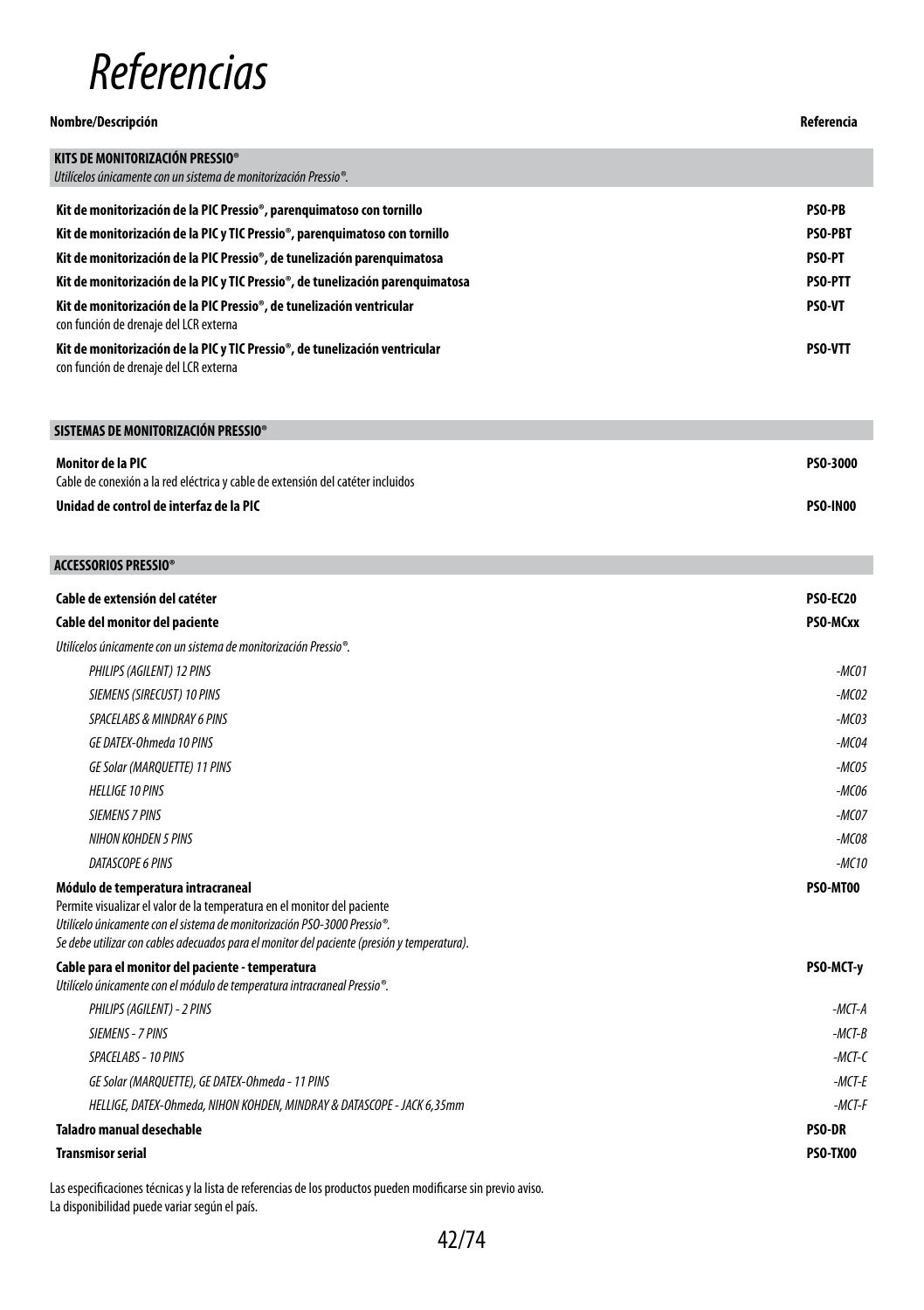# Referencias

| Nombre/Descripción | Referencia |
|---|---|
| **KITS DE MONITORIZACIÓN PRESSIO®**<br>*Utilícelos únicamente con un sistema de monitorización Pressio®.* | |
| **Kit de monitorización de la PIC Pressio®, parenquimatoso con tornillo** | **PSO-PB** |
| **Kit de monitorización de la PIC y TIC Pressio®, parenquimatoso con tornillo** | **PSO-PBT** |
| **Kit de monitorización de la PIC Pressio®, de tunelización parenquimatosa** | **PSO-PT** |
| **Kit de monitorización de la PIC y TIC Pressio®, de tunelización parenquimatosa** | **PSO-PTT** |
| **Kit de monitorización de la PIC Pressio®, de tunelización ventricular**<br>con función de drenaje del LCR externa | **PSO-VT** |
| **Kit de monitorización de la PIC y TIC Pressio®, de tunelización ventricular**<br>con función de drenaje del LCR externa | **PSO-VTT** |
| **SISTEMAS DE MONITORIZACIÓN PRESSIO®** | |
| **Monitor de la PIC**<br>Cable de conexión a la red eléctrica y cable de extensión del catéter incluidos | **PSO-3000** |
| **Unidad de control de interfaz de la PIC** | **PSO-IN00** |
| **ACCESSORIOS PRESSIO®** | |
| **Cable de extensión del catéter** | **PSO-EC20** |
| **Cable del monitor del paciente** | **PSO-MCxx** |
| *Utilícelos únicamente con un sistema de monitorización Pressio®.* | |
| *PHILIPS (AGILENT) 12 PINS* | *-MC01* |
| *SIEMENS (SIRECUST) 10 PINS* | *-MC02* |
| *SPACELABS & MINDRAY 6 PINS* | *-MC03* |
| *GE DATEX-Ohmeda 10 PINS* | *-MC04* |
| *GE Solar (MARQUETTE) 11 PINS* | *-MC05* |
| *HELLIGE 10 PINS* | *-MC06* |
| *SIEMENS 7 PINS* | *-MC07* |
| *NIHON KOHDEN 5 PINS* | *-MC08* |
| *DATASCOPE 6 PINS* | *-MC10* |
| **Módulo de temperatura intracraneal**<br>Permite visualizar el valor de la temperatura en el monitor del paciente<br>*Utilícelo únicamente con el sistema de monitorización PSO-3000 Pressio®.*<br>*Se debe utilizar con cables adecuados para el monitor del paciente (presión y temperatura).* | **PSO-MT00** |
| **Cable para el monitor del paciente - temperatura**<br>*Utilícelo únicamente con el módulo de temperatura intracraneal Pressio®.* | **PSO-MCT-y** |
| *PHILIPS (AGILENT) - 2 PINS* | *-MCT-A* |
| *SIEMENS - 7 PINS* | *-MCT-B* |
| *SPACELABS - 10 PINS* | *-MCT-C* |
| *GE Solar (MARQUETTE), GE DATEX-Ohmeda - 11 PINS* | *-MCT-E* |
| *HELLIGE, DATEX-Ohmeda, NIHON KOHDEN, MINDRAY & DATASCOPE - JACK 6,35mm* | *-MCT-F* |
| **Taladro manual desechable** | **PSO-DR** |
| **Transmisor serial** | **PSO-TX00** |

Las especificaciones técnicas y la lista de referencias de los productos pueden modificarse sin previo aviso.
La disponibilidad puede variar según el país.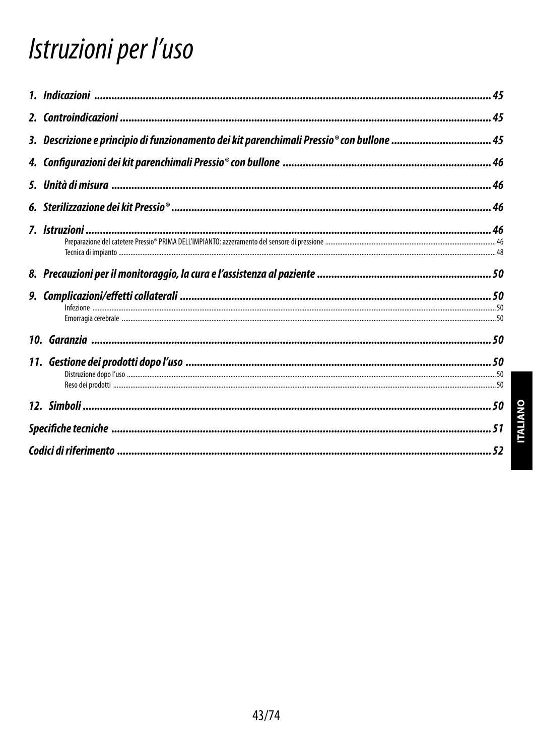# *Istruzioni per l'uso*

| | |
|---|---|
| ***1. Indicazioni*** | ***45*** |
| ***2. Controindicazioni*** | ***45*** |
| ***3. Descrizione e principio di funzionamento dei kit parenchimali Pressio® con bullone*** | ***45*** |
| ***4. Configurazioni dei kit parenchimali Pressio® con bullone*** | ***46*** |
| ***5. Unità di misura*** | ***46*** |
| ***6. Sterilizzazione dei kit Pressio®*** | ***46*** |
| ***7. Istruzioni*** | ***46*** |
| Preparazione del catetere Pressio® PRIMA DELL'IMPIANTO: azzeramento del sensore di pressione | 46 |
| Tecnica di impianto | 48 |
| ***8. Precauzioni per il monitoraggio, la cura e l'assistenza al paziente*** | ***50*** |
| ***9. Complicazioni/effetti collaterali*** | ***50*** |
| Infezione | 50 |
| Emorragia cerebrale | 50 |
| ***10. Garanzia*** | ***50*** |
| ***11. Gestione dei prodotti dopo l'uso*** | ***50*** |
| Distruzione dopo l'uso | 50 |
| Reso dei prodotti | 50 |
| ***12. Simboli*** | ***50*** |
| ***Specifiche tecniche*** | ***51*** |
| ***Codici di riferimento*** | ***52*** |

ITALIANO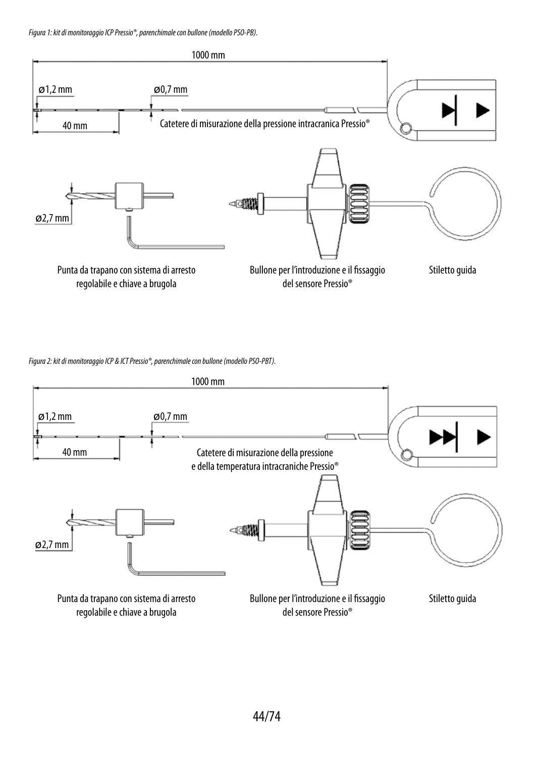*Figura 1: kit di monitoraggio ICP Pressio®, parenchimale con bullone (modello PSO-PB).*

1000 mm

ø1,2 mm

ø0,7 mm

40 mm

Catetere di misurazione della pressione intracranica Pressio®

ø2,7 mm

Punta da trapano con sistema di arresto regolabile e chiave a brugola

Bullone per l'introduzione e il fissaggio del sensore Pressio®

Stiletto guida

*Figura 2: kit di monitoraggio ICP & ICT Pressio®, parenchimale con bullone (modello PSO-PBT).*

1000 mm

ø1,2 mm

ø0,7 mm

40 mm

Catetere di misurazione della pressione e della temperatura intracraniche Pressio®

ø2,7 mm

Punta da trapano con sistema di arresto regolabile e chiave a brugola

Bullone per l'introduzione e il fissaggio del sensore Pressio®

Stiletto guida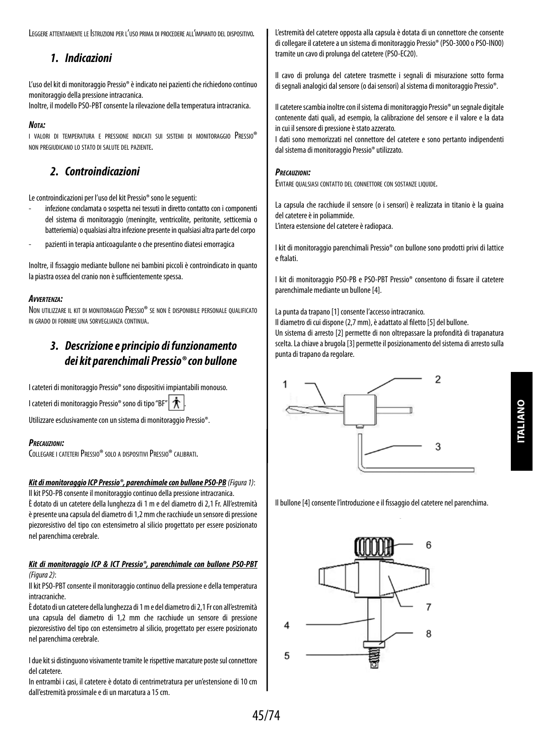Leggere attentamente le Istruzioni per l'uso prima di procedere all'impianto del dispositivo.

## 1. Indicazioni

L'uso del kit di monitoraggio Pressio® è indicato nei pazienti che richiedono continuo monitoraggio della pressione intracranica.
Inoltre, il modello PSO-PBT consente la rilevazione della temperatura intracranica.

***Nota:***
I valori di temperatura e pressione indicati sui sistemi di monitoraggio Pressio® non pregiudicano lo stato di salute del paziente.

## 2. Controindicazioni

Le controindicazioni per l'uso del kit Pressio® sono le seguenti:

- infezione conclamata o sospetta nei tessuti in diretto contatto con i componenti del sistema di monitoraggio (meningite, ventricolite, peritonite, setticemia o batteriemia) o qualsiasi altra infezione presente in qualsiasi altra parte del corpo
- pazienti in terapia anticoagulante o che presentino diatesi emorragica

Inoltre, il fissaggio mediante bullone nei bambini piccoli è controindicato in quanto la piastra ossea del cranio non è sufficientemente spessa.

***Avvertenza:***
Non utilizzare il kit di monitoraggio Pressio® se non è disponibile personale qualificato in grado di fornire una sorveglianza continua.

## 3. Descrizione e principio di funzionamento dei kit parenchimali Pressio® con bullone

I cateteri di monitoraggio Pressio® sono dispositivi impiantabili monouso.

I cateteri di monitoraggio Pressio® sono di tipo "BF".

Utilizzare esclusivamente con un sistema di monitoraggio Pressio®.

***Precauzioni:***
Collegare i cateteri Pressio® solo a dispositivi Pressio® calibrati.

***Kit di monitoraggio ICP Pressio®, parenchimale con bullone PSO-PB*** *(Figura 1)*:
Il kit PSO-PB consente il monitoraggio continuo della pressione intracranica.
È dotato di un catetere della lunghezza di 1 m e del diametro di 2,1 Fr. All'estremità è presente una capsula del diametro di 1,2 mm che racchiude un sensore di pressione piezoresistivo del tipo con estensimetro al silicio progettato per essere posizionato nel parenchima cerebrale.

***Kit di monitoraggio ICP & ICT Pressio®, parenchimale con bullone PSO-PBT*** *(Figura 2)*:
Il kit PSO-PBT consente il monitoraggio continuo della pressione e della temperatura intracraniche.
È dotato di un catetere della lunghezza di 1 m e del diametro di 2,1 Fr con all'estremità una capsula del diametro di 1,2 mm che racchiude un sensore di pressione piezoresistivo del tipo con estensimetro al silicio, progettato per essere posizionato nel parenchima cerebrale.

I due kit si distinguono visivamente tramite le rispettive marcature poste sul connettore del catetere.
In entrambi i casi, il catetere è dotato di centrimetratura per un'estensione di 10 cm dall'estremità prossimale e di un marcatura a 15 cm.

L'estremità del catetere opposta alla capsula è dotata di un connettore che consente di collegare il catetere a un sistema di monitoraggio Pressio® (PSO-3000 o PSO-IN00) tramite un cavo di prolunga del catetere (PSO-EC20).

Il cavo di prolunga del catetere trasmette i segnali di misurazione sotto forma di segnali analogici dal sensore (o dai sensori) al sistema di monitoraggio Pressio®.

Il catetere scambia inoltre con il sistema di monitoraggio Pressio® un segnale digitale contenente dati quali, ad esempio, la calibrazione del sensore e il valore e la data in cui il sensore di pressione è stato azzerato.
I dati sono memorizzati nel connettore del catetere e sono pertanto indipendenti dal sistema di monitoraggio Pressio® utilizzato.

***Precauzioni:***
Evitare qualsiasi contatto del connettore con sostanze liquide.

La capsula che racchiude il sensore (o i sensori) è realizzata in titanio è la guaina del catetere è in poliammide.
L'intera estensione del catetere è radiopaca.

I kit di monitoraggio parenchimali Pressio® con bullone sono prodotti privi di lattice e ftalati.

I kit di monitoraggio PSO-PB e PSO-PBT Pressio® consentono di fissare il catetere parenchimale mediante un bullone [4].

La punta da trapano [1] consente l'accesso intracranico.
Il diametro di cui dispone (2,7 mm), è adattato al filetto [5] del bullone.
Un sistema di arresto [2] permette di non oltrepassare la profondità di trapanatura scelta. La chiave a brugola [3] permette il posizionamento del sistema di arresto sulla punta di trapano da regolare.

Il bullone [4] consente l'introduzione e il fissaggio del catetere nel parenchima.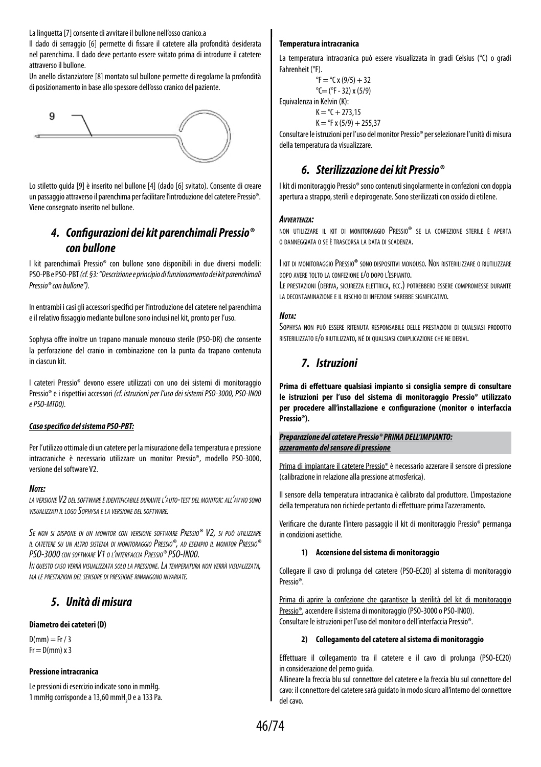La linguetta [7] consente di avvitare il bullone nell'osso cranico.a

Il dado di serraggio [6] permette di fissare il catetere alla profondità desiderata nel parenchima. Il dado deve pertanto essere svitato prima di introdurre il catetere attraverso il bullone.

Un anello distanziatore [8] montato sul bullone permette di regolarne la profondità di posizionamento in base allo spessore dell'osso cranico del paziente.

9

Lo stiletto guida [9] è inserito nel bullone [4] (dado [6] svitato). Consente di creare un passaggio attraverso il parenchima per facilitare l'introduzione del catetere Pressio®. Viene consegnato inserito nel bullone.

## 4. Configurazioni dei kit parenchimali Pressio® con bullone

I kit parenchimali Pressio® con bullone sono disponibili in due diversi modelli: PSO-PB e PSO-PBT *(cf. §3: "Descrizione e principio di funzionamento dei kit parenchimali Pressio® con bullone")*.

In entrambi i casi gli accessori specifici per l'introduzione del catetere nel parenchima e il relativo fissaggio mediante bullone sono inclusi nel kit, pronto per l'uso.

Sophysa offre inoltre un trapano manuale monouso sterile (PSO-DR) che consente la perforazione del cranio in combinazione con la punta da trapano contenuta in ciascun kit.

I cateteri Pressio® devono essere utilizzati con uno dei sistemi di monitoraggio Pressio® e i rispettivi accessori *(cf. istruzioni per l'uso dei sistemi PSO-3000, PSO-IN00 e PSO-MT00)*.

***Caso specifico del sistema PSO-PBT:***

Per l'utilizzo ottimale di un catetere per la misurazione della temperatura e pressione intracraniche è necessario utilizzare un monitor Pressio®, modello PSO-3000, versione del software V2.

***Note:***

*La versione V2 del software è identificabile durante l'auto-test del monitor: all'avvio sono visualizzati il logo Sophysa e la versione del software.*

*Se non si dispone di un monitor con versione software Pressio® V2, si può utilizzare il catetere su un altro sistema di monitoraggio Pressio®, ad esempio il monitor Pressio® PSO-3000 con software V1 o l'interfaccia Pressio® PSO-IN00.*

*In questo caso verrà visualizzata solo la pressione. La temperatura non verrà visualizzata, ma le prestazioni del sensore di pressione rimangono invariate.*

## 5. Unità di misura

**Diametro dei cateteri (D)**

D(mm) = Fr / 3
Fr = D(mm) x 3

**Pressione intracranica**

Le pressioni di esercizio indicate sono in mmHg.
1 mmHg corrisponde a 13,60 mm$H_2O$ e a 133 Pa.

**Temperatura intracranica**

La temperatura intracranica può essere visualizzata in gradi Celsius (°C) o gradi Fahrenheit (°F).

°F = °C x (9/5) + 32
°C= (°F - 32) x (5/9)

Equivalenza in Kelvin (K):

K = °C + 273,15
K = °F x (5/9) + 255,37

Consultare le istruzioni per l'uso del monitor Pressio® per selezionare l'unità di misura della temperatura da visualizzare.

## 6. Sterilizzazione dei kit Pressio®

I kit di monitoraggio Pressio® sono contenuti singolarmente in confezioni con doppia apertura a strappo, sterili e depirogenate. Sono sterilizzati con ossido di etilene.

***Avvertenza:***

Non utilizzare il kit di monitoraggio Pressio® se la confezione sterile è aperta o danneggiata o se è trascorsa la data di scadenza.

I kit di monitoraggio Pressio® sono dispositivi monouso. Non risterilizzare o riutilizzare dopo avere tolto la confezione e/o dopo l'espianto.

Le prestazioni (deriva, sicurezza elettrica, ecc.) potrebbero essere compromesse durante la decontaminazione e il rischio di infezione sarebbe significativo.

***Nota:***

Sophysa non può essere ritenuta responsabile delle prestazioni di qualsiasi prodotto risterilizzato e/o riutilizzato, né di qualsiasi complicazione che ne derivi.

## 7. Istruzioni

**Prima di effettuare qualsiasi impianto si consiglia sempre di consultare le istruzioni per l'uso del sistema di monitoraggio Pressio® utilizzato per procedere all'installazione e configurazione (monitor o interfaccia Pressio®).**

***Preparazione del catetere Pressio® PRIMA DELL'IMPIANTO: azzeramento del sensore di pressione***

Prima di impiantare il catetere Pressio® è necessario azzerare il sensore di pressione (calibrazione in relazione alla pressione atmosferica).

Il sensore della temperatura intracranica è calibrato dal produttore. L'impostazione della temperatura non richiede pertanto di effettuare prima l'azzeramento.

Verificare che durante l'intero passaggio il kit di monitoraggio Pressio® permanga in condizioni asettiche.

**1) Accensione del sistema di monitoraggio**

Collegare il cavo di prolunga del catetere (PSO-EC20) al sistema di monitoraggio Pressio®.

Prima di aprire la confezione che garantisce la sterilità del kit di monitoraggio Pressio®, accendere il sistema di monitoraggio (PSO-3000 o PSO-IN00).
Consultare le istruzioni per l'uso del monitor o dell'interfaccia Pressio®.

**2) Collegamento del catetere al sistema di monitoraggio**

Effettuare il collegamento tra il catetere e il cavo di prolunga (PSO-EC20) in considerazione del perno guida.
Allineare la freccia blu sul connettore del catetere e la freccia blu sul connettore del cavo: il connettore del catetere sarà guidato in modo sicuro all'interno del connettore del cavo.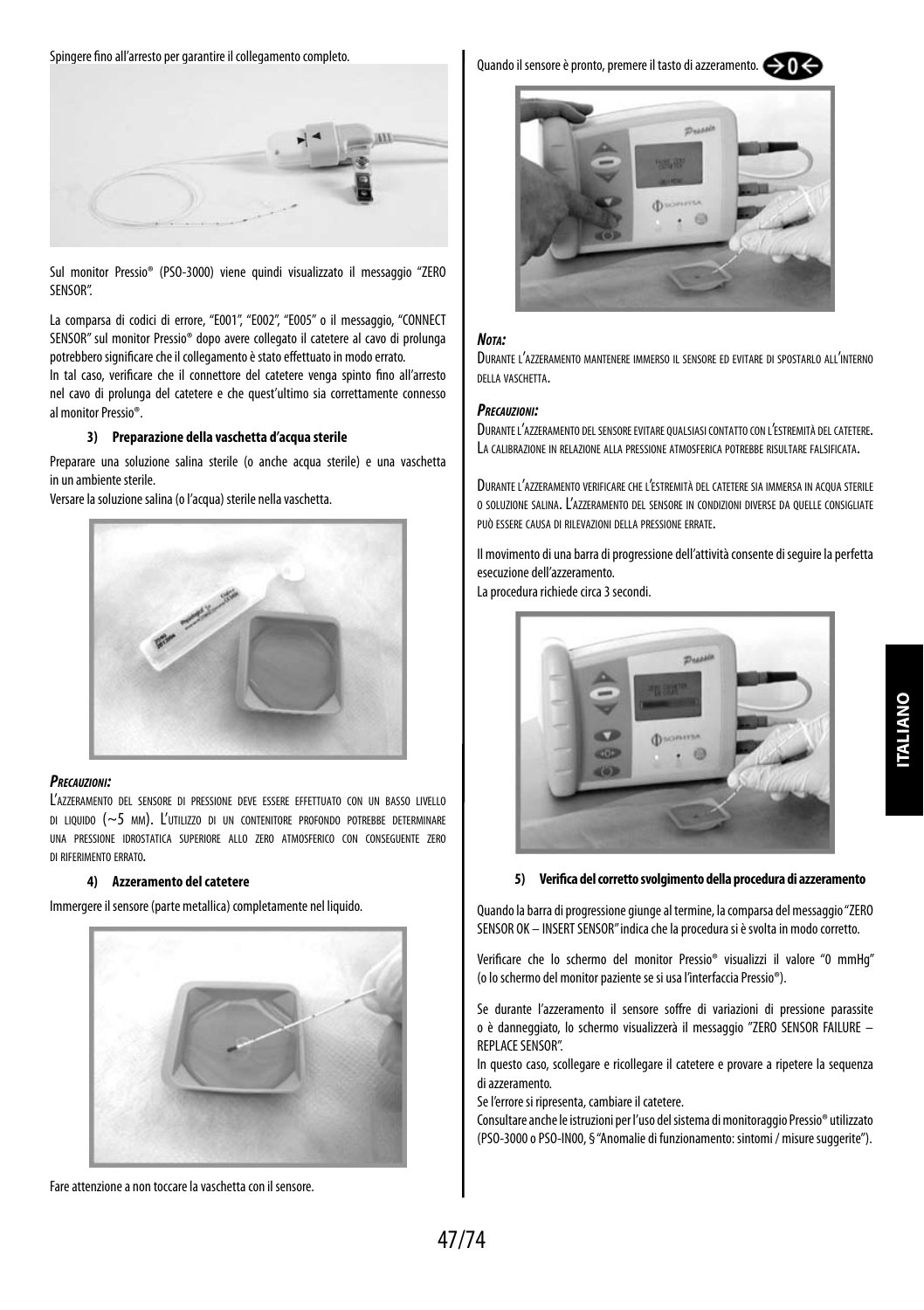Spingere fino all'arresto per garantire il collegamento completo.

Sul monitor Pressio® (PSO-3000) viene quindi visualizzato il messaggio "ZERO SENSOR".

La comparsa di codici di errore, "E001", "E002", "E005" o il messaggio, "CONNECT SENSOR" sul monitor Pressio® dopo avere collegato il catetere al cavo di prolunga potrebbero significare che il collegamento è stato effettuato in modo errato.
In tal caso, verificare che il connettore del catetere venga spinto fino all'arresto nel cavo di prolunga del catetere e che quest'ultimo sia correttamente connesso al monitor Pressio®.

#### 3) Preparazione della vaschetta d'acqua sterile

Preparare una soluzione salina sterile (o anche acqua sterile) e una vaschetta in un ambiente sterile.
Versare la soluzione salina (o l'acqua) sterile nella vaschetta.

***Precauzioni:***
L'azzeramento del sensore di pressione deve essere effettuato con un basso livello di liquido (~5 mm). L'utilizzo di un contenitore profondo potrebbe determinare una pressione idrostatica superiore allo zero atmosferico con conseguente zero di riferimento errato.

#### 4) Azzeramento del catetere

Immergere il sensore (parte metallica) completamente nel liquido.

Fare attenzione a non toccare la vaschetta con il sensore.

Quando il sensore è pronto, premere il tasto di azzeramento. →0←

***Nota:***
Durante l'azzeramento mantenere immerso il sensore ed evitare di spostarlo all'interno della vaschetta.

***Precauzioni:***
Durante l'azzeramento del sensore evitare qualsiasi contatto con l'estremità del catetere. La calibrazione in relazione alla pressione atmosferica potrebbe risultare falsificata.

Durante l'azzeramento verificare che l'estremità del catetere sia immersa in acqua sterile o soluzione salina. L'azzeramento del sensore in condizioni diverse da quelle consigliate può essere causa di rilevazioni della pressione errate.

Il movimento di una barra di progressione dell'attività consente di seguire la perfetta esecuzione dell'azzeramento.
La procedura richiede circa 3 secondi.

#### 5) Verifica del corretto svolgimento della procedura di azzeramento

Quando la barra di progressione giunge al termine, la comparsa del messaggio "ZERO SENSOR OK – INSERT SENSOR" indica che la procedura si è svolta in modo corretto.

Verificare che lo schermo del monitor Pressio® visualizzi il valore "0 mmHg" (o lo schermo del monitor paziente se si usa l'interfaccia Pressio®).

Se durante l'azzeramento il sensore soffre di variazioni di pressione parassite o è danneggiato, lo schermo visualizzerà il messaggio "ZERO SENSOR FAILURE – REPLACE SENSOR".
In questo caso, scollegare e ricollegare il catetere e provare a ripetere la sequenza di azzeramento.
Se l'errore si ripresenta, cambiare il catetere.
Consultare anche le istruzioni per l'uso del sistema di monitoraggio Pressio® utilizzato (PSO-3000 o PSO-IN00, § "Anomalie di funzionamento: sintomi / misure suggerite").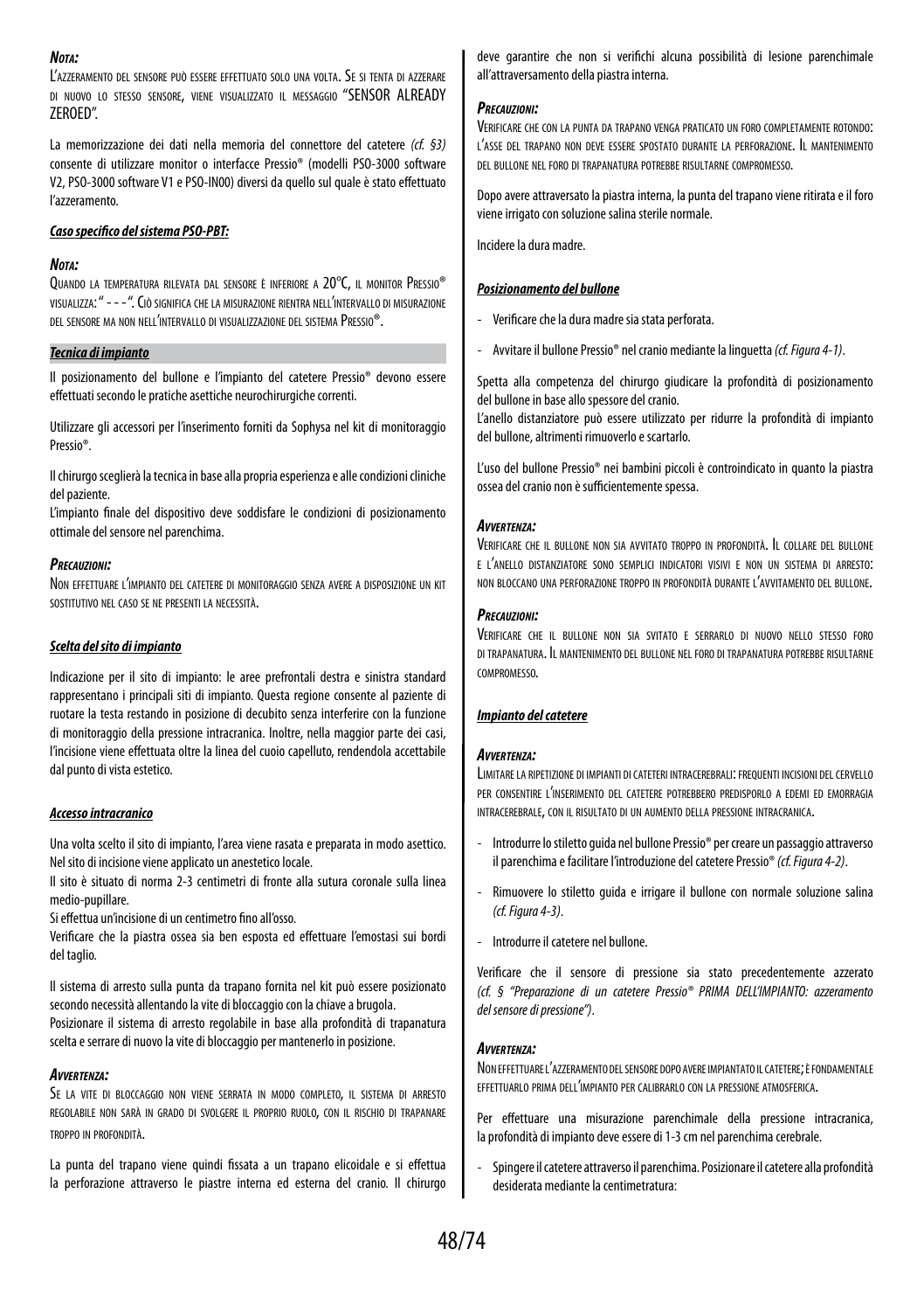***Nota:***

L'azzeramento del sensore può essere effettuato solo una volta. Se si tenta di azzerare di nuovo lo stesso sensore, viene visualizzato il messaggio "SENSOR ALREADY ZEROED".

La memorizzazione dei dati nella memoria del connettore del catetere *(cf. §3)* consente di utilizzare monitor o interfacce Pressio® (modelli PSO-3000 software V2, PSO-3000 software V1 e PSO-IN00) diversi da quello sul quale è stato effettuato l'azzeramento.

***Caso specifico del sistema PSO-PBT:***

***Nota:***

Quando la temperatura rilevata dal sensore è inferiore a 20°C, il monitor Pressio® visualizza: " - - - ". Ciò significa che la misurazione rientra nell'intervallo di misurazione del sensore ma non nell'intervallo di visualizzazione del sistema Pressio®.

***Tecnica di impianto***

Il posizionamento del bullone e l'impianto del catetere Pressio® devono essere effettuati secondo le pratiche asettiche neurochirurgiche correnti.

Utilizzare gli accessori per l'inserimento forniti da Sophysa nel kit di monitoraggio Pressio®.

Il chirurgo sceglierà la tecnica in base alla propria esperienza e alle condizioni cliniche del paziente.
L'impianto finale del dispositivo deve soddisfare le condizioni di posizionamento ottimale del sensore nel parenchima.

***Precauzioni:***

Non effettuare l'impianto del catetere di monitoraggio senza avere a disposizione un kit sostitutivo nel caso se ne presenti la necessità.

***Scelta del sito di impianto***

Indicazione per il sito di impianto: le aree prefrontali destra e sinistra standard rappresentano i principali siti di impianto. Questa regione consente al paziente di ruotare la testa restando in posizione di decubito senza interferire con la funzione di monitoraggio della pressione intracranica. Inoltre, nella maggior parte dei casi, l'incisione viene effettuata oltre la linea del cuoio capelluto, rendendola accettabile dal punto di vista estetico.

***Accesso intracranico***

Una volta scelto il sito di impianto, l'area viene rasata e preparata in modo asettico. Nel sito di incisione viene applicato un anestetico locale.
Il sito è situato di norma 2-3 centimetri di fronte alla sutura coronale sulla linea medio-pupillare.
Si effettua un'incisione di un centimetro fino all'osso.
Verificare che la piastra ossea sia ben esposta ed effettuare l'emostasi sui bordi del taglio.

Il sistema di arresto sulla punta da trapano fornita nel kit può essere posizionato secondo necessità allentando la vite di bloccaggio con la chiave a brugola.
Posizionare il sistema di arresto regolabile in base alla profondità di trapanatura scelta e serrare di nuovo la vite di bloccaggio per mantenerlo in posizione.

***Avvertenza:***

Se la vite di bloccaggio non viene serrata in modo completo, il sistema di arresto regolabile non sarà in grado di svolgere il proprio ruolo, con il rischio di trapanare troppo in profondità.

La punta del trapano viene quindi fissata a un trapano elicoidale e si effettua la perforazione attraverso le piastre interna ed esterna del cranio. Il chirurgo deve garantire che non si verifichi alcuna possibilità di lesione parenchimale all'attraversamento della piastra interna.

***Precauzioni:***

Verificare che con la punta da trapano venga praticato un foro completamente rotondo: l'asse del trapano non deve essere spostato durante la perforazione. Il mantenimento del bullone nel foro di trapanatura potrebbe risultarne compromesso.

Dopo avere attraversato la piastra interna, la punta del trapano viene ritirata e il foro viene irrigato con soluzione salina sterile normale.

Incidere la dura madre.

***Posizionamento del bullone***

- Verificare che la dura madre sia stata perforata.
- Avvitare il bullone Pressio® nel cranio mediante la linguetta *(cf. Figura 4-1)*.

Spetta alla competenza del chirurgo giudicare la profondità di posizionamento del bullone in base allo spessore del cranio.
L'anello distanziatore può essere utilizzato per ridurre la profondità di impianto del bullone, altrimenti rimuoverlo e scartarlo.

L'uso del bullone Pressio® nei bambini piccoli è controindicato in quanto la piastra ossea del cranio non è sufficientemente spessa.

***Avvertenza:***

Verificare che il bullone non sia avvitato troppo in profondità. Il collare del bullone e l'anello distanziatore sono semplici indicatori visivi e non un sistema di arresto: non bloccano una perforazione troppo in profondità durante l'avvitamento del bullone.

***Precauzioni:***

Verificare che il bullone non sia svitato e serrarlo di nuovo nello stesso foro di trapanatura. Il mantenimento del bullone nel foro di trapanatura potrebbe risultarne compromesso.

***Impianto del catetere***

***Avvertenza:***

Limitare la ripetizione di impianti di cateteri intracerebrali: frequenti incisioni del cervello per consentire l'inserimento del catetere potrebbero predisporlo a edemi ed emorragia intracerebrale, con il risultato di un aumento della pressione intracranica.

- Introdurre lo stiletto guida nel bullone Pressio® per creare un passaggio attraverso il parenchima e facilitare l'introduzione del catetere Pressio® *(cf. Figura 4-2)*.
- Rimuovere lo stiletto guida e irrigare il bullone con normale soluzione salina *(cf. Figura 4-3)*.
- Introdurre il catetere nel bullone.

Verificare che il sensore di pressione sia stato precedentemente azzerato *(cf. § "Preparazione di un catetere Pressio® PRIMA DELL'IMPIANTO: azzeramento del sensore di pressione")*.

***Avvertenza:***

Non effettuare l'azzeramento del sensore dopo avere impiantato il catetere; è fondamentale effettuarlo prima dell'impianto per calibrarlo con la pressione atmosferica.

Per effettuare una misurazione parenchimale della pressione intracranica, la profondità di impianto deve essere di 1-3 cm nel parenchima cerebrale.

- Spingere il catetere attraverso il parenchima. Posizionare il catetere alla profondità desiderata mediante la centimetratura: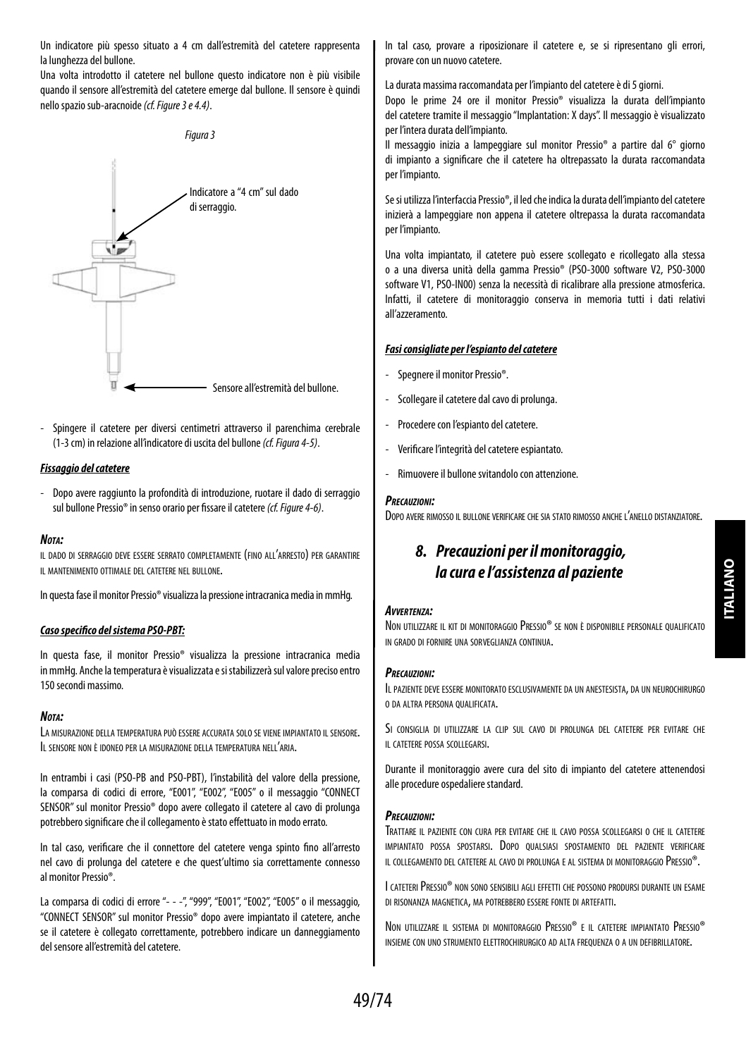Un indicatore più spesso situato a 4 cm dall'estremità del catetere rappresenta la lunghezza del bullone.

Una volta introdotto il catetere nel bullone questo indicatore non è più visibile quando il sensore all'estremità del catetere emerge dal bullone. Il sensore è quindi nello spazio sub-aracnoide *(cf. Figure 3 e 4.4)*.

*Figura 3*

Indicatore a "4 cm" sul dado di serraggio.

Sensore all'estremità del bullone.

- Spingere il catetere per diversi centimetri attraverso il parenchima cerebrale (1-3 cm) in relazione all'indicatore di uscita del bullone *(cf. Figura 4-5)*.

***Fissaggio del catetere***

- Dopo avere raggiunto la profondità di introduzione, ruotare il dado di serraggio sul bullone Pressio® in senso orario per fissare il catetere *(cf. Figure 4-6)*.

***Nota:***

Il dado di serraggio deve essere serrato completamente (fino all'arresto) per garantire il mantenimento ottimale del catetere nel bullone.

In questa fase il monitor Pressio® visualizza la pressione intracranica media in mmHg.

***Caso specifico del sistema PSO-PBT:***

In questa fase, il monitor Pressio® visualizza la pressione intracranica media in mmHg. Anche la temperatura è visualizzata e si stabilizzerà sul valore preciso entro 150 secondi massimo.

***Nota:***

La misurazione della temperatura può essere accurata solo se viene impiantato il sensore. Il sensore non è idoneo per la misurazione della temperatura nell'aria.

In entrambi i casi (PSO-PB and PSO-PBT), l'instabilità del valore della pressione, la comparsa di codici di errore, "E001", "E002", "E005" o il messaggio "CONNECT SENSOR" sul monitor Pressio® dopo avere collegato il catetere al cavo di prolunga potrebbero significare che il collegamento è stato effettuato in modo errato.

In tal caso, verificare che il connettore del catetere venga spinto fino all'arresto nel cavo di prolunga del catetere e che quest'ultimo sia correttamente connesso al monitor Pressio®.

La comparsa di codici di errore "- - -", "999", "E001", "E002", "E005" o il messaggio, "CONNECT SENSOR" sul monitor Pressio® dopo avere impiantato il catetere, anche se il catetere è collegato correttamente, potrebbero indicare un danneggiamento del sensore all'estremità del catetere.

In tal caso, provare a riposizionare il catetere e, se si ripresentano gli errori, provare con un nuovo catetere.

La durata massima raccomandata per l'impianto del catetere è di 5 giorni.

Dopo le prime 24 ore il monitor Pressio® visualizza la durata dell'impianto del catetere tramite il messaggio "Implantation: X days". Il messaggio è visualizzato per l'intera durata dell'impianto.

Il messaggio inizia a lampeggiare sul monitor Pressio® a partire dal 6° giorno di impianto a significare che il catetere ha oltrepassato la durata raccomandata per l'impianto.

Se si utilizza l'interfaccia Pressio®, il led che indica la durata dell'impianto del catetere inizierà a lampeggiare non appena il catetere oltrepassa la durata raccomandata per l'impianto.

Una volta impiantato, il catetere può essere scollegato e ricollegato alla stessa o a una diversa unità della gamma Pressio® (PSO-3000 software V2, PSO-3000 software V1, PSO-IN00) senza la necessità di ricalibrare alla pressione atmosferica. Infatti, il catetere di monitoraggio conserva in memoria tutti i dati relativi all'azzeramento.

***Fasi consigliate per l'espianto del catetere***

- Spegnere il monitor Pressio®.
- Scollegare il catetere dal cavo di prolunga.
- Procedere con l'espianto del catetere.
- Verificare l'integrità del catetere espiantato.
- Rimuovere il bullone svitandolo con attenzione.

***Precauzioni:***

Dopo avere rimosso il bullone verificare che sia stato rimosso anche l'anello distanziatore.

## 8. Precauzioni per il monitoraggio, la cura e l'assistenza al paziente

***Avvertenza:***

Non utilizzare il kit di monitoraggio Pressio® se non è disponibile personale qualificato in grado di fornire una sorveglianza continua.

***Precauzioni:***

Il paziente deve essere monitorato esclusivamente da un anestesista, da un neurochirurgo o da altra persona qualificata.

Si consiglia di utilizzare la clip sul cavo di prolunga del catetere per evitare che il catetere possa scollegarsi.

Durante il monitoraggio avere cura del sito di impianto del catetere attenendosi alle procedure ospedaliere standard.

***Precauzioni:***

Trattare il paziente con cura per evitare che il cavo possa scollegarsi o che il catetere impiantato possa spostarsi. Dopo qualsiasi spostamento del paziente verificare il collegamento del catetere al cavo di prolunga e al sistema di monitoraggio Pressio®.

I cateteri Pressio® non sono sensibili agli effetti che possono prodursi durante un esame di risonanza magnetica, ma potrebbero essere fonte di artefatti.

Non utilizzare il sistema di monitoraggio Pressio® e il catetere impiantato Pressio® insieme con uno strumento elettrochirurgico ad alta frequenza o a un defibrillatore.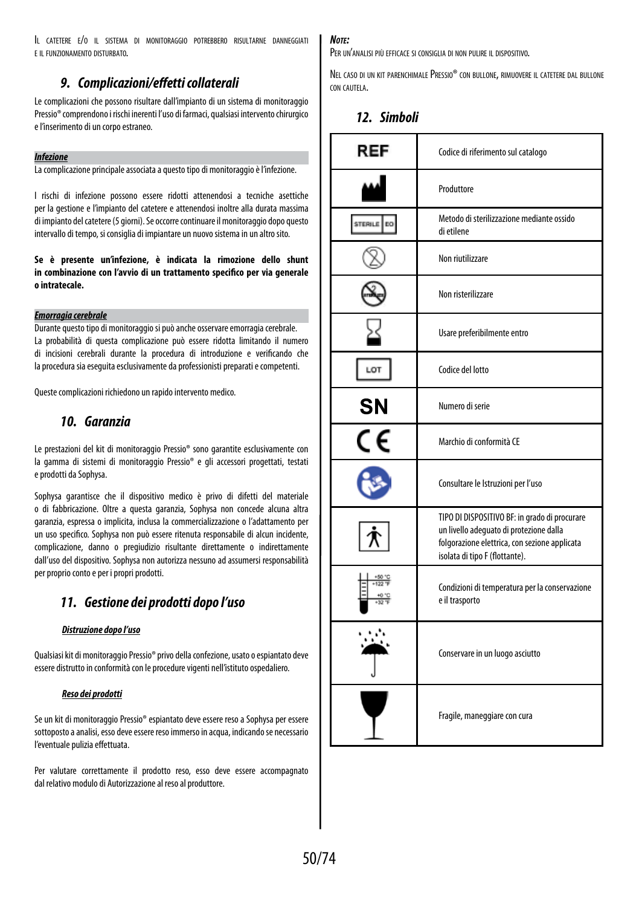Il catetere e/o il sistema di monitoraggio potrebbero risultarne danneggiati e il funzionamento disturbato.

## 9. Complicazioni/effetti collaterali

Le complicazioni che possono risultare dall'impianto di un sistema di monitoraggio Pressio® comprendono i rischi inerenti l'uso di farmaci, qualsiasi intervento chirurgico e l'inserimento di un corpo estraneo.

***Infezione***

La complicazione principale associata a questo tipo di monitoraggio è l'infezione.

I rischi di infezione possono essere ridotti attenendosi a tecniche asettiche per la gestione e l'impianto del catetere e attenendosi inoltre alla durata massima di impianto del catetere (5 giorni). Se occorre continuare il monitoraggio dopo questo intervallo di tempo, si consiglia di impiantare un nuovo sistema in un altro sito.

**Se è presente un'infezione, è indicata la rimozione dello shunt in combinazione con l'avvio di un trattamento specifico per via generale o intratecale.**

***Emorragia cerebrale***

Durante questo tipo di monitoraggio si può anche osservare emorragia cerebrale.
La probabilità di questa complicazione può essere ridotta limitando il numero di incisioni cerebrali durante la procedura di introduzione e verificando che la procedura sia eseguita esclusivamente da professionisti preparati e competenti.

Queste complicazioni richiedono un rapido intervento medico.

## 10. Garanzia

Le prestazioni del kit di monitoraggio Pressio® sono garantite esclusivamente con la gamma di sistemi di monitoraggio Pressio® e gli accessori progettati, testati e prodotti da Sophysa.

Sophysa garantisce che il dispositivo medico è privo di difetti del materiale o di fabbricazione. Oltre a questa garanzia, Sophysa non concede alcuna altra garanzia, espressa o implicita, inclusa la commercializzazione o l'adattamento per un uso specifico. Sophysa non può essere ritenuta responsabile di alcun incidente, complicazione, danno o pregiudizio risultante direttamente o indirettamente dall'uso del dispositivo. Sophysa non autorizza nessuno ad assumersi responsabilità per proprio conto e per i propri prodotti.

## 11. Gestione dei prodotti dopo l'uso

***Distruzione dopo l'uso***

Qualsiasi kit di monitoraggio Pressio® privo della confezione, usato o espiantato deve essere distrutto in conformità con le procedure vigenti nell'istituto ospedaliero.

***Reso dei prodotti***

Se un kit di monitoraggio Pressio® espiantato deve essere reso a Sophysa per essere sottoposto a analisi, esso deve essere reso immerso in acqua, indicando se necessario l'eventuale pulizia effettuata.

Per valutare correttamente il prodotto reso, esso deve essere accompagnato dal relativo modulo di Autorizzazione al reso al produttore.

***Note:***

Per un'analisi più efficace si consiglia di non pulire il dispositivo.

Nel caso di un kit parenchimale Pressio® con bullone, rimuovere il catetere dal bullone con cautela.

## 12. Simboli

| Simbolo | Descrizione |
|---|---|
| REF | Codice di riferimento sul catalogo |
| | Produttore |
| STERILE EO | Metodo di sterilizzazione mediante ossido di etilene |
| | Non riutilizzare |
| | Non risterilizzare |
| | Usare preferibilmente entro |
| LOT | Codice del lotto |
| SN | Numero di serie |
| CE | Marchio di conformità CE |
| | Consultare le Istruzioni per l'uso |
| | TIPO DI DISPOSITIVO BF: in grado di procurare un livello adeguato di protezione dalla folgorazione elettrica, con sezione applicata isolata di tipo F (flottante). |
| +50 °C +122 °F / +0 °C +32 °F | Condizioni di temperatura per la conservazione e il trasporto |
| | Conservare in un luogo asciutto |
| | Fragile, maneggiare con cura |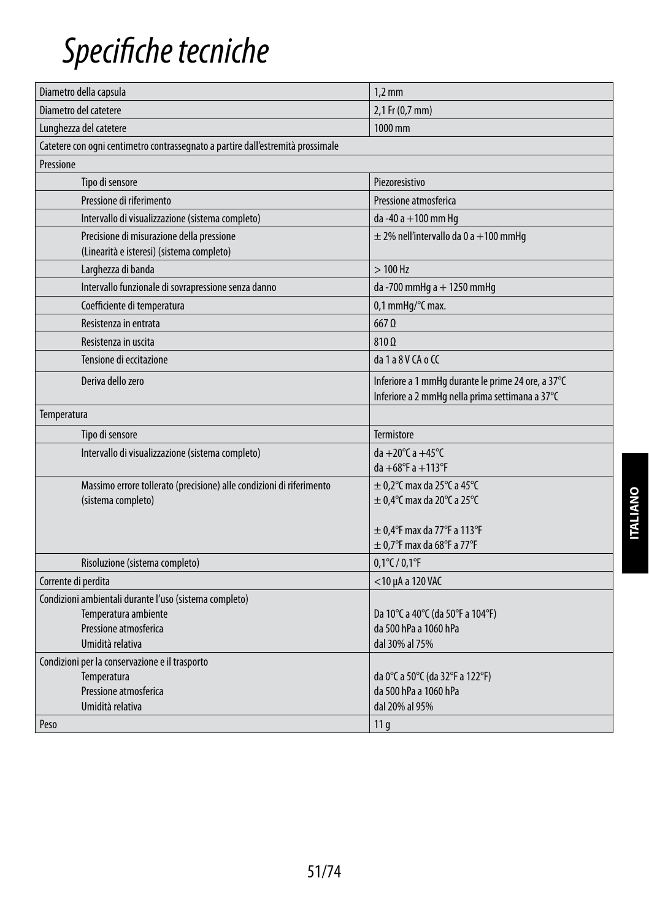# *Specifiche tecniche*

| | |
|---|---|
| Diametro della capsula | 1,2 mm |
| Diametro del catetere | 2,1 Fr (0,7 mm) |
| Lunghezza del catetere | 1000 mm |
| Catetere con ogni centimetro contrassegnato a partire dall'estremità prossimale | |
| Pressione | |
| Tipo di sensore | Piezoresistivo |
| Pressione di riferimento | Pressione atmosferica |
| Intervallo di visualizzazione (sistema completo) | da -40 a +100 mm Hg |
| Precisione di misurazione della pressione<br>(Linearità e isteresi) (sistema completo) | ± 2% nell'intervallo da 0 a +100 mmHg |
| Larghezza di banda | > 100 Hz |
| Intervallo funzionale di sovrapressione senza danno | da -700 mmHg a + 1250 mmHg |
| Coefficiente di temperatura | 0,1 mmHg/°C max. |
| Resistenza in entrata | 667 Ω |
| Resistenza in uscita | 810 Ω |
| Tensione di eccitazione | da 1 a 8 V CA o CC |
| Deriva dello zero | Inferiore a 1 mmHg durante le prime 24 ore, a 37°C<br>Inferiore a 2 mmHg nella prima settimana a 37°C |
| Temperatura | |
| Tipo di sensore | Termistore |
| Intervallo di visualizzazione (sistema completo) | da +20°C a +45°C<br>da +68°F a +113°F |
| Massimo errore tollerato (precisione) alle condizioni di riferimento<br>(sistema completo) | ± 0,2°C max da 25°C a 45°C<br>± 0,4°C max da 20°C a 25°C<br><br>± 0,4°F max da 77°F a 113°F<br>± 0,7°F max da 68°F a 77°F |
| Risoluzione (sistema completo) | 0,1°C / 0,1°F |
| Corrente di perdita | <10 µA a 120 VAC |
| Condizioni ambientali durante l'uso (sistema completo)<br>Temperatura ambiente<br>Pressione atmosferica<br>Umidità relativa | <br>Da 10°C a 40°C (da 50°F a 104°F)<br>da 500 hPa a 1060 hPa<br>dal 30% al 75% |
| Condizioni per la conservazione e il trasporto<br>Temperatura<br>Pressione atmosferica<br>Umidità relativa | <br>da 0°C a 50°C (da 32°F a 122°F)<br>da 500 hPa a 1060 hPa<br>dal 20% al 95% |
| Peso | 11 g |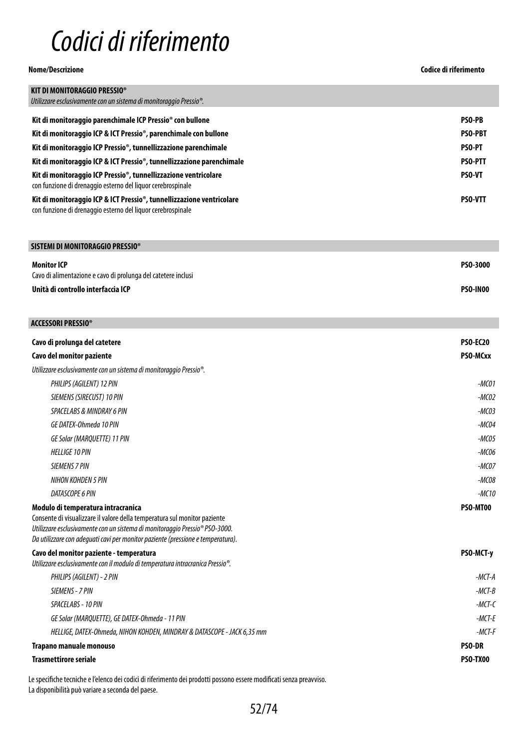# Codici di riferimento

| Nome/Descrizione | Codice di riferimento |
|---|---|
| **KIT DI MONITORAGGIO PRESSIO®**<br>*Utilizzare esclusivamente con un sistema di monitoraggio Pressio®.* | |
| **Kit di monitoraggio parenchimale ICP Pressio® con bullone** | **PSO-PB** |
| **Kit di monitoraggio ICP & ICT Pressio®, parenchimale con bullone** | **PSO-PBT** |
| **Kit di monitoraggio ICP Pressio®, tunnellizzazione parenchimale** | **PSO-PT** |
| **Kit di monitoraggio ICP & ICT Pressio®, tunnellizzazione parenchimale** | **PSO-PTT** |
| **Kit di monitoraggio ICP Pressio®, tunnellizzazione ventricolare**<br>con funzione di drenaggio esterno del liquor cerebrospinale | **PSO-VT** |
| **Kit di monitoraggio ICP & ICT Pressio®, tunnellizzazione ventricolare**<br>con funzione di drenaggio esterno del liquor cerebrospinale | **PSO-VTT** |
| **SISTEMI DI MONITORAGGIO PRESSIO®** | |
| **Monitor ICP**<br>Cavo di alimentazione e cavo di prolunga del catetere inclusi | **PSO-3000** |
| **Unità di controllo interfaccia ICP** | **PSO-IN00** |
| **ACCESSORI PRESSIO®** | |
| **Cavo di prolunga del catetere** | **PSO-EC20** |
| **Cavo del monitor paziente** | **PSO-MCxx** |
| *Utilizzare esclusivamente con un sistema di monitoraggio Pressio®.* | |
| *PHILIPS (AGILENT) 12 PIN* | *-MC01* |
| *SIEMENS (SIRECUST) 10 PIN* | *-MC02* |
| *SPACELABS & MINDRAY 6 PIN* | *-MC03* |
| *GE DATEX-Ohmeda 10 PIN* | *-MC04* |
| *GE Solar (MARQUETTE) 11 PIN* | *-MC05* |
| *HELLIGE 10 PIN* | *-MC06* |
| *SIEMENS 7 PIN* | *-MC07* |
| *NIHON KOHDEN 5 PIN* | *-MC08* |
| *DATASCOPE 6 PIN* | *-MC10* |
| **Modulo di temperatura intracranica**<br>Consente di visualizzare il valore della temperatura sul monitor paziente<br>*Utilizzare esclusivamente con un sistema di monitoraggio Pressio® PSO-3000.*<br>*Da utilizzare con adeguati cavi per monitor paziente (pressione e temperatura).* | **PSO-MT00** |
| **Cavo del monitor paziente - temperatura**<br>*Utilizzare esclusivamente con il modulo di temperatura intracranica Pressio®.* | **PSO-MCT-y** |
| *PHILIPS (AGILENT) - 2 PIN* | *-MCT-A* |
| *SIEMENS - 7 PIN* | *-MCT-B* |
| *SPACELABS - 10 PIN* | *-MCT-C* |
| *GE Solar (MARQUETTE), GE DATEX-Ohmeda - 11 PIN* | *-MCT-E* |
| *HELLIGE, DATEX-Ohmeda, NIHON KOHDEN, MINDRAY & DATASCOPE - JACK 6,35 mm* | *-MCT-F* |
| **Trapano manuale monouso** | **PSO-DR** |
| **Trasmettirore seriale** | **PSO-TX00** |

Le specifiche tecniche e l'elenco dei codici di riferimento dei prodotti possono essere modificati senza preavviso.
La disponibilità può variare a seconda del paese.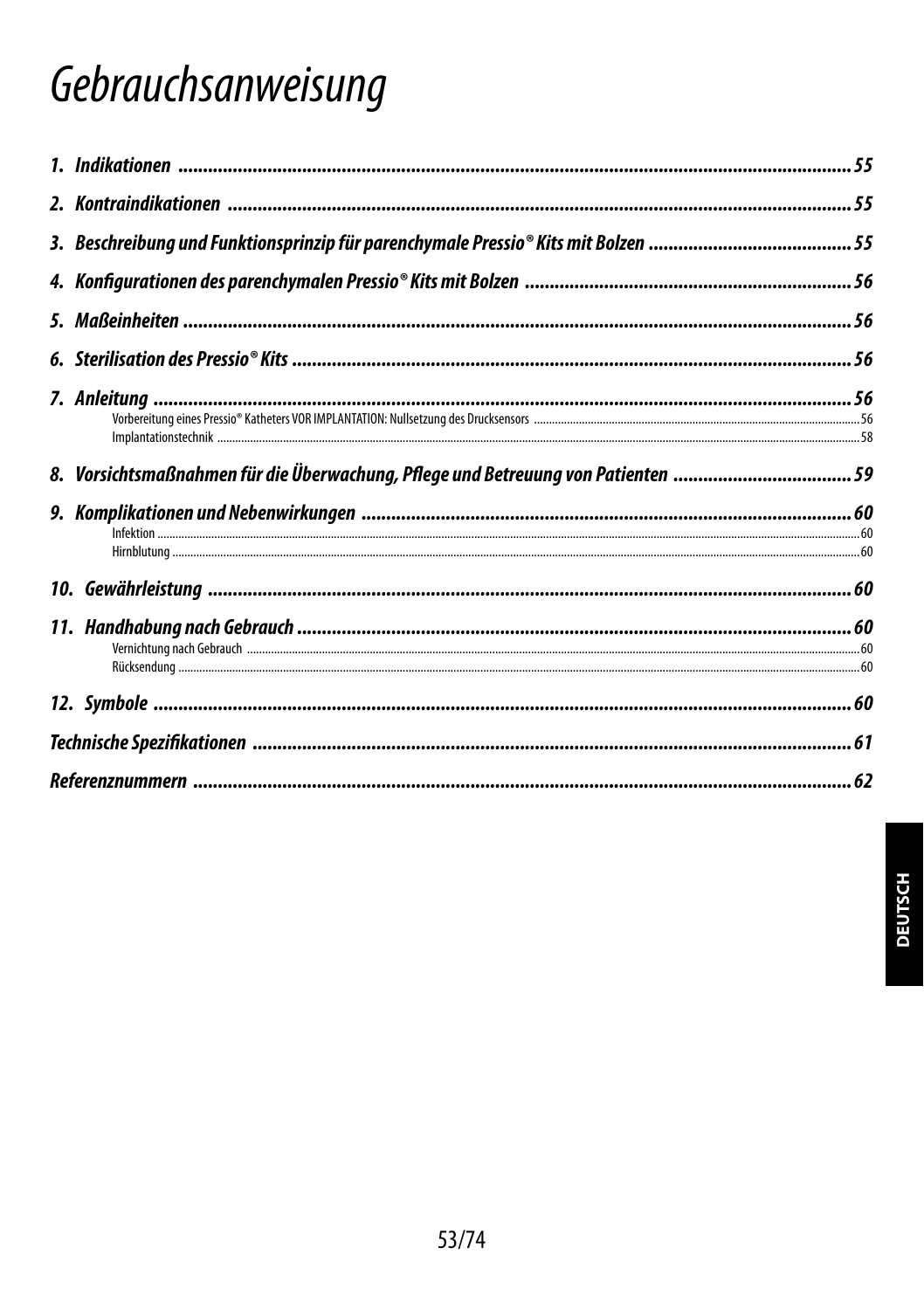# Gebrauchsanweisung

*1. Indikationen* ........................................................ *55*

*2. Kontraindikationen* ........................................................ *55*

*3. Beschreibung und Funktionsprinzip für parenchymale Pressio® Kits mit Bolzen* ........................................................ *55*

*4. Konfigurationen des parenchymalen Pressio® Kits mit Bolzen* ........................................................ *56*

*5. Maßeinheiten* ........................................................ *56*

*6. Sterilisation des Pressio® Kits* ........................................................ *56*

*7. Anleitung* ........................................................ *56*

Vorbereitung eines Pressio® Katheters VOR IMPLANTATION: Nullsetzung des Drucksensors ........................................................ 56

Implantationstechnik ........................................................ 58

*8. Vorsichtsmaßnahmen für die Überwachung, Pflege und Betreuung von Patienten* ........................................................ *59*

*9. Komplikationen und Nebenwirkungen* ........................................................ *60*

Infektion ........................................................ 60

Hirnblutung ........................................................ 60

*10. Gewährleistung* ........................................................ *60*

*11. Handhabung nach Gebrauch* ........................................................ *60*

Vernichtung nach Gebrauch ........................................................ 60

Rücksendung ........................................................ 60

*12. Symbole* ........................................................ *60*

*Technische Spezifikationen* ........................................................ *61*

*Referenznummern* ........................................................ *62*

DEUTSCH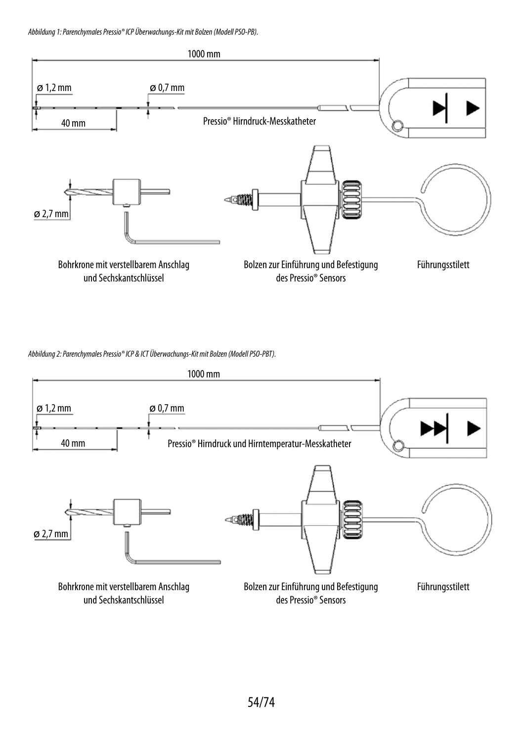*Abbildung 1: Parenchymales Pressio® ICP Überwachungs-Kit mit Bolzen (Modell PSO-PB).*

1000 mm

ø 1,2 mm

ø 0,7 mm

40 mm

Pressio® Hirndruck-Messkatheter

ø 2,7 mm

Bohrkrone mit verstellbarem Anschlag und Sechskantschlüssel

Bolzen zur Einführung und Befestigung des Pressio® Sensors

Führungsstilett

*Abbildung 2: Parenchymales Pressio® ICP & ICT Überwachungs-Kit mit Bolzen (Modell PSO-PBT).*

1000 mm

ø 1,2 mm

ø 0,7 mm

40 mm

Pressio® Hirndruck und Hirntemperatur-Messkatheter

ø 2,7 mm

Bohrkrone mit verstellbarem Anschlag und Sechskantschlüssel

Bolzen zur Einführung und Befestigung des Pressio® Sensors

Führungsstilett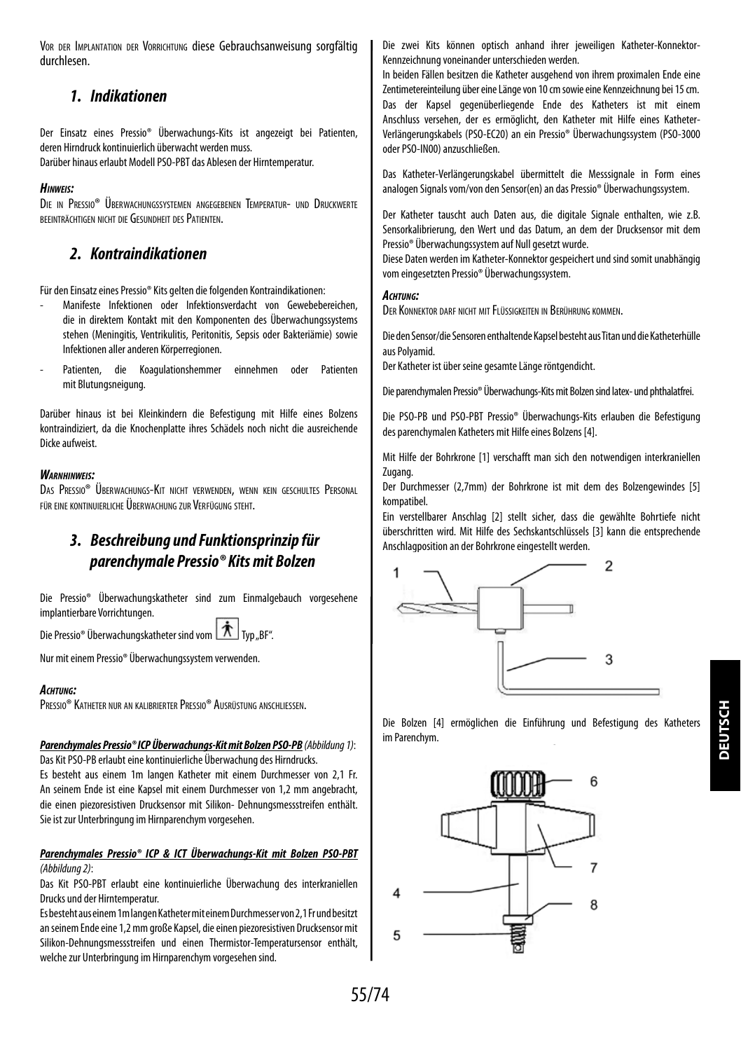Vor der Implantation der Vorrichtung diese Gebrauchsanweisung sorgfältig durchlesen.

## 1. Indikationen

Der Einsatz eines Pressio® Überwachungs-Kits ist angezeigt bei Patienten, deren Hirndruck kontinuierlich überwacht werden muss.
Darüber hinaus erlaubt Modell PSO-PBT das Ablesen der Hirntemperatur.

***Hinweis:***
Die in Pressio® Überwachungssystemen angegebenen Temperatur- und Druckwerte beeinträchtigen nicht die Gesundheit des Patienten.

## 2. Kontraindikationen

Für den Einsatz eines Pressio® Kits gelten die folgenden Kontraindikationen:

- Manifeste Infektionen oder Infektionsverdacht von Gewebebereichen, die in direktem Kontakt mit den Komponenten des Überwachungssystems stehen (Meningitis, Ventrikulitis, Peritonitis, Sepsis oder Bakteriämie) sowie Infektionen aller anderen Körperregionen.
- Patienten, die Koagulationshemmer einnehmen oder Patienten mit Blutungsneigung.

Darüber hinaus ist bei Kleinkindern die Befestigung mit Hilfe eines Bolzens kontraindiziert, da die Knochenplatte ihres Schädels noch nicht die ausreichende Dicke aufweist.

***Warnhinweis:***
Das Pressio® Überwachungs-Kit nicht verwenden, wenn kein geschultes Personal für eine kontinuierliche Überwachung zur Verfügung steht.

## 3. Beschreibung und Funktionsprinzip für parenchymale Pressio® Kits mit Bolzen

Die Pressio® Überwachungskatheter sind zum Einmalgebrauch vorgesehene implantierbare Vorrichtungen.

Die Pressio® Überwachungskatheter sind vom Typ „BF".

Nur mit einem Pressio® Überwachungssystem verwenden.

***Achtung:***
Pressio® Katheter nur an kalibrierter Pressio® Ausrüstung anschliessen.

***<u>Parenchymales Pressio® ICP Überwachungs-Kit mit Bolzen PSO-PB</u>*** *(Abbildung 1)*:
Das Kit PSO-PB erlaubt eine kontinuierliche Überwachung des Hirndrucks.
Es besteht aus einem 1m langen Katheter mit einem Durchmesser von 2,1 Fr. An seinem Ende ist eine Kapsel mit einem Durchmesser von 1,2 mm angebracht, die einen piezoresistiven Drucksensor mit Silikon- Dehnungsmessstreifen enthält. Sie ist zur Unterbringung im Hirnparenchym vorgesehen.

***<u>Parenchymales Pressio® ICP & ICT Überwachungs-Kit mit Bolzen PSO-PBT</u>*** *(Abbildung 2)*:
Das Kit PSO-PBT erlaubt eine kontinuierliche Überwachung des interkraniellen Drucks und der Hirntemperatur.
Es besteht aus einem 1m langen Katheter mit einem Durchmesser von 2,1 Fr und besitzt an seinem Ende eine 1,2 mm große Kapsel, die einen piezoresistiven Drucksensor mit Silikon-Dehnungsmessstreifen und einen Thermistor-Temperatursensor enthält, welche zur Unterbringung im Hirnparenchym vorgesehen sind.

Die zwei Kits können optisch anhand ihrer jeweiligen Katheter-Konnektor-Kennzeichnung voneinander unterschieden werden.
In beiden Fällen besitzen die Katheter ausgehend von ihrem proximalen Ende eine Zentimetereinteilung über eine Länge von 10 cm sowie eine Kennzeichnung bei 15 cm.
Das der Kapsel gegenüberliegende Ende des Katheters ist mit einem Anschluss versehen, der es ermöglicht, den Katheter mit Hilfe eines Katheter-Verlängerungskabels (PSO-EC20) an ein Pressio® Überwachungssystem (PSO-3000 oder PSO-IN00) anzuschließen.

Das Katheter-Verlängerungskabel übermittelt die Messsignale in Form eines analogen Signals vom/von den Sensor(en) an das Pressio® Überwachungssystem.

Der Katheter tauscht auch Daten aus, die digitale Signale enthalten, wie z.B. Sensorkalibrierung, den Wert und das Datum, an dem der Drucksensor mit dem Pressio® Überwachungssystem auf Null gesetzt wurde.
Diese Daten werden im Katheter-Konnektor gespeichert und sind somit unabhängig vom eingesetzten Pressio® Überwachungssystem.

***Achtung:***
Der Konnektor darf nicht mit Flüssigkeiten in Berührung kommen.

Die den Sensor/die Sensoren enthaltende Kapsel besteht aus Titan und die Katheterhülle aus Polyamid.
Der Katheter ist über seine gesamte Länge röntgendicht.

Die parenchymalen Pressio® Überwachungs-Kits mit Bolzen sind latex- und phthalatfrei.

Die PSO-PB und PSO-PBT Pressio® Überwachungs-Kits erlauben die Befestigung des parenchymalen Katheters mit Hilfe eines Bolzens [4].

Mit Hilfe der Bohrkrone [1] verschafft man sich den notwendigen interkraniellen Zugang.
Der Durchmesser (2,7mm) der Bohrkrone ist mit dem des Bolzengewindes [5] kompatibel.
Ein verstellbarer Anschlag [2] stellt sicher, dass die gewählte Bohrtiefe nicht überschritten wird. Mit Hilfe des Sechskantschlüssels [3] kann die entsprechende Anschlagposition an der Bohrkrone eingestellt werden.

Die Bolzen [4] ermöglichen die Einführung und Befestigung des Katheters im Parenchym.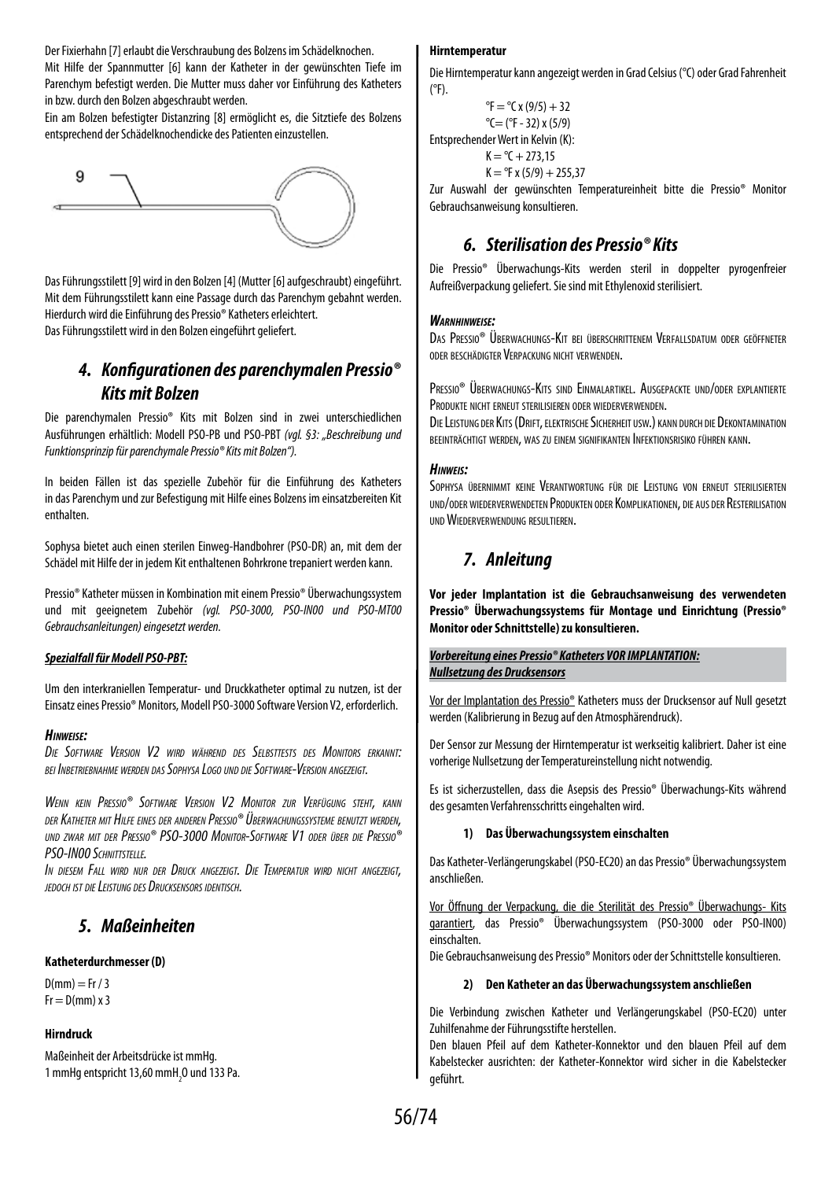Der Fixierhahn [7] erlaubt die Verschraubung des Bolzens im Schädelknochen.
Mit Hilfe der Spannmutter [6] kann der Katheter in der gewünschten Tiefe im Parenchym befestigt werden. Die Mutter muss daher vor Einführung des Katheters in bzw. durch den Bolzen abgeschraubt werden.
Ein am Bolzen befestigter Distanzring [8] ermöglicht es, die Sitztiefe des Bolzens entsprechend der Schädelknochendicke des Patienten einzustellen.

9

Das Führungsstilett [9] wird in den Bolzen [4] (Mutter [6] aufgeschraubt) eingeführt. Mit dem Führungsstilett kann eine Passage durch das Parenchym gebahnt werden. Hierdurch wird die Einführung des Pressio® Katheters erleichtert.
Das Führungsstilett wird in den Bolzen eingeführt geliefert.

## 4. Konfigurationen des parenchymalen Pressio® Kits mit Bolzen

Die parenchymalen Pressio® Kits mit Bolzen sind in zwei unterschiedlichen Ausführungen erhältlich: Modell PSO-PB und PSO-PBT *(vgl. §3: „Beschreibung und Funktionsprinzip für parenchymale Pressio® Kits mit Bolzen").*

In beiden Fällen ist das spezielle Zubehör für die Einführung des Katheters in das Parenchym und zur Befestigung mit Hilfe eines Bolzens im einsatzbereiten Kit enthalten.

Sophysa bietet auch einen sterilen Einweg-Handbohrer (PSO-DR) an, mit dem der Schädel mit Hilfe der in jedem Kit enthaltenen Bohrkrone trepaniert werden kann.

Pressio® Katheter müssen in Kombination mit einem Pressio® Überwachungssystem und mit geeignetem Zubehör *(vgl. PSO-3000, PSO-IN00 und PSO-MT00 Gebrauchsanleitungen) eingesetzt werden.*

***Spezialfall für Modell PSO-PBT:***

Um den interkraniellen Temperatur- und Druckkatheter optimal zu nutzen, ist der Einsatz eines Pressio® Monitors, Modell PSO-3000 Software Version V2, erforderlich.

***Hinweise:***

*Die Software Version V2 wird während des Selbsttests des Monitors erkannt: bei Inbetriebnahme werden das Sophysa Logo und die Software-Version angezeigt.*

*Wenn kein Pressio® Software Version V2 Monitor zur Verfügung steht, kann der Katheter mit Hilfe eines der anderen Pressio® Überwachungssysteme benutzt werden, und zwar mit der Pressio® PSO-3000 Monitor-Software V1 oder über die Pressio® PSO-IN00 Schnittstelle.*
*In diesem Fall wird nur der Druck angezeigt. Die Temperatur wird nicht angezeigt, jedoch ist die Leistung des Drucksensors identisch.*

## 5. Maßeinheiten

**Katheterdurchmesser (D)**

$D(mm) = Fr / 3$
$Fr = D(mm) \times 3$

**Hirndruck**

Maßeinheit der Arbeitsdrücke ist mmHg.
1 mmHg entspricht 13,60 mm$H_2O$ und 133 Pa.

**Hirntemperatur**

Die Hirntemperatur kann angezeigt werden in Grad Celsius (°C) oder Grad Fahrenheit (°F).

$°F = °C \times (9/5) + 32$
$°C = (°F - 32) \times (5/9)$

Entsprechender Wert in Kelvin (K):

$K = °C + 273{,}15$
$K = °F \times (5/9) + 255{,}37$

Zur Auswahl der gewünschten Temperatureinheit bitte die Pressio® Monitor Gebrauchsanweisung konsultieren.

## 6. Sterilisation des Pressio® Kits

Die Pressio® Überwachungs-Kits werden steril in doppelter pyrogenfreier Aufreißverpackung geliefert. Sie sind mit Ethylenoxid sterilisiert.

***Warnhinweise:***

Das Pressio® Überwachungs-Kit bei überschrittenem Verfallsdatum oder geöffneter oder beschädigter Verpackung nicht verwenden.

Pressio® Überwachungs-Kits sind Einmalartikel. Ausgepackte und/oder explantierte Produkte nicht erneut sterilisieren oder wiederverwenden.
Die Leistung der Kits (Drift, elektrische Sicherheit usw.) kann durch die Dekontamination beeinträchtigt werden, was zu einem signifikanten Infektionsrisiko führen kann.

***Hinweis:***

Sophysa übernimmt keine Verantwortung für die Leistung von erneut sterilisierten und/oder wiederverwendeten Produkten oder Komplikationen, die aus der Resterilisation und Wiederverwendung resultieren.

## 7. Anleitung

**Vor jeder Implantation ist die Gebrauchsanweisung des verwendeten Pressio® Überwachungssystems für Montage und Einrichtung (Pressio® Monitor oder Schnittstelle) zu konsultieren.**

***Vorbereitung eines Pressio® Katheters VOR IMPLANTATION:***
***Nullsetzung des Drucksensors***

Vor der Implantation des Pressio® Katheters muss der Drucksensor auf Null gesetzt werden (Kalibrierung in Bezug auf den Atmosphärendruck).

Der Sensor zur Messung der Hirntemperatur ist werkseitig kalibriert. Daher ist eine vorherige Nullsetzung der Temperatureinstellung nicht notwendig.

Es ist sicherzustellen, dass die Asepsis des Pressio® Überwachungs-Kits während des gesamten Verfahrensschritts eingehalten wird.

**1) Das Überwachungssystem einschalten**

Das Katheter-Verlängerungskabel (PSO-EC20) an das Pressio® Überwachungssystem anschließen.

Vor Öffnung der Verpackung, die die Sterilität des Pressio® Überwachungs- Kits garantiert, das Pressio® Überwachungssystem (PSO-3000 oder PSO-IN00) einschalten.
Die Gebrauchsanweisung des Pressio® Monitors oder der Schnittstelle konsultieren.

**2) Den Katheter an das Überwachungssystem anschließen**

Die Verbindung zwischen Katheter und Verlängerungskabel (PSO-EC20) unter Zuhilfenahme der Führungsstifte herstellen.
Den blauen Pfeil auf dem Katheter-Konnektor und den blauen Pfeil auf dem Kabelstecker ausrichten: der Katheter-Konnektor wird sicher in die Kabelstecker geführt.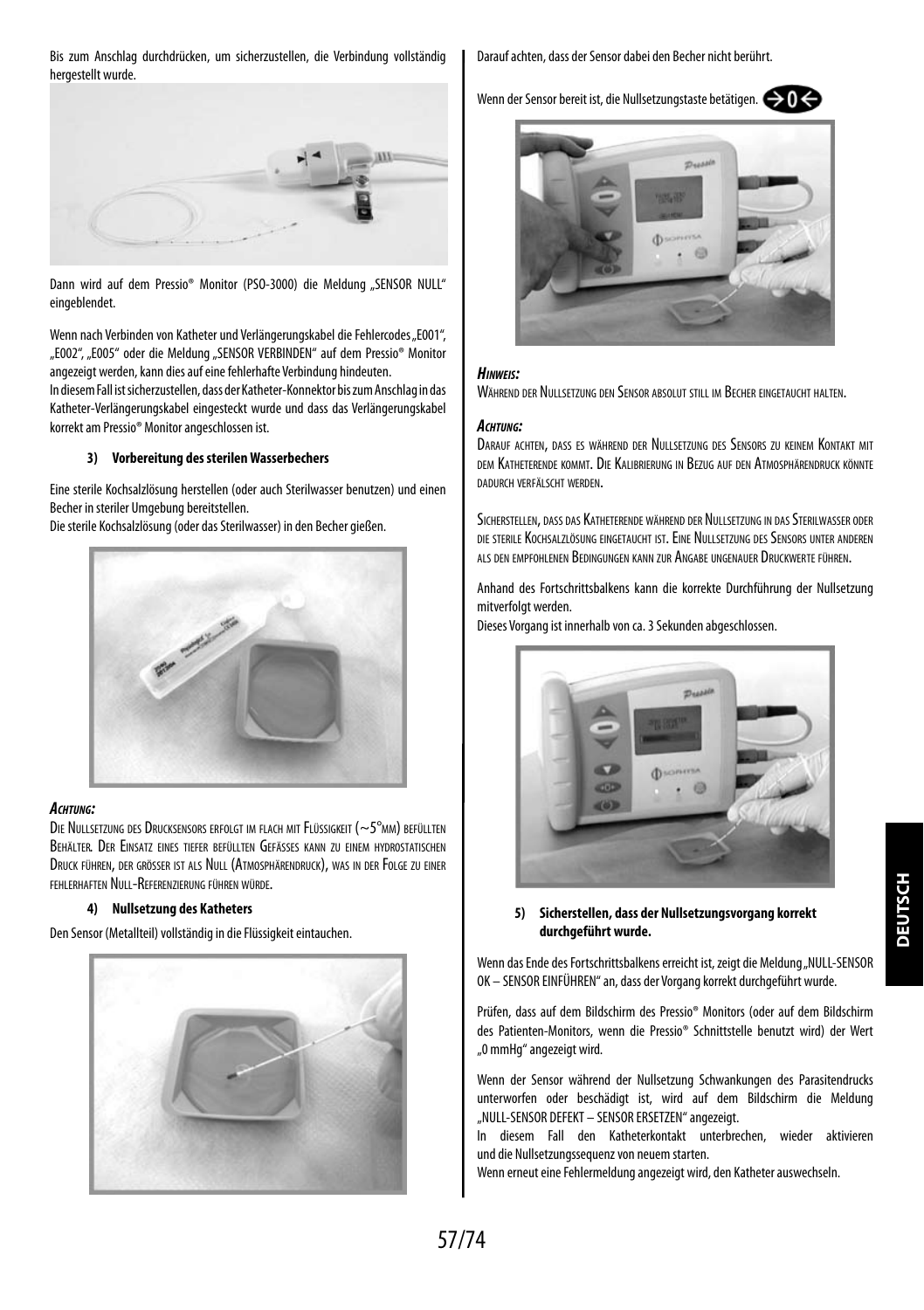Bis zum Anschlag durchdrücken, um sicherzustellen, die Verbindung vollständig hergestellt wurde.

Dann wird auf dem Pressio® Monitor (PSO-3000) die Meldung „SENSOR NULL" eingeblendet.

Wenn nach Verbinden von Katheter und Verlängerungskabel die Fehlercodes „E001", „E002", „E005" oder die Meldung „SENSOR VERBINDEN" auf dem Pressio® Monitor angezeigt werden, kann dies auf eine fehlerhafte Verbindung hindeuten.
In diesem Fall ist sicherzustellen, dass der Katheter-Konnektor bis zum Anschlag in das Katheter-Verlängerungskabel eingesteckt wurde und dass das Verlängerungskabel korrekt am Pressio® Monitor angeschlossen ist.

**3) Vorbereitung des sterilen Wasserbechers**

Eine sterile Kochsalzlösung herstellen (oder auch Sterilwasser benutzen) und einen Becher in steriler Umgebung bereitstellen.
Die sterile Kochsalzlösung (oder das Sterilwasser) in den Becher gießen.

***Achtung:***
Die Nullsetzung des Drucksensors erfolgt im flach mit Flüssigkeit (~5°mm) befüllten Behälter. Der Einsatz eines tiefer befüllten Gefässes kann zu einem hydrostatischen Druck führen, der grösser ist als Null (Atmosphärendruck), was in der Folge zu einer fehlerhaften Null-Referenzierung führen würde.

**4) Nullsetzung des Katheters**

Den Sensor (Metallteil) vollständig in die Flüssigkeit eintauchen.

Darauf achten, dass der Sensor dabei den Becher nicht berührt.

Wenn der Sensor bereit ist, die Nullsetzungstaste betätigen. →0←

***Hinweis:***
Während der Nullsetzung den Sensor absolut still im Becher eingetaucht halten.

***Achtung:***
Darauf achten, dass es während der Nullsetzung des Sensors zu keinem Kontakt mit dem Katheterende kommt. Die Kalibrierung in Bezug auf den Atmosphärendruck könnte dadurch verfälscht werden.

Sicherstellen, dass das Katheterende während der Nullsetzung in das Sterilwasser oder die sterile Kochsalzlösung eingetaucht ist. Eine Nullsetzung des Sensors unter anderen als den empfohlenen Bedingungen kann zur Angabe ungenauer Druckwerte führen.

Anhand des Fortschrittsbalkens kann die korrekte Durchführung der Nullsetzung mitverfolgt werden.
Dieses Vorgang ist innerhalb von ca. 3 Sekunden abgeschlossen.

**5) Sicherstellen, dass der Nullsetzungsvorgang korrekt durchgeführt wurde.**

Wenn das Ende des Fortschrittsbalkens erreicht ist, zeigt die Meldung „NULL-SENSOR OK – SENSOR EINFÜHREN" an, dass der Vorgang korrekt durchgeführt wurde.

Prüfen, dass auf dem Bildschirm des Pressio® Monitors (oder auf dem Bildschirm des Patienten-Monitors, wenn die Pressio® Schnittstelle benutzt wird) der Wert „0 mmHg" angezeigt wird.

Wenn der Sensor während der Nullsetzung Schwankungen des Parasitendrucks unterworfen oder beschädigt ist, wird auf dem Bildschirm die Meldung „NULL-SENSOR DEFEKT – SENSOR ERSETZEN" angezeigt.
In diesem Fall den Katheterkontakt unterbrechen, wieder aktivieren und die Nullsetzungssequenz von neuem starten.
Wenn erneut eine Fehlermeldung angezeigt wird, den Katheter auswechseln.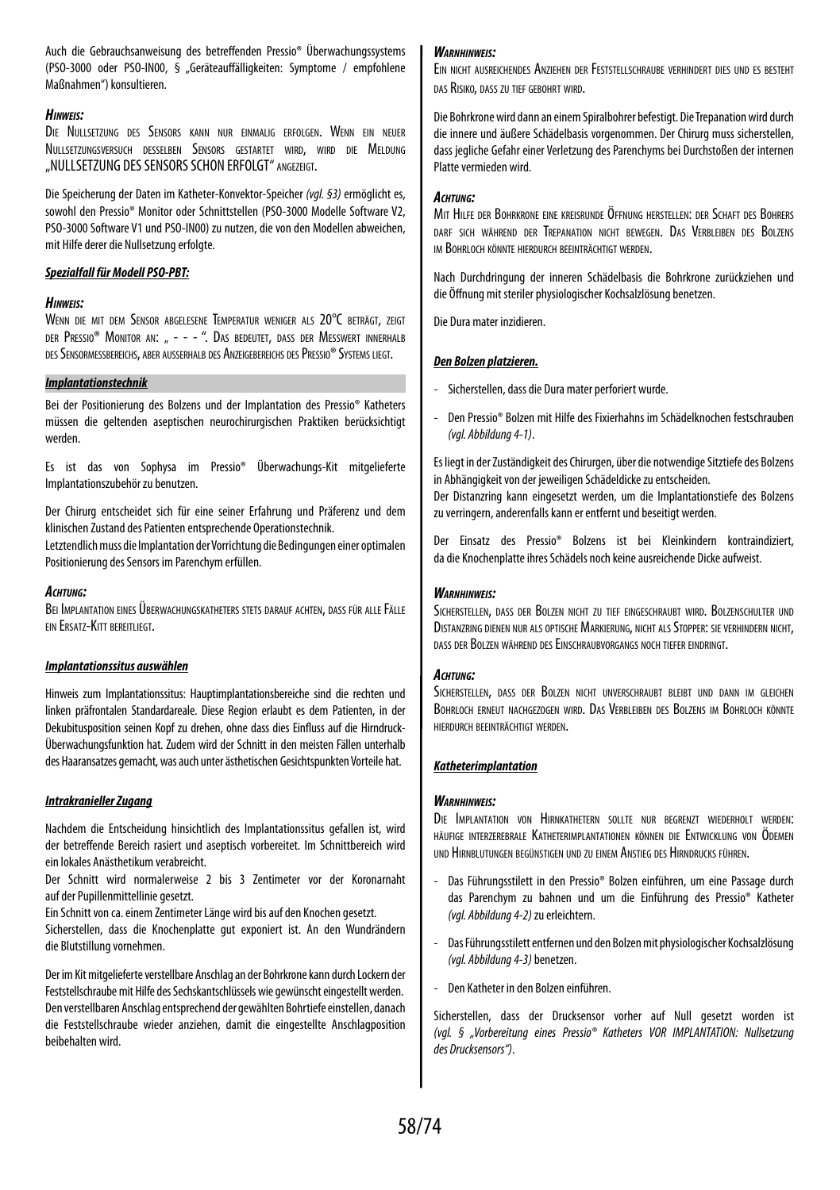Auch die Gebrauchsanweisung des betreffenden Pressio® Überwachungssystems (PSO-3000 oder PSO-IN00, § „Geräteauffälligkeiten: Symptome / empfohlene Maßnahmen") konsultieren.

***Hinweis:***

Die Nullsetzung des Sensors kann nur einmalig erfolgen. Wenn ein neuer Nullsetzungsversuch desselben Sensors gestartet wird, wird die Meldung „NULLSETZUNG DES SENSORS SCHON ERFOLGT" angezeigt.

Die Speicherung der Daten im Katheter-Konvektor-Speicher *(vgl. §3)* ermöglicht es, sowohl den Pressio® Monitor oder Schnittstellen (PSO-3000 Modelle Software V2, PSO-3000 Software V1 und PSO-IN00) zu nutzen, die von den Modellen abweichen, mit Hilfe derer die Nullsetzung erfolgte.

***Spezialfall für Modell PSO-PBT:***

***Hinweis:***

Wenn die mit dem Sensor abgelesene Temperatur weniger als 20°C beträgt, zeigt der Pressio® Monitor an: „ - - - ". Das bedeutet, dass der Messwert innerhalb des Sensormessbereichs, aber ausserhalb des Anzeigebereichs des Pressio® Systems liegt.

***Implantationstechnik***

Bei der Positionierung des Bolzens und der Implantation des Pressio® Katheters müssen die geltenden aseptischen neurochirurgischen Praktiken berücksichtigt werden.

Es ist das von Sophysa im Pressio® Überwachungs-Kit mitgelieferte Implantationszubehör zu benutzen.

Der Chirurg entscheidet sich für eine seiner Erfahrung und Präferenz und dem klinischen Zustand des Patienten entsprechende Operationstechnik.
Letztendlich muss die Implantation der Vorrichtung die Bedingungen einer optimalen Positionierung des Sensors im Parenchym erfüllen.

***Achtung:***

Bei Implantation eines Überwachungskatheters stets darauf achten, dass für alle Fälle ein Ersatz-Kitt bereitliegt.

***Implantationssitus auswählen***

Hinweis zum Implantationssitus: Hauptimplantationsbereiche sind die rechten und linken präfrontalen Standardareale. Diese Region erlaubt es dem Patienten, in der Dekubitusposition seinen Kopf zu drehen, ohne dass dies Einfluss auf die Hirndruck-Überwachungsfunktion hat. Zudem wird der Schnitt in den meisten Fällen unterhalb des Haaransatzes gemacht, was auch unter ästhetischen Gesichtspunkten Vorteile hat.

***Intrakranieller Zugang***

Nachdem die Entscheidung hinsichtlich des Implantationssitus gefallen ist, wird der betreffende Bereich rasiert und aseptisch vorbereitet. Im Schnittbereich wird ein lokales Anästhetikum verabreicht.
Der Schnitt wird normalerweise 2 bis 3 Zentimeter vor der Koronarnaht auf der Pupillenmittellinie gesetzt.
Ein Schnitt von ca. einem Zentimeter Länge wird bis auf den Knochen gesetzt.
Sicherstellen, dass die Knochenplatte gut exponiert ist. An den Wundrändern die Blutstillung vornehmen.

Der im Kit mitgelieferte verstellbare Anschlag an der Bohrkrone kann durch Lockern der Feststellschraube mit Hilfe des Sechskantschlüssels wie gewünscht eingestellt werden. Den verstellbaren Anschlag entsprechend der gewählten Bohrtiefe einstellen, danach die Feststellschraube wieder anziehen, damit die eingestellte Anschlagposition beibehalten wird.

***Warnhinweis:***

Ein nicht ausreichendes Anziehen der Feststellschraube verhindert dies und es besteht das Risiko, dass zu tief gebohrt wird.

Die Bohrkrone wird dann an einem Spiralbohrer befestigt. Die Trepanation wird durch die innere und äußere Schädelbasis vorgenommen. Der Chirurg muss sicherstellen, dass jegliche Gefahr einer Verletzung des Parenchyms bei Durchstoßen der internen Platte vermieden wird.

***Achtung:***

Mit Hilfe der Bohrkrone eine kreisrunde Öffnung herstellen: der Schaft des Bohrers darf sich während der Trepanation nicht bewegen. Das Verbleiben des Bolzens im Bohrloch könnte hierdurch beeinträchtigt werden.

Nach Durchdringung der inneren Schädelbasis die Bohrkrone zurückziehen und die Öffnung mit steriler physiologischer Kochsalzlösung benetzen.

Die Dura mater inzidieren.

***Den Bolzen platzieren.***

- Sicherstellen, dass die Dura mater perforiert wurde.
- Den Pressio® Bolzen mit Hilfe des Fixierhahns im Schädelknochen festschrauben *(vgl. Abbildung 4-1)*.

Es liegt in der Zuständigkeit des Chirurgen, über die notwendige Sitztiefe des Bolzens in Abhängigkeit von der jeweiligen Schädeldicke zu entscheiden.
Der Distanzring kann eingesetzt werden, um die Implantationstiefe des Bolzens zu verringern, anderenfalls kann er entfernt und beseitigt werden.

Der Einsatz des Pressio® Bolzens ist bei Kleinkindern kontraindiziert, da die Knochenplatte ihres Schädels noch keine ausreichende Dicke aufweist.

***Warnhinweis:***

Sicherstellen, dass der Bolzen nicht zu tief eingeschraubt wird. Bolzenschulter und Distanzring dienen nur als optische Markierung, nicht als Stopper: sie verhindern nicht, dass der Bolzen während des Einschraubvorgangs noch tiefer eindringt.

***Achtung:***

Sicherstellen, dass der Bolzen nicht unverschraubt bleibt und dann im gleichen Bohrloch erneut nachgezogen wird. Das Verbleiben des Bolzens im Bohrloch könnte hierdurch beeinträchtigt werden.

***Katheterimplantation***

***Warnhinweis:***

Die Implantation von Hirnkathetern sollte nur begrenzt wiederholt werden: häufige interzerebrale Katheterimplantationen können die Entwicklung von Ödemen und Hirnblutungen begünstigen und zu einem Anstieg des Hirndrucks führen.

- Das Führungsstilett in den Pressio® Bolzen einführen, um eine Passage durch das Parenchym zu bahnen und um die Einführung des Pressio® Katheter *(vgl. Abbildung 4-2)* zu erleichtern.
- Das Führungsstilett entfernen und den Bolzen mit physiologischer Kochsalzlösung *(vgl. Abbildung 4-3)* benetzen.
- Den Katheter in den Bolzen einführen.

Sicherstellen, dass der Drucksensor vorher auf Null gesetzt worden ist *(vgl. § „Vorbereitung eines Pressio® Katheters VOR IMPLANTATION: Nullsetzung des Drucksensors")*.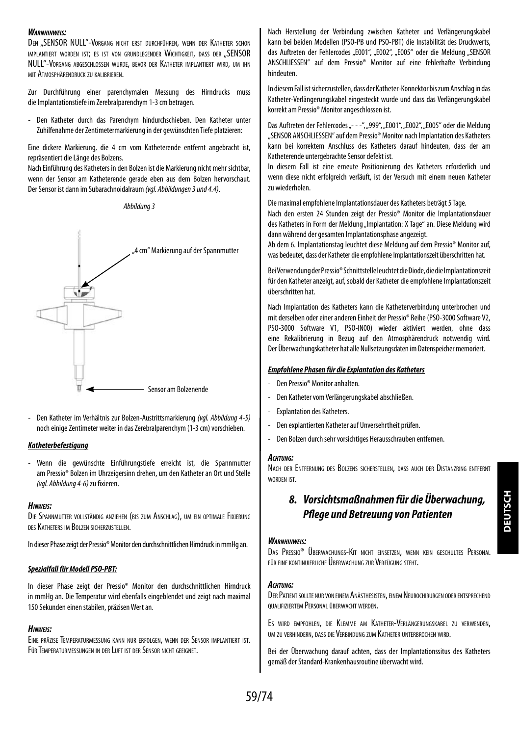***Warnhinweis:***

Den „SENSOR NULL"-Vorgang nicht erst durchführen, wenn der Katheter schon implantiert worden ist; es ist von grundlegender Wichtigkeit, dass der „SENSOR NULL"-Vorgang abgeschlossen wurde, bevor der Katheter implantiert wird, um ihn mit Atmosphärendruck zu kalibrieren.

Zur Durchführung einer parenchymalen Messung des Hirndrucks muss die Implantationstiefe im Zerebralparenchym 1-3 cm betragen.

- Den Katheter durch das Parenchym hindurchschieben. Den Katheter unter Zuhilfenahme der Zentimetermarkierung in der gewünschten Tiefe platzieren:

Eine dickere Markierung, die 4 cm vom Katheterende entfernt angebracht ist, repräsentiert die Länge des Bolzens.
Nach Einführung des Katheters in den Bolzen ist die Markierung nicht mehr sichtbar, wenn der Sensor am Katheterende gerade eben aus dem Bolzen hervorschaut. Der Sensor ist dann im Subarachnoidalraum *(vgl. Abbildungen 3 und 4.4)*.

*Abbildung 3*

„4 cm" Markierung auf der Spannmutter

Sensor am Bolzenende

- Den Katheter im Verhältnis zur Bolzen-Austrittsmarkierung *(vgl. Abbildung 4-5)* noch einige Zentimeter weiter in das Zerebralparenchym (1-3 cm) vorschieben.

***Katheterbefestigung***

- Wenn die gewünschte Einführungstiefe erreicht ist, die Spannmutter am Pressio® Bolzen im Uhrzeigersinn drehen, um den Katheter an Ort und Stelle *(vgl. Abbildung 4-6)* zu fixieren.

***Hinweis:***

Die Spannmutter vollständig anziehen (bis zum Anschlag), um ein optimale Fixierung des Katheters im Bolzen sicherzustellen.

In dieser Phase zeigt der Pressio® Monitor den durchschnittlichen Hirndruck in mmHg an.

***Spezialfall für Modell PSO-PBT:***

In dieser Phase zeigt der Pressio® Monitor den durchschnittlichen Hirndruck in mmHg an. Die Temperatur wird ebenfalls eingeblendet und zeigt nach maximal 150 Sekunden einen stabilen, präzisen Wert an.

***Hinweis:***

Eine präzise Temperaturmessung kann nur erfolgen, wenn der Sensor implantiert ist. Für Temperaturmessungen in der Luft ist der Sensor nicht geeignet.

Nach Herstellung der Verbindung zwischen Katheter und Verlängerungskabel kann bei beiden Modellen (PSO-PB und PSO-PBT) die Instabilität des Druckwerts, das Auftreten der Fehlercodes „E001", „E002", „E005" oder die Meldung „SENSOR ANSCHLIESSEN" auf dem Pressio® Monitor auf eine fehlerhafte Verbindung hindeuten.

In diesem Fall ist sicherzustellen, dass der Katheter-Konnektor bis zum Anschlag in das Katheter-Verlängerungskabel eingesteckt wurde und dass das Verlängerungskabel korrekt am Pressio® Monitor angeschlossen ist.

Das Auftreten der Fehlercodes „- - -", „999", „E001", „E002", „E005" oder die Meldung „SENSOR ANSCHLIESSEN" auf dem Pressio® Monitor nach Implantation des Katheters kann bei korrektem Anschluss des Katheters darauf hindeuten, dass der am Katheterende untergebrachte Sensor defekt ist.
In diesem Fall ist eine erneute Positionierung des Katheters erforderlich und wenn diese nicht erfolgreich verläuft, ist der Versuch mit einem neuen Katheter zu wiederholen.

Die maximal empfohlene Implantationsdauer des Katheters beträgt 5 Tage.
Nach den ersten 24 Stunden zeigt der Pressio® Monitor die Implantationsdauer des Katheters in Form der Meldung „Implantation: X Tage" an. Diese Meldung wird dann während der gesamten Implantationsphase angezeigt.
Ab dem 6. Implantationstag leuchtet diese Meldung auf dem Pressio® Monitor auf, was bedeutet, dass der Katheter die empfohlene Implantationszeit überschritten hat.

Bei Verwendung der Pressio® Schnittstelle leuchtet die Diode, die die Implantationszeit für den Katheter anzeigt, auf, sobald der Katheter die empfohlene Implantationszeit überschritten hat.

Nach Implantation des Katheters kann die Katheterverbindung unterbrochen und mit derselben oder einer anderen Einheit der Pressio® Reihe (PSO-3000 Software V2, PSO-3000 Software V1, PSO-IN00) wieder aktiviert werden, ohne dass eine Rekalibrierung in Bezug auf den Atmosphärendruck notwendig wird. Der Überwachungskatheter hat alle Nullsetzungsdaten im Datenspeicher memoriert.

***Empfohlene Phasen für die Explantation des Katheters***

- Den Pressio® Monitor anhalten.
- Den Katheter vom Verlängerungskabel abschließen.
- Explantation des Katheters.
- Den explantierten Katheter auf Unversehrtheit prüfen.
- Den Bolzen durch sehr vorsichtiges Herausschrauben entfernen.

***Achtung:***

Nach der Entfernung des Bolzens sicherstellen, dass auch der Distanzring entfernt worden ist.

## *8. Vorsichtsmaßnahmen für die Überwachung, Pflege und Betreuung von Patienten*

***Warnhinweis:***

Das Pressio® Überwachungs-Kit nicht einsetzen, wenn kein geschultes Personal für eine kontinuierliche Überwachung zur Verfügung steht.

***Achtung:***

Der Patient sollte nur von einem Anästhesisten, einem Neurochirurgen oder entsprechend qualifiziertem Personal überwacht werden.

Es wird empfohlen, die Klemme am Katheter-Verlängerungskabel zu verwenden, um zu verhindern, dass die Verbindung zum Katheter unterbrochen wird.

Bei der Überwachung darauf achten, dass der Implantationssitus des Katheters gemäß der Standard-Krankenhausroutine überwacht wird.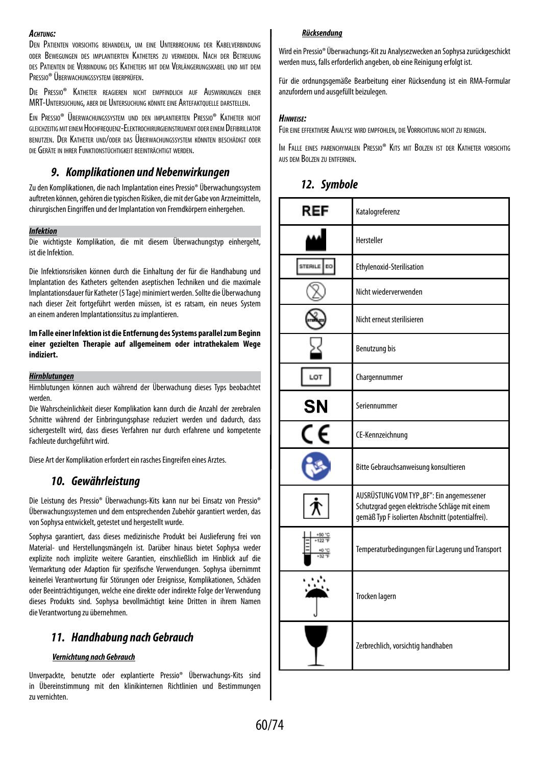*Achtung:*
Den Patienten vorsichtig behandeln, um eine Unterbrechung der Kabelverbindung oder Bewegungen des implantierten Katheters zu vermeiden. Nach der Betreuung des Patienten die Verbindung des Katheters mit dem Verlängerungskabel und mit dem Pressio® Überwachungssystem überprüfen.

Die Pressio® Katheter reagieren nicht empfindlich auf Auswirkungen einer MRT-Untersuchung, aber die Untersuchung könnte eine Artefaktquelle darstellen.

Ein Pressio® Überwachungssystem und den implantierten Pressio® Katheter nicht gleichzeitig mit einem Hochfrequenz-Elektrochirurgieinstrument oder einem Defibrillator benutzen. Der Katheter und/oder das Überwachungssystem könnten beschädigt oder die Geräte in ihrer Funktionstüchtigkeit beeinträchtigt werden.

## 9. Komplikationen und Nebenwirkungen

Zu den Komplikationen, die nach Implantation eines Pressio® Überwachungssystem auftreten können, gehören die typischen Risiken, die mit der Gabe von Arzneimitteln, chirurgischen Eingriffen und der Implantation von Fremdkörpern einhergehen.

***Infektion***
Die wichtigste Komplikation, die mit diesem Überwachungstyp einhergeht, ist die Infektion.

Die Infektionsrisiken können durch die Einhaltung der für die Handhabung und Implantation des Katheters geltenden aseptischen Techniken und die maximale Implantationsdauer für Katheter (5 Tage) minimiert werden. Sollte die Überwachung nach dieser Zeit fortgeführt werden müssen, ist es ratsam, ein neues System an einem anderen Implantationssitus zu implantieren.

**Im Falle einer Infektion ist die Entfernung des Systems parallel zum Beginn einer gezielten Therapie auf allgemeinem oder intrathekalem Wege indiziert.**

***Hirnblutungen***
Hirnblutungen können auch während der Überwachung dieses Typs beobachtet werden.
Die Wahrscheinlichkeit dieser Komplikation kann durch die Anzahl der zerebralen Schnitte während der Einbringungsphase reduziert werden und dadurch, dass sichergestellt wird, dass dieses Verfahren nur durch erfahrene und kompetente Fachleute durchgeführt wird.

Diese Art der Komplikation erfordert ein rasches Eingreifen eines Arztes.

## 10. Gewährleistung

Die Leistung des Pressio® Überwachungs-Kits kann nur bei Einsatz von Pressio® Überwachungssystemen und dem entsprechenden Zubehör garantiert werden, das von Sophysa entwickelt, getestet und hergestellt wurde.

Sophysa garantiert, dass dieses medizinische Produkt bei Auslieferung frei von Material- und Herstellungsmängeln ist. Darüber hinaus bietet Sophysa weder explizite noch implizite weitere Garantien, einschließlich im Hinblick auf die Vermarktung oder Adaption für spezifische Verwendungen. Sophysa übernimmt keinerlei Verantwortung für Störungen oder Ereignisse, Komplikationen, Schäden oder Beeinträchtigungen, welche eine direkte oder indirekte Folge der Verwendung dieses Produkts sind. Sophysa bevollmächtigt keine Dritten in ihrem Namen die Verantwortung zu übernehmen.

## 11. Handhabung nach Gebrauch

***Vernichtung nach Gebrauch***

Unverpackte, benutzte oder explantierte Pressio® Überwachungs-Kits sind in Übereinstimmung mit den klinikinternen Richtlinien und Bestimmungen zu vernichten.

***Rücksendung***

Wird ein Pressio® Überwachungs-Kit zu Analysezwecken an Sophysa zurückgeschickt werden muss, falls erforderlich angeben, ob eine Reinigung erfolgt ist.

Für die ordnungsgemäße Bearbeitung einer Rücksendung ist ein RMA-Formular anzufordern und ausgefüllt beizulegen.

*Hinweise:*
Für eine effektivere Analyse wird empfohlen, die Vorrichtung nicht zu reinigen.

Im Falle eines parenchymalen Pressio® Kits mit Bolzen ist der Katheter vorsichtig aus dem Bolzen zu entfernen.

## 12. Symbole

| Symbol | Bedeutung |
|---|---|
| REF | Katalogreferenz |
| | Hersteller |
| STERILE EO | Ethylenoxid-Sterilisation |
| | Nicht wiederverwenden |
| | Nicht erneut sterilisieren |
| | Benutzung bis |
| LOT | Chargennummer |
| SN | Seriennummer |
| CE | CE-Kennzeichnung |
| | Bitte Gebrauchsanweisung konsultieren |
| | AUSRÜSTUNG VOM TYP „BF": Ein angemessener Schutzgrad gegen elektrische Schläge mit einem gemäß Typ F isolierten Abschnitt (potentialfrei). |
| +50 °C / +122 °F, +0 °C / +32 °F | Temperaturbedingungen für Lagerung und Transport |
| | Trocken lagern |
| | Zerbrechlich, vorsichtig handhaben |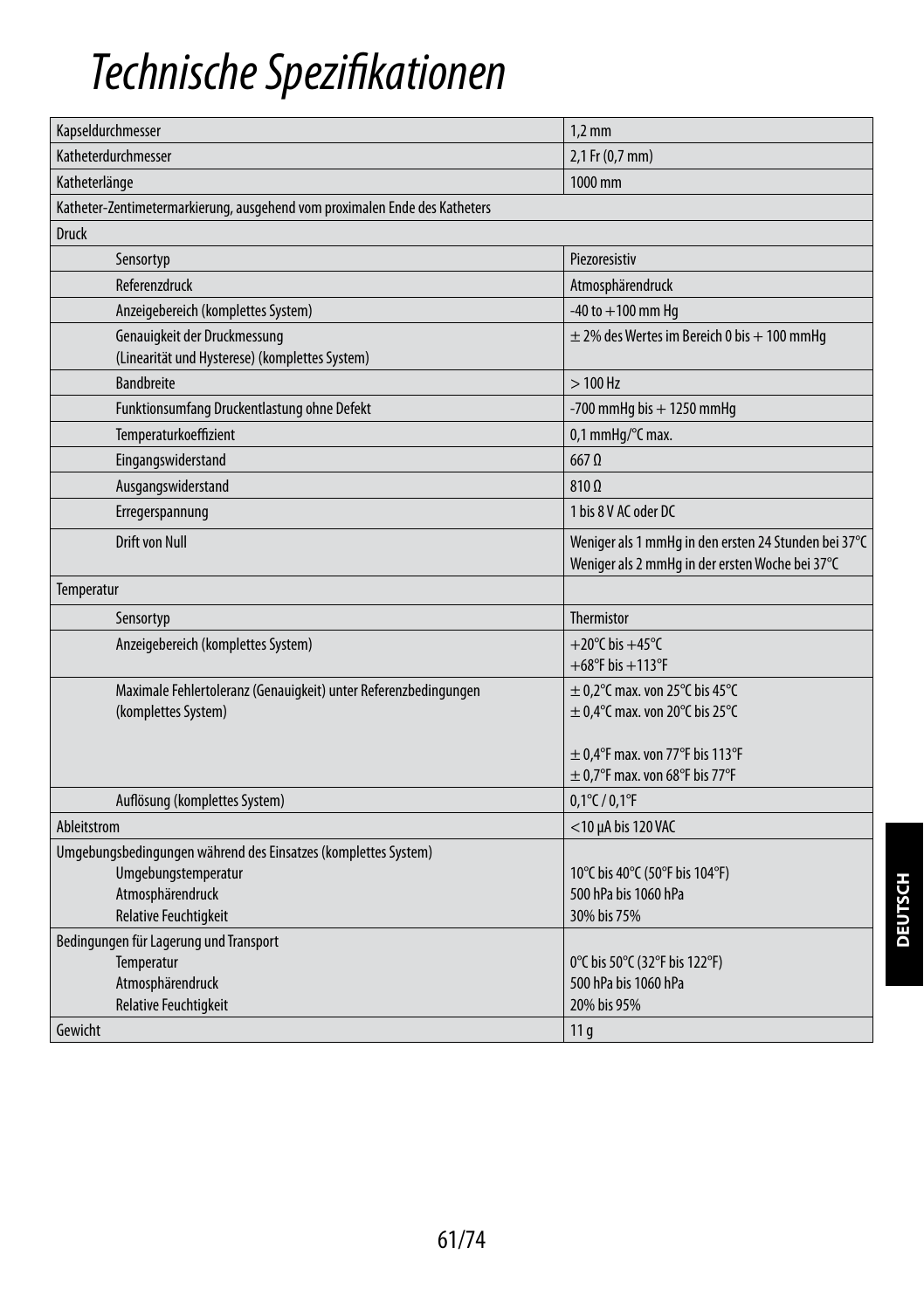# Technische Spezifikationen

| | |
|---|---|
| Kapseldurchmesser | 1,2 mm |
| Katheterdurchmesser | 2,1 Fr (0,7 mm) |
| Katheterlänge | 1000 mm |
| Katheter-Zentimetermarkierung, ausgehend vom proximalen Ende des Katheters | |
| Druck | |
| Sensortyp | Piezoresistiv |
| Referenzdruck | Atmosphärendruck |
| Anzeigebereich (komplettes System) | -40 to +100 mm Hg |
| Genauigkeit der Druckmessung (Linearität und Hysterese) (komplettes System) | ± 2% des Wertes im Bereich 0 bis + 100 mmHg |
| Bandbreite | > 100 Hz |
| Funktionsumfang Druckentlastung ohne Defekt | -700 mmHg bis + 1250 mmHg |
| Temperaturkoeffizient | 0,1 mmHg/°C max. |
| Eingangswiderstand | 667 Ω |
| Ausgangswiderstand | 810 Ω |
| Erregerspannung | 1 bis 8 V AC oder DC |
| Drift von Null | Weniger als 1 mmHg in den ersten 24 Stunden bei 37°C<br>Weniger als 2 mmHg in der ersten Woche bei 37°C |
| Temperatur | |
| Sensortyp | Thermistor |
| Anzeigebereich (komplettes System) | +20°C bis +45°C<br>+68°F bis +113°F |
| Maximale Fehlertoleranz (Genauigkeit) unter Referenzbedingungen (komplettes System) | ± 0,2°C max. von 25°C bis 45°C<br>± 0,4°C max. von 20°C bis 25°C<br><br>± 0,4°F max. von 77°F bis 113°F<br>± 0,7°F max. von 68°F bis 77°F |
| Auflösung (komplettes System) | 0,1°C / 0,1°F |
| Ableitstrom | <10 µA bis 120 VAC |
| Umgebungsbedingungen während des Einsatzes (komplettes System)<br>Umgebungstemperatur<br>Atmosphärendruck<br>Relative Feuchtigkeit | <br>10°C bis 40°C (50°F bis 104°F)<br>500 hPa bis 1060 hPa<br>30% bis 75% |
| Bedingungen für Lagerung und Transport<br>Temperatur<br>Atmosphärendruck<br>Relative Feuchtigkeit | <br>0°C bis 50°C (32°F bis 122°F)<br>500 hPa bis 1060 hPa<br>20% bis 95% |
| Gewicht | 11 g |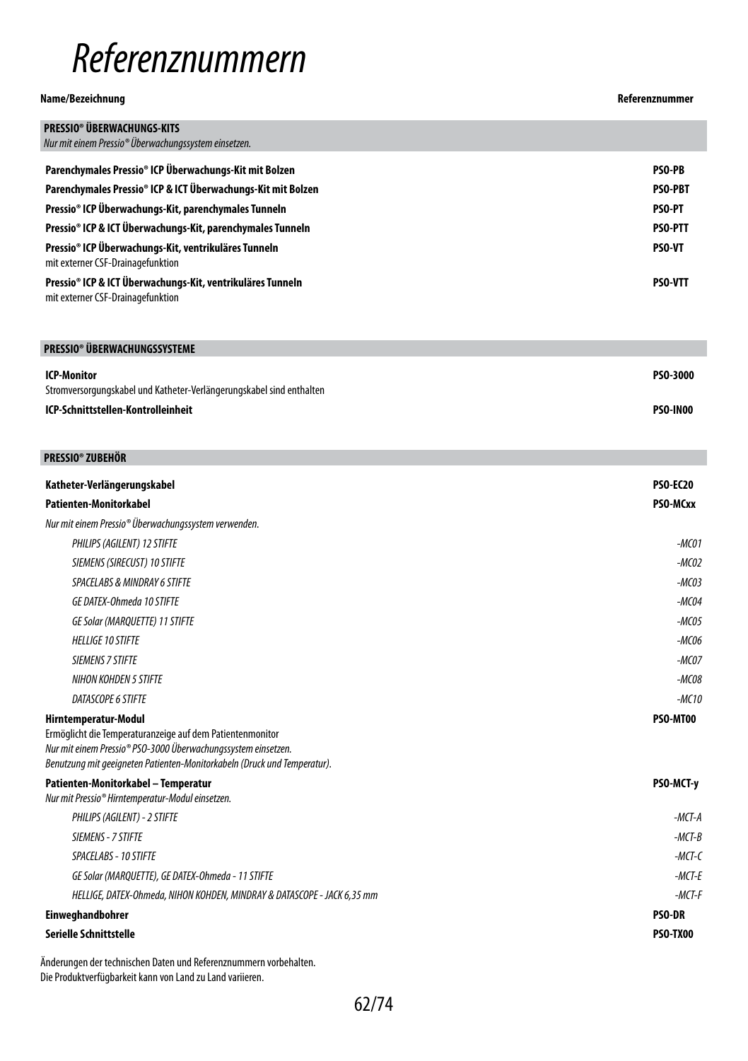# Referenznummern

| Name/Bezeichnung | Referenznummer |
|---|---|
| **PRESSIO® ÜBERWACHUNGS-KITS**<br>*Nur mit einem Pressio® Überwachungssystem einsetzen.* | |
| **Parenchymales Pressio® ICP Überwachungs-Kit mit Bolzen** | **PSO-PB** |
| **Parenchymales Pressio® ICP & ICT Überwachungs-Kit mit Bolzen** | **PSO-PBT** |
| **Pressio® ICP Überwachungs-Kit, parenchymales Tunneln** | **PSO-PT** |
| **Pressio® ICP & ICT Überwachungs-Kit, parenchymales Tunneln** | **PSO-PTT** |
| **Pressio® ICP Überwachungs-Kit, ventrikuläres Tunneln**<br>mit externer CSF-Drainagefunktion | **PSO-VT** |
| **Pressio® ICP & ICT Überwachungs-Kit, ventrikuläres Tunneln**<br>mit externer CSF-Drainagefunktion | **PSO-VTT** |
| **PRESSIO® ÜBERWACHUNGSSYSTEME** | |
| **ICP-Monitor**<br>Stromversorgungskabel und Katheter-Verlängerungskabel sind enthalten | **PSO-3000** |
| **ICP-Schnittstellen-Kontrolleinheit** | **PSO-IN00** |
| **PRESSIO® ZUBEHÖR** | |
| **Katheter-Verlängerungskabel** | **PSO-EC20** |
| **Patienten-Monitorkabel** | **PSO-MCxx** |
| *Nur mit einem Pressio® Überwachungssystem verwenden.* | |
| *PHILIPS (AGILENT) 12 STIFTE* | *-MC01* |
| *SIEMENS (SIRECUST) 10 STIFTE* | *-MC02* |
| *SPACELABS & MINDRAY 6 STIFTE* | *-MC03* |
| *GE DATEX-Ohmeda 10 STIFTE* | *-MC04* |
| *GE Solar (MARQUETTE) 11 STIFTE* | *-MC05* |
| *HELLIGE 10 STIFTE* | *-MC06* |
| *SIEMENS 7 STIFTE* | *-MC07* |
| *NIHON KOHDEN 5 STIFTE* | *-MC08* |
| *DATASCOPE 6 STIFTE* | *-MC10* |
| **Hirntemperatur-Modul**<br>Ermöglicht die Temperaturanzeige auf dem Patientenmonitor<br>*Nur mit einem Pressio® PSO-3000 Überwachungssystem einsetzen.*<br>*Benutzung mit geeigneten Patienten-Monitorkabeln (Druck und Temperatur).* | **PSO-MT00** |
| **Patienten-Monitorkabel – Temperatur**<br>*Nur mit Pressio® Hirntemperatur-Modul einsetzen.* | **PSO-MCT-y** |
| *PHILIPS (AGILENT) - 2 STIFTE* | *-MCT-A* |
| *SIEMENS - 7 STIFTE* | *-MCT-B* |
| *SPACELABS - 10 STIFTE* | *-MCT-C* |
| *GE Solar (MARQUETTE), GE DATEX-Ohmeda - 11 STIFTE* | *-MCT-E* |
| *HELLIGE, DATEX-Ohmeda, NIHON KOHDEN, MINDRAY & DATASCOPE - JACK 6,35 mm* | *-MCT-F* |
| **Einweghandbohrer** | **PSO-DR** |
| **Serielle Schnittstelle** | **PSO-TX00** |

Änderungen der technischen Daten und Referenznummern vorbehalten.
Die Produktverfügbarkeit kann von Land zu Land variieren.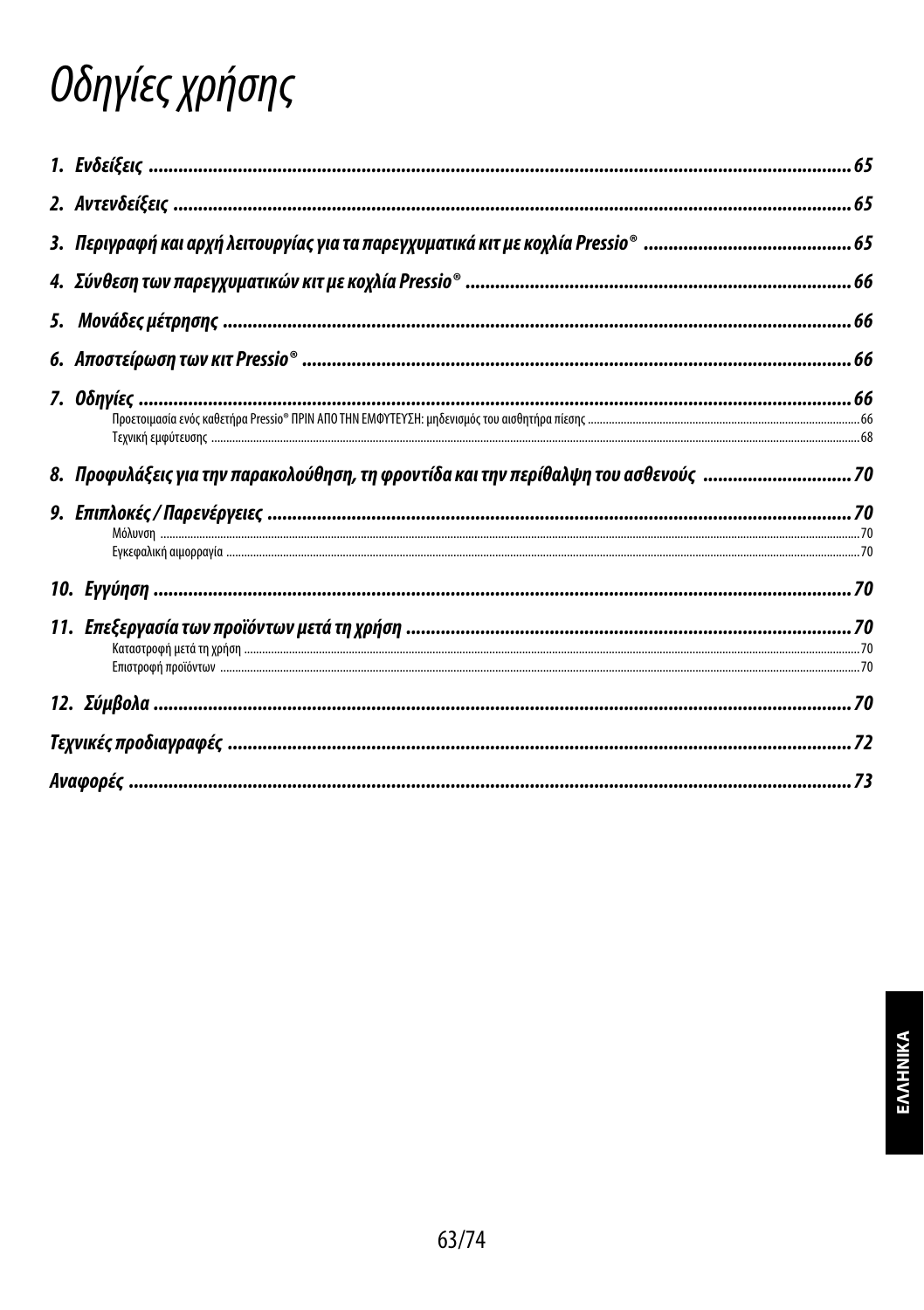# Οδηγίες χρήσης

**1. Ενδείξεις** ........................................................................ 65

**2. Αντενδείξεις** ........................................................................ 65

**3. Περιγραφή και αρχή λειτουργίας για τα παρεγχυματικά κιτ με κοχλία Pressio®** ........................................ 65

**4. Σύνθεση των παρεγχυματικών κιτ με κοχλία Pressio®** ........................................ 66

**5. Μονάδες μέτρησης** ........................................................................ 66

**6. Αποστείρωση των κιτ Pressio®** ........................................................................ 66

**7. Οδηγίες** ........................................................................ 66

Προετοιμασία ενός καθετήρα Pressio® ΠΡΙΝ ΑΠΟ ΤΗΝ ΕΜΦΥΤΕΥΣΗ: μηδενισμός του αισθητήρα πίεσης ........................................ 66

Τεχνική εμφύτευσης ........................................................................ 68

**8. Προφυλάξεις για την παρακολούθηση, τη φροντίδα και την περίθαλψη του ασθενούς** ........................................ 70

**9. Επιπλοκές / Παρενέργειες** ........................................................................ 70

Μόλυνση ........................................................................ 70

Εγκεφαλική αιμορραγία ........................................................................ 70

**10. Εγγύηση** ........................................................................ 70

**11. Επεξεργασία των προϊόντων μετά τη χρήση** ........................................................................ 70

Καταστροφή μετά τη χρήση ........................................................................ 70

Επιστροφή προϊόντων ........................................................................ 70

**12. Σύμβολα** ........................................................................ 70

**Τεχνικές προδιαγραφές** ........................................................................ 72

**Αναφορές** ........................................................................ 73

ΕΛΛΗΝΙΚΑ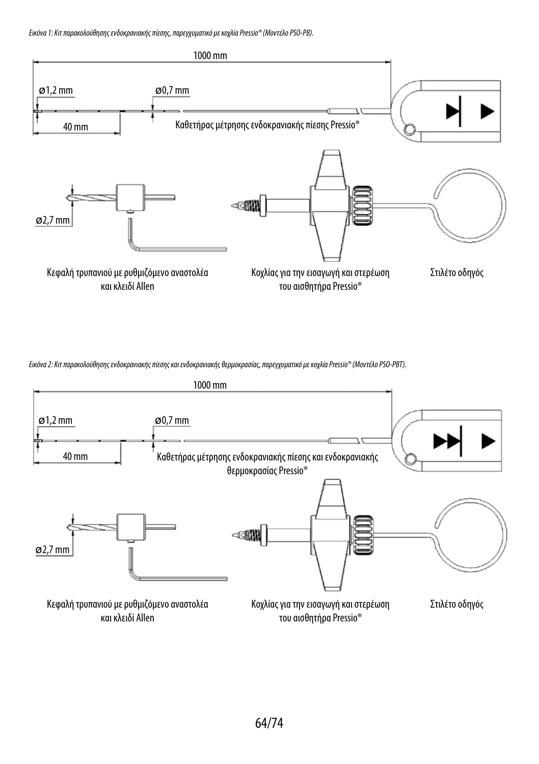*Εικόνα 1: Κιτ παρακολούθησης ενδοκρανιακής πίεσης, παρεγχυματικό με κοχλία Pressio® (Μοντέλο PSO-PB).*

1000 mm

ø1,2 mm

ø0,7 mm

40 mm

Καθετήρας μέτρησης ενδοκρανιακής πίεσης Pressio®

ø2,7 mm

Κεφαλή τρυπανιού με ρυθμιζόμενο αναστολέα και κλειδί Allen

Κοχλίας για την εισαγωγή και στερέωση του αισθητήρα Pressio®

Στιλέτο οδηγός

*Εικόνα 2: Κιτ παρακολούθησης ενδοκρανιακής πίεσης και ενδοκρανιακής θερμοκρασίας, παρεγχυματικό με κοχλία Pressio® (Μοντέλο PSO-PBT).*

1000 mm

ø1,2 mm

ø0,7 mm

40 mm

Καθετήρας μέτρησης ενδοκρανιακής πίεσης και ενδοκρανιακής θερμοκρασίας Pressio®

ø2,7 mm

Κεφαλή τρυπανιού με ρυθμιζόμενο αναστολέα και κλειδί Allen

Κοχλίας για την εισαγωγή και στερέωση του αισθητήρα Pressio®

Στιλέτο οδηγός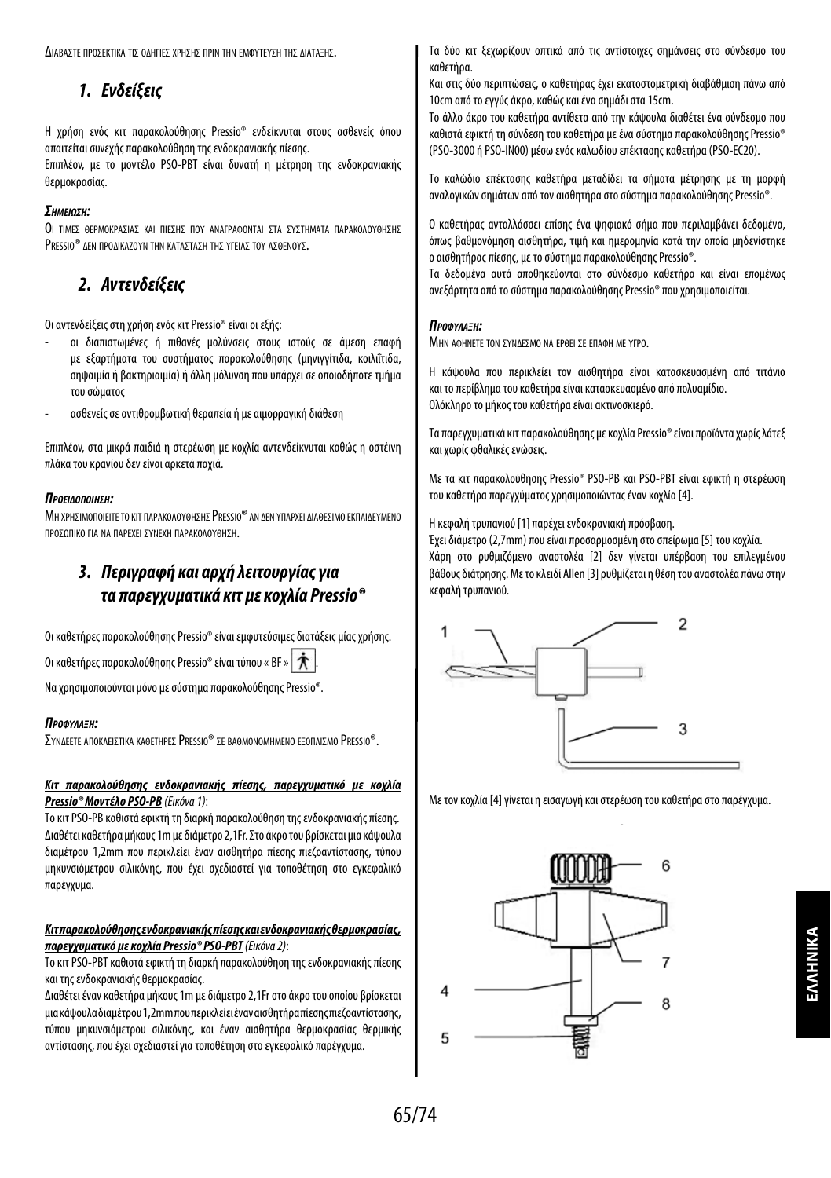Διαβαστε προσεκτικα τις οδηγιες χρησης πριν την εμφυτευση της διαταξης.

## 1. Ενδείξεις

Η χρήση ενός κιτ παρακολούθησης Pressio® ενδείκνυται στους ασθενείς όπου απαιτείται συνεχής παρακολούθηση της ενδοκρανιακής πίεσης.

Επιπλέον, με το μοντέλο PSO-PBT είναι δυνατή η μέτρηση της ενδοκρανιακής θερμοκρασίας.

***Σημειωση:***

Οι τιμες θερμοκρασιας και πιεσης που αναγραφονται στα συστηματα παρακολουθησης Pressio® δεν προδικαζουν την κατασταση της υγειας του ασθενους.

## 2. Αντενδείξεις

Οι αντενδείξεις στη χρήση ενός κιτ Pressio® είναι οι εξής:

- οι διαπιστωμένες ή πιθανές μολύνσεις στους ιστούς σε άμεση επαφή με εξαρτήματα του συστήματος παρακολούθησης (μηνιγγίτιδα, κοιλιίτιδα, σηψαιμία ή βακτηριαιμία) ή άλλη μόλυνση που υπάρχει σε οποιοδήποτε τμήμα του σώματος
- ασθενείς σε αντιθρομβωτική θεραπεία ή με αιμορραγική διάθεση

Επιπλέον, στα μικρά παιδιά η στερέωση με κοχλία αντενδείκνυται καθώς η οστέινη πλάκα του κρανίου δεν είναι αρκετά παχιά.

***Προειδοποιηση:***

Μη χρησιμοποιειτε το κιτ παρακολουθησης Pressio® αν δεν υπαρχει διαθεσιμο εκπαιδευμενο προσωπικο για να παρεχει συνεχη παρακολουθηση.

## 3. Περιγραφή και αρχή λειτουργίας για τα παρεγχυματικά κιτ με κοχλία Pressio®

Οι καθετήρες παρακολούθησης Pressio® είναι εμφυτεύσιμες διατάξεις μίας χρήσης.

Οι καθετήρες παρακολούθησης Pressio® είναι τύπου « BF » .

Να χρησιμοποιούνται μόνο με σύστημα παρακολούθησης Pressio®.

***Προφυλαξη:***

Συνδεετε αποκλειστικα καθετηρες Pressio® σε βαθμονομημενο εξοπλισμο Pressio®.

***Κιτ παρακολούθησης ενδοκρανιακής πίεσης, παρεγχυματικό με κοχλία Pressio® Μοντέλο PSO-PB*** *(Εικόνα 1)*:

Το κιτ PSO-PB καθιστά εφικτή τη διαρκή παρακολούθηση της ενδοκρανιακής πίεσης. Διαθέτει καθετήρα μήκους 1m με διάμετρο 2,1Fr. Στο άκρο του βρίσκεται μια κάψουλα διαμέτρου 1,2mm που περικλείει έναν αισθητήρα πίεσης πιεζοαντίστασης, τύπου μηκυνσιόμετρου σιλικόνης, που έχει σχεδιαστεί για τοποθέτηση στο εγκεφαλικό παρέγχυμα.

***Κιτ παρακολούθησης ενδοκρανιακής πίεσης και ενδοκρανιακής θερμοκρασίας, παρεγχυματικό με κοχλία Pressio® PSO-PBT*** *(Εικόνα 2)*:

Το κιτ PSO-PBT καθιστά εφικτή τη διαρκή παρακολούθηση της ενδοκρανιακής πίεσης και της ενδοκρανιακής θερμοκρασίας.

Διαθέτει έναν καθετήρα μήκους 1m με διάμετρο 2,1Fr στο άκρο του οποίου βρίσκεται μια κάψουλα διαμέτρου 1,2mm που περικλείει έναν αισθητήρα πίεσης πιεζοαντίστασης, τύπου μηκυνσιόμετρου σιλικόνης, και έναν αισθητήρα θερμοκρασίας θερμικής αντίστασης, που έχει σχεδιαστεί για τοποθέτηση στο εγκεφαλικό παρέγχυμα.

Τα δύο κιτ ξεχωρίζουν οπτικά από τις αντίστοιχες σημάνσεις στο σύνδεσμο του καθετήρα.

Και στις δύο περιπτώσεις, ο καθετήρας έχει εκατοστομετρική διαβάθμιση πάνω από 10cm από το εγγύς άκρο, καθώς και ένα σημάδι στα 15cm.

Το άλλο άκρο του καθετήρα αντίθετα από την κάψουλα διαθέτει ένα σύνδεσμο που καθιστά εφικτή τη σύνδεση του καθετήρα με ένα σύστημα παρακολούθησης Pressio® (PSO-3000 ή PSO-IN00) μέσω ενός καλωδίου επέκτασης καθετήρα (PSO-EC20).

Το καλώδιο επέκτασης καθετήρα μεταδίδει τα σήματα μέτρησης με τη μορφή αναλογικών σημάτων από τον αισθητήρα στο σύστημα παρακολούθησης Pressio®.

Ο καθετήρας ανταλλάσσει επίσης ένα ψηφιακό σήμα που περιλαμβάνει δεδομένα, όπως βαθμονόμηση αισθητήρα, τιμή και ημερομηνία κατά την οποία μηδενίστηκε ο αισθητήρας πίεσης, με το σύστημα παρακολούθησης Pressio®.

Τα δεδομένα αυτά αποθηκεύονται στο σύνδεσμο καθετήρα και είναι επομένως ανεξάρτητα από το σύστημα παρακολούθησης Pressio® που χρησιμοποιείται.

***Προφυλαξη:***

Μην αφηνετε τον συνδεσμο να ερθει σε επαφη με υγρο.

Η κάψουλα που περικλείει τον αισθητήρα είναι κατασκευασμένη από τιτάνιο και το περίβλημα του καθετήρα είναι κατασκευασμένο από πολυαμίδιο.

Ολόκληρο το μήκος του καθετήρα είναι ακτινοσκιερό.

Τα παρεγχυματικά κιτ παρακολούθησης με κοχλία Pressio® είναι προϊόντα χωρίς λάτεξ και χωρίς φθαλικές ενώσεις.

Με τα κιτ παρακολούθησης Pressio® PSO-PB και PSO-PBT είναι εφικτή η στερέωση του καθετήρα παρεγχύματος χρησιμοποιώντας έναν κοχλία [4].

Η κεφαλή τρυπανιού [1] παρέχει ενδοκρανιακή πρόσβαση.

Έχει διάμετρο (2,7mm) που είναι προσαρμοσμένη στο σπείρωμα [5] του κοχλία.

Χάρη στο ρυθμιζόμενο αναστολέα [2] δεν γίνεται υπέρβαση του επιλεγμένου βάθους διάτρησης. Με το κλειδί Allen [3] ρυθμίζεται η θέση του αναστολέα πάνω στην κεφαλή τρυπανιού.

Με τον κοχλία [4] γίνεται η εισαγωγή και στερέωση του καθετήρα στο παρέγχυμα.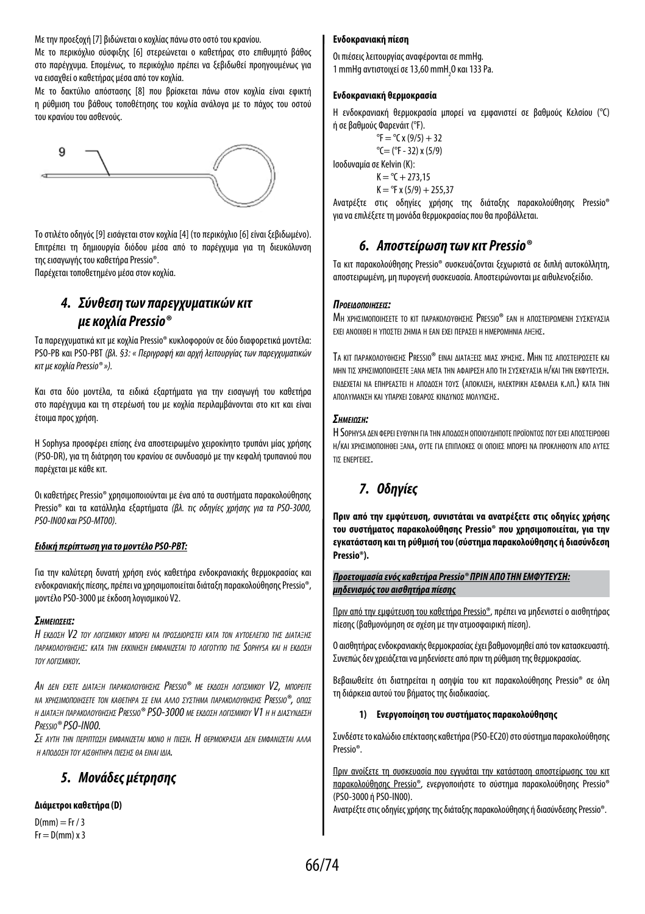Με την προεξοχή [7] βιδώνεται ο κοχλίας πάνω στο οστό του κρανίου.

Με το περικόχλιο σύσφιξης [6] στερεώνεται ο καθετήρας στο επιθυμητό βάθος στο παρέγχυμα. Επομένως, το περικόχλιο πρέπει να ξεβιδωθεί προηγουμένως για να εισαχθεί ο καθετήρας μέσα από τον κοχλία.

Με το δακτύλιο απόστασης [8] που βρίσκεται πάνω στον κοχλία είναι εφικτή η ρύθμιση του βάθους τοποθέτησης του κοχλία ανάλογα με το πάχος του οστού του κρανίου του ασθενούς.

9

Το στιλέτο οδηγός [9] εισάγεται στον κοχλία [4] (το περικόχλιο [6] είναι ξεβιδωμένο). Επιτρέπει τη δημιουργία διόδου μέσα από το παρέγχυμα για τη διευκόλυνση της εισαγωγής του καθετήρα Pressio®.

Παρέχεται τοποθετημένο μέσα στον κοχλία.

## 4. Σύνθεση των παρεγχυματικών κιτ με κοχλία Pressio®

Τα παρεγχυματικά κιτ με κοχλία Pressio® κυκλοφορούν σε δύο διαφορετικά μοντέλα: PSO-PB και PSO-PBT *(βλ. §3: « Περιγραφή και αρχή λειτουργίας των παρεγχυματικών κιτ με κοχλία Pressio® »).*

Και στα δύο μοντέλα, τα ειδικά εξαρτήματα για την εισαγωγή του καθετήρα στο παρέγχυμα και τη στερέωσή του με κοχλία περιλαμβάνονται στο κιτ και είναι έτοιμα προς χρήση.

Η Sophysa προσφέρει επίσης ένα αποστειρωμένο χειροκίνητο τρυπάνι μίας χρήσης (PSO-DR), για τη διάτρηση του κρανίου σε συνδυασμό με την κεφαλή τρυπανιού που παρέχεται με κάθε κιτ.

Οι καθετήρες Pressio® χρησιμοποιούνται με ένα από τα συστήματα παρακολούθησης Pressio® και τα κατάλληλα εξαρτήματα *(βλ. τις οδηγίες χρήσης για τα PSO-3000, PSO-IN00 και PSO-MT00).*

***Ειδική περίπτωση για το μοντέλο PSO-PBT:***

Για την καλύτερη δυνατή χρήση ενός καθετήρα ενδοκρανιακής θερμοκρασίας και ενδοκρανιακής πίεσης, πρέπει να χρησιμοποιείται διάταξη παρακολούθησης Pressio®, μοντέλο PSO-3000 με έκδοση λογισμικού V2.

***Σημειώσεις:***

*Η έκδοση V2 του λογισμικού μπορεί να προσδιοριστεί κατά τον αυτοέλεγχο της διάταξης παρακολούθησης: κατά την εκκίνηση εμφανίζεται το λογότυπο της Sophysa και η έκδοση του λογισμικού.*

*Αν δεν έχετε διάταξη παρακολούθησης Pressio® με έκδοση λογισμικού V2, μπορείτε να χρησιμοποιήσετε τον καθετήρα σε ένα άλλο σύστημα παρακολούθησης Pressio®, όπως η διάταξη παρακολούθησης Pressio® PSO-3000 με έκδοση λογισμικού V1 ή η διασύνδεση Pressio® PSO-IN00.*

*Σε αυτή την περίπτωση εμφανίζεται μόνο η πίεση. Η θερμοκρασία δεν εμφανίζεται αλλά η απόδοση του αισθητήρα πίεσης θα είναι ίδια.*

## 5. Μονάδες μέτρησης

**Διάμετροι καθετήρα (D)**

D(mm) = Fr / 3
Fr = D(mm) x 3

**Ενδοκρανιακή πίεση**

Οι πιέσεις λειτουργίας αναφέρονται σε mmHg.
1 mmHg αντιστοιχεί σε 13,60 $mmH_2O$ και 133 Pa.

**Ενδοκρανιακή θερμοκρασία**

Η ενδοκρανιακή θερμοκρασία μπορεί να εμφανιστεί σε βαθμούς Κελσίου (°C) ή σε βαθμούς Φαρενάιτ (°F).

°F = °C x (9/5) + 32
°C= (°F - 32) x (5/9)

Ισοδυναμία σε Kelvin (K):

K = °C + 273,15
K = °F x (5/9) + 255,37

Ανατρέξτε στις οδηγίες χρήσης της διάταξης παρακολούθησης Pressio® για να επιλέξετε τη μονάδα θερμοκρασίας που θα προβάλλεται.

## 6. Αποστείρωση των κιτ Pressio®

Τα κιτ παρακολούθησης Pressio® συσκευάζονται ξεχωριστά σε διπλή αυτοκόλλητη, αποστειρωμένη, μη πυρογενή συσκευασία. Αποστειρώνονται με αιθυλενοξείδιο.

***Προειδοποιήσεις:***

Μη χρησιμοποιήσετε το κιτ παρακολούθησης Pressio® εάν η αποστειρωμένη συσκευασία έχει ανοιχθεί ή υποστεί ζημιά ή εάν έχει περάσει η ημερομηνία λήξης.

Τα κιτ παρακολούθησης Pressio® είναι διατάξεις μιας χρήσης. Μην τις αποστειρώσετε και μην τις χρησιμοποιήσετε ξανά μετά την αφαίρεση από τη συσκευασία ή/και την εκφύτευση. Ενδέχεται να επηρεαστεί η απόδοσή τους (απόκλιση, ηλεκτρική ασφάλεια κ.λπ.) κατά την απολύμανση και υπάρχει σοβαρός κίνδυνος μόλυνσης.

***Σημείωση:***

Η Sophysa δεν φέρει ευθύνη για την απόδοση οποιουδήποτε προϊόντος που έχει αποστειρωθεί ή/και χρησιμοποιηθεί ξανά, ούτε για επιπλοκές οι οποίες μπορεί να προκληθούν από αυτές τις ενέργειες.

## 7. Οδηγίες

**Πριν από την εμφύτευση, συνιστάται να ανατρέξετε στις οδηγίες χρήσης του συστήματος παρακολούθησης Pressio® που χρησιμοποιείται, για την εγκατάσταση και τη ρύθμισή του (σύστημα παρακολούθησης ή διασύνδεση Pressio®).**

***Προετοιμασία ενός καθετήρα Pressio® ΠΡΙΝ ΑΠΟ ΤΗΝ ΕΜΦΥΤΕΥΣΗ: μηδενισμός του αισθητήρα πίεσης***

Πριν από την εμφύτευση του καθετήρα Pressio®, πρέπει να μηδενιστεί ο αισθητήρας πίεσης (βαθμονόμηση σε σχέση με την ατμοσφαιρική πίεση).

Ο αισθητήρας ενδοκρανιακής θερμοκρασίας έχει βαθμονομηθεί από τον κατασκευαστή. Συνεπώς δεν χρειάζεται να μηδενίσετε από πριν τη ρύθμιση της θερμοκρασίας.

Βεβαιωθείτε ότι διατηρείται η ασηψία του κιτ παρακολούθησης Pressio® σε όλη τη διάρκεια αυτού του βήματος της διαδικασίας.

**1) Ενεργοποίηση του συστήματος παρακολούθησης**

Συνδέστε το καλώδιο επέκτασης καθετήρα (PSO-EC20) στο σύστημα παρακολούθησης Pressio®.

Πριν ανοίξετε τη συσκευασία που εγγυάται την κατάσταση αποστείρωσης του κιτ παρακολούθησης Pressio®, ενεργοποιήστε το σύστημα παρακολούθησης Pressio® (PSO-3000 ή PSO-IN00).

Ανατρέξτε στις οδηγίες χρήσης της διάταξης παρακολούθησης ή διασύνδεσης Pressio®.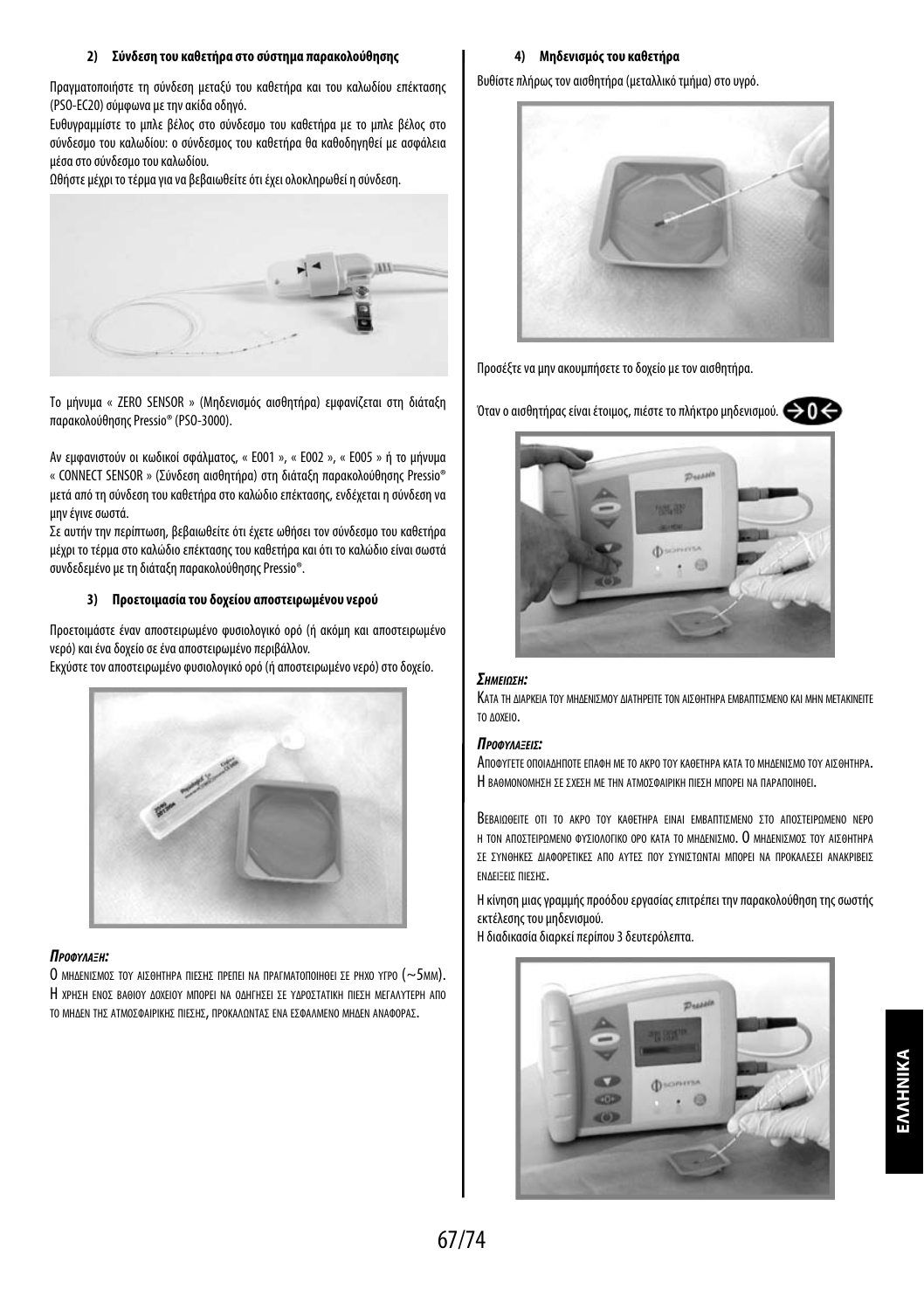#### 2) Σύνδεση του καθετήρα στο σύστημα παρακολούθησης

Πραγματοποιήστε τη σύνδεση μεταξύ του καθετήρα και του καλωδίου επέκτασης (PSO-EC20) σύμφωνα με την ακίδα οδηγό.

Ευθυγραμμίστε το μπλε βέλος στο σύνδεσμο του καθετήρα με το μπλε βέλος στο σύνδεσμο του καλωδίου: ο σύνδεσμος του καθετήρα θα καθοδηγηθεί με ασφάλεια μέσα στο σύνδεσμο του καλωδίου.

Ωθήστε μέχρι το τέρμα για να βεβαιωθείτε ότι έχει ολοκληρωθεί η σύνδεση.

Το μήνυμα « ZERO SENSOR » (Μηδενισμός αισθητήρα) εμφανίζεται στη διάταξη παρακολούθησης Pressio® (PSO-3000).

Αν εμφανιστούν οι κωδικοί σφάλματος, « E001 », « E002 », « E005 » ή το μήνυμα « CONNECT SENSOR » (Σύνδεση αισθητήρα) στη διάταξη παρακολούθησης Pressio® μετά από τη σύνδεση του καθετήρα στο καλώδιο επέκτασης, ενδέχεται η σύνδεση να μην έγινε σωστά.

Σε αυτήν την περίπτωση, βεβαιωθείτε ότι έχετε ωθήσει τον σύνδεσμο του καθετήρα μέχρι το τέρμα στο καλώδιο επέκτασης του καθετήρα και ότι το καλώδιο είναι σωστά συνδεδεμένο με τη διάταξη παρακολούθησης Pressio®.

#### 3) Προετοιμασία του δοχείου αποστειρωμένου νερού

Προετοιμάστε έναν αποστειρωμένο φυσιολογικό ορό (ή ακόμη και αποστειρωμένο νερό) και ένα δοχείο σε ένα αποστειρωμένο περιβάλλον.

Εκχύστε τον αποστειρωμένο φυσιολογικό ορό (ή αποστειρωμένο νερό) στο δοχείο.

***Προφύλαξη:***

Ο μηδενισμός του αισθητήρα πίεσης πρέπει να πραγματοποιηθεί σε ρηχό υγρό (~5mm). Η χρήση ενός βαθιού δοχείου μπορεί να οδηγήσει σε υδροστατική πίεση μεγαλύτερη από το μηδέν της ατμοσφαιρικής πίεσης, προκαλώντας ένα εσφαλμένο μηδέν αναφοράς.

#### 4) Μηδενισμός του καθετήρα

Βυθίστε πλήρως τον αισθητήρα (μεταλλικό τμήμα) στο υγρό.

Προσέξτε να μην ακουμπήσετε το δοχείο με τον αισθητήρα.

Όταν ο αισθητήρας είναι έτοιμος, πιέστε το πλήκτρο μηδενισμού.

***Σημείωση:***

Κατά τη διάρκεια του μηδενισμού διατηρείτε τον αισθητήρα εμβαπτισμένο και μην μετακινείτε το δοχείο.

***Προφυλάξεις:***

Αποφύγετε οποιαδήποτε επαφή με το άκρο του καθετήρα κατά το μηδενισμό του αισθητήρα. Η βαθμονόμηση σε σχέση με την ατμοσφαιρική πίεση μπορεί να παραποιηθεί.

Βεβαιωθείτε ότι το άκρο του καθετήρα είναι εμβαπτισμένο στο αποστειρωμένο νερό ή τον αποστειρωμένο φυσιολογικό ορό κατά το μηδενισμό. Ο μηδενισμός του αισθητήρα σε συνθήκες διαφορετικές από αυτές που συνιστώνται μπορεί να προκαλέσει ανακριβείς ενδείξεις πίεσης.

Η κίνηση μιας γραμμής προόδου εργασίας επιτρέπει την παρακολούθηση της σωστής εκτέλεσης του μηδενισμού.

Η διαδικασία διαρκεί περίπου 3 δευτερόλεπτα.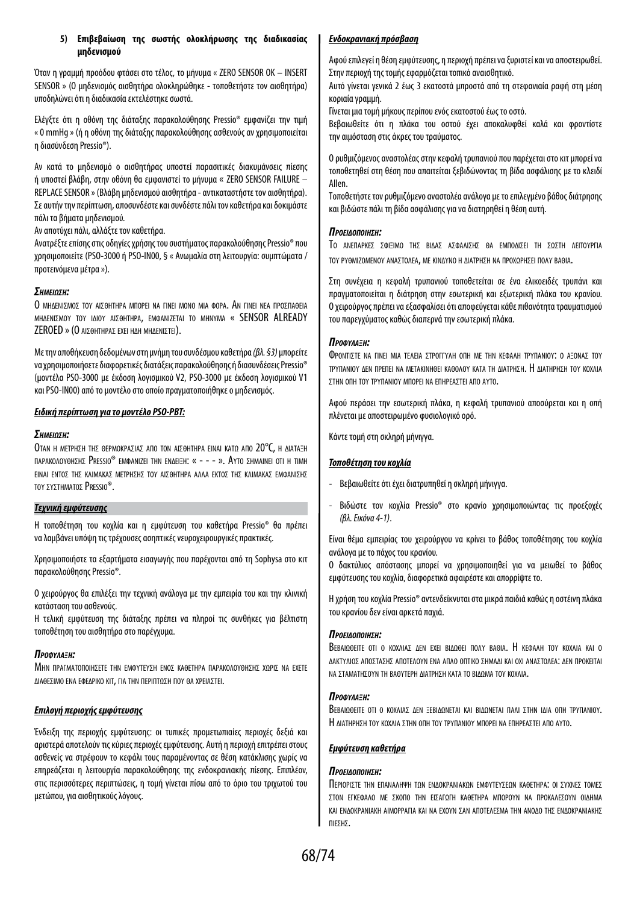**5) Επιβεβαίωση της σωστής ολοκλήρωσης της διαδικασίας μηδενισμού**

Όταν η γραμμή προόδου φτάσει στο τέλος, το μήνυμα « ZERO SENSOR OK – INSERT SENSOR » (Ο μηδενισμός αισθητήρα ολοκληρώθηκε - τοποθετήστε τον αισθητήρα) υποδηλώνει ότι η διαδικασία εκτελέστηκε σωστά.

Ελέγξτε ότι η οθόνη της διάταξης παρακολούθησης Pressio® εμφανίζει την τιμή « 0 mmHg » (ή η οθόνη της διάταξης παρακολούθησης ασθενούς αν χρησιμοποιείται η διασύνδεση Pressio®).

Αν κατά το μηδενισμό ο αισθητήρας υποστεί παρασιτικές διακυμάνσεις πίεσης ή υποστεί βλάβη, στην οθόνη θα εμφανιστεί το μήνυμα « ZERO SENSOR FAILURE – REPLACE SENSOR » (Βλάβη μηδενισμού αισθητήρα - αντικαταστήστε τον αισθητήρα). Σε αυτήν την περίπτωση, αποσυνδέστε και συνδέστε πάλι τον καθετήρα και δοκιμάστε πάλι τα βήματα μηδενισμού.

Αν αποτύχει πάλι, αλλάξτε τον καθετήρα.

Ανατρέξτε επίσης στις οδηγίες χρήσης του συστήματος παρακολούθησης Pressio® που χρησιμοποιείτε (PSO-3000 ή PSO-IN00, § « Ανωμαλία στη λειτουργία: συμπτώματα / προτεινόμενα μέτρα »).

***Σημειωση:***

Ο μηδενισμός του αισθητήρα μπορεί να γίνει μόνο μία φορά. Αν γίνει νέα προσπάθεια μηδενισμού του ίδιου αισθητήρα, εμφανίζεται το μήνυμα « SENSOR ALREADY ZEROED » (Ο αισθητήρας έχει ήδη μηδενιστεί).

Με την αποθήκευση δεδομένων στη μνήμη του συνδέσμου καθετήρα *(βλ. §3)* μπορείτε να χρησιμοποιήσετε διαφορετικές διατάξεις παρακολούθησης ή διασυνδέσεις Pressio® (μοντέλα PSO-3000 με έκδοση λογισμικού V2, PSO-3000 με έκδοση λογισμικού V1 και PSO-IN00) από το μοντέλο στο οποίο πραγματοποιήθηκε ο μηδενισμός.

***Ειδική περίπτωση για το μοντέλο PSO-PBT:***

***Σημειωση:***

Όταν η μέτρηση της θερμοκρασίας από τον αισθητήρα είναι κάτω από 20°C, η διάταξη παρακολούθησης Pressio® εμφανίζει την ένδειξη: « - - - ». Αυτό σημαίνει ότι η τιμή είναι εντός της κλίμακας μέτρησης του αισθητήρα αλλά εκτός της κλίμακας εμφάνισης του συστήματος Pressio®.

***Τεχνική εμφύτευσης***

Η τοποθέτηση του κοχλία και η εμφύτευση του καθετήρα Pressio® θα πρέπει να λαμβάνει υπόψη τις τρέχουσες ασηπτικές νευροχειρουργικές πρακτικές.

Χρησιμοποιήστε τα εξαρτήματα εισαγωγής που παρέχονται από τη Sophysa στο κιτ παρακολούθησης Pressio®.

Ο χειρούργος θα επιλέξει την τεχνική ανάλογα με την εμπειρία του και την κλινική κατάσταση του ασθενούς.

Η τελική εμφύτευση της διάταξης πρέπει να πληροί τις συνθήκες για βέλτιστη τοποθέτηση του αισθητήρα στο παρέγχυμα.

***Προφυλαξη:***

Μην πραγματοποιήσετε την εμφύτευση ενός καθετήρα παρακολούθησης χωρίς να έχετε διαθέσιμο ένα εφεδρικό κιτ, για την περίπτωση που θα χρειαστεί.

***Επιλογή περιοχής εμφύτευσης***

Ένδειξη της περιοχής εμφύτευσης: οι τυπικές προμετωπιαίες περιοχές δεξιά και αριστερά αποτελούν τις κύριες περιοχές εμφύτευσης. Αυτή η περιοχή επιτρέπει στους ασθενείς να στρέφουν το κεφάλι τους παραμένοντας σε θέση κατάκλισης χωρίς να επηρεάζεται η λειτουργία παρακολούθησης της ενδοκρανιακής πίεσης. Επιπλέον, στις περισσότερες περιπτώσεις, η τομή γίνεται πίσω από το όριο του τριχωτού του μετώπου, για αισθητικούς λόγους.

***Ενδοκρανιακή πρόσβαση***

Αφού επιλεγεί η θέση εμφύτευσης, η περιοχή πρέπει να ξυριστεί και να αποστειρωθεί. Στην περιοχή της τομής εφαρμόζεται τοπικό αναισθητικό.

Αυτό γίνεται γενικά 2 έως 3 εκατοστά μπροστά από τη στεφανιαία ραφή στη μέση κοριαία γραμμή.

Γίνεται μια τομή μήκους περίπου ενός εκατοστού έως το οστό.

Βεβαιωθείτε ότι η πλάκα του οστού έχει αποκαλυφθεί καλά και φροντίστε την αιμόσταση στις άκρες του τραύματος.

Ο ρυθμιζόμενος αναστολέας στην κεφαλή τρυπανιού που παρέχεται στο κιτ μπορεί να τοποθετηθεί στη θέση που απαιτείται ξεβιδώνοντας τη βίδα ασφάλισης με το κλειδί Allen.

Τοποθετήστε τον ρυθμιζόμενο αναστολέα ανάλογα με το επιλεγμένο βάθος διάτρησης και βιδώστε πάλι τη βίδα ασφάλισης για να διατηρηθεί η θέση αυτή.

***Προειδοποιηση:***

Το ανεπαρκές σφίξιμο της βίδας ασφάλισης θα εμποδίσει τη σωστή λειτουργία του ρυθμιζόμενου αναστολέα, με κίνδυνο η διάτρηση να προχωρήσει πολύ βαθιά.

Στη συνέχεια η κεφαλή τρυπανιού τοποθετείται σε ένα ελικοειδές τρυπάνι και πραγματοποιείται η διάτρηση στην εσωτερική και εξωτερική πλάκα του κρανίου. Ο χειρούργος πρέπει να εξασφαλίσει ότι αποφεύγεται κάθε πιθανότητα τραυματισμού του παρεγχύματος καθώς διαπερνά την εσωτερική πλάκα.

***Προφυλαξη:***

Φροντίστε να γίνει μια τέλεια στρογγυλή οπή με την κεφαλή τρυπανιού: ο άξονας του τρυπανιού δεν πρέπει να μετακινηθεί καθόλου κατά τη διάτρηση. Η διατήρηση του κοχλία στην οπή του τρυπανιού μπορεί να επηρεαστεί από αυτό.

Αφού περάσει την εσωτερική πλάκα, η κεφαλή τρυπανιού αποσύρεται και η οπή πλένεται με αποστειρωμένο φυσιολογικό ορό.

Κάντε τομή στη σκληρή μήνιγγα.

***Τοποθέτηση του κοχλία***

- Βεβαιωθείτε ότι έχει διατρυπηθεί η σκληρή μήνιγγα.
- Βιδώστε τον κοχλία Pressio® στο κρανίο χρησιμοποιώντας τις προεξοχές *(βλ. Εικόνα 4-1)*.

Είναι θέμα εμπειρίας του χειρούργου να κρίνει το βάθος τοποθέτησης του κοχλία ανάλογα με το πάχος του κρανίου.

Ο δακτύλιος απόστασης μπορεί να χρησιμοποιηθεί για να μειωθεί το βάθος εμφύτευσης του κοχλία, διαφορετικά αφαιρέστε και απορρίψτε το.

Η χρήση του κοχλία Pressio® αντενδείκνυται στα μικρά παιδιά καθώς η οστέινη πλάκα του κρανίου δεν είναι αρκετά παχιά.

***Προειδοποιηση:***

Βεβαιωθείτε ότι ο κοχλίας δεν έχει βιδωθεί πολύ βαθιά. Η κεφαλή του κοχλία και ο δακτύλιος απόστασης αποτελούν ένα απλό οπτικό σημάδι και όχι αναστολέα: δεν πρόκειται να σταματήσουν τη βαθύτερη διάτρηση κατά το βίδωμα του κοχλία.

***Προφυλαξη:***

Βεβαιωθείτε ότι ο κοχλίας δεν ξεβιδώνεται και βιδώνεται πάλι στην ίδια οπή τρυπανιού. Η διατήρηση του κοχλία στην οπή του τρυπανιού μπορεί να επηρεαστεί από αυτό.

***Εμφύτευση καθετήρα***

***Προειδοποιηση:***

Περιορίστε την επανάληψη των ενδοκρανιακών εμφυτεύσεων καθετήρα: οι συχνές τομές στον εγκέφαλο με σκοπό την εισαγωγή καθετήρα μπορούν να προκαλέσουν οίδημα και ενδοκρανιακή αιμορραγία και να έχουν σαν αποτέλεσμα την άνοδο της ενδοκρανιακής πίεσης.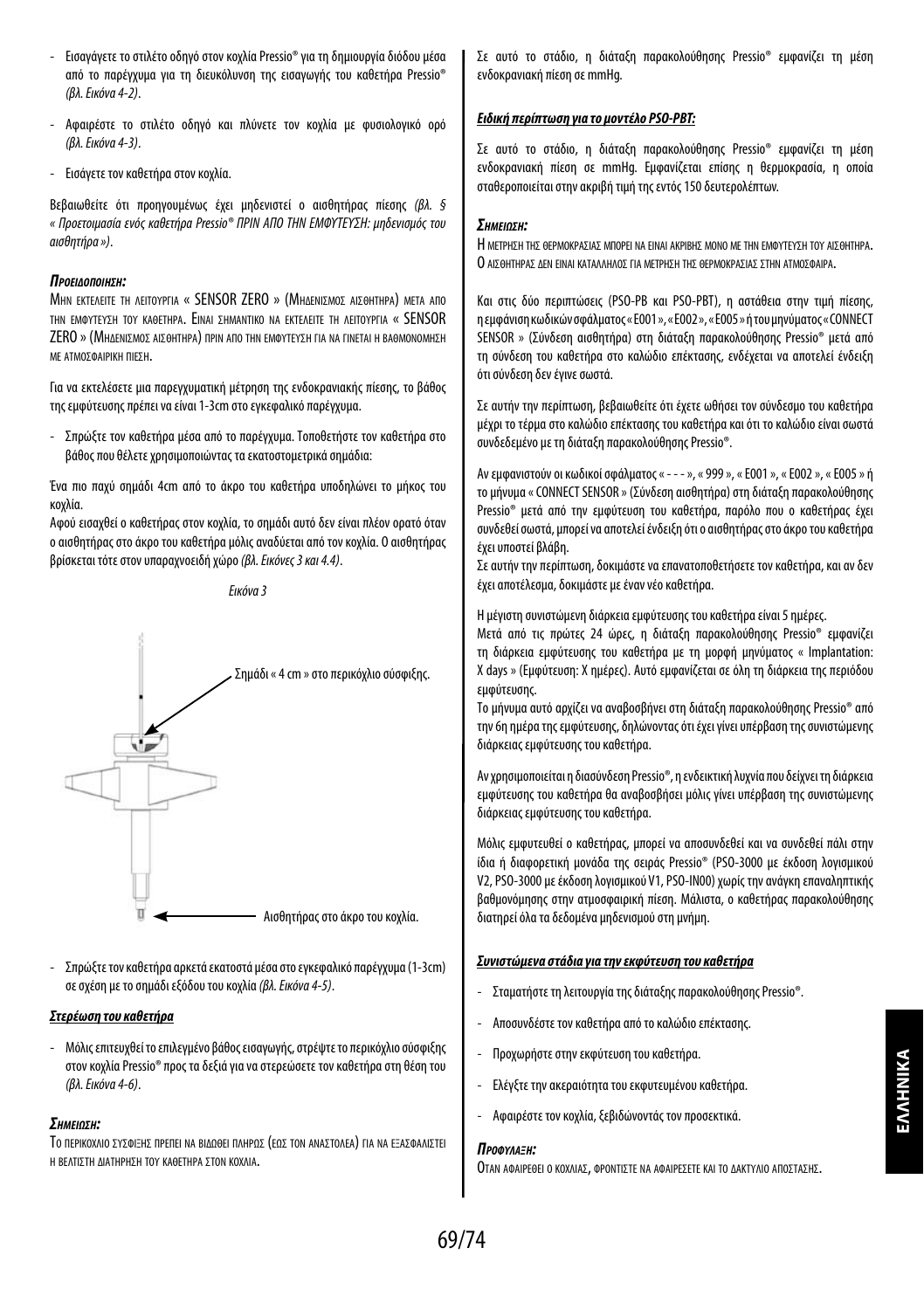- Εισαγάγετε το στιλέτο οδηγό στον κοχλία Pressio® για τη δημιουργία διόδου μέσα από το παρέγχυμα για τη διευκόλυνση της εισαγωγής του καθετήρα Pressio® *(βλ. Εικόνα 4-2)*.

- Αφαιρέστε το στιλέτο οδηγό και πλύνετε τον κοχλία με φυσιολογικό ορό *(βλ. Εικόνα 4-3)*.

- Εισάγετε τον καθετήρα στον κοχλία.

Βεβαιωθείτε ότι προηγουμένως έχει μηδενιστεί ο αισθητήρας πίεσης *(βλ. § « Προετοιμασία ενός καθετήρα Pressio® ΠΡΙΝ ΑΠΟ ΤΗΝ ΕΜΦΥΤΕΥΣΗ: μηδενισμός του αισθητήρα »)*.

***Προειδοποιηση:***

ΜΗΝ ΕΚΤΕΛΕΙΤΕ ΤΗ ΛΕΙΤΟΥΡΓΙΑ « SENSOR ZERO » (ΜΗΔΕΝΙΣΜΟΣ ΑΙΣΘΗΤΗΡΑ) ΜΕΤΑ ΑΠΟ ΤΗΝ ΕΜΦΥΤΕΥΣΗ ΤΟΥ ΚΑΘΕΤΗΡΑ. ΕΙΝΑΙ ΣΗΜΑΝΤΙΚΟ ΝΑ ΕΚΤΕΛΕΙΤΕ ΤΗ ΛΕΙΤΟΥΡΓΙΑ « SENSOR ZERO » (ΜΗΔΕΝΙΣΜΟΣ ΑΙΣΘΗΤΗΡΑ) ΠΡΙΝ ΑΠΟ ΤΗΝ ΕΜΦΥΤΕΥΣΗ ΓΙΑ ΝΑ ΓΙΝΕΤΑΙ Η ΒΑΘΜΟΝΟΜΗΣΗ ΜΕ ΑΤΜΟΣΦΑΙΡΙΚΗ ΠΙΕΣΗ.

Για να εκτελέσετε μια παρεγχυματική μέτρηση της ενδοκρανιακής πίεσης, το βάθος της εμφύτευσης πρέπει να είναι 1-3cm στο εγκεφαλικό παρέγχυμα.

- Σπρώξτε τον καθετήρα μέσα από το παρέγχυμα. Τοποθετήστε τον καθετήρα στο βάθος που θέλετε χρησιμοποιώντας τα εκατοστομετρικά σημάδια:

Ένα πιο παχύ σημάδι 4cm από το άκρο του καθετήρα υποδηλώνει το μήκος του κοχλία.
Αφού εισαχθεί ο καθετήρας στον κοχλία, το σημάδι αυτό δεν είναι πλέον ορατό όταν ο αισθητήρας στο άκρο του καθετήρα μόλις αναδύεται από τον κοχλία. Ο αισθητήρας βρίσκεται τότε στον υπαραχνοειδή χώρο *(βλ. Εικόνες 3 και 4.4)*.

*Εικόνα 3*

Σημάδι « 4 cm » στο περικόχλιο σύσφιξης.

Αισθητήρας στο άκρο του κοχλία.

- Σπρώξτε τον καθετήρα αρκετά εκατοστά μέσα στο εγκεφαλικό παρέγχυμα (1-3cm) σε σχέση με το σημάδι εξόδου του κοχλία *(βλ. Εικόνα 4-5)*.

***Στερέωση του καθετήρα***

- Μόλις επιτευχθεί το επιλεγμένο βάθος εισαγωγής, στρέψτε το περικόχλιο σύσφιξης στον κοχλία Pressio® προς τα δεξιά για να στερεώσετε τον καθετήρα στη θέση του *(βλ. Εικόνα 4-6)*.

***Σημειωση:***

ΤΟ ΠΕΡΙΚΟΧΛΙΟ ΣΥΣΦΙΞΗΣ ΠΡΕΠΕΙ ΝΑ ΒΙΔΩΘΕΙ ΠΛΗΡΩΣ (ΕΩΣ ΤΟΝ ΑΝΑΣΤΟΛΕΑ) ΓΙΑ ΝΑ ΕΞΑΣΦΑΛΙΣΤΕΙ Η ΒΕΛΤΙΣΤΗ ΔΙΑΤΗΡΗΣΗ ΤΟΥ ΚΑΘΕΤΗΡΑ ΣΤΟΝ ΚΟΧΛΙΑ.

Σε αυτό το στάδιο, η διάταξη παρακολούθησης Pressio® εμφανίζει τη μέση ενδοκρανιακή πίεση σε mmHg.

***Ειδική περίπτωση για το μοντέλο PSO-PBT:***

Σε αυτό το στάδιο, η διάταξη παρακολούθησης Pressio® εμφανίζει τη μέση ενδοκρανιακή πίεση σε mmHg. Εμφανίζεται επίσης η θερμοκρασία, η οποία σταθεροποιείται στην ακριβή τιμή της εντός 150 δευτερολέπτων.

***Σημειωση:***

Η ΜΕΤΡΗΣΗ ΤΗΣ ΘΕΡΜΟΚΡΑΣΙΑΣ ΜΠΟΡΕΙ ΝΑ ΕΙΝΑΙ ΑΚΡΙΒΗΣ ΜΟΝΟ ΜΕ ΤΗΝ ΕΜΦΥΤΕΥΣΗ ΤΟΥ ΑΙΣΘΗΤΗΡΑ.
Ο ΑΙΣΘΗΤΗΡΑΣ ΔΕΝ ΕΙΝΑΙ ΚΑΤΑΛΛΗΛΟΣ ΓΙΑ ΜΕΤΡΗΣΗ ΤΗΣ ΘΕΡΜΟΚΡΑΣΙΑΣ ΣΤΗΝ ΑΤΜΟΣΦΑΙΡΑ.

Και στις δύο περιπτώσεις (PSO-PB και PSO-PBT), η αστάθεια στην τιμή πίεσης, η εμφάνιση κωδικών σφάλματος « E001 », « E002 », « E005 » ή του μηνύματος « CONNECT SENSOR » (Σύνδεση αισθητήρα) στη διάταξη παρακολούθησης Pressio® μετά από τη σύνδεση του καθετήρα στο καλώδιο επέκτασης, ενδέχεται να αποτελεί ένδειξη ότι σύνδεση δεν έγινε σωστά.

Σε αυτήν την περίπτωση, βεβαιωθείτε ότι έχετε ωθήσει τον σύνδεσμο του καθετήρα μέχρι το τέρμα στο καλώδιο επέκτασης του καθετήρα και ότι το καλώδιο είναι σωστά συνδεδεμένο με τη διάταξη παρακολούθησης Pressio®.

Αν εμφανιστούν οι κωδικοί σφάλματος « - - - », « 999 », « E001 », « E002 », « E005 » ή το μήνυμα « CONNECT SENSOR » (Σύνδεση αισθητήρα) στη διάταξη παρακολούθησης Pressio® μετά από την εμφύτευση του καθετήρα, παρόλο που ο καθετήρας έχει συνδεθεί σωστά, μπορεί να αποτελεί ένδειξη ότι ο αισθητήρας στο άκρο του καθετήρα έχει υποστεί βλάβη.
Σε αυτήν την περίπτωση, δοκιμάστε να επανατοποθετήσετε τον καθετήρα, και αν δεν έχει αποτέλεσμα, δοκιμάστε με έναν νέο καθετήρα.

Η μέγιστη συνιστώμενη διάρκεια εμφύτευσης του καθετήρα είναι 5 ημέρες.
Μετά από τις πρώτες 24 ώρες, η διάταξη παρακολούθησης Pressio® εμφανίζει τη διάρκεια εμφύτευσης του καθετήρα με τη μορφή μηνύματος « Implantation: X days » (Εμφύτευση: X ημέρες). Αυτό εμφανίζεται σε όλη τη διάρκεια της περιόδου εμφύτευσης.
Το μήνυμα αυτό αρχίζει να αναβοσβήνει στη διάταξη παρακολούθησης Pressio® από την 6η ημέρα της εμφύτευσης, δηλώνοντας ότι έχει γίνει υπέρβαση της συνιστώμενης διάρκειας εμφύτευσης του καθετήρα.

Αν χρησιμοποιείται η διασύνδεση Pressio®, η ενδεικτική λυχνία που δείχνει τη διάρκεια εμφύτευσης του καθετήρα θα αναβοσβήσει μόλις γίνει υπέρβαση της συνιστώμενης διάρκειας εμφύτευσης του καθετήρα.

Μόλις εμφυτευθεί ο καθετήρας, μπορεί να αποσυνδεθεί και να συνδεθεί πάλι στην ίδια ή διαφορετική μονάδα της σειράς Pressio® (PSO-3000 με έκδοση λογισμικού V2, PSO-3000 με έκδοση λογισμικού V1, PSO-IN00) χωρίς την ανάγκη επαναληπτικής βαθμονόμησης στην ατμοσφαιρική πίεση. Μάλιστα, ο καθετήρας παρακολούθησης διατηρεί όλα τα δεδομένα μηδενισμού στη μνήμη.

***Συνιστώμενα στάδια για την εκφύτευση του καθετήρα***

- Σταματήστε τη λειτουργία της διάταξης παρακολούθησης Pressio®.

- Αποσυνδέστε τον καθετήρα από το καλώδιο επέκτασης.

- Προχωρήστε στην εκφύτευση του καθετήρα.

- Ελέγξτε την ακεραιότητα του εκφυτευμένου καθετήρα.

- Αφαιρέστε τον κοχλία, ξεβιδώνοντάς τον προσεκτικά.

***Προφυλαξη:***

ΟΤΑΝ ΑΦΑΙΡΕΘΕΙ Ο ΚΟΧΛΙΑΣ, ΦΡΟΝΤΙΣΤΕ ΝΑ ΑΦΑΙΡΕΣΕΤΕ ΚΑΙ ΤΟ ΔΑΚΤΥΛΙΟ ΑΠΟΣΤΑΣΗΣ.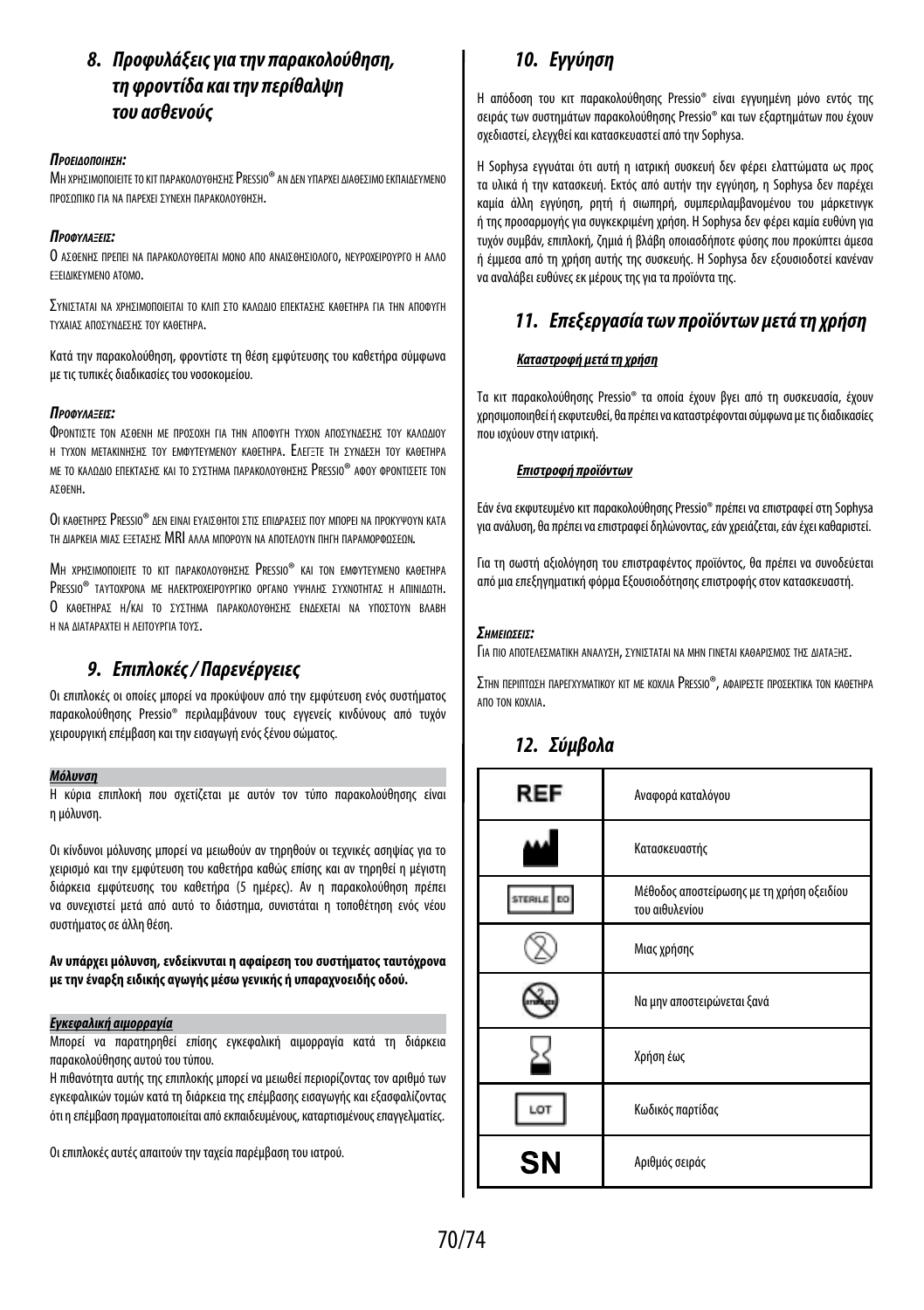## 8. Προφυλάξεις για την παρακολούθηση, τη φροντίδα και την περίθαλψη του ασθενούς

***Προειδοποιηση:***

Μη χρησιμοποιειτε το κιτ παρακολουθησης Pressio® αν δεν υπαρχει διαθεσιμο εκπαιδευμενο προσωπικο για να παρεχει συνεχη παρακολουθηση.

***Προφυλαξεις:***

Ο ασθενης πρεπει να παρακολουθειται μονο απο αναισθησιολογο, νευροχειρουργο η αλλο εξειδικευμενο ατομο.

Συνισταται να χρησιμοποιειται το κλιπ στο καλωδιο επεκτασης καθετηρα για την αποφυγη τυχαιας αποσυνδεσης του καθετηρα.

Κατά την παρακολούθηση, φροντίστε τη θέση εμφύτευσης του καθετήρα σύμφωνα με τις τυπικές διαδικασίες του νοσοκομείου.

***Προφυλαξεις:***

Φροντιστε τον ασθενη με προσοχη για την αποφυγη τυχον αποσυνδεσης του καλωδιου η τυχον μετακινησης του εμφυτευμενου καθετηρα. Ελεγξτε τη συνδεση του καθετηρα με το καλωδιο επεκτασης και το συστημα παρακολουθησης Pressio® αφου φροντισετε τον ασθενη.

Οι καθετηρες Pressio® δεν ειναι ευαισθητοι στις επιδρασεις που μπορει να προκυψουν κατα τη διαρκεια μιας εξετασης MRI αλλα μπορουν να αποτελουν πηγη παραμορφωσεων.

Μη χρησιμοποιειτε το κιτ παρακολουθησης Pressio® και τον εμφυτευμενο καθετηρα Pressio® ταυτοχρονα με ηλεκτροχειρουργικο οργανο υψηλης συχνοτητας η απινιδωτη. Ο καθετηρας η/και το συστημα παρακολουθησης ενδεχεται να υποστουν βλαβη η να διαταραχτει η λειτουργια τους.

## 9. Επιπλοκές / Παρενέργειες

Οι επιπλοκές οι οποίες μπορεί να προκύψουν από την εμφύτευση ενός συστήματος παρακολούθησης Pressio® περιλαμβάνουν τους εγγενείς κινδύνους από τυχόν χειρουργική επέμβαση και την εισαγωγή ενός ξένου σώματος.

***Μόλυνση***

Η κύρια επιπλοκή που σχετίζεται με αυτόν τον τύπο παρακολούθησης είναι η μόλυνση.

Οι κίνδυνοι μόλυνσης μπορεί να μειωθούν αν τηρηθούν οι τεχνικές ασηψίας για το χειρισμό και την εμφύτευση του καθετήρα καθώς επίσης και αν τηρηθεί η μέγιστη διάρκεια εμφύτευσης του καθετήρα (5 ημέρες). Αν η παρακολούθηση πρέπει να συνεχιστεί μετά από αυτό το διάστημα, συνιστάται η τοποθέτηση ενός νέου συστήματος σε άλλη θέση.

**Αν υπάρχει μόλυνση, ενδείκνυται η αφαίρεση του συστήματος ταυτόχρονα με την έναρξη ειδικής αγωγής μέσω γενικής ή υπαραχνοειδής οδού.**

***Εγκεφαλική αιμορραγία***

Μπορεί να παρατηρηθεί επίσης εγκεφαλική αιμορραγία κατά τη διάρκεια παρακολούθησης αυτού του τύπου.

Η πιθανότητα αυτής της επιπλοκής μπορεί να μειωθεί περιορίζοντας τον αριθμό των εγκεφαλικών τομών κατά τη διάρκεια της επέμβασης εισαγωγής και εξασφαλίζοντας ότι η επέμβαση πραγματοποιείται από εκπαιδευμένους, καταρτισμένους επαγγελματίες.

Οι επιπλοκές αυτές απαιτούν την ταχεία παρέμβαση του ιατρού.

## 10. Εγγύηση

Η απόδοση του κιτ παρακολούθησης Pressio® είναι εγγυημένη μόνο εντός της σειράς των συστημάτων παρακολούθησης Pressio® και των εξαρτημάτων που έχουν σχεδιαστεί, ελεγχθεί και κατασκευαστεί από την Sophysa.

Η Sophysa εγγυάται ότι αυτή η ιατρική συσκευή δεν φέρει ελαττώματα ως προς τα υλικά ή την κατασκευή. Εκτός από αυτήν την εγγύηση, η Sophysa δεν παρέχει καμία άλλη εγγύηση, ρητή ή σιωπηρή, συμπεριλαμβανομένου του μάρκετινγκ ή της προσαρμογής για συγκεκριμένη χρήση. Η Sophysa δεν φέρει καμία ευθύνη για τυχόν συμβάν, επιπλοκή, ζημιά ή βλάβη οποιασδήποτε φύσης που προκύπτει άμεσα ή έμμεσα από τη χρήση αυτής της συσκευής. Η Sophysa δεν εξουσιοδοτεί κανέναν να αναλάβει ευθύνες εκ μέρους της για τα προϊόντα της.

## 11. Επεξεργασία των προϊόντων μετά τη χρήση

***Καταστροφή μετά τη χρήση***

Τα κιτ παρακολούθησης Pressio® τα οποία έχουν βγει από τη συσκευασία, έχουν χρησιμοποιηθεί ή εκφυτευθεί, θα πρέπει να καταστρέφονται σύμφωνα με τις διαδικασίες που ισχύουν στην ιατρική.

***Επιστροφή προϊόντων***

Εάν ένα εκφυτευμένο κιτ παρακολούθησης Pressio® πρέπει να επιστραφεί στη Sophysa για ανάλυση, θα πρέπει να επιστραφεί δηλώνοντας, εάν χρειάζεται, εάν έχει καθαριστεί.

Για τη σωστή αξιολόγηση του επιστραφέντος προϊόντος, θα πρέπει να συνοδεύεται από μια επεξηγηματική φόρμα Εξουσιοδότησης επιστροφής στον κατασκευαστή.

***Σημειωσεις:***

Για πιο αποτελεσματικη αναλυση, συνισταται να μην γινεται καθαρισμος της διαταξης.

Στην περιπτωση παρεγχυματικου κιτ με κοχλια Pressio®, αφαιρεστε προσεκτικα τον καθετηρα απο τον κοχλια.

## 12. Σύμβολα

| Σύμβολο | Περιγραφή |
|---|---|
| REF | Αναφορά καταλόγου |
| (σύμβολο κατασκευαστή) | Κατασκευαστής |
| STERILE EO | Μέθοδος αποστείρωσης με τη χρήση οξειδίου του αιθυλενίου |
| (σύμβολο μιας χρήσης) | Μιας χρήσης |
| (σύμβολο μη επαναποστείρωσης) | Να μην αποστειρώνεται ξανά |
| (κλεψύδρα) | Χρήση έως |
| LOT | Κωδικός παρτίδας |
| SN | Αριθμός σειράς |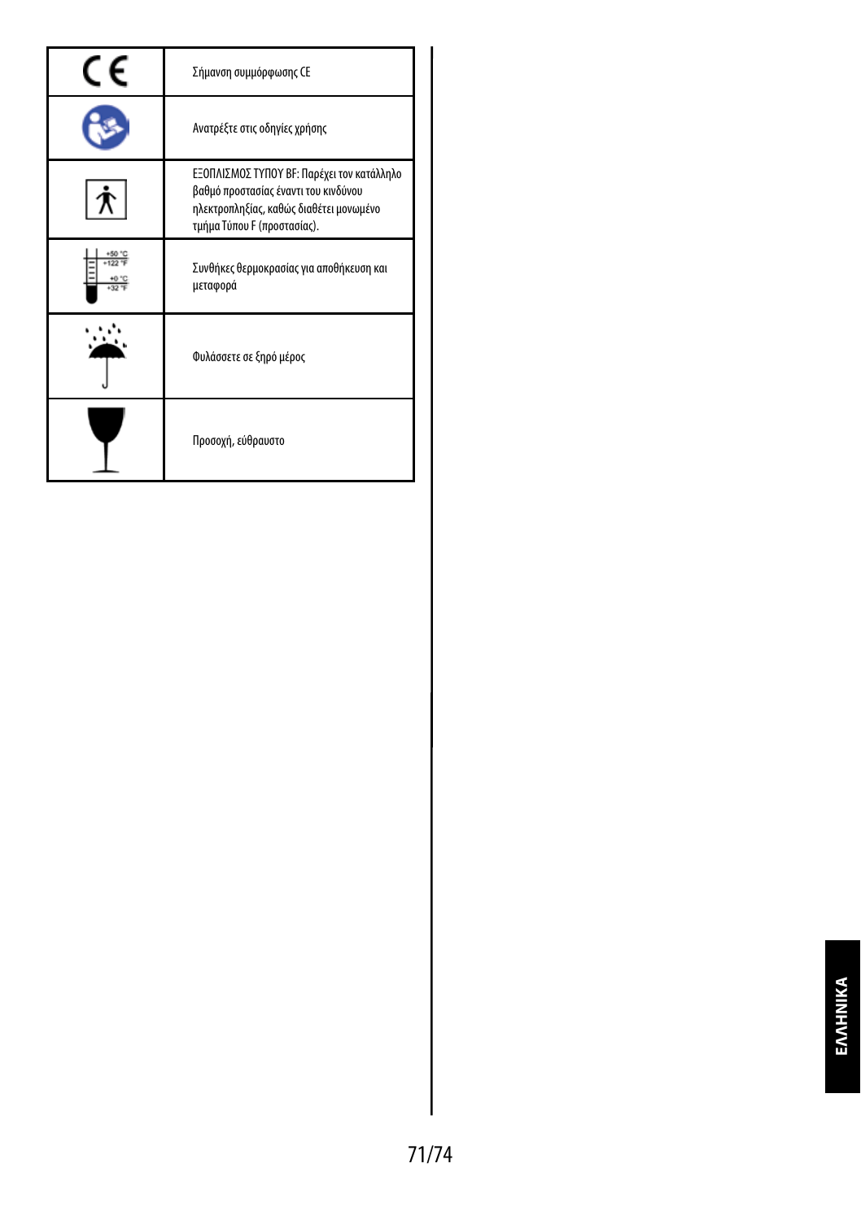| | |
|---|---|
| CE | Σήμανση συμμόρφωσης CE |
| | Ανατρέξτε στις οδηγίες χρήσης |
| | ΕΞΟΠΛΙΣΜΟΣ ΤΥΠΟΥ BF: Παρέχει τον κατάλληλο βαθμό προστασίας έναντι του κινδύνου ηλεκτροπληξίας, καθώς διαθέτει μονωμένο τμήμα Τύπου F (προστασίας). |
| +50 °C +122 °F +0 °C +32 °F | Συνθήκες θερμοκρασίας για αποθήκευση και μεταφορά |
| | Φυλάσσετε σε ξηρό μέρος |
| | Προσοχή, εύθραυστο |

ΕΛΛΗΝΙΚΑ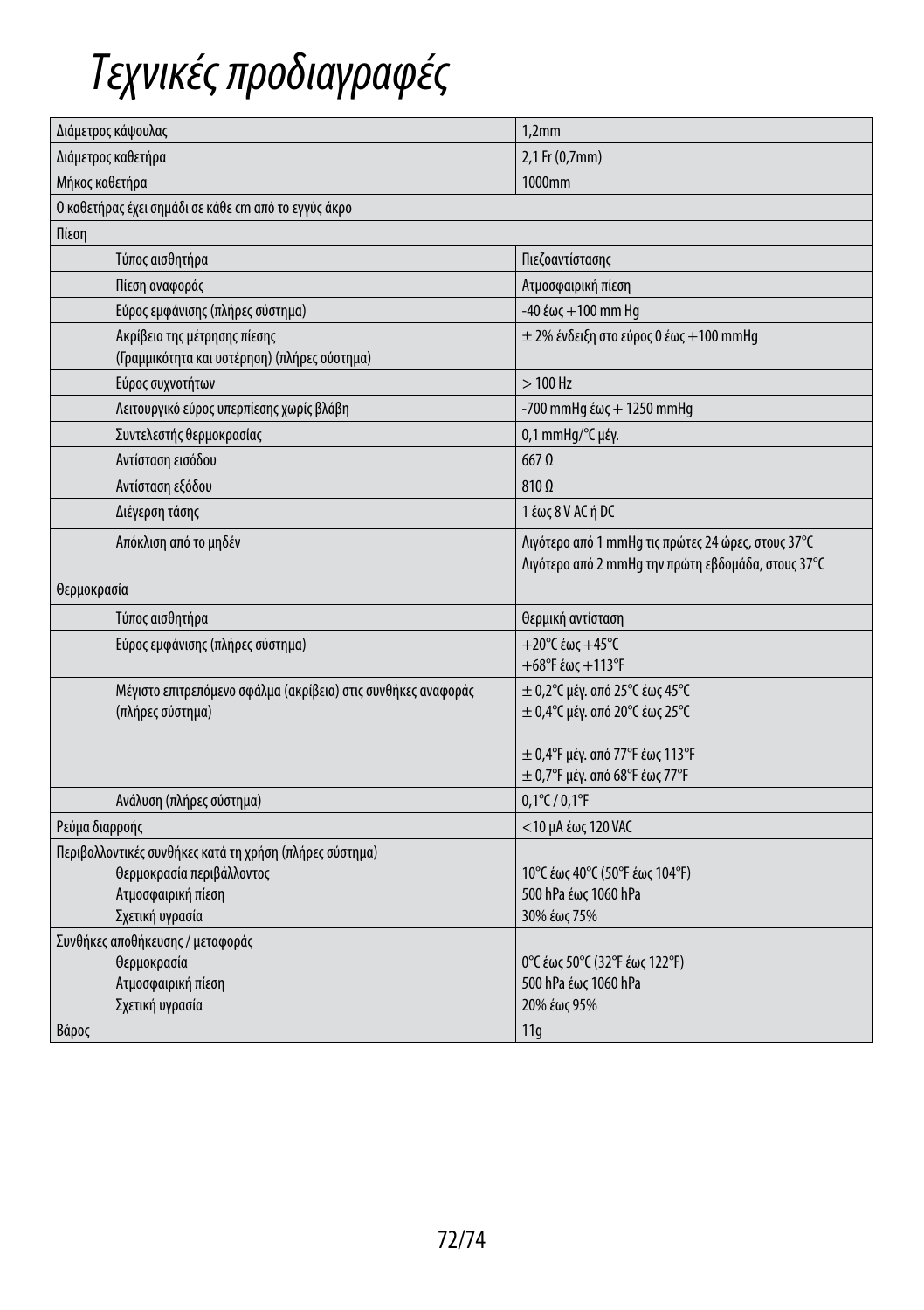# Τεχνικές προδιαγραφές

| | |
|---|---|
| Διάμετρος κάψουλας | 1,2mm |
| Διάμετρος καθετήρα | 2,1 Fr (0,7mm) |
| Μήκος καθετήρα | 1000mm |
| Ο καθετήρας έχει σημάδι σε κάθε cm από το εγγύς άκρο | |
| Πίεση | |
| Τύπος αισθητήρα | Πιεζοαντίστασης |
| Πίεση αναφοράς | Ατμοσφαιρική πίεση |
| Εύρος εμφάνισης (πλήρες σύστημα) | -40 έως +100 mm Hg |
| Ακρίβεια της μέτρησης πίεσης (Γραμμικότητα και υστέρηση) (πλήρες σύστημα) | ± 2% ένδειξη στο εύρος 0 έως +100 mmHg |
| Εύρος συχνοτήτων | > 100 Hz |
| Λειτουργικό εύρος υπερπίεσης χωρίς βλάβη | -700 mmHg έως + 1250 mmHg |
| Συντελεστής θερμοκρασίας | 0,1 mmHg/°C μέγ. |
| Αντίσταση εισόδου | 667 Ω |
| Αντίσταση εξόδου | 810 Ω |
| Διέγερση τάσης | 1 έως 8 V AC ή DC |
| Απόκλιση από το μηδέν | Λιγότερο από 1 mmHg τις πρώτες 24 ώρες, στους 37°C<br>Λιγότερο από 2 mmHg την πρώτη εβδομάδα, στους 37°C |
| Θερμοκρασία | |
| Τύπος αισθητήρα | Θερμική αντίσταση |
| Εύρος εμφάνισης (πλήρες σύστημα) | +20°C έως +45°C<br>+68°F έως +113°F |
| Μέγιστο επιτρεπόμενο σφάλμα (ακρίβεια) στις συνθήκες αναφοράς (πλήρες σύστημα) | ± 0,2°C μέγ. από 25°C έως 45°C<br>± 0,4°C μέγ. από 20°C έως 25°C<br><br>± 0,4°F μέγ. από 77°F έως 113°F<br>± 0,7°F μέγ. από 68°F έως 77°F |
| Ανάλυση (πλήρες σύστημα) | 0,1°C / 0,1°F |
| Ρεύμα διαρροής | <10 μA έως 120 VAC |
| Περιβαλλοντικές συνθήκες κατά τη χρήση (πλήρες σύστημα)<br>Θερμοκρασία περιβάλλοντος<br>Ατμοσφαιρική πίεση<br>Σχετική υγρασία | <br>10°C έως 40°C (50°F έως 104°F)<br>500 hPa έως 1060 hPa<br>30% έως 75% |
| Συνθήκες αποθήκευσης / μεταφοράς<br>Θερμοκρασία<br>Ατμοσφαιρική πίεση<br>Σχετική υγρασία | <br>0°C έως 50°C (32°F έως 122°F)<br>500 hPa έως 1060 hPa<br>20% έως 95% |
| Βάρος | 11g |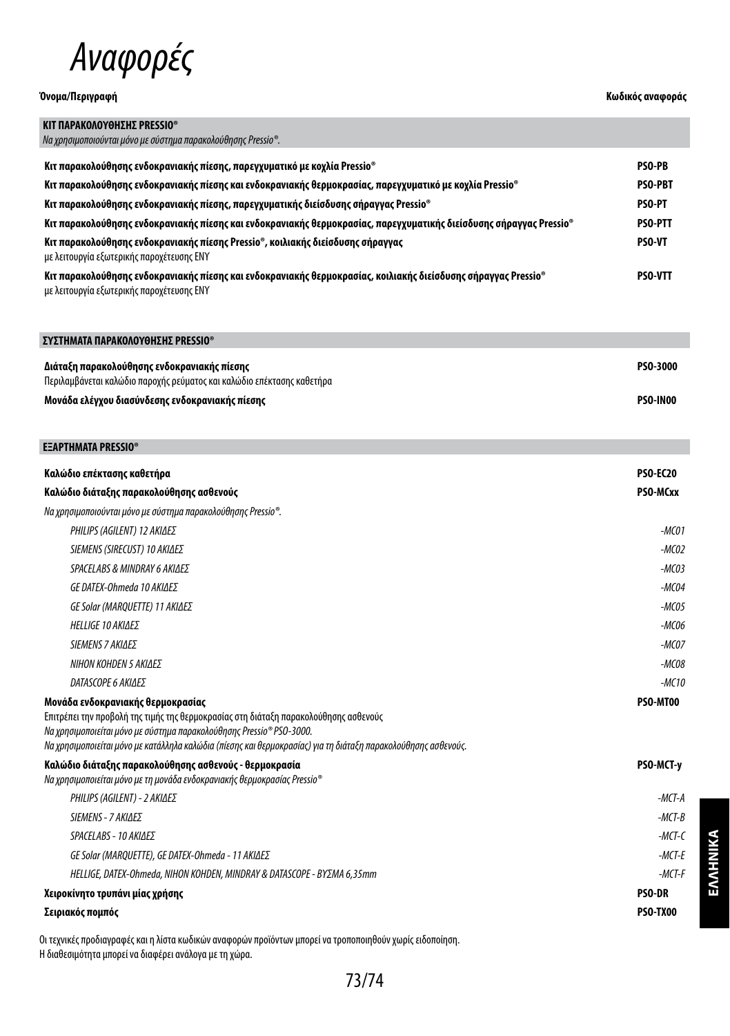# Αναφορές

| Όνομα/Περιγραφή | Κωδικός αναφοράς |
|---|---|
| **ΚΙΤ ΠΑΡΑΚΟΛΟΥΘΗΣΗΣ PRESSIO®** *Να χρησιμοποιούνται μόνο με σύστημα παρακολούθησης Pressio®.* | |
| **Κιτ παρακολούθησης ενδοκρανιακής πίεσης, παρεγχυματικό με κοχλία Pressio®** | **PSO-PB** |
| **Κιτ παρακολούθησης ενδοκρανιακής πίεσης και ενδοκρανιακής θερμοκρασίας, παρεγχυματικό με κοχλία Pressio®** | **PSO-PBT** |
| **Κιτ παρακολούθησης ενδοκρανιακής πίεσης, παρεγχυματικής διείσδυσης σήραγγας Pressio®** | **PSO-PT** |
| **Κιτ παρακολούθησης ενδοκρανιακής πίεσης και ενδοκρανιακής θερμοκρασίας, παρεγχυματικής διείσδυσης σήραγγας Pressio®** | **PSO-PTT** |
| **Κιτ παρακολούθησης ενδοκρανιακής πίεσης Pressio®, κοιλιακής διείσδυσης σήραγγας** με λειτουργία εξωτερικής παροχέτευσης ΕΝΥ | **PSO-VT** |
| **Κιτ παρακολούθησης ενδοκρανιακής πίεσης και ενδοκρανιακής θερμοκρασίας, κοιλιακής διείσδυσης σήραγγας Pressio®** με λειτουργία εξωτερικής παροχέτευσης ΕΝΥ | **PSO-VTT** |
| **ΣΥΣΤΗΜΑΤΑ ΠΑΡΑΚΟΛΟΥΘΗΣΗΣ PRESSIO®** | |
| **Διάταξη παρακολούθησης ενδοκρανιακής πίεσης** Περιλαμβάνεται καλώδιο παροχής ρεύματος και καλώδιο επέκτασης καθετήρα | **PSO-3000** |
| **Μονάδα ελέγχου διασύνδεσης ενδοκρανιακής πίεσης** | **PSO-IN00** |
| **ΕΞΑΡΤΗΜΑΤΑ PRESSIO®** | |
| **Καλώδιο επέκτασης καθετήρα** | **PSO-EC20** |
| **Καλώδιο διάταξης παρακολούθησης ασθενούς** | **PSO-MCxx** |
| *Να χρησιμοποιούνται μόνο με σύστημα παρακολούθησης Pressio®.* | |
| *PHILIPS (AGILENT) 12 ΑΚΙΔΕΣ* | *-MC01* |
| *SIEMENS (SIRECUST) 10 ΑΚΙΔΕΣ* | *-MC02* |
| *SPACELABS & MINDRAY 6 ΑΚΙΔΕΣ* | *-MC03* |
| *GE DATEX-Ohmeda 10 ΑΚΙΔΕΣ* | *-MC04* |
| *GE Solar (MARQUETTE) 11 ΑΚΙΔΕΣ* | *-MC05* |
| *HELLIGE 10 ΑΚΙΔΕΣ* | *-MC06* |
| *SIEMENS 7 ΑΚΙΔΕΣ* | *-MC07* |
| *NIHON KOHDEN 5 ΑΚΙΔΕΣ* | *-MC08* |
| *DATASCOPE 6 ΑΚΙΔΕΣ* | *-MC10* |
| **Μονάδα ενδοκρανιακής θερμοκρασίας** Επιτρέπει την προβολή της τιμής της θερμοκρασίας στη διάταξη παρακολούθησης ασθενούς *Να χρησιμοποιείται μόνο με σύστημα παρακολούθησης Pressio® PSO-3000.* *Να χρησιμοποιείται μόνο με κατάλληλα καλώδια (πίεσης και θερμοκρασίας) για τη διάταξη παρακολούθησης ασθενούς.* | **PSO-MT00** |
| **Καλώδιο διάταξης παρακολούθησης ασθενούς - θερμοκρασία** *Να χρησιμοποιείται μόνο με τη μονάδα ενδοκρανιακής θερμοκρασίας Pressio®* | **PSO-MCT-y** |
| *PHILIPS (AGILENT) - 2 ΑΚΙΔΕΣ* | *-MCT-A* |
| *SIEMENS - 7 ΑΚΙΔΕΣ* | *-MCT-B* |
| *SPACELABS - 10 ΑΚΙΔΕΣ* | *-MCT-C* |
| *GE Solar (MARQUETTE), GE DATEX-Ohmeda - 11 ΑΚΙΔΕΣ* | *-MCT-E* |
| *HELLIGE, DATEX-Ohmeda, NIHON KOHDEN, MINDRAY & DATASCOPE - ΒΥΣΜΑ 6,35mm* | *-MCT-F* |
| **Χειροκίνητο τρυπάνι μίας χρήσης** | **PSO-DR** |
| **Σειριακός πομπός** | **PSO-TX00** |

Οι τεχνικές προδιαγραφές και η λίστα κωδικών αναφορών προϊόντων μπορεί να τροποποιηθούν χωρίς ειδοποίηση.
Η διαθεσιμότητα μπορεί να διαφέρει ανάλογα με τη χώρα.

ΕΛΛΗΝΙΚΑ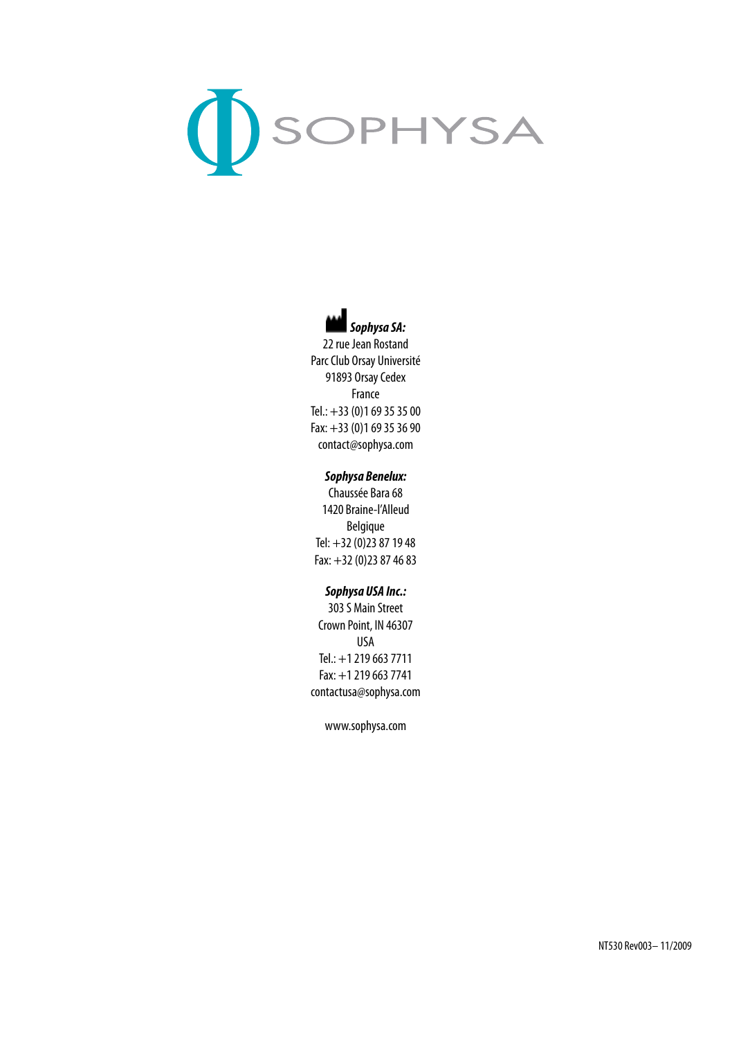SOPHYSA

***Sophysa SA:***
22 rue Jean Rostand
Parc Club Orsay Université
91893 Orsay Cedex
France
Tel.: +33 (0)1 69 35 35 00
Fax: +33 (0)1 69 35 36 90
contact@sophysa.com

***Sophysa Benelux:***
Chaussée Bara 68
1420 Braine-l'Alleud
Belgique
Tel: +32 (0)23 87 19 48
Fax: +32 (0)23 87 46 83

***Sophysa USA Inc.:***
303 S Main Street
Crown Point, IN 46307
USA
Tel.: +1 219 663 7711
Fax: +1 219 663 7741
contactusa@sophysa.com

www.sophysa.com

NT530 Rev003– 11/2009